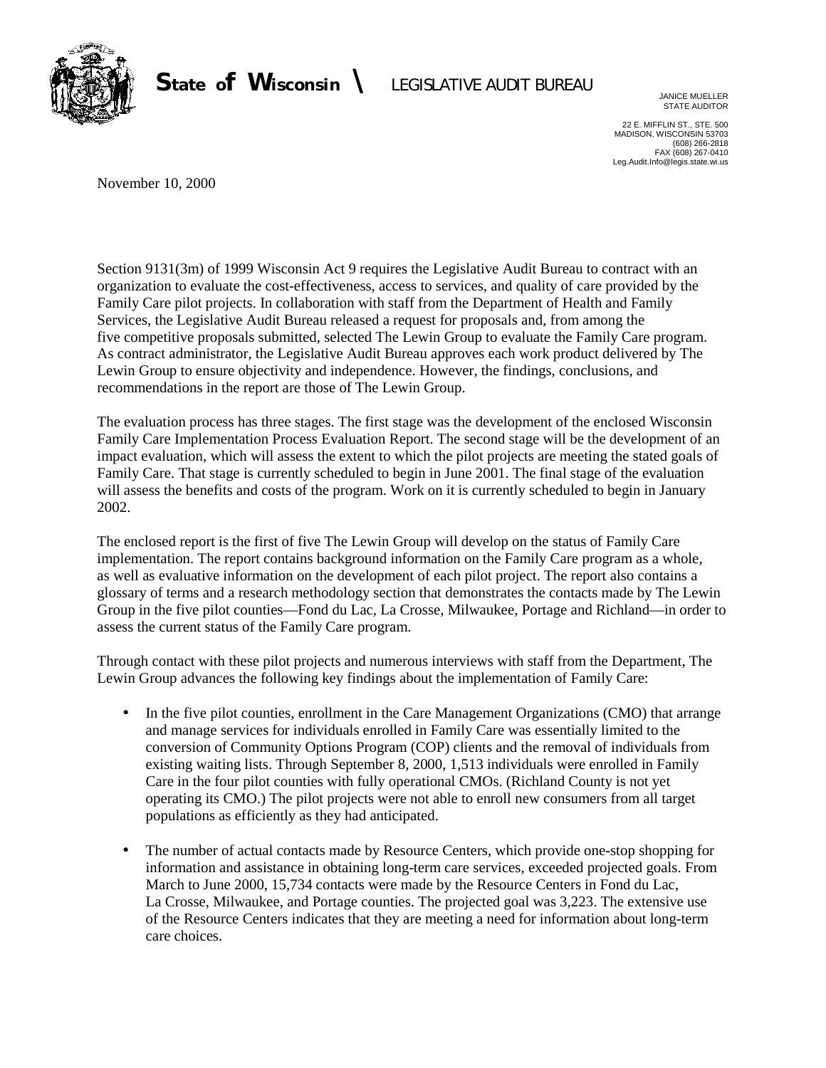**State of Wisconsin \ LEGISLATIVE AUDIT BUREAU**

JANICE MUELLER
STATE AUDITOR

22 E. MIFFLIN ST., STE. 500
MADISON, WISCONSIN 53703
(608) 266-2818
FAX (608) 267-0410
Leg.Audit.Info@legis.state.wi.us

November 10, 2000

Section 9131(3m) of 1999 Wisconsin Act 9 requires the Legislative Audit Bureau to contract with an organization to evaluate the cost-effectiveness, access to services, and quality of care provided by the Family Care pilot projects. In collaboration with staff from the Department of Health and Family Services, the Legislative Audit Bureau released a request for proposals and, from among the five competitive proposals submitted, selected The Lewin Group to evaluate the Family Care program. As contract administrator, the Legislative Audit Bureau approves each work product delivered by The Lewin Group to ensure objectivity and independence. However, the findings, conclusions, and recommendations in the report are those of The Lewin Group.

The evaluation process has three stages. The first stage was the development of the enclosed Wisconsin Family Care Implementation Process Evaluation Report. The second stage will be the development of an impact evaluation, which will assess the extent to which the pilot projects are meeting the stated goals of Family Care. That stage is currently scheduled to begin in June 2001. The final stage of the evaluation will assess the benefits and costs of the program. Work on it is currently scheduled to begin in January 2002.

The enclosed report is the first of five The Lewin Group will develop on the status of Family Care implementation. The report contains background information on the Family Care program as a whole, as well as evaluative information on the development of each pilot project. The report also contains a glossary of terms and a research methodology section that demonstrates the contacts made by The Lewin Group in the five pilot counties—Fond du Lac, La Crosse, Milwaukee, Portage and Richland—in order to assess the current status of the Family Care program.

Through contact with these pilot projects and numerous interviews with staff from the Department, The Lewin Group advances the following key findings about the implementation of Family Care:

- In the five pilot counties, enrollment in the Care Management Organizations (CMO) that arrange and manage services for individuals enrolled in Family Care was essentially limited to the conversion of Community Options Program (COP) clients and the removal of individuals from existing waiting lists. Through September 8, 2000, 1,513 individuals were enrolled in Family Care in the four pilot counties with fully operational CMOs. (Richland County is not yet operating its CMO.) The pilot projects were not able to enroll new consumers from all target populations as efficiently as they had anticipated.

- The number of actual contacts made by Resource Centers, which provide one-stop shopping for information and assistance in obtaining long-term care services, exceeded projected goals. From March to June 2000, 15,734 contacts were made by the Resource Centers in Fond du Lac, La Crosse, Milwaukee, and Portage counties. The projected goal was 3,223. The extensive use of the Resource Centers indicates that they are meeting a need for information about long-term care choices.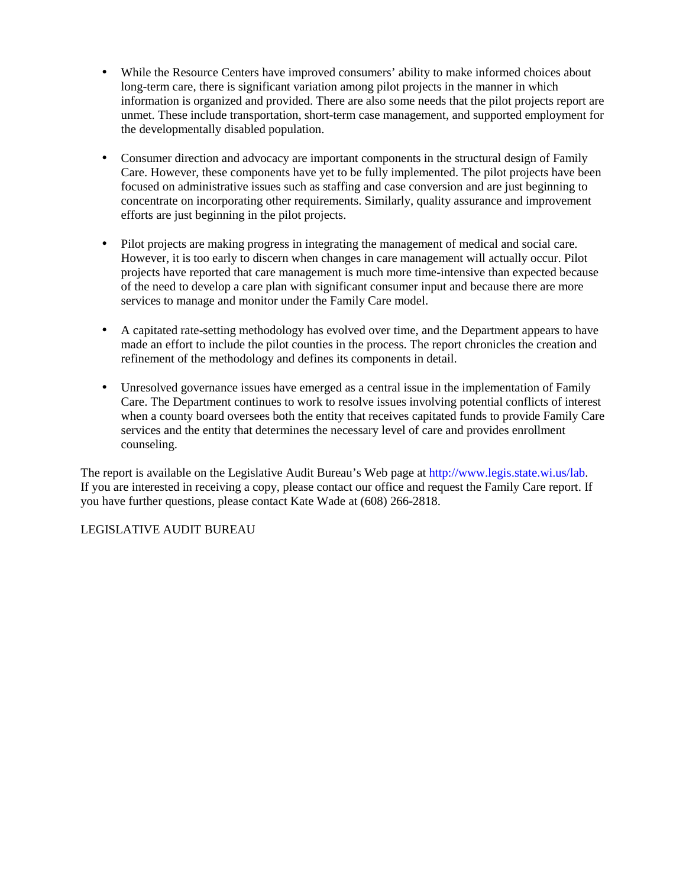- While the Resource Centers have improved consumers' ability to make informed choices about long-term care, there is significant variation among pilot projects in the manner in which information is organized and provided. There are also some needs that the pilot projects report are unmet. These include transportation, short-term case management, and supported employment for the developmentally disabled population.

- Consumer direction and advocacy are important components in the structural design of Family Care. However, these components have yet to be fully implemented. The pilot projects have been focused on administrative issues such as staffing and case conversion and are just beginning to concentrate on incorporating other requirements. Similarly, quality assurance and improvement efforts are just beginning in the pilot projects.

- Pilot projects are making progress in integrating the management of medical and social care. However, it is too early to discern when changes in care management will actually occur. Pilot projects have reported that care management is much more time-intensive than expected because of the need to develop a care plan with significant consumer input and because there are more services to manage and monitor under the Family Care model.

- A capitated rate-setting methodology has evolved over time, and the Department appears to have made an effort to include the pilot counties in the process. The report chronicles the creation and refinement of the methodology and defines its components in detail.

- Unresolved governance issues have emerged as a central issue in the implementation of Family Care. The Department continues to work to resolve issues involving potential conflicts of interest when a county board oversees both the entity that receives capitated funds to provide Family Care services and the entity that determines the necessary level of care and provides enrollment counseling.

The report is available on the Legislative Audit Bureau's Web page at http://www.legis.state.wi.us/lab. If you are interested in receiving a copy, please contact our office and request the Family Care report. If you have further questions, please contact Kate Wade at (608) 266-2818.

LEGISLATIVE AUDIT BUREAU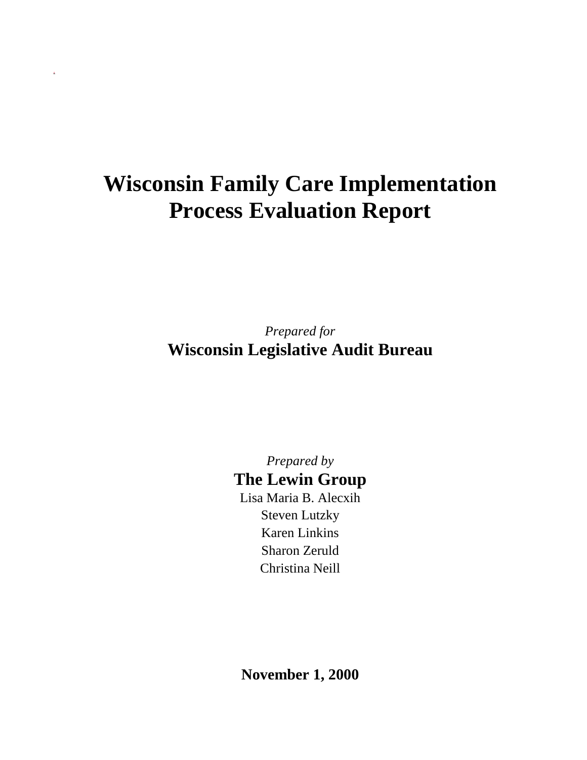# Wisconsin Family Care Implementation Process Evaluation Report

*Prepared for*

**Wisconsin Legislative Audit Bureau**

*Prepared by*

**The Lewin Group**

Lisa Maria B. Alecxih

Steven Lutzky

Karen Linkins

Sharon Zeruld

Christina Neill

**November 1, 2000**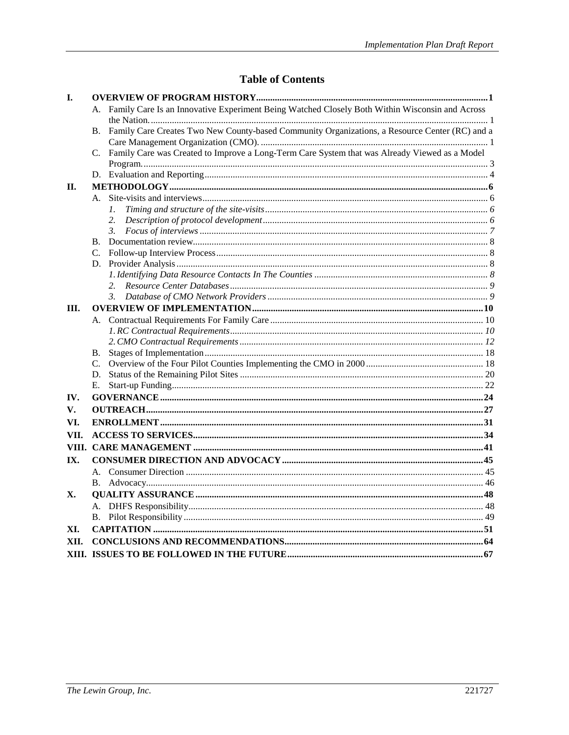# Table of Contents

**I. OVERVIEW OF PROGRAM HISTORY** ..... 1

- A. Family Care Is an Innovative Experiment Being Watched Closely Both Within Wisconsin and Across the Nation. ..... 1
- B. Family Care Creates Two New County-based Community Organizations, a Resource Center (RC) and a Care Management Organization (CMO). ..... 1
- C. Family Care was Created to Improve a Long-Term Care System that was Already Viewed as a Model Program. ..... 3
- D. Evaluation and Reporting ..... 4

**II. METHODOLOGY** ..... 6

- A. Site-visits and interviews ..... 6
  - *1. Timing and structure of the site-visits* ..... 6
  - *2. Description of protocol development* ..... 6
  - *3. Focus of interviews* ..... 7
- B. Documentation review ..... 8
- C. Follow-up Interview Process ..... 8
- D. Provider Analysis ..... 8
  - *1. Identifying Data Resource Contacts In The Counties* ..... 8
  - *2. Resource Center Databases* ..... 9
  - *3. Database of CMO Network Providers* ..... 9

**III. OVERVIEW OF IMPLEMENTATION** ..... 10

- A. Contractual Requirements For Family Care ..... 10
  - *1. RC Contractual Requirements* ..... 10
  - *2. CMO Contractual Requirements* ..... 12
- B. Stages of Implementation ..... 18
- C. Overview of the Four Pilot Counties Implementing the CMO in 2000 ..... 18
- D. Status of the Remaining Pilot Sites ..... 20
- E. Start-up Funding ..... 22

**IV. GOVERNANCE** ..... 24

**V. OUTREACH** ..... 27

**VI. ENROLLMENT** ..... 31

**VII. ACCESS TO SERVICES** ..... 34

**VIII. CARE MANAGEMENT** ..... 41

**IX. CONSUMER DIRECTION AND ADVOCACY** ..... 45

- A. Consumer Direction ..... 45
- B. Advocacy ..... 46

**X. QUALITY ASSURANCE** ..... 48

- A. DHFS Responsibility ..... 48
- B. Pilot Responsibility ..... 49

**XI. CAPITATION** ..... 51

**XII. CONCLUSIONS AND RECOMMENDATIONS** ..... 64

**XIII. ISSUES TO BE FOLLOWED IN THE FUTURE** ..... 67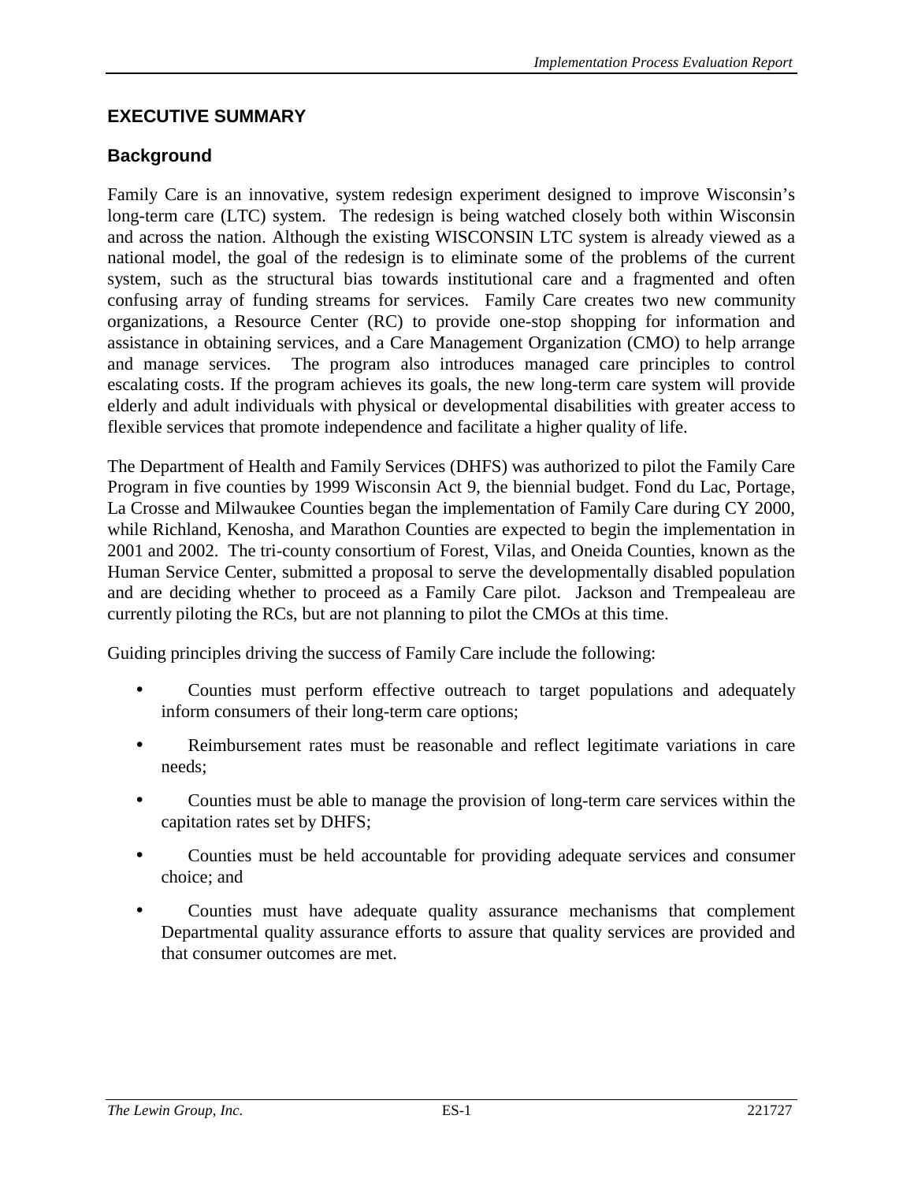## EXECUTIVE SUMMARY

### Background

Family Care is an innovative, system redesign experiment designed to improve Wisconsin's long-term care (LTC) system. The redesign is being watched closely both within Wisconsin and across the nation. Although the existing WISCONSIN LTC system is already viewed as a national model, the goal of the redesign is to eliminate some of the problems of the current system, such as the structural bias towards institutional care and a fragmented and often confusing array of funding streams for services. Family Care creates two new community organizations, a Resource Center (RC) to provide one-stop shopping for information and assistance in obtaining services, and a Care Management Organization (CMO) to help arrange and manage services. The program also introduces managed care principles to control escalating costs. If the program achieves its goals, the new long-term care system will provide elderly and adult individuals with physical or developmental disabilities with greater access to flexible services that promote independence and facilitate a higher quality of life.

The Department of Health and Family Services (DHFS) was authorized to pilot the Family Care Program in five counties by 1999 Wisconsin Act 9, the biennial budget. Fond du Lac, Portage, La Crosse and Milwaukee Counties began the implementation of Family Care during CY 2000, while Richland, Kenosha, and Marathon Counties are expected to begin the implementation in 2001 and 2002. The tri-county consortium of Forest, Vilas, and Oneida Counties, known as the Human Service Center, submitted a proposal to serve the developmentally disabled population and are deciding whether to proceed as a Family Care pilot. Jackson and Trempealeau are currently piloting the RCs, but are not planning to pilot the CMOs at this time.

Guiding principles driving the success of Family Care include the following:

- Counties must perform effective outreach to target populations and adequately inform consumers of their long-term care options;
- Reimbursement rates must be reasonable and reflect legitimate variations in care needs;
- Counties must be able to manage the provision of long-term care services within the capitation rates set by DHFS;
- Counties must be held accountable for providing adequate services and consumer choice; and
- Counties must have adequate quality assurance mechanisms that complement Departmental quality assurance efforts to assure that quality services are provided and that consumer outcomes are met.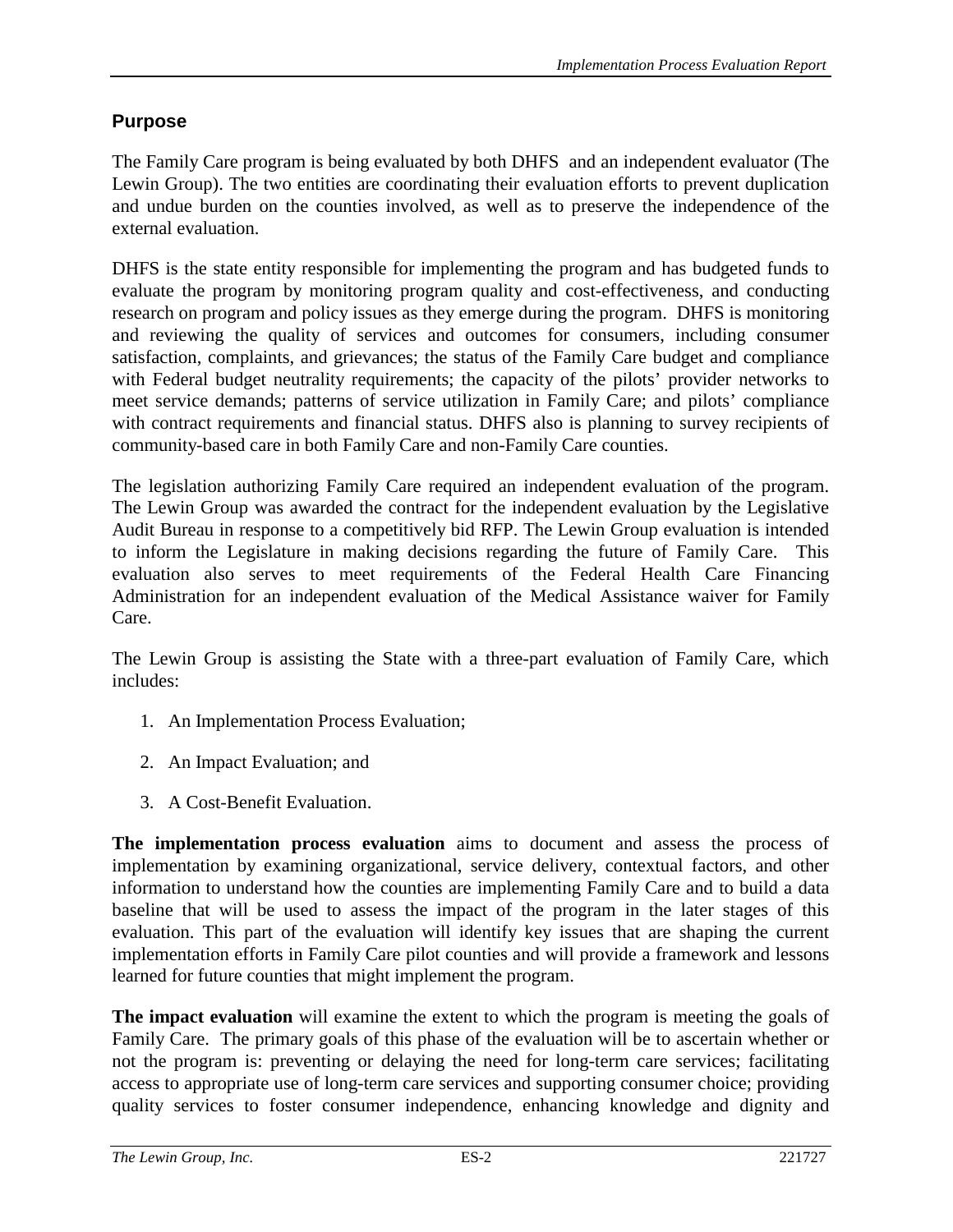## Purpose

The Family Care program is being evaluated by both DHFS and an independent evaluator (The Lewin Group). The two entities are coordinating their evaluation efforts to prevent duplication and undue burden on the counties involved, as well as to preserve the independence of the external evaluation.

DHFS is the state entity responsible for implementing the program and has budgeted funds to evaluate the program by monitoring program quality and cost-effectiveness, and conducting research on program and policy issues as they emerge during the program. DHFS is monitoring and reviewing the quality of services and outcomes for consumers, including consumer satisfaction, complaints, and grievances; the status of the Family Care budget and compliance with Federal budget neutrality requirements; the capacity of the pilots' provider networks to meet service demands; patterns of service utilization in Family Care; and pilots' compliance with contract requirements and financial status. DHFS also is planning to survey recipients of community-based care in both Family Care and non-Family Care counties.

The legislation authorizing Family Care required an independent evaluation of the program. The Lewin Group was awarded the contract for the independent evaluation by the Legislative Audit Bureau in response to a competitively bid RFP. The Lewin Group evaluation is intended to inform the Legislature in making decisions regarding the future of Family Care. This evaluation also serves to meet requirements of the Federal Health Care Financing Administration for an independent evaluation of the Medical Assistance waiver for Family Care.

The Lewin Group is assisting the State with a three-part evaluation of Family Care, which includes:

1. An Implementation Process Evaluation;
2. An Impact Evaluation; and
3. A Cost-Benefit Evaluation.

**The implementation process evaluation** aims to document and assess the process of implementation by examining organizational, service delivery, contextual factors, and other information to understand how the counties are implementing Family Care and to build a data baseline that will be used to assess the impact of the program in the later stages of this evaluation. This part of the evaluation will identify key issues that are shaping the current implementation efforts in Family Care pilot counties and will provide a framework and lessons learned for future counties that might implement the program.

**The impact evaluation** will examine the extent to which the program is meeting the goals of Family Care. The primary goals of this phase of the evaluation will be to ascertain whether or not the program is: preventing or delaying the need for long-term care services; facilitating access to appropriate use of long-term care services and supporting consumer choice; providing quality services to foster consumer independence, enhancing knowledge and dignity and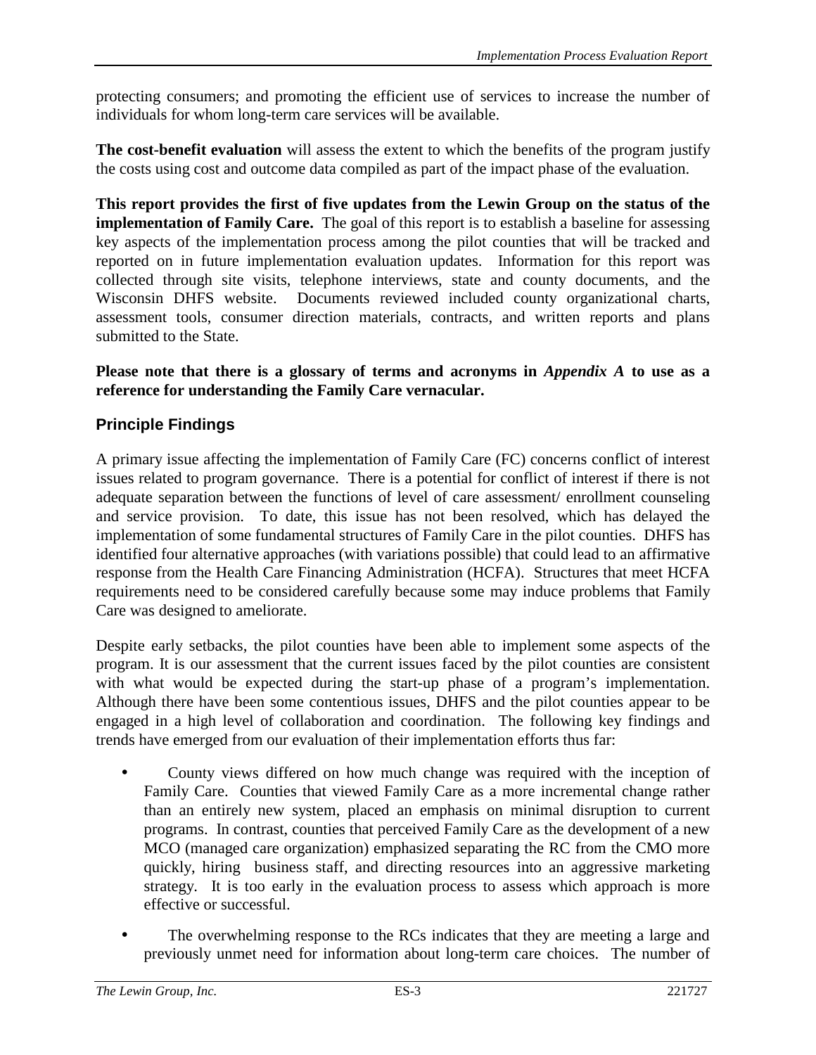protecting consumers; and promoting the efficient use of services to increase the number of individuals for whom long-term care services will be available.

**The cost-benefit evaluation** will assess the extent to which the benefits of the program justify the costs using cost and outcome data compiled as part of the impact phase of the evaluation.

**This report provides the first of five updates from the Lewin Group on the status of the implementation of Family Care.** The goal of this report is to establish a baseline for assessing key aspects of the implementation process among the pilot counties that will be tracked and reported on in future implementation evaluation updates. Information for this report was collected through site visits, telephone interviews, state and county documents, and the Wisconsin DHFS website. Documents reviewed included county organizational charts, assessment tools, consumer direction materials, contracts, and written reports and plans submitted to the State.

**Please note that there is a glossary of terms and acronyms in *Appendix A* to use as a reference for understanding the Family Care vernacular.**

## Principle Findings

A primary issue affecting the implementation of Family Care (FC) concerns conflict of interest issues related to program governance. There is a potential for conflict of interest if there is not adequate separation between the functions of level of care assessment/ enrollment counseling and service provision. To date, this issue has not been resolved, which has delayed the implementation of some fundamental structures of Family Care in the pilot counties. DHFS has identified four alternative approaches (with variations possible) that could lead to an affirmative response from the Health Care Financing Administration (HCFA). Structures that meet HCFA requirements need to be considered carefully because some may induce problems that Family Care was designed to ameliorate.

Despite early setbacks, the pilot counties have been able to implement some aspects of the program. It is our assessment that the current issues faced by the pilot counties are consistent with what would be expected during the start-up phase of a program's implementation. Although there have been some contentious issues, DHFS and the pilot counties appear to be engaged in a high level of collaboration and coordination. The following key findings and trends have emerged from our evaluation of their implementation efforts thus far:

- County views differed on how much change was required with the inception of Family Care. Counties that viewed Family Care as a more incremental change rather than an entirely new system, placed an emphasis on minimal disruption to current programs. In contrast, counties that perceived Family Care as the development of a new MCO (managed care organization) emphasized separating the RC from the CMO more quickly, hiring business staff, and directing resources into an aggressive marketing strategy. It is too early in the evaluation process to assess which approach is more effective or successful.

- The overwhelming response to the RCs indicates that they are meeting a large and previously unmet need for information about long-term care choices. The number of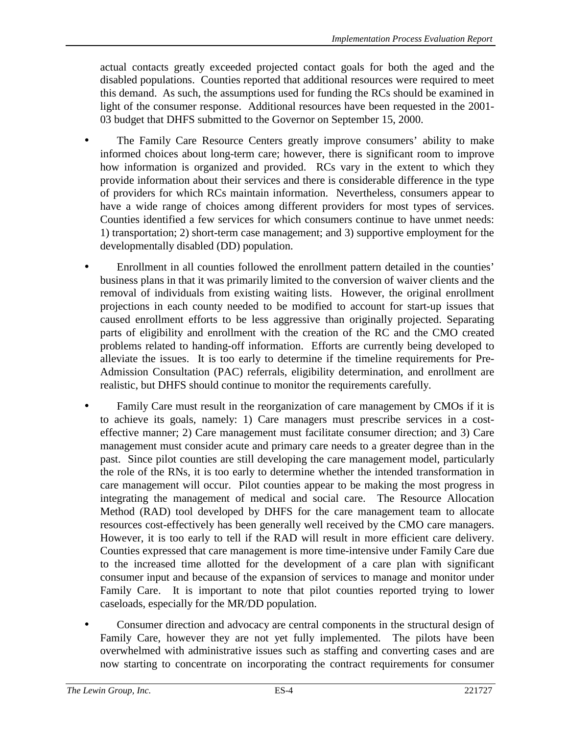actual contacts greatly exceeded projected contact goals for both the aged and the disabled populations. Counties reported that additional resources were required to meet this demand. As such, the assumptions used for funding the RCs should be examined in light of the consumer response. Additional resources have been requested in the 2001-03 budget that DHFS submitted to the Governor on September 15, 2000.

- The Family Care Resource Centers greatly improve consumers' ability to make informed choices about long-term care; however, there is significant room to improve how information is organized and provided. RCs vary in the extent to which they provide information about their services and there is considerable difference in the type of providers for which RCs maintain information. Nevertheless, consumers appear to have a wide range of choices among different providers for most types of services. Counties identified a few services for which consumers continue to have unmet needs: 1) transportation; 2) short-term case management; and 3) supportive employment for the developmentally disabled (DD) population.

- Enrollment in all counties followed the enrollment pattern detailed in the counties' business plans in that it was primarily limited to the conversion of waiver clients and the removal of individuals from existing waiting lists. However, the original enrollment projections in each county needed to be modified to account for start-up issues that caused enrollment efforts to be less aggressive than originally projected. Separating parts of eligibility and enrollment with the creation of the RC and the CMO created problems related to handing-off information. Efforts are currently being developed to alleviate the issues. It is too early to determine if the timeline requirements for Pre-Admission Consultation (PAC) referrals, eligibility determination, and enrollment are realistic, but DHFS should continue to monitor the requirements carefully.

- Family Care must result in the reorganization of care management by CMOs if it is to achieve its goals, namely: 1) Care managers must prescribe services in a cost-effective manner; 2) Care management must facilitate consumer direction; and 3) Care management must consider acute and primary care needs to a greater degree than in the past. Since pilot counties are still developing the care management model, particularly the role of the RNs, it is too early to determine whether the intended transformation in care management will occur. Pilot counties appear to be making the most progress in integrating the management of medical and social care. The Resource Allocation Method (RAD) tool developed by DHFS for the care management team to allocate resources cost-effectively has been generally well received by the CMO care managers. However, it is too early to tell if the RAD will result in more efficient care delivery. Counties expressed that care management is more time-intensive under Family Care due to the increased time allotted for the development of a care plan with significant consumer input and because of the expansion of services to manage and monitor under Family Care. It is important to note that pilot counties reported trying to lower caseloads, especially for the MR/DD population.

- Consumer direction and advocacy are central components in the structural design of Family Care, however they are not yet fully implemented. The pilots have been overwhelmed with administrative issues such as staffing and converting cases and are now starting to concentrate on incorporating the contract requirements for consumer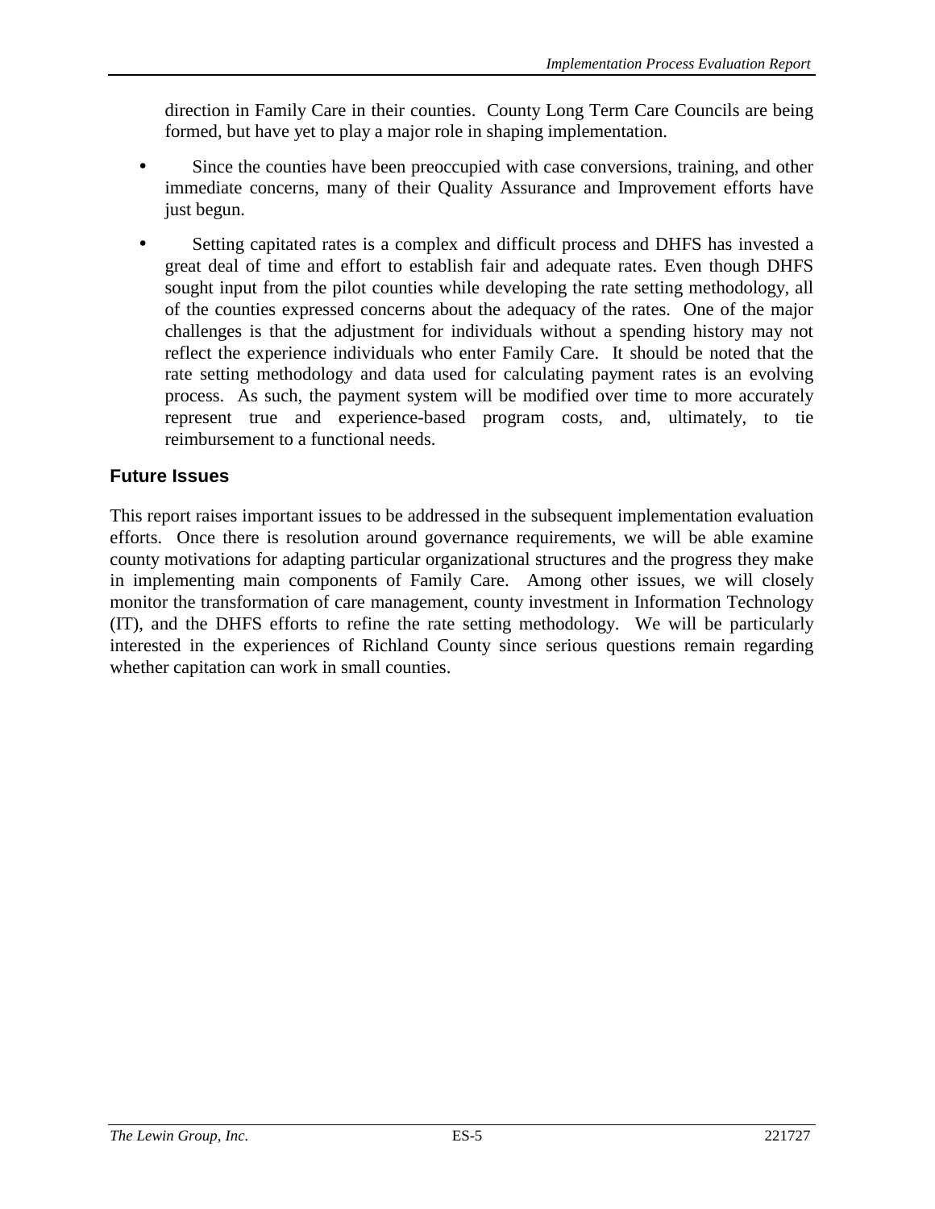direction in Family Care in their counties. County Long Term Care Councils are being formed, but have yet to play a major role in shaping implementation.

- Since the counties have been preoccupied with case conversions, training, and other immediate concerns, many of their Quality Assurance and Improvement efforts have just begun.

- Setting capitated rates is a complex and difficult process and DHFS has invested a great deal of time and effort to establish fair and adequate rates. Even though DHFS sought input from the pilot counties while developing the rate setting methodology, all of the counties expressed concerns about the adequacy of the rates. One of the major challenges is that the adjustment for individuals without a spending history may not reflect the experience individuals who enter Family Care. It should be noted that the rate setting methodology and data used for calculating payment rates is an evolving process. As such, the payment system will be modified over time to more accurately represent true and experience-based program costs, and, ultimately, to tie reimbursement to a functional needs.

### Future Issues

This report raises important issues to be addressed in the subsequent implementation evaluation efforts. Once there is resolution around governance requirements, we will be able examine county motivations for adapting particular organizational structures and the progress they make in implementing main components of Family Care. Among other issues, we will closely monitor the transformation of care management, county investment in Information Technology (IT), and the DHFS efforts to refine the rate setting methodology. We will be particularly interested in the experiences of Richland County since serious questions remain regarding whether capitation can work in small counties.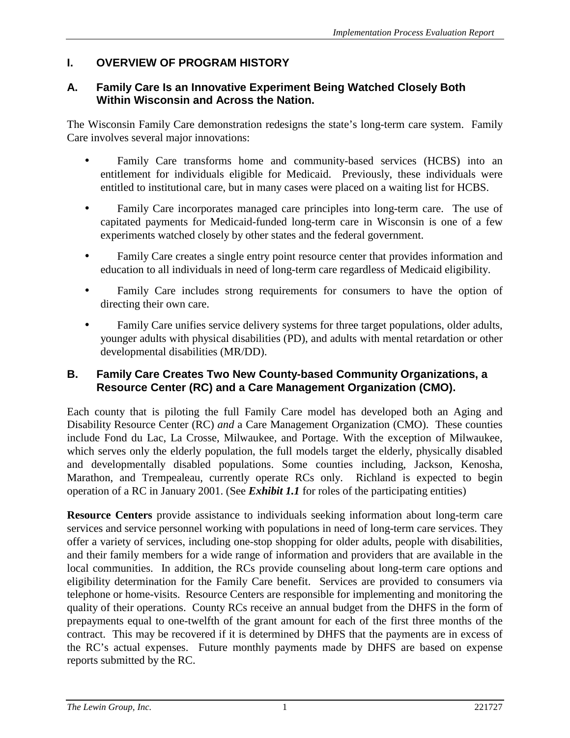## I. OVERVIEW OF PROGRAM HISTORY

### A. Family Care Is an Innovative Experiment Being Watched Closely Both Within Wisconsin and Across the Nation.

The Wisconsin Family Care demonstration redesigns the state's long-term care system. Family Care involves several major innovations:

- Family Care transforms home and community-based services (HCBS) into an entitlement for individuals eligible for Medicaid. Previously, these individuals were entitled to institutional care, but in many cases were placed on a waiting list for HCBS.
- Family Care incorporates managed care principles into long-term care. The use of capitated payments for Medicaid-funded long-term care in Wisconsin is one of a few experiments watched closely by other states and the federal government.
- Family Care creates a single entry point resource center that provides information and education to all individuals in need of long-term care regardless of Medicaid eligibility.
- Family Care includes strong requirements for consumers to have the option of directing their own care.
- Family Care unifies service delivery systems for three target populations, older adults, younger adults with physical disabilities (PD), and adults with mental retardation or other developmental disabilities (MR/DD).

### B. Family Care Creates Two New County-based Community Organizations, a Resource Center (RC) and a Care Management Organization (CMO).

Each county that is piloting the full Family Care model has developed both an Aging and Disability Resource Center (RC) *and* a Care Management Organization (CMO). These counties include Fond du Lac, La Crosse, Milwaukee, and Portage. With the exception of Milwaukee, which serves only the elderly population, the full models target the elderly, physically disabled and developmentally disabled populations. Some counties including, Jackson, Kenosha, Marathon, and Trempealeau, currently operate RCs only. Richland is expected to begin operation of a RC in January 2001. (See ***Exhibit 1.1*** for roles of the participating entities)

**Resource Centers** provide assistance to individuals seeking information about long-term care services and service personnel working with populations in need of long-term care services. They offer a variety of services, including one-stop shopping for older adults, people with disabilities, and their family members for a wide range of information and providers that are available in the local communities. In addition, the RCs provide counseling about long-term care options and eligibility determination for the Family Care benefit. Services are provided to consumers via telephone or home-visits. Resource Centers are responsible for implementing and monitoring the quality of their operations. County RCs receive an annual budget from the DHFS in the form of prepayments equal to one-twelfth of the grant amount for each of the first three months of the contract. This may be recovered if it is determined by DHFS that the payments are in excess of the RC's actual expenses. Future monthly payments made by DHFS are based on expense reports submitted by the RC.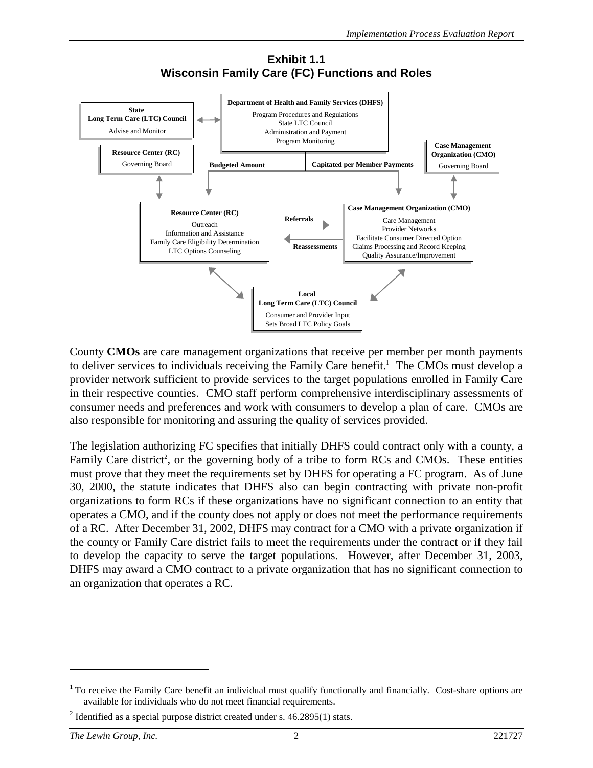**Exhibit 1.1**
**Wisconsin Family Care (FC) Functions and Roles**

**State Long Term Care (LTC) Council**
Advise and Monitor

**Department of Health and Family Services (DHFS)**
Program Procedures and Regulations
State LTC Council
Administration and Payment
Program Monitoring

**Resource Center (RC)**
Governing Board

**Case Management Organization (CMO)**
Governing Board

**Budgeted Amount**

**Capitated per Member Payments**

**Resource Center (RC)**
Outreach
Information and Assistance
Family Care Eligibility Determination
LTC Options Counseling

**Referrals**

**Reassessments**

**Case Management Organization (CMO)**
Care Management
Provider Networks
Facilitate Consumer Directed Option
Claims Processing and Record Keeping
Quality Assurance/Improvement

**Local Long Term Care (LTC) Council**
Consumer and Provider Input
Sets Broad LTC Policy Goals

County **CMOs** are care management organizations that receive per member per month payments to deliver services to individuals receiving the Family Care benefit.[1] The CMOs must develop a provider network sufficient to provide services to the target populations enrolled in Family Care in their respective counties. CMO staff perform comprehensive interdisciplinary assessments of consumer needs and preferences and work with consumers to develop a plan of care. CMOs are also responsible for monitoring and assuring the quality of services provided.

The legislation authorizing FC specifies that initially DHFS could contract only with a county, a Family Care district[2], or the governing body of a tribe to form RCs and CMOs. These entities must prove that they meet the requirements set by DHFS for operating a FC program. As of June 30, 2000, the statute indicates that DHFS also can begin contracting with private non-profit organizations to form RCs if these organizations have no significant connection to an entity that operates a CMO, and if the county does not apply or does not meet the performance requirements of a RC. After December 31, 2002, DHFS may contract for a CMO with a private organization if the county or Family Care district fails to meet the requirements under the contract or if they fail to develop the capacity to serve the target populations. However, after December 31, 2003, DHFS may award a CMO contract to a private organization that has no significant connection to an organization that operates a RC.

---

[1] To receive the Family Care benefit an individual must qualify functionally and financially. Cost-share options are available for individuals who do not meet financial requirements.

[2] Identified as a special purpose district created under s. 46.2895(1) stats.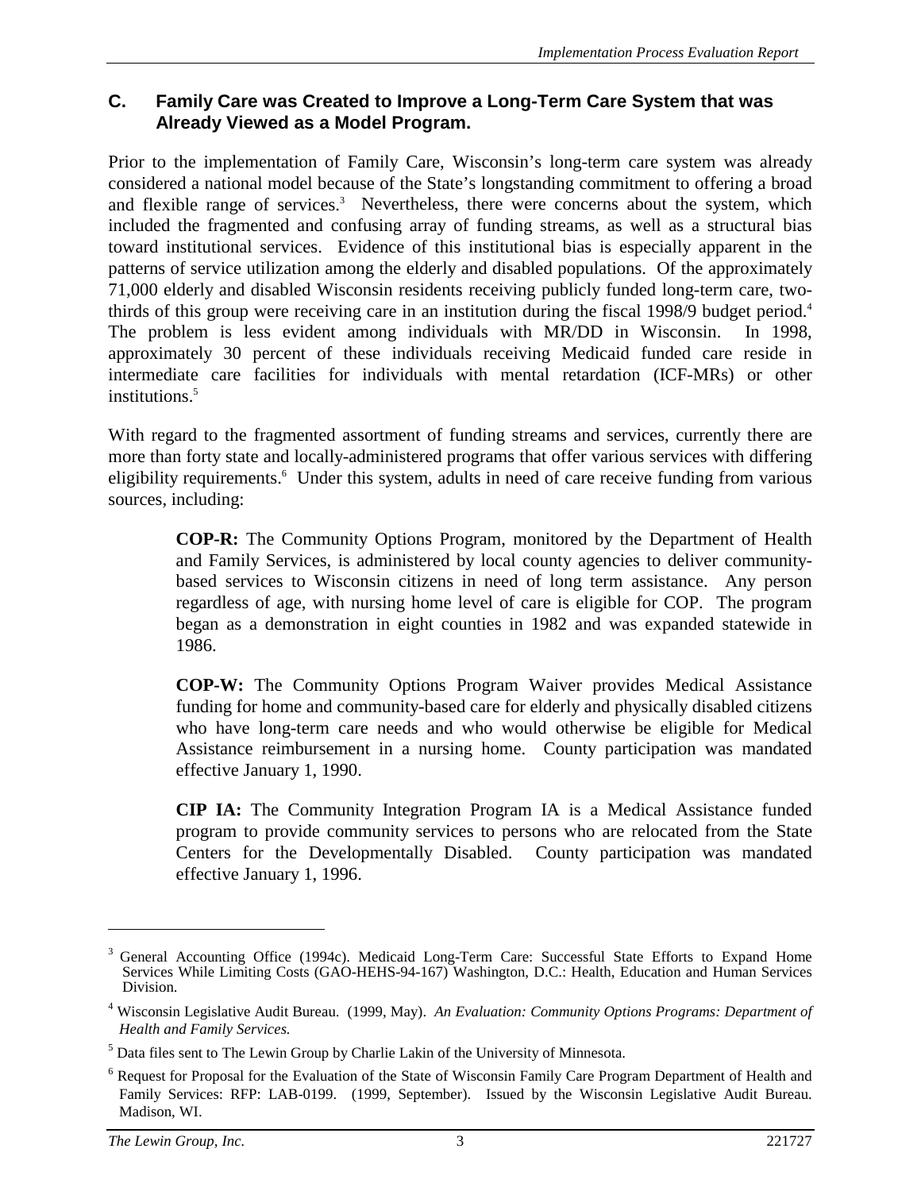## C. Family Care was Created to Improve a Long-Term Care System that was Already Viewed as a Model Program.

Prior to the implementation of Family Care, Wisconsin's long-term care system was already considered a national model because of the State's longstanding commitment to offering a broad and flexible range of services.[3] Nevertheless, there were concerns about the system, which included the fragmented and confusing array of funding streams, as well as a structural bias toward institutional services. Evidence of this institutional bias is especially apparent in the patterns of service utilization among the elderly and disabled populations. Of the approximately 71,000 elderly and disabled Wisconsin residents receiving publicly funded long-term care, two-thirds of this group were receiving care in an institution during the fiscal 1998/9 budget period.[4] The problem is less evident among individuals with MR/DD in Wisconsin. In 1998, approximately 30 percent of these individuals receiving Medicaid funded care reside in intermediate care facilities for individuals with mental retardation (ICF-MRs) or other institutions.[5]

With regard to the fragmented assortment of funding streams and services, currently there are more than forty state and locally-administered programs that offer various services with differing eligibility requirements.[6] Under this system, adults in need of care receive funding from various sources, including:

> **COP-R:** The Community Options Program, monitored by the Department of Health and Family Services, is administered by local county agencies to deliver community-based services to Wisconsin citizens in need of long term assistance. Any person regardless of age, with nursing home level of care is eligible for COP. The program began as a demonstration in eight counties in 1982 and was expanded statewide in 1986.
>
> **COP-W:** The Community Options Program Waiver provides Medical Assistance funding for home and community-based care for elderly and physically disabled citizens who have long-term care needs and who would otherwise be eligible for Medical Assistance reimbursement in a nursing home. County participation was mandated effective January 1, 1990.
>
> **CIP IA:** The Community Integration Program IA is a Medical Assistance funded program to provide community services to persons who are relocated from the State Centers for the Developmentally Disabled. County participation was mandated effective January 1, 1996.

---

[3] General Accounting Office (1994c). Medicaid Long-Term Care: Successful State Efforts to Expand Home Services While Limiting Costs (GAO-HEHS-94-167) Washington, D.C.: Health, Education and Human Services Division.

[4] Wisconsin Legislative Audit Bureau. (1999, May). *An Evaluation: Community Options Programs: Department of Health and Family Services.*

[5] Data files sent to The Lewin Group by Charlie Lakin of the University of Minnesota.

[6] Request for Proposal for the Evaluation of the State of Wisconsin Family Care Program Department of Health and Family Services: RFP: LAB-0199. (1999, September). Issued by the Wisconsin Legislative Audit Bureau. Madison, WI.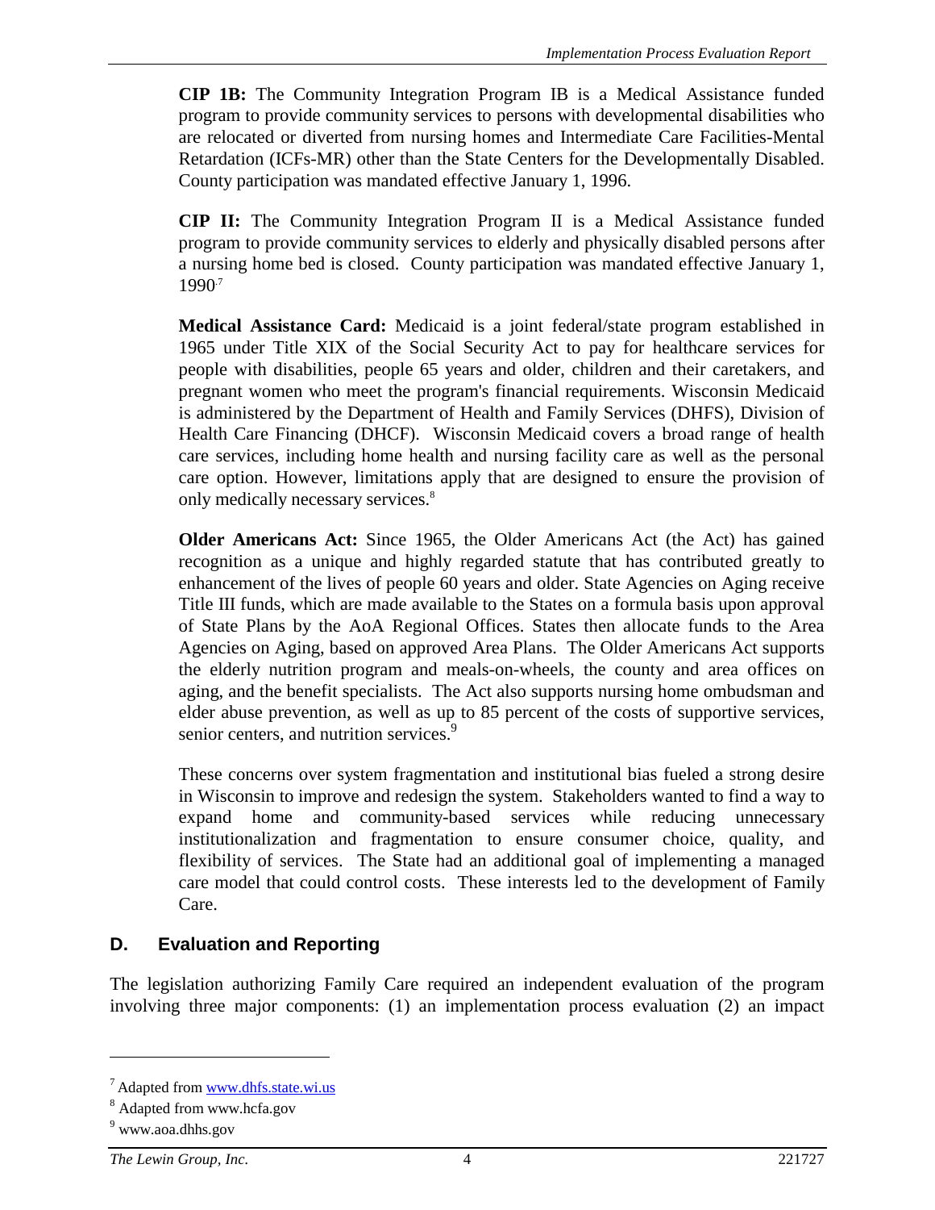**CIP 1B:** The Community Integration Program IB is a Medical Assistance funded program to provide community services to persons with developmental disabilities who are relocated or diverted from nursing homes and Intermediate Care Facilities-Mental Retardation (ICFs-MR) other than the State Centers for the Developmentally Disabled. County participation was mandated effective January 1, 1996.

**CIP II:** The Community Integration Program II is a Medical Assistance funded program to provide community services to elderly and physically disabled persons after a nursing home bed is closed. County participation was mandated effective January 1, 1990.[7]

**Medical Assistance Card:** Medicaid is a joint federal/state program established in 1965 under Title XIX of the Social Security Act to pay for healthcare services for people with disabilities, people 65 years and older, children and their caretakers, and pregnant women who meet the program's financial requirements. Wisconsin Medicaid is administered by the Department of Health and Family Services (DHFS), Division of Health Care Financing (DHCF). Wisconsin Medicaid covers a broad range of health care services, including home health and nursing facility care as well as the personal care option. However, limitations apply that are designed to ensure the provision of only medically necessary services.[8]

**Older Americans Act:** Since 1965, the Older Americans Act (the Act) has gained recognition as a unique and highly regarded statute that has contributed greatly to enhancement of the lives of people 60 years and older. State Agencies on Aging receive Title III funds, which are made available to the States on a formula basis upon approval of State Plans by the AoA Regional Offices. States then allocate funds to the Area Agencies on Aging, based on approved Area Plans. The Older Americans Act supports the elderly nutrition program and meals-on-wheels, the county and area offices on aging, and the benefit specialists. The Act also supports nursing home ombudsman and elder abuse prevention, as well as up to 85 percent of the costs of supportive services, senior centers, and nutrition services.[9]

These concerns over system fragmentation and institutional bias fueled a strong desire in Wisconsin to improve and redesign the system. Stakeholders wanted to find a way to expand home and community-based services while reducing unnecessary institutionalization and fragmentation to ensure consumer choice, quality, and flexibility of services. The State had an additional goal of implementing a managed care model that could control costs. These interests led to the development of Family Care.

## D. Evaluation and Reporting

The legislation authorizing Family Care required an independent evaluation of the program involving three major components: (1) an implementation process evaluation (2) an impact

---

[7] Adapted from www.dhfs.state.wi.us

[8] Adapted from www.hcfa.gov

[9] www.aoa.dhhs.gov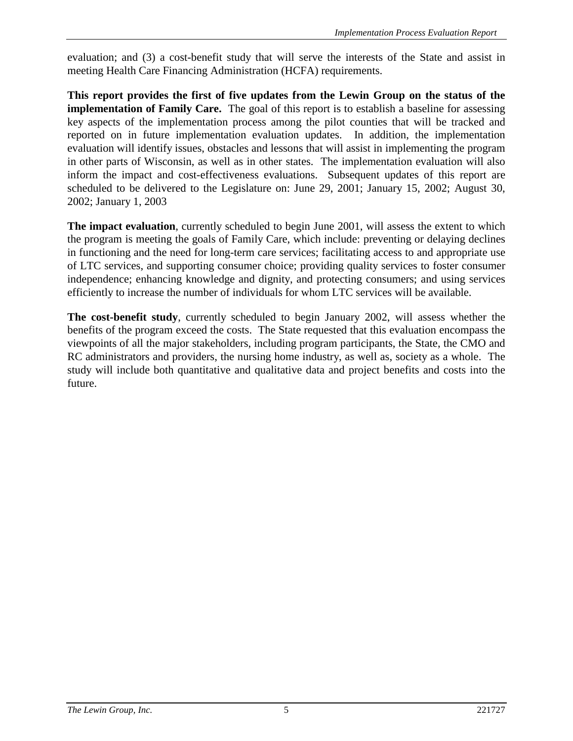evaluation; and (3) a cost-benefit study that will serve the interests of the State and assist in meeting Health Care Financing Administration (HCFA) requirements.

**This report provides the first of five updates from the Lewin Group on the status of the implementation of Family Care.** The goal of this report is to establish a baseline for assessing key aspects of the implementation process among the pilot counties that will be tracked and reported on in future implementation evaluation updates. In addition, the implementation evaluation will identify issues, obstacles and lessons that will assist in implementing the program in other parts of Wisconsin, as well as in other states. The implementation evaluation will also inform the impact and cost-effectiveness evaluations. Subsequent updates of this report are scheduled to be delivered to the Legislature on: June 29, 2001; January 15, 2002; August 30, 2002; January 1, 2003

**The impact evaluation**, currently scheduled to begin June 2001, will assess the extent to which the program is meeting the goals of Family Care, which include: preventing or delaying declines in functioning and the need for long-term care services; facilitating access to and appropriate use of LTC services, and supporting consumer choice; providing quality services to foster consumer independence; enhancing knowledge and dignity, and protecting consumers; and using services efficiently to increase the number of individuals for whom LTC services will be available.

**The cost-benefit study**, currently scheduled to begin January 2002, will assess whether the benefits of the program exceed the costs. The State requested that this evaluation encompass the viewpoints of all the major stakeholders, including program participants, the State, the CMO and RC administrators and providers, the nursing home industry, as well as, society as a whole. The study will include both quantitative and qualitative data and project benefits and costs into the future.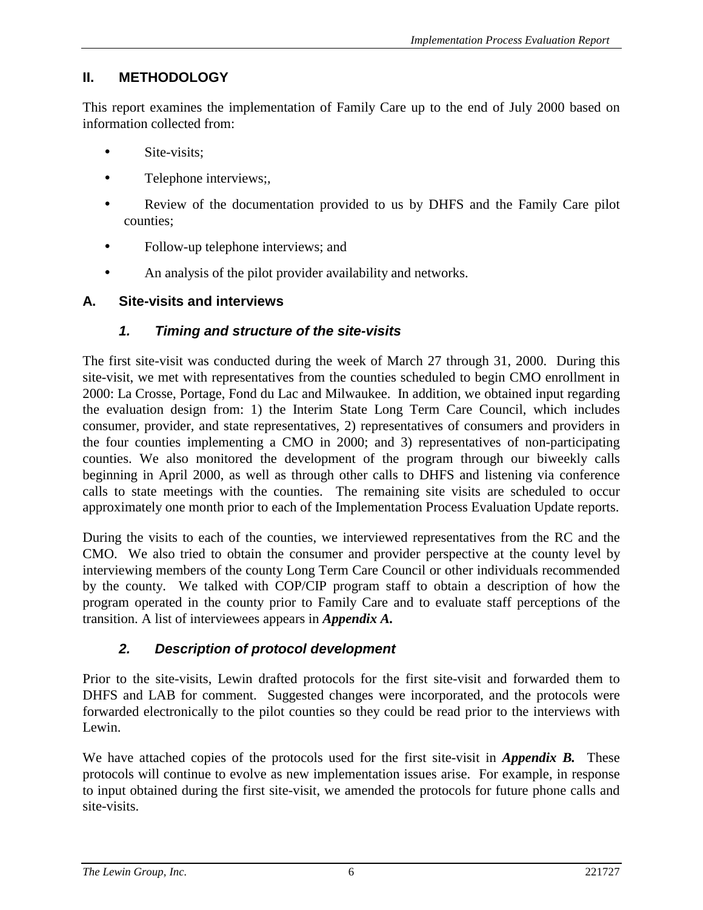## II. METHODOLOGY

This report examines the implementation of Family Care up to the end of July 2000 based on information collected from:

- Site-visits;
- Telephone interviews;,
- Review of the documentation provided to us by DHFS and the Family Care pilot counties;
- Follow-up telephone interviews; and
- An analysis of the pilot provider availability and networks.

### A. Site-visits and interviews

#### *1. Timing and structure of the site-visits*

The first site-visit was conducted during the week of March 27 through 31, 2000. During this site-visit, we met with representatives from the counties scheduled to begin CMO enrollment in 2000: La Crosse, Portage, Fond du Lac and Milwaukee. In addition, we obtained input regarding the evaluation design from: 1) the Interim State Long Term Care Council, which includes consumer, provider, and state representatives, 2) representatives of consumers and providers in the four counties implementing a CMO in 2000; and 3) representatives of non-participating counties. We also monitored the development of the program through our biweekly calls beginning in April 2000, as well as through other calls to DHFS and listening via conference calls to state meetings with the counties. The remaining site visits are scheduled to occur approximately one month prior to each of the Implementation Process Evaluation Update reports.

During the visits to each of the counties, we interviewed representatives from the RC and the CMO. We also tried to obtain the consumer and provider perspective at the county level by interviewing members of the county Long Term Care Council or other individuals recommended by the county. We talked with COP/CIP program staff to obtain a description of how the program operated in the county prior to Family Care and to evaluate staff perceptions of the transition. A list of interviewees appears in ***Appendix A.***

#### *2. Description of protocol development*

Prior to the site-visits, Lewin drafted protocols for the first site-visit and forwarded them to DHFS and LAB for comment. Suggested changes were incorporated, and the protocols were forwarded electronically to the pilot counties so they could be read prior to the interviews with Lewin.

We have attached copies of the protocols used for the first site-visit in ***Appendix B.*** These protocols will continue to evolve as new implementation issues arise. For example, in response to input obtained during the first site-visit, we amended the protocols for future phone calls and site-visits.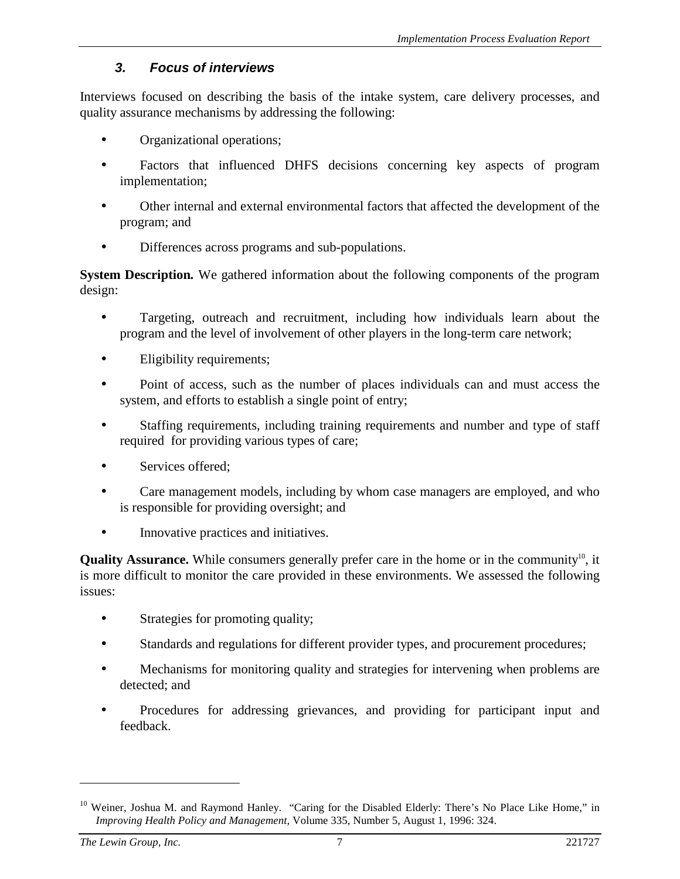### 3. Focus of interviews

Interviews focused on describing the basis of the intake system, care delivery processes, and quality assurance mechanisms by addressing the following:

- Organizational operations;
- Factors that influenced DHFS decisions concerning key aspects of program implementation;
- Other internal and external environmental factors that affected the development of the program; and
- Differences across programs and sub-populations.

**System Description.** We gathered information about the following components of the program design:

- Targeting, outreach and recruitment, including how individuals learn about the program and the level of involvement of other players in the long-term care network;
- Eligibility requirements;
- Point of access, such as the number of places individuals can and must access the system, and efforts to establish a single point of entry;
- Staffing requirements, including training requirements and number and type of staff required for providing various types of care;
- Services offered;
- Care management models, including by whom case managers are employed, and who is responsible for providing oversight; and
- Innovative practices and initiatives.

**Quality Assurance.** While consumers generally prefer care in the home or in the community[10], it is more difficult to monitor the care provided in these environments. We assessed the following issues:

- Strategies for promoting quality;
- Standards and regulations for different provider types, and procurement procedures;
- Mechanisms for monitoring quality and strategies for intervening when problems are detected; and
- Procedures for addressing grievances, and providing for participant input and feedback.

---

[10] Weiner, Joshua M. and Raymond Hanley. "Caring for the Disabled Elderly: There's No Place Like Home," in *Improving Health Policy and Management,* Volume 335, Number 5, August 1, 1996: 324.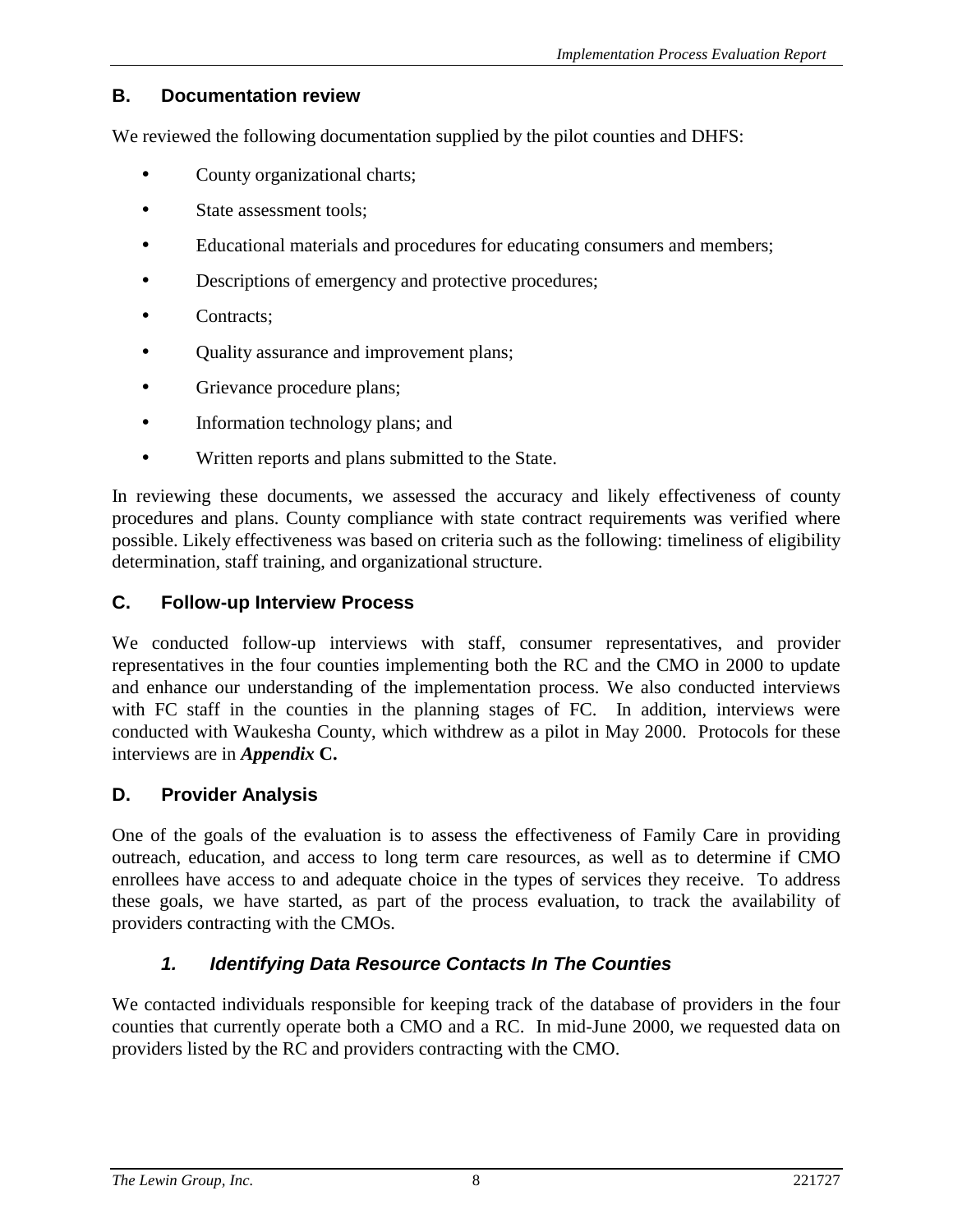## B. Documentation review

We reviewed the following documentation supplied by the pilot counties and DHFS:

- County organizational charts;
- State assessment tools;
- Educational materials and procedures for educating consumers and members;
- Descriptions of emergency and protective procedures;
- Contracts;
- Quality assurance and improvement plans;
- Grievance procedure plans;
- Information technology plans; and
- Written reports and plans submitted to the State.

In reviewing these documents, we assessed the accuracy and likely effectiveness of county procedures and plans. County compliance with state contract requirements was verified where possible. Likely effectiveness was based on criteria such as the following: timeliness of eligibility determination, staff training, and organizational structure.

## C. Follow-up Interview Process

We conducted follow-up interviews with staff, consumer representatives, and provider representatives in the four counties implementing both the RC and the CMO in 2000 to update and enhance our understanding of the implementation process. We also conducted interviews with FC staff in the counties in the planning stages of FC. In addition, interviews were conducted with Waukesha County, which withdrew as a pilot in May 2000. Protocols for these interviews are in ***Appendix* C.**

## D. Provider Analysis

One of the goals of the evaluation is to assess the effectiveness of Family Care in providing outreach, education, and access to long term care resources, as well as to determine if CMO enrollees have access to and adequate choice in the types of services they receive. To address these goals, we have started, as part of the process evaluation, to track the availability of providers contracting with the CMOs.

### *1. Identifying Data Resource Contacts In The Counties*

We contacted individuals responsible for keeping track of the database of providers in the four counties that currently operate both a CMO and a RC. In mid-June 2000, we requested data on providers listed by the RC and providers contracting with the CMO.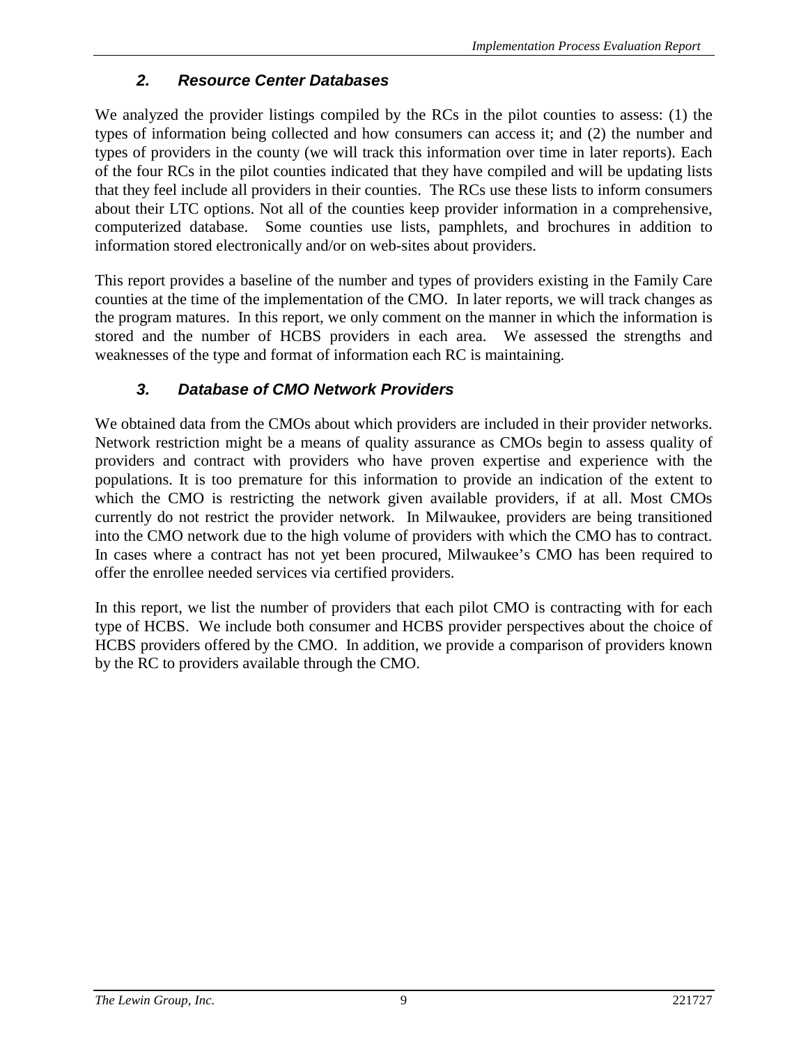### 2. Resource Center Databases

We analyzed the provider listings compiled by the RCs in the pilot counties to assess: (1) the types of information being collected and how consumers can access it; and (2) the number and types of providers in the county (we will track this information over time in later reports). Each of the four RCs in the pilot counties indicated that they have compiled and will be updating lists that they feel include all providers in their counties. The RCs use these lists to inform consumers about their LTC options. Not all of the counties keep provider information in a comprehensive, computerized database. Some counties use lists, pamphlets, and brochures in addition to information stored electronically and/or on web-sites about providers.

This report provides a baseline of the number and types of providers existing in the Family Care counties at the time of the implementation of the CMO. In later reports, we will track changes as the program matures. In this report, we only comment on the manner in which the information is stored and the number of HCBS providers in each area. We assessed the strengths and weaknesses of the type and format of information each RC is maintaining.

### 3. Database of CMO Network Providers

We obtained data from the CMOs about which providers are included in their provider networks. Network restriction might be a means of quality assurance as CMOs begin to assess quality of providers and contract with providers who have proven expertise and experience with the populations. It is too premature for this information to provide an indication of the extent to which the CMO is restricting the network given available providers, if at all. Most CMOs currently do not restrict the provider network. In Milwaukee, providers are being transitioned into the CMO network due to the high volume of providers with which the CMO has to contract. In cases where a contract has not yet been procured, Milwaukee's CMO has been required to offer the enrollee needed services via certified providers.

In this report, we list the number of providers that each pilot CMO is contracting with for each type of HCBS. We include both consumer and HCBS provider perspectives about the choice of HCBS providers offered by the CMO. In addition, we provide a comparison of providers known by the RC to providers available through the CMO.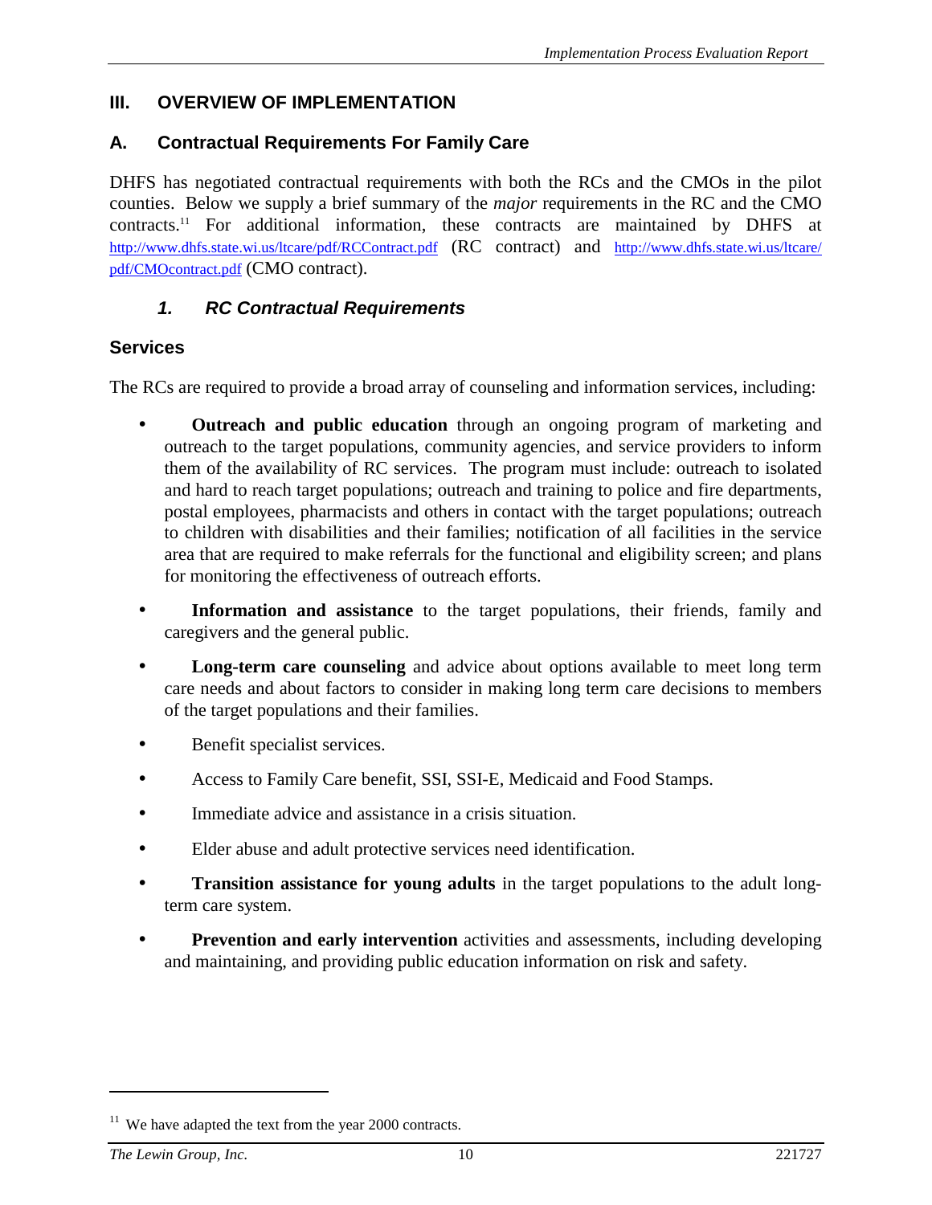## III. OVERVIEW OF IMPLEMENTATION

### A. Contractual Requirements For Family Care

DHFS has negotiated contractual requirements with both the RCs and the CMOs in the pilot counties. Below we supply a brief summary of the *major* requirements in the RC and the CMO contracts.[11] For additional information, these contracts are maintained by DHFS at http://www.dhfs.state.wi.us/ltcare/pdf/RCContract.pdf (RC contract) and http://www.dhfs.state.wi.us/ltcare/pdf/CMOcontract.pdf (CMO contract).

#### *1. RC Contractual Requirements*

**Services**

The RCs are required to provide a broad array of counseling and information services, including:

- **Outreach and public education** through an ongoing program of marketing and outreach to the target populations, community agencies, and service providers to inform them of the availability of RC services. The program must include: outreach to isolated and hard to reach target populations; outreach and training to police and fire departments, postal employees, pharmacists and others in contact with the target populations; outreach to children with disabilities and their families; notification of all facilities in the service area that are required to make referrals for the functional and eligibility screen; and plans for monitoring the effectiveness of outreach efforts.
- **Information and assistance** to the target populations, their friends, family and caregivers and the general public.
- **Long-term care counseling** and advice about options available to meet long term care needs and about factors to consider in making long term care decisions to members of the target populations and their families.
- Benefit specialist services.
- Access to Family Care benefit, SSI, SSI-E, Medicaid and Food Stamps.
- Immediate advice and assistance in a crisis situation.
- Elder abuse and adult protective services need identification.
- **Transition assistance for young adults** in the target populations to the adult long-term care system.
- **Prevention and early intervention** activities and assessments, including developing and maintaining, and providing public education information on risk and safety.

---

[11] We have adapted the text from the year 2000 contracts.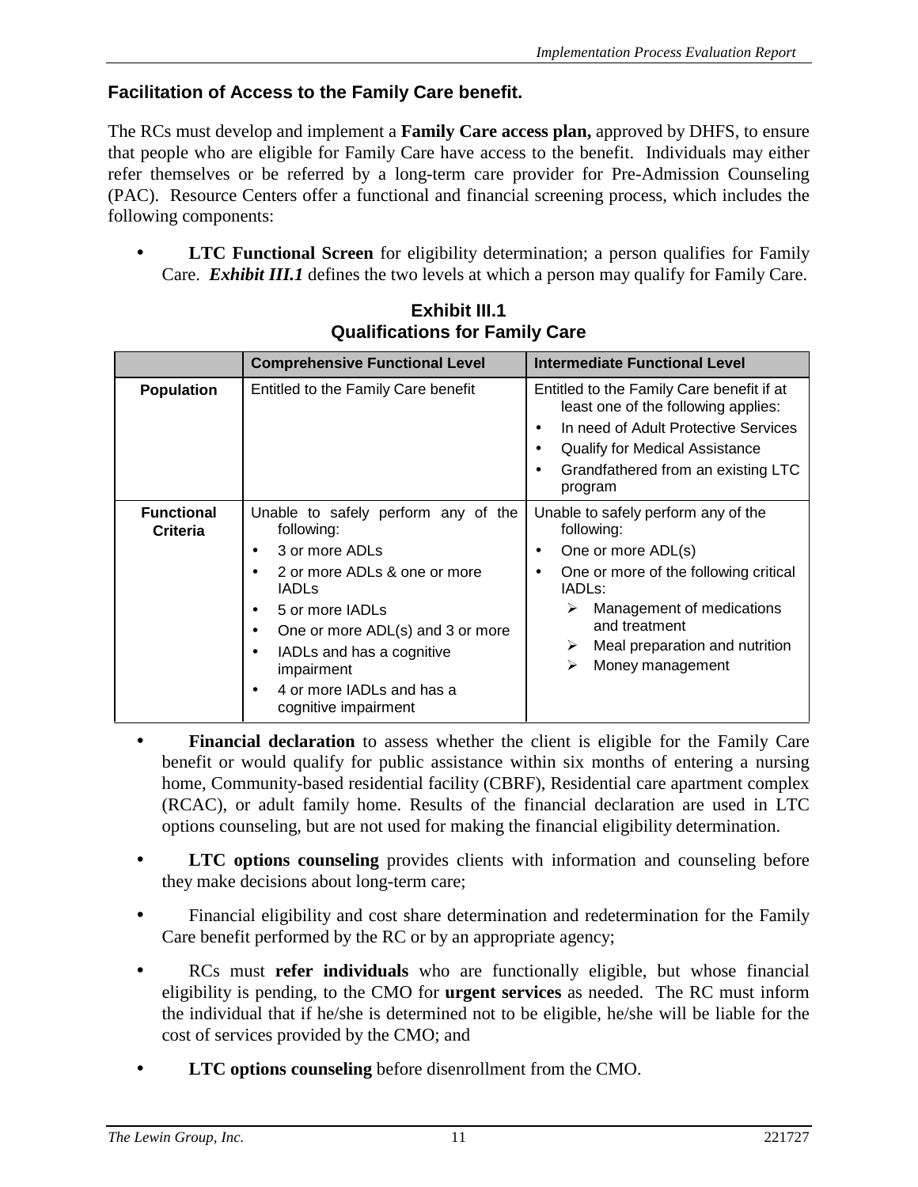### Facilitation of Access to the Family Care benefit.

The RCs must develop and implement a **Family Care access plan,** approved by DHFS, to ensure that people who are eligible for Family Care have access to the benefit. Individuals may either refer themselves or be referred by a long-term care provider for Pre-Admission Counseling (PAC). Resource Centers offer a functional and financial screening process, which includes the following components:

- **LTC Functional Screen** for eligibility determination; a person qualifies for Family Care. ***Exhibit III.1*** defines the two levels at which a person may qualify for Family Care.

**Exhibit III.1**
**Qualifications for Family Care**

| | Comprehensive Functional Level | Intermediate Functional Level |
|---|---|---|
| **Population** | Entitled to the Family Care benefit | Entitled to the Family Care benefit if at least one of the following applies:<br>• In need of Adult Protective Services<br>• Qualify for Medical Assistance<br>• Grandfathered from an existing LTC program |
| **Functional Criteria** | Unable to safely perform any of the following:<br>• 3 or more ADLs<br>• 2 or more ADLs & one or more IADLs<br>• 5 or more IADLs<br>• One or more ADL(s) and 3 or more<br>• IADLs and has a cognitive impairment<br>• 4 or more IADLs and has a cognitive impairment | Unable to safely perform any of the following:<br>• One or more ADL(s)<br>• One or more of the following critical IADLs:<br>➢ Management of medications and treatment<br>➢ Meal preparation and nutrition<br>➢ Money management |

- **Financial declaration** to assess whether the client is eligible for the Family Care benefit or would qualify for public assistance within six months of entering a nursing home, Community-based residential facility (CBRF), Residential care apartment complex (RCAC), or adult family home. Results of the financial declaration are used in LTC options counseling, but are not used for making the financial eligibility determination.

- **LTC options counseling** provides clients with information and counseling before they make decisions about long-term care;

- Financial eligibility and cost share determination and redetermination for the Family Care benefit performed by the RC or by an appropriate agency;

- RCs must **refer individuals** who are functionally eligible, but whose financial eligibility is pending, to the CMO for **urgent services** as needed. The RC must inform the individual that if he/she is determined not to be eligible, he/she will be liable for the cost of services provided by the CMO; and

- **LTC options counseling** before disenrollment from the CMO.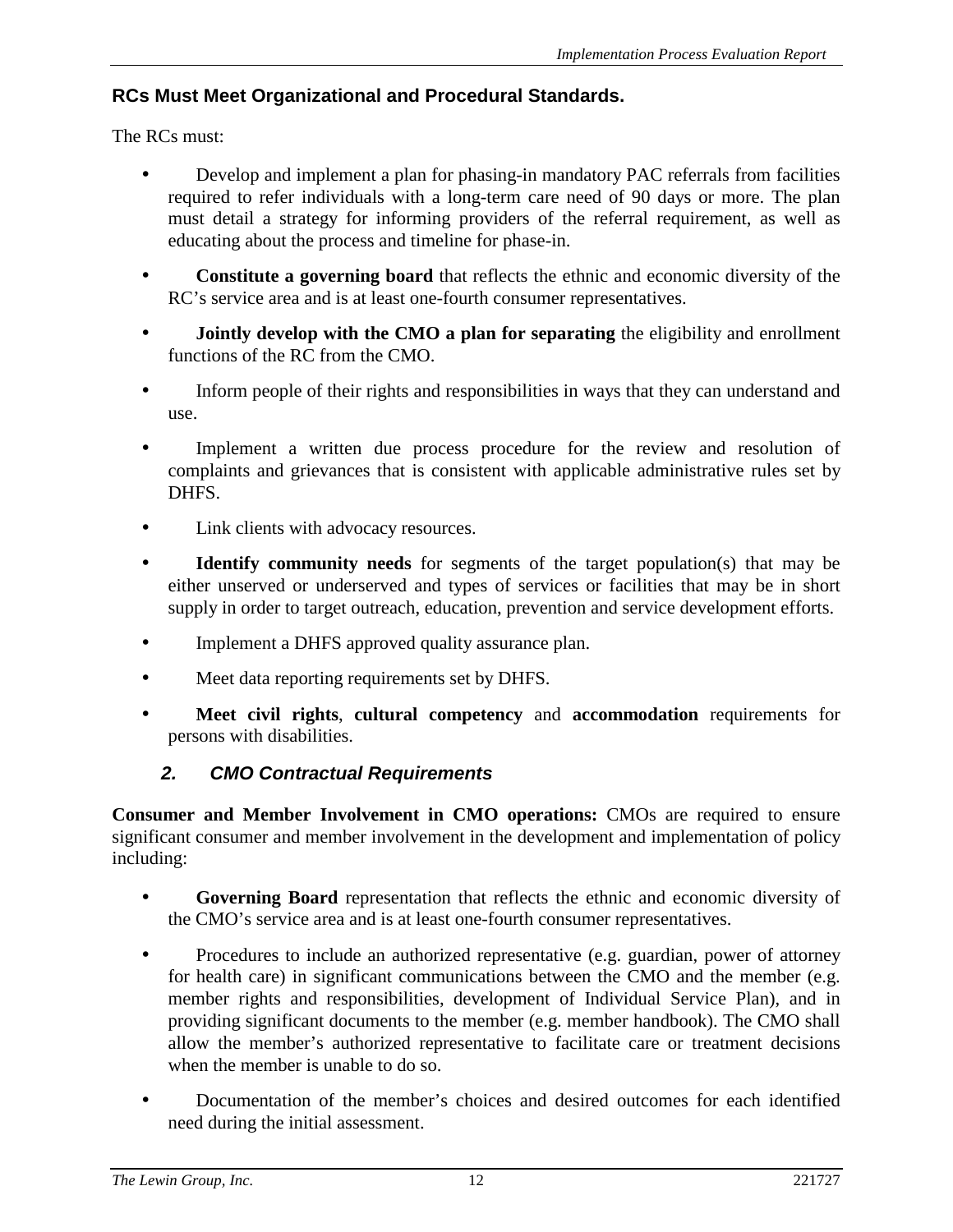**RCs Must Meet Organizational and Procedural Standards.**

The RCs must:

- Develop and implement a plan for phasing-in mandatory PAC referrals from facilities required to refer individuals with a long-term care need of 90 days or more. The plan must detail a strategy for informing providers of the referral requirement, as well as educating about the process and timeline for phase-in.
- **Constitute a governing board** that reflects the ethnic and economic diversity of the RC's service area and is at least one-fourth consumer representatives.
- **Jointly develop with the CMO a plan for separating** the eligibility and enrollment functions of the RC from the CMO.
- Inform people of their rights and responsibilities in ways that they can understand and use.
- Implement a written due process procedure for the review and resolution of complaints and grievances that is consistent with applicable administrative rules set by DHFS.
- Link clients with advocacy resources.
- **Identify community needs** for segments of the target population(s) that may be either unserved or underserved and types of services or facilities that may be in short supply in order to target outreach, education, prevention and service development efforts.
- Implement a DHFS approved quality assurance plan.
- Meet data reporting requirements set by DHFS.
- **Meet civil rights**, **cultural competency** and **accommodation** requirements for persons with disabilities.

### *2. CMO Contractual Requirements*

**Consumer and Member Involvement in CMO operations:** CMOs are required to ensure significant consumer and member involvement in the development and implementation of policy including:

- **Governing Board** representation that reflects the ethnic and economic diversity of the CMO's service area and is at least one-fourth consumer representatives.
- Procedures to include an authorized representative (e.g. guardian, power of attorney for health care) in significant communications between the CMO and the member (e.g. member rights and responsibilities, development of Individual Service Plan), and in providing significant documents to the member (e.g. member handbook). The CMO shall allow the member's authorized representative to facilitate care or treatment decisions when the member is unable to do so.
- Documentation of the member's choices and desired outcomes for each identified need during the initial assessment.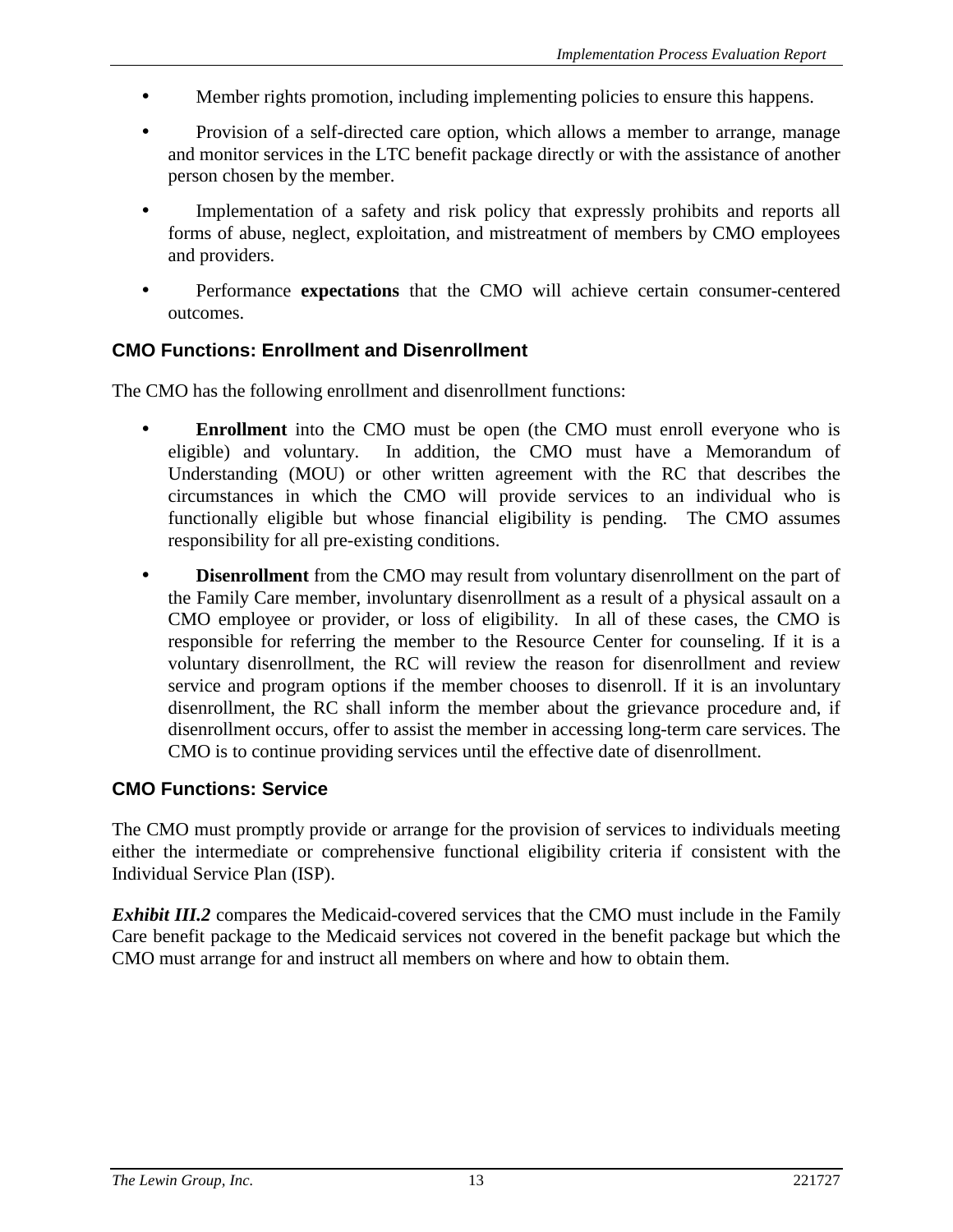- Member rights promotion, including implementing policies to ensure this happens.
- Provision of a self-directed care option, which allows a member to arrange, manage and monitor services in the LTC benefit package directly or with the assistance of another person chosen by the member.
- Implementation of a safety and risk policy that expressly prohibits and reports all forms of abuse, neglect, exploitation, and mistreatment of members by CMO employees and providers.
- Performance **expectations** that the CMO will achieve certain consumer-centered outcomes.

### CMO Functions: Enrollment and Disenrollment

The CMO has the following enrollment and disenrollment functions:

- **Enrollment** into the CMO must be open (the CMO must enroll everyone who is eligible) and voluntary. In addition, the CMO must have a Memorandum of Understanding (MOU) or other written agreement with the RC that describes the circumstances in which the CMO will provide services to an individual who is functionally eligible but whose financial eligibility is pending. The CMO assumes responsibility for all pre-existing conditions.
- **Disenrollment** from the CMO may result from voluntary disenrollment on the part of the Family Care member, involuntary disenrollment as a result of a physical assault on a CMO employee or provider, or loss of eligibility. In all of these cases, the CMO is responsible for referring the member to the Resource Center for counseling. If it is a voluntary disenrollment, the RC will review the reason for disenrollment and review service and program options if the member chooses to disenroll. If it is an involuntary disenrollment, the RC shall inform the member about the grievance procedure and, if disenrollment occurs, offer to assist the member in accessing long-term care services. The CMO is to continue providing services until the effective date of disenrollment.

### CMO Functions: Service

The CMO must promptly provide or arrange for the provision of services to individuals meeting either the intermediate or comprehensive functional eligibility criteria if consistent with the Individual Service Plan (ISP).

***Exhibit III.2*** compares the Medicaid-covered services that the CMO must include in the Family Care benefit package to the Medicaid services not covered in the benefit package but which the CMO must arrange for and instruct all members on where and how to obtain them.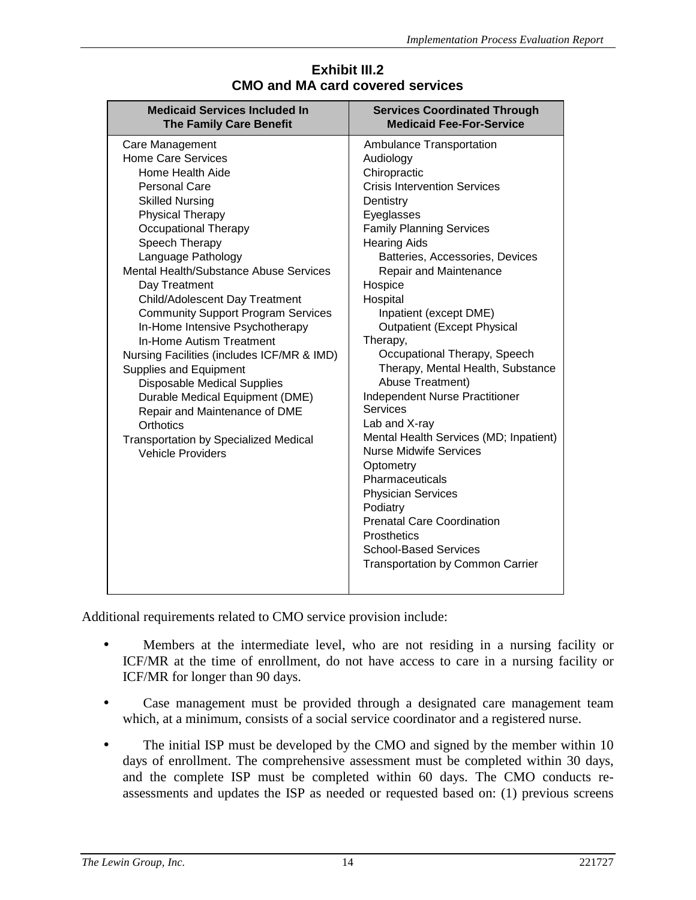**Exhibit III.2**
**CMO and MA card covered services**

| Medicaid Services Included In The Family Care Benefit | Services Coordinated Through Medicaid Fee-For-Service |
|---|---|
| Care Management<br>Home Care Services<br>&nbsp;&nbsp;&nbsp;&nbsp;Home Health Aide<br>&nbsp;&nbsp;&nbsp;&nbsp;Personal Care<br>&nbsp;&nbsp;&nbsp;&nbsp;Skilled Nursing<br>&nbsp;&nbsp;&nbsp;&nbsp;Physical Therapy<br>&nbsp;&nbsp;&nbsp;&nbsp;Occupational Therapy<br>&nbsp;&nbsp;&nbsp;&nbsp;Speech Therapy<br>&nbsp;&nbsp;&nbsp;&nbsp;Language Pathology<br>Mental Health/Substance Abuse Services<br>&nbsp;&nbsp;&nbsp;&nbsp;Day Treatment<br>&nbsp;&nbsp;&nbsp;&nbsp;Child/Adolescent Day Treatment<br>&nbsp;&nbsp;&nbsp;&nbsp;Community Support Program Services<br>&nbsp;&nbsp;&nbsp;&nbsp;In-Home Intensive Psychotherapy<br>&nbsp;&nbsp;&nbsp;&nbsp;In-Home Autism Treatment<br>Nursing Facilities (includes ICF/MR & IMD)<br>Supplies and Equipment<br>&nbsp;&nbsp;&nbsp;&nbsp;Disposable Medical Supplies<br>&nbsp;&nbsp;&nbsp;&nbsp;Durable Medical Equipment (DME)<br>&nbsp;&nbsp;&nbsp;&nbsp;Repair and Maintenance of DME<br>&nbsp;&nbsp;&nbsp;&nbsp;Orthotics<br>Transportation by Specialized Medical<br>&nbsp;&nbsp;&nbsp;&nbsp;Vehicle Providers | Ambulance Transportation<br>Audiology<br>Chiropractic<br>Crisis Intervention Services<br>Dentistry<br>Eyeglasses<br>Family Planning Services<br>Hearing Aids<br>&nbsp;&nbsp;&nbsp;&nbsp;Batteries, Accessories, Devices<br>&nbsp;&nbsp;&nbsp;&nbsp;Repair and Maintenance<br>Hospice<br>Hospital<br>&nbsp;&nbsp;&nbsp;&nbsp;Inpatient (except DME)<br>&nbsp;&nbsp;&nbsp;&nbsp;Outpatient (Except Physical Therapy,<br>&nbsp;&nbsp;&nbsp;&nbsp;Occupational Therapy, Speech Therapy, Mental Health, Substance Abuse Treatment)<br>Independent Nurse Practitioner Services<br>Lab and X-ray<br>Mental Health Services (MD; Inpatient)<br>Nurse Midwife Services<br>Optometry<br>Pharmaceuticals<br>Physician Services<br>Podiatry<br>Prenatal Care Coordination<br>Prosthetics<br>School-Based Services<br>Transportation by Common Carrier |

Additional requirements related to CMO service provision include:

- Members at the intermediate level, who are not residing in a nursing facility or ICF/MR at the time of enrollment, do not have access to care in a nursing facility or ICF/MR for longer than 90 days.

- Case management must be provided through a designated care management team which, at a minimum, consists of a social service coordinator and a registered nurse.

- The initial ISP must be developed by the CMO and signed by the member within 10 days of enrollment. The comprehensive assessment must be completed within 30 days, and the complete ISP must be completed within 60 days. The CMO conducts re-assessments and updates the ISP as needed or requested based on: (1) previous screens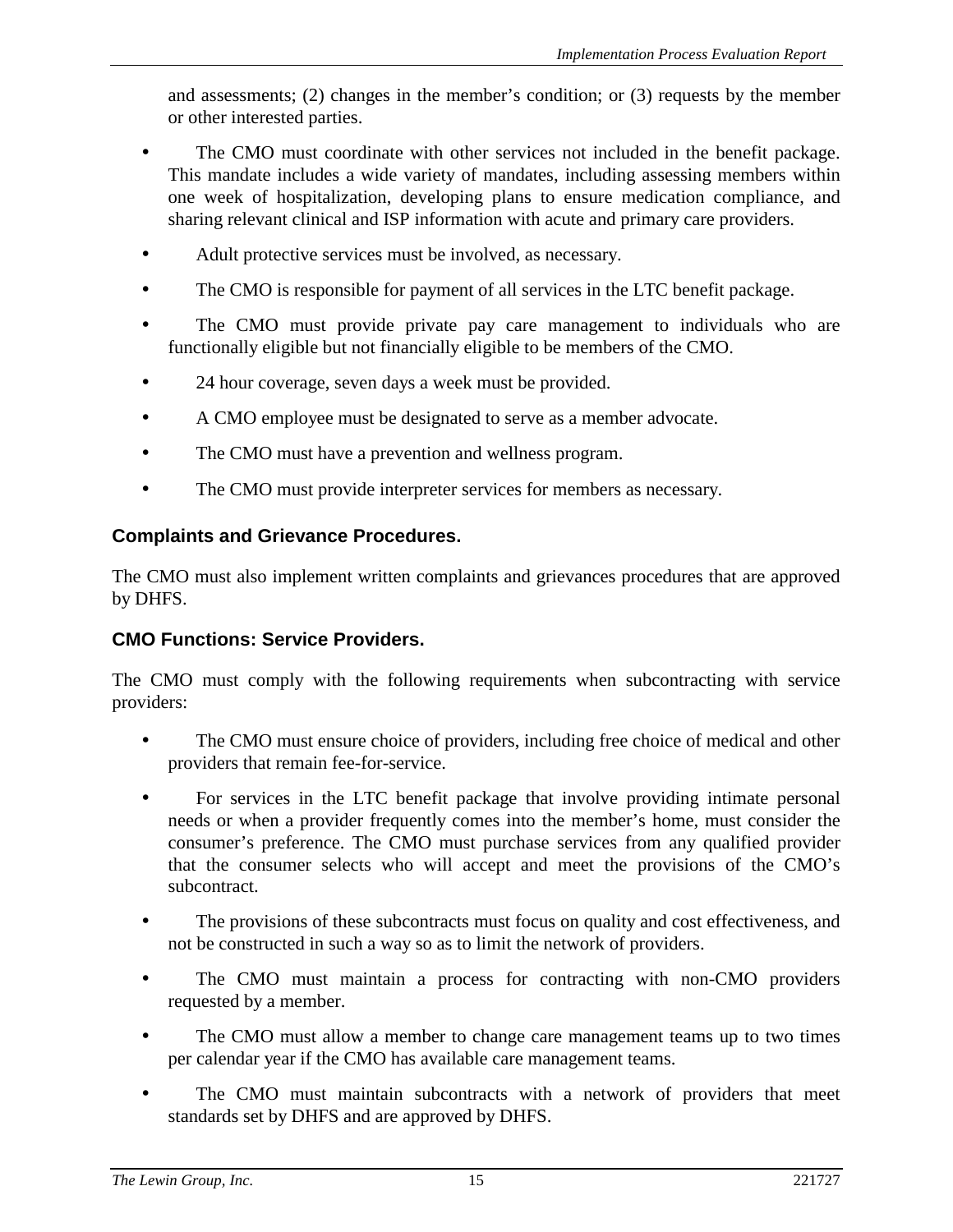and assessments; (2) changes in the member's condition; or (3) requests by the member or other interested parties.

- The CMO must coordinate with other services not included in the benefit package. This mandate includes a wide variety of mandates, including assessing members within one week of hospitalization, developing plans to ensure medication compliance, and sharing relevant clinical and ISP information with acute and primary care providers.
- Adult protective services must be involved, as necessary.
- The CMO is responsible for payment of all services in the LTC benefit package.
- The CMO must provide private pay care management to individuals who are functionally eligible but not financially eligible to be members of the CMO.
- 24 hour coverage, seven days a week must be provided.
- A CMO employee must be designated to serve as a member advocate.
- The CMO must have a prevention and wellness program.
- The CMO must provide interpreter services for members as necessary.

### Complaints and Grievance Procedures.

The CMO must also implement written complaints and grievances procedures that are approved by DHFS.

### CMO Functions: Service Providers.

The CMO must comply with the following requirements when subcontracting with service providers:

- The CMO must ensure choice of providers, including free choice of medical and other providers that remain fee-for-service.
- For services in the LTC benefit package that involve providing intimate personal needs or when a provider frequently comes into the member's home, must consider the consumer's preference. The CMO must purchase services from any qualified provider that the consumer selects who will accept and meet the provisions of the CMO's subcontract.
- The provisions of these subcontracts must focus on quality and cost effectiveness, and not be constructed in such a way so as to limit the network of providers.
- The CMO must maintain a process for contracting with non-CMO providers requested by a member.
- The CMO must allow a member to change care management teams up to two times per calendar year if the CMO has available care management teams.
- The CMO must maintain subcontracts with a network of providers that meet standards set by DHFS and are approved by DHFS.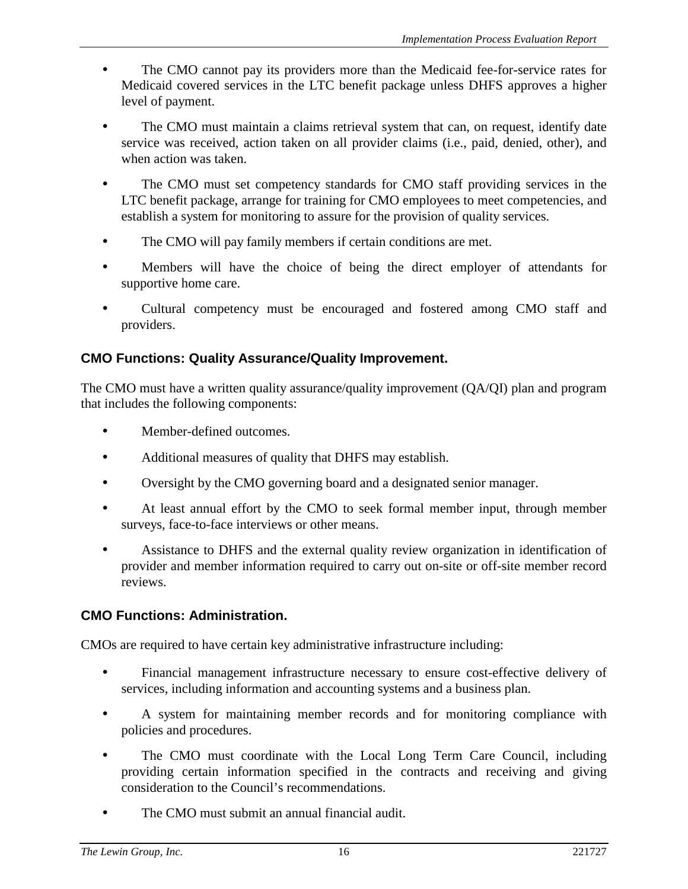- The CMO cannot pay its providers more than the Medicaid fee-for-service rates for Medicaid covered services in the LTC benefit package unless DHFS approves a higher level of payment.
- The CMO must maintain a claims retrieval system that can, on request, identify date service was received, action taken on all provider claims (i.e., paid, denied, other), and when action was taken.
- The CMO must set competency standards for CMO staff providing services in the LTC benefit package, arrange for training for CMO employees to meet competencies, and establish a system for monitoring to assure for the provision of quality services.
- The CMO will pay family members if certain conditions are met.
- Members will have the choice of being the direct employer of attendants for supportive home care.
- Cultural competency must be encouraged and fostered among CMO staff and providers.

### CMO Functions: Quality Assurance/Quality Improvement.

The CMO must have a written quality assurance/quality improvement (QA/QI) plan and program that includes the following components:

- Member-defined outcomes.
- Additional measures of quality that DHFS may establish.
- Oversight by the CMO governing board and a designated senior manager.
- At least annual effort by the CMO to seek formal member input, through member surveys, face-to-face interviews or other means.
- Assistance to DHFS and the external quality review organization in identification of provider and member information required to carry out on-site or off-site member record reviews.

### CMO Functions: Administration.

CMOs are required to have certain key administrative infrastructure including:

- Financial management infrastructure necessary to ensure cost-effective delivery of services, including information and accounting systems and a business plan.
- A system for maintaining member records and for monitoring compliance with policies and procedures.
- The CMO must coordinate with the Local Long Term Care Council, including providing certain information specified in the contracts and receiving and giving consideration to the Council's recommendations.
- The CMO must submit an annual financial audit.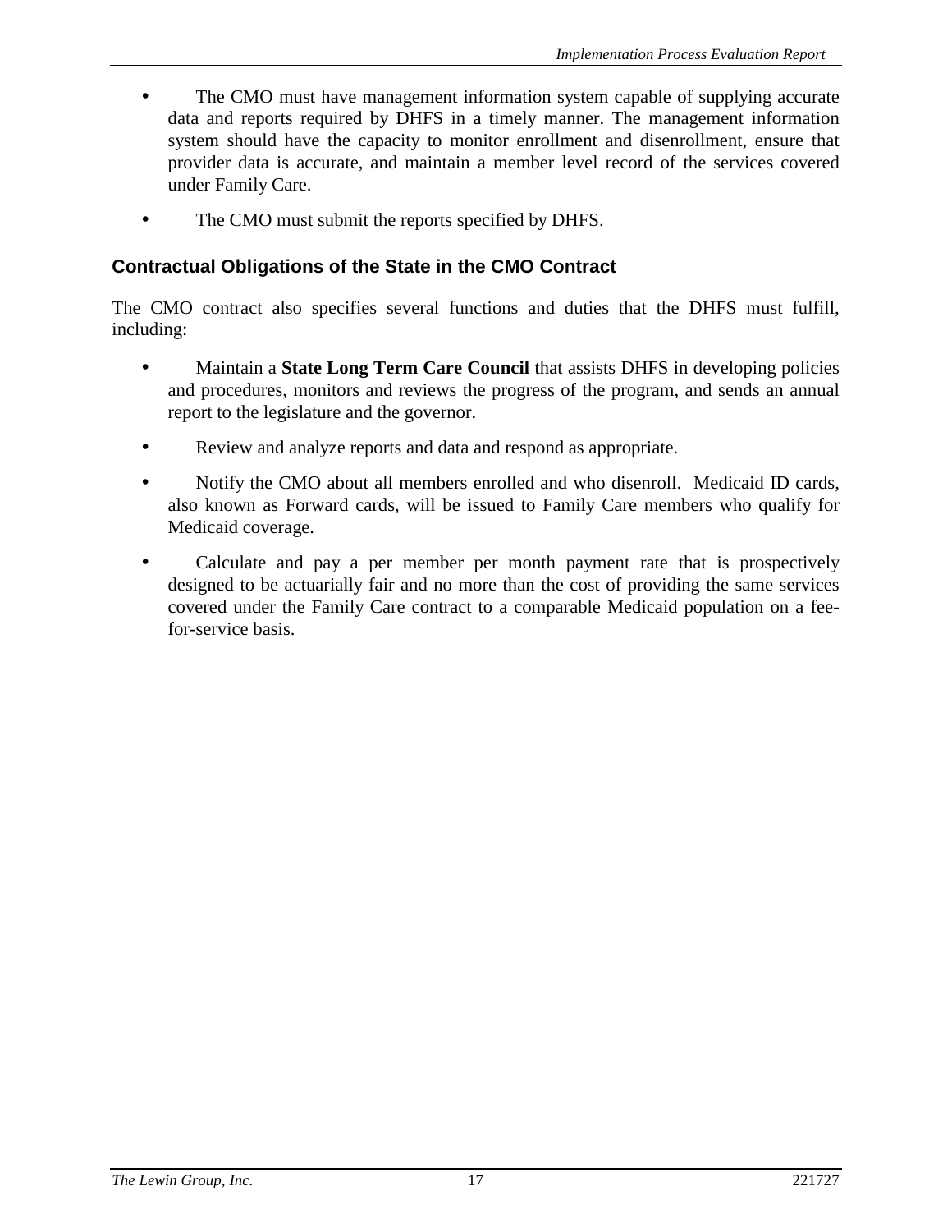- The CMO must have management information system capable of supplying accurate data and reports required by DHFS in a timely manner. The management information system should have the capacity to monitor enrollment and disenrollment, ensure that provider data is accurate, and maintain a member level record of the services covered under Family Care.

- The CMO must submit the reports specified by DHFS.

### Contractual Obligations of the State in the CMO Contract

The CMO contract also specifies several functions and duties that the DHFS must fulfill, including:

- Maintain a **State Long Term Care Council** that assists DHFS in developing policies and procedures, monitors and reviews the progress of the program, and sends an annual report to the legislature and the governor.

- Review and analyze reports and data and respond as appropriate.

- Notify the CMO about all members enrolled and who disenroll. Medicaid ID cards, also known as Forward cards, will be issued to Family Care members who qualify for Medicaid coverage.

- Calculate and pay a per member per month payment rate that is prospectively designed to be actuarially fair and no more than the cost of providing the same services covered under the Family Care contract to a comparable Medicaid population on a fee-for-service basis.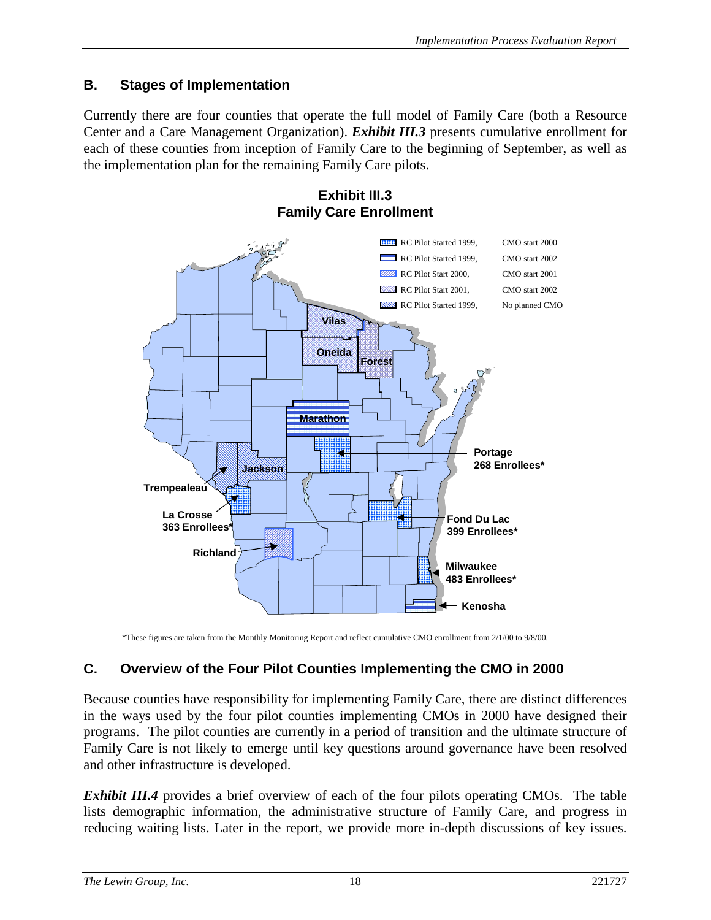## B. Stages of Implementation

Currently there are four counties that operate the full model of Family Care (both a Resource Center and a Care Management Organization). ***Exhibit III.3*** presents cumulative enrollment for each of these counties from inception of Family Care to the beginning of September, as well as the implementation plan for the remaining Family Care pilots.

**Exhibit III.3**
**Family Care Enrollment**

| Legend | |
|---|---|
| RC Pilot Started 1999, | CMO start 2000 |
| RC Pilot Started 1999, | CMO start 2002 |
| RC Pilot Start 2000, | CMO start 2001 |
| RC Pilot Start 2001, | CMO start 2002 |
| RC Pilot Started 1999, | No planned CMO |

Vilas, Oneida, Forest, Marathon, Jackson, Trempealeau, Richland, Kenosha

Portage 268 Enrollees*

La Crosse 363 Enrollees*

Fond Du Lac 399 Enrollees*

Milwaukee 483 Enrollees*

*These figures are taken from the Monthly Monitoring Report and reflect cumulative CMO enrollment from 2/1/00 to 9/8/00.

## C. Overview of the Four Pilot Counties Implementing the CMO in 2000

Because counties have responsibility for implementing Family Care, there are distinct differences in the ways used by the four pilot counties implementing CMOs in 2000 have designed their programs. The pilot counties are currently in a period of transition and the ultimate structure of Family Care is not likely to emerge until key questions around governance have been resolved and other infrastructure is developed.

***Exhibit III.4*** provides a brief overview of each of the four pilots operating CMOs. The table lists demographic information, the administrative structure of Family Care, and progress in reducing waiting lists. Later in the report, we provide more in-depth discussions of key issues.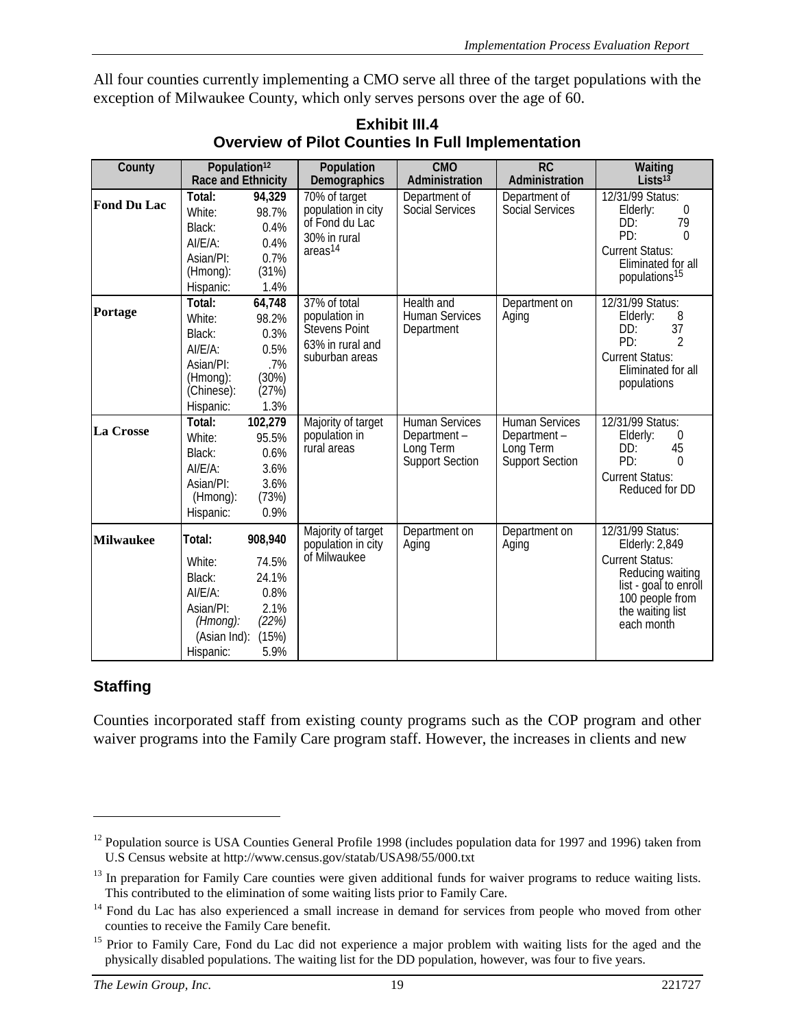All four counties currently implementing a CMO serve all three of the target populations with the exception of Milwaukee County, which only serves persons over the age of 60.

**Exhibit III.4**
**Overview of Pilot Counties In Full Implementation**

| County | Population[12] Race and Ethnicity | Population Demographics | CMO Administration | RC Administration | Waiting Lists[13] |
|---|---|---|---|---|---|
| **Fond Du Lac** | **Total: 94,329**<br>White: 98.7%<br>Black: 0.4%<br>AI/E/A: 0.4%<br>Asian/PI: 0.7%<br>(Hmong): (31%)<br>Hispanic: 1.4% | 70% of target population in city of Fond du Lac<br>30% in rural areas[14] | Department of Social Services | Department of Social Services | 12/31/99 Status:<br>Elderly: 0<br>DD: 79<br>PD: 0<br>Current Status:<br>Eliminated for all populations[15] |
| **Portage** | **Total: 64,748**<br>White: 98.2%<br>Black: 0.3%<br>AI/E/A: 0.5%<br>Asian/PI: .7%<br>(Hmong): (30%)<br>(Chinese): (27%)<br>Hispanic: 1.3% | 37% of total population in Stevens Point<br>63% in rural and suburban areas | Health and Human Services Department | Department on Aging | 12/31/99 Status:<br>Elderly: 8<br>DD: 37<br>PD: 2<br>Current Status:<br>Eliminated for all populations |
| **La Crosse** | **Total: 102,279**<br>White: 95.5%<br>Black: 0.6%<br>AI/E/A: 3.6%<br>Asian/PI: 3.6%<br>(Hmong): (73%)<br>Hispanic: 0.9% | Majority of target population in rural areas | Human Services Department – Long Term Support Section | Human Services Department – Long Term Support Section | 12/31/99 Status:<br>Elderly: 0<br>DD: 45<br>PD: 0<br>Current Status:<br>Reduced for DD |
| **Milwaukee** | **Total: 908,940**<br>White: 74.5%<br>Black: 24.1%<br>AI/E/A: 0.8%<br>Asian/PI: 2.1%<br>*(Hmong): (22%)*<br>(Asian Ind): (15%)<br>Hispanic: 5.9% | Majority of target population in city of Milwaukee | Department on Aging | Department on Aging | 12/31/99 Status:<br>Elderly: 2,849<br>Current Status:<br>Reducing waiting list - goal to enroll 100 people from the waiting list each month |

## Staffing

Counties incorporated staff from existing county programs such as the COP program and other waiver programs into the Family Care program staff. However, the increases in clients and new

---

[12] Population source is USA Counties General Profile 1998 (includes population data for 1997 and 1996) taken from U.S Census website at http://www.census.gov/statab/USA98/55/000.txt

[13] In preparation for Family Care counties were given additional funds for waiver programs to reduce waiting lists. This contributed to the elimination of some waiting lists prior to Family Care.

[14] Fond du Lac has also experienced a small increase in demand for services from people who moved from other counties to receive the Family Care benefit.

[15] Prior to Family Care, Fond du Lac did not experience a major problem with waiting lists for the aged and the physically disabled populations. The waiting list for the DD population, however, was four to five years.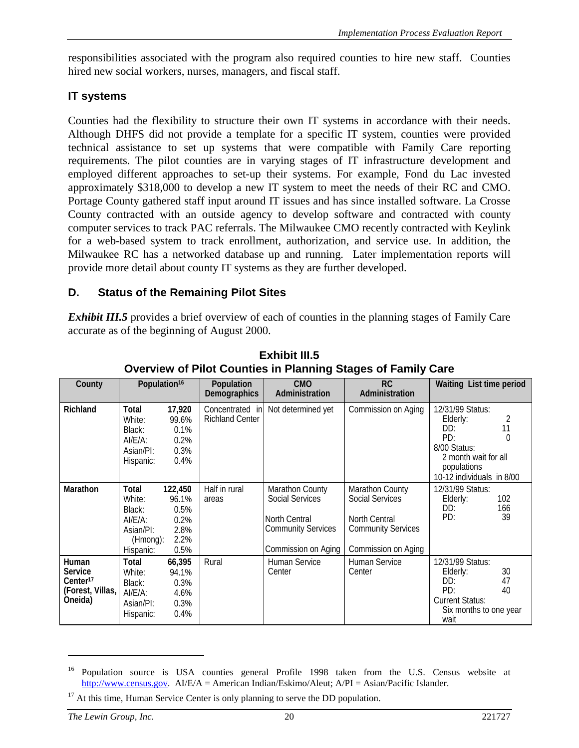responsibilities associated with the program also required counties to hire new staff. Counties hired new social workers, nurses, managers, and fiscal staff.

### IT systems

Counties had the flexibility to structure their own IT systems in accordance with their needs. Although DHFS did not provide a template for a specific IT system, counties were provided technical assistance to set up systems that were compatible with Family Care reporting requirements. The pilot counties are in varying stages of IT infrastructure development and employed different approaches to set-up their systems. For example, Fond du Lac invested approximately $318,000 to develop a new IT system to meet the needs of their RC and CMO. Portage County gathered staff input around IT issues and has since installed software. La Crosse County contracted with an outside agency to develop software and contracted with county computer services to track PAC referrals. The Milwaukee CMO recently contracted with Keylink for a web-based system to track enrollment, authorization, and service use. In addition, the Milwaukee RC has a networked database up and running. Later implementation reports will provide more detail about county IT systems as they are further developed.

## D. Status of the Remaining Pilot Sites

***Exhibit III.5*** provides a brief overview of each of counties in the planning stages of Family Care accurate as of the beginning of August 2000.

**Exhibit III.5**
**Overview of Pilot Counties in Planning Stages of Family Care**

| County | Population[16] | Population Demographics | CMO Administration | RC Administration | Waiting List time period |
|---|---|---|---|---|---|
| Richland | Total 17,920<br>White: 99.6%<br>Black: 0.1%<br>AI/E/A: 0.2%<br>Asian/PI: 0.3%<br>Hispanic: 0.4% | Concentrated in Richland Center | Not determined yet | Commission on Aging | 12/31/99 Status:<br>Elderly: 2<br>DD: 11<br>PD: 0<br>8/00 Status:<br>2 month wait for all populations<br>10-12 individuals in 8/00 |
| Marathon | Total 122,450<br>White: 96.1%<br>Black: 0.5%<br>AI/E/A: 0.2%<br>Asian/PI: 2.8%<br>(Hmong): 2.2%<br>Hispanic: 0.5% | Half in rural areas | Marathon County Social Services<br><br>North Central Community Services<br><br>Commission on Aging | Marathon County Social Services<br><br>North Central Community Services<br><br>Commission on Aging | 12/31/99 Status:<br>Elderly: 102<br>DD: 166<br>PD: 39 |
| Human Service Center[17] (Forest, Villas, Oneida) | Total 66,395<br>White: 94.1%<br>Black: 0.3%<br>AI/E/A: 4.6%<br>Asian/PI: 0.3%<br>Hispanic: 0.4% | Rural | Human Service Center | Human Service Center | 12/31/99 Status:<br>Elderly: 30<br>DD: 47<br>PD: 40<br>Current Status:<br>Six months to one year wait |

[16] Population source is USA counties general Profile 1998 taken from the U.S. Census website at http://www.census.gov. AI/E/A = American Indian/Eskimo/Aleut; A/PI = Asian/Pacific Islander.

[17] At this time, Human Service Center is only planning to serve the DD population.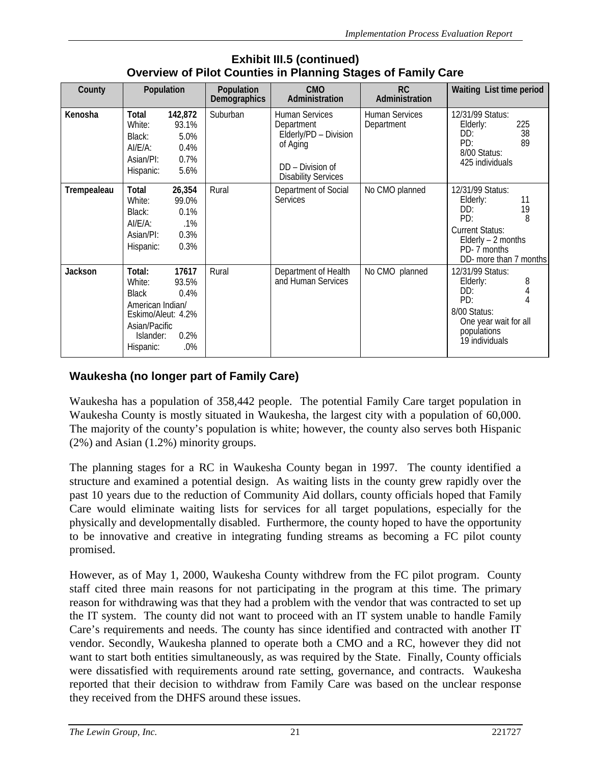**Exhibit III.5 (continued)**
**Overview of Pilot Counties in Planning Stages of Family Care**

| County | Population | Population Demographics | CMO Administration | RC Administration | Waiting List time period |
|---|---|---|---|---|---|
| Kenosha | Total 142,872<br>White: 93.1%<br>Black: 5.0%<br>AI/E/A: 0.4%<br>Asian/PI: 0.7%<br>Hispanic: 5.6% | Suburban | Human Services Department<br>Elderly/PD – Division of Aging<br>DD – Division of Disability Services | Human Services Department | 12/31/99 Status:<br>Elderly: 225<br>DD: 38<br>PD: 89<br>8/00 Status:<br>425 individuals |
| Trempealeau | Total 26,354<br>White: 99.0%<br>Black: 0.1%<br>AI/E/A: .1%<br>Asian/PI: 0.3%<br>Hispanic: 0.3% | Rural | Department of Social Services | No CMO planned | 12/31/99 Status:<br>Elderly: 11<br>DD: 19<br>PD: 8<br>Current Status:<br>Elderly – 2 months<br>PD- 7 months<br>DD- more than 7 months |
| Jackson | Total: 17617<br>White: 93.5%<br>Black 0.4%<br>American Indian/ Eskimo/Aleut: 4.2%<br>Asian/Pacific Islander: 0.2%<br>Hispanic: .0% | Rural | Department of Health and Human Services | No CMO planned | 12/31/99 Status:<br>Elderly: 8<br>DD: 4<br>PD: 4<br>8/00 Status:<br>One year wait for all populations<br>19 individuals |

## Waukesha (no longer part of Family Care)

Waukesha has a population of 358,442 people. The potential Family Care target population in Waukesha County is mostly situated in Waukesha, the largest city with a population of 60,000. The majority of the county's population is white; however, the county also serves both Hispanic (2%) and Asian (1.2%) minority groups.

The planning stages for a RC in Waukesha County began in 1997. The county identified a structure and examined a potential design. As waiting lists in the county grew rapidly over the past 10 years due to the reduction of Community Aid dollars, county officials hoped that Family Care would eliminate waiting lists for services for all target populations, especially for the physically and developmentally disabled. Furthermore, the county hoped to have the opportunity to be innovative and creative in integrating funding streams as becoming a FC pilot county promised.

However, as of May 1, 2000, Waukesha County withdrew from the FC pilot program. County staff cited three main reasons for not participating in the program at this time. The primary reason for withdrawing was that they had a problem with the vendor that was contracted to set up the IT system. The county did not want to proceed with an IT system unable to handle Family Care's requirements and needs. The county has since identified and contracted with another IT vendor. Secondly, Waukesha planned to operate both a CMO and a RC, however they did not want to start both entities simultaneously, as was required by the State. Finally, County officials were dissatisfied with requirements around rate setting, governance, and contracts. Waukesha reported that their decision to withdraw from Family Care was based on the unclear response they received from the DHFS around these issues.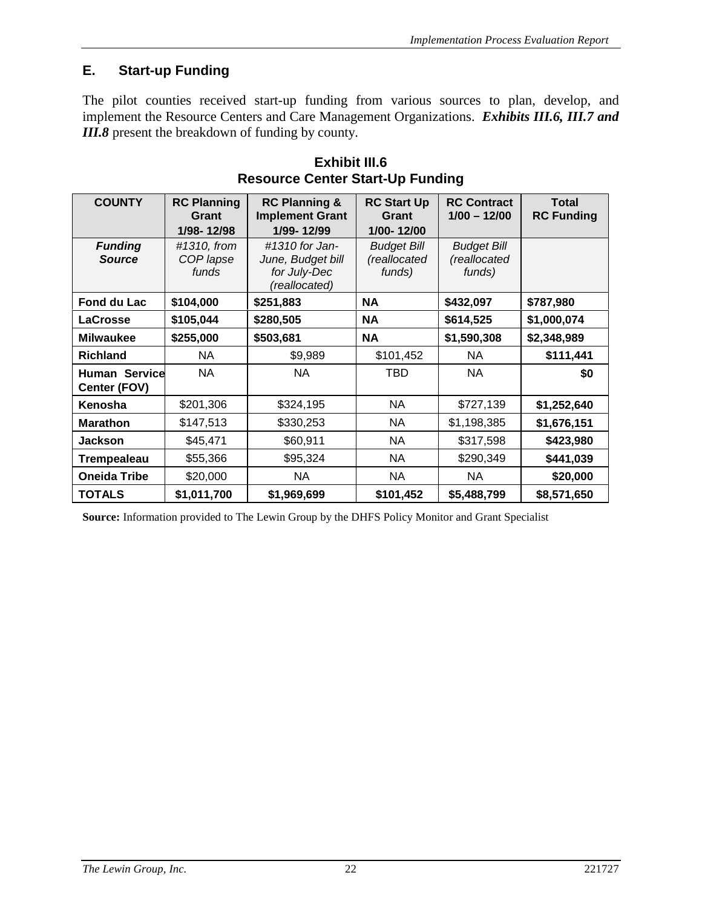## E. Start-up Funding

The pilot counties received start-up funding from various sources to plan, develop, and implement the Resource Centers and Care Management Organizations. ***Exhibits III.6, III.7 and III.8*** present the breakdown of funding by county.

**Exhibit III.6**
**Resource Center Start-Up Funding**

| COUNTY | RC Planning Grant 1/98- 12/98 | RC Planning & Implement Grant 1/99- 12/99 | RC Start Up Grant 1/00- 12/00 | RC Contract 1/00 – 12/00 | Total RC Funding |
|---|---|---|---|---|---|
| ***Funding Source*** | *#1310, from COP lapse funds* | *#1310 for Jan-June, Budget bill for July-Dec (reallocated)* | *Budget Bill (reallocated funds)* | *Budget Bill (reallocated funds)* | |
| **Fond du Lac** | **$104,000** | **$251,883** | **NA** | **$432,097** | **$787,980** |
| **LaCrosse** | **$105,044** | **$280,505** | **NA** | **$614,525** | **$1,000,074** |
| **Milwaukee** | **$255,000** | **$503,681** | **NA** | **$1,590,308** | **$2,348,989** |
| **Richland** | NA | $9,989 | $101,452 | NA | **$111,441** |
| **Human Service Center (FOV)** | NA | NA | TBD | NA | **$0** |
| **Kenosha** | $201,306 | $324,195 | NA | $727,139 | **$1,252,640** |
| **Marathon** | $147,513 | $330,253 | NA | $1,198,385 | **$1,676,151** |
| **Jackson** | $45,471 | $60,911 | NA | $317,598 | **$423,980** |
| **Trempealeau** | $55,366 | $95,324 | NA | $290,349 | **$441,039** |
| **Oneida Tribe** | $20,000 | NA | NA | NA | **$20,000** |
| **TOTALS** | **$1,011,700** | **$1,969,699** | **$101,452** | **$5,488,799** | **$8,571,650** |

**Source:** Information provided to The Lewin Group by the DHFS Policy Monitor and Grant Specialist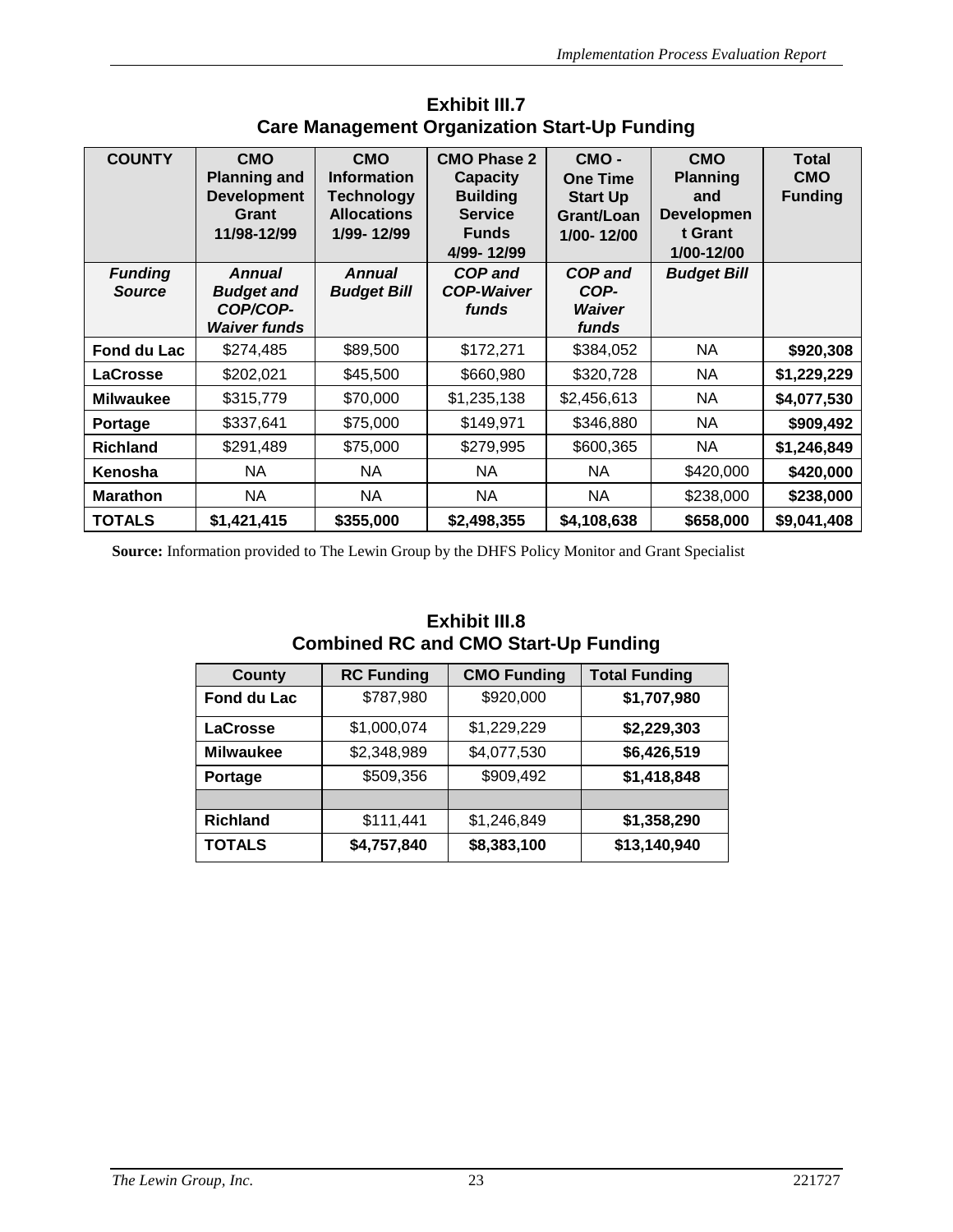## Exhibit III.7
## Care Management Organization Start-Up Funding

| COUNTY | CMO Planning and Development Grant 11/98-12/99 | CMO Information Technology Allocations 1/99- 12/99 | CMO Phase 2 Capacity Building Service Funds 4/99- 12/99 | CMO - One Time Start Up Grant/Loan 1/00- 12/00 | CMO Planning and Development Grant 1/00-12/00 | Total CMO Funding |
|---|---|---|---|---|---|---|
| ***Funding Source*** | ***Annual Budget and COP/COP-Waiver funds*** | ***Annual Budget Bill*** | ***COP and COP-Waiver funds*** | ***COP and COP-Waiver funds*** | ***Budget Bill*** | |
| **Fond du Lac** | $274,485 | $89,500 | $172,271 | $384,052 | NA | **$920,308** |
| **LaCrosse** | $202,021 | $45,500 | $660,980 | $320,728 | NA | **$1,229,229** |
| **Milwaukee** | $315,779 | $70,000 | $1,235,138 | $2,456,613 | NA | **$4,077,530** |
| **Portage** | $337,641 | $75,000 | $149,971 | $346,880 | NA | **$909,492** |
| **Richland** | $291,489 | $75,000 | $279,995 | $600,365 | NA | **$1,246,849** |
| **Kenosha** | NA | NA | NA | NA | $420,000 | **$420,000** |
| **Marathon** | NA | NA | NA | NA | $238,000 | **$238,000** |
| **TOTALS** | **$1,421,415** | **$355,000** | **$2,498,355** | **$4,108,638** | **$658,000** | **$9,041,408** |

**Source:** Information provided to The Lewin Group by the DHFS Policy Monitor and Grant Specialist

## Exhibit III.8
## Combined RC and CMO Start-Up Funding

| County | RC Funding | CMO Funding | Total Funding |
|---|---|---|---|
| **Fond du Lac** | $787,980 | $920,000 | **$1,707,980** |
| **LaCrosse** | $1,000,074 | $1,229,229 | **$2,229,303** |
| **Milwaukee** | $2,348,989 | $4,077,530 | **$6,426,519** |
| **Portage** | $509,356 | $909,492 | **$1,418,848** |
| | | | |
| **Richland** | $111,441 | $1,246,849 | **$1,358,290** |
| **TOTALS** | **$4,757,840** | **$8,383,100** | **$13,140,940** |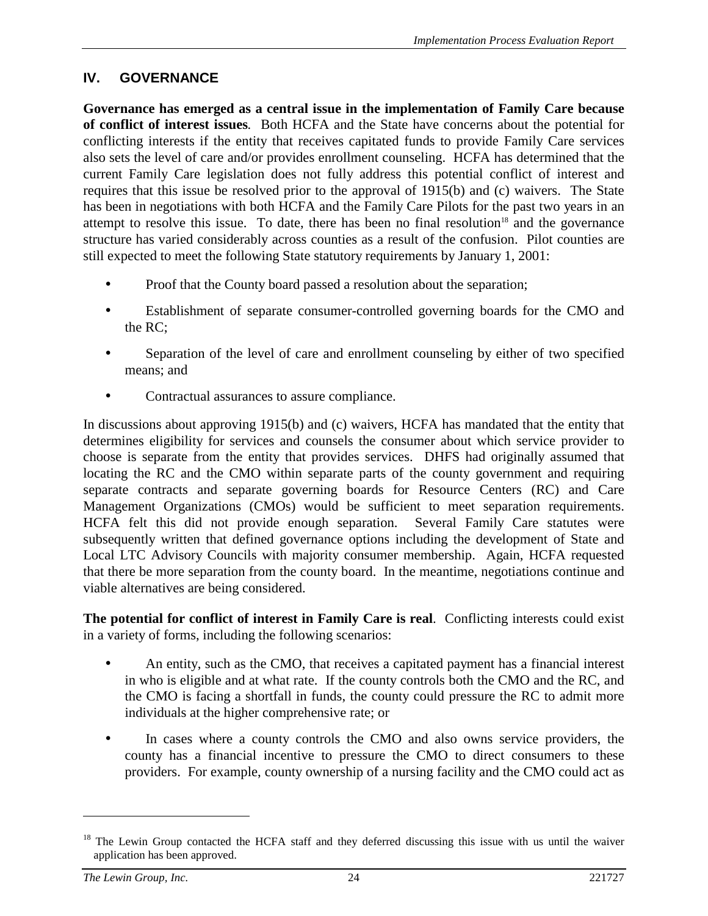## IV. GOVERNANCE

**Governance has emerged as a central issue in the implementation of Family Care because of conflict of interest issues**. Both HCFA and the State have concerns about the potential for conflicting interests if the entity that receives capitated funds to provide Family Care services also sets the level of care and/or provides enrollment counseling. HCFA has determined that the current Family Care legislation does not fully address this potential conflict of interest and requires that this issue be resolved prior to the approval of 1915(b) and (c) waivers. The State has been in negotiations with both HCFA and the Family Care Pilots for the past two years in an attempt to resolve this issue. To date, there has been no final resolution[18] and the governance structure has varied considerably across counties as a result of the confusion. Pilot counties are still expected to meet the following State statutory requirements by January 1, 2001:

- Proof that the County board passed a resolution about the separation;
- Establishment of separate consumer-controlled governing boards for the CMO and the RC;
- Separation of the level of care and enrollment counseling by either of two specified means; and
- Contractual assurances to assure compliance.

In discussions about approving 1915(b) and (c) waivers, HCFA has mandated that the entity that determines eligibility for services and counsels the consumer about which service provider to choose is separate from the entity that provides services. DHFS had originally assumed that locating the RC and the CMO within separate parts of the county government and requiring separate contracts and separate governing boards for Resource Centers (RC) and Care Management Organizations (CMOs) would be sufficient to meet separation requirements. HCFA felt this did not provide enough separation. Several Family Care statutes were subsequently written that defined governance options including the development of State and Local LTC Advisory Councils with majority consumer membership. Again, HCFA requested that there be more separation from the county board. In the meantime, negotiations continue and viable alternatives are being considered.

**The potential for conflict of interest in Family Care is real**. Conflicting interests could exist in a variety of forms, including the following scenarios:

- An entity, such as the CMO, that receives a capitated payment has a financial interest in who is eligible and at what rate. If the county controls both the CMO and the RC, and the CMO is facing a shortfall in funds, the county could pressure the RC to admit more individuals at the higher comprehensive rate; or
- In cases where a county controls the CMO and also owns service providers, the county has a financial incentive to pressure the CMO to direct consumers to these providers. For example, county ownership of a nursing facility and the CMO could act as

[18] The Lewin Group contacted the HCFA staff and they deferred discussing this issue with us until the waiver application has been approved.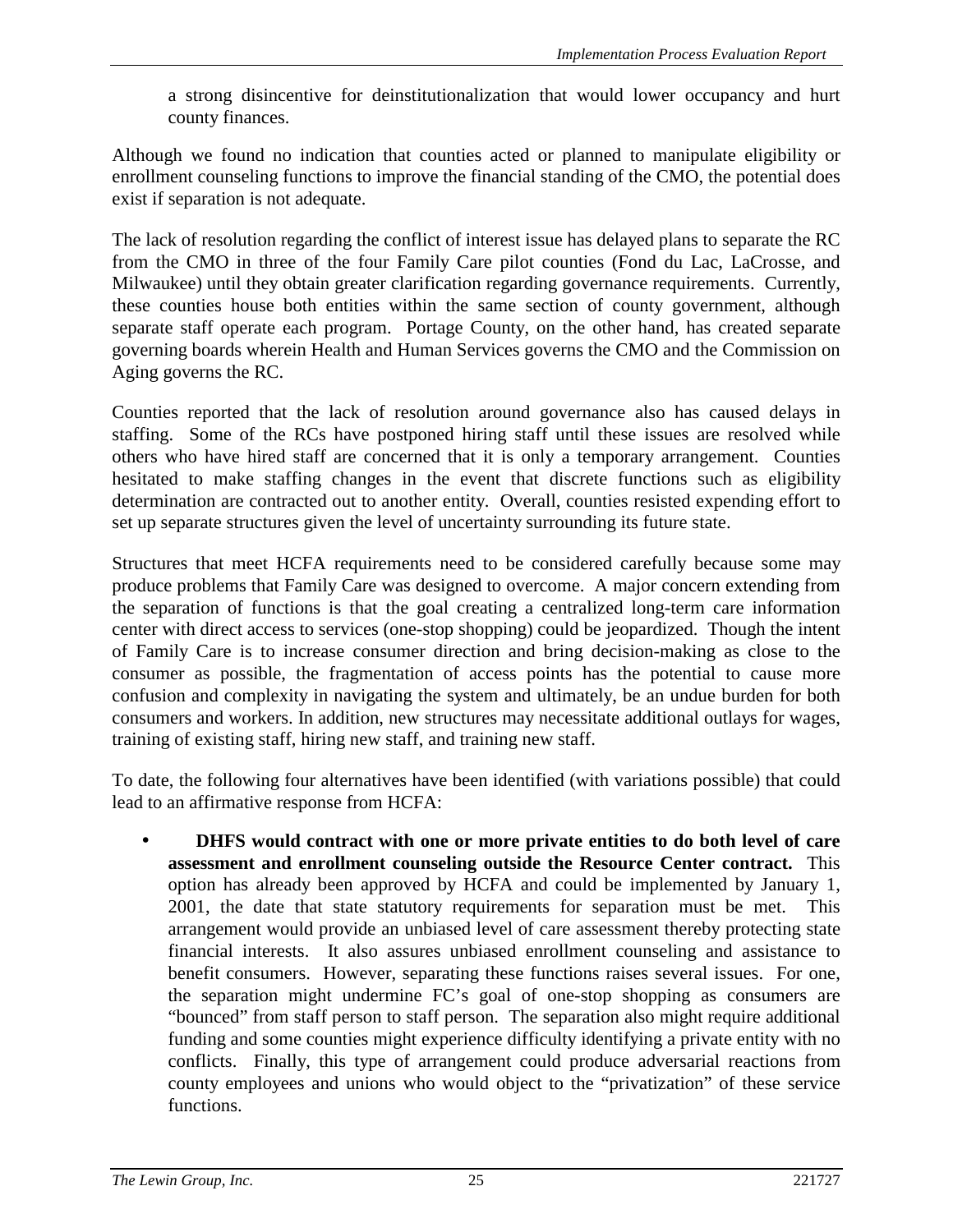a strong disincentive for deinstitutionalization that would lower occupancy and hurt county finances.

Although we found no indication that counties acted or planned to manipulate eligibility or enrollment counseling functions to improve the financial standing of the CMO, the potential does exist if separation is not adequate.

The lack of resolution regarding the conflict of interest issue has delayed plans to separate the RC from the CMO in three of the four Family Care pilot counties (Fond du Lac, LaCrosse, and Milwaukee) until they obtain greater clarification regarding governance requirements. Currently, these counties house both entities within the same section of county government, although separate staff operate each program. Portage County, on the other hand, has created separate governing boards wherein Health and Human Services governs the CMO and the Commission on Aging governs the RC.

Counties reported that the lack of resolution around governance also has caused delays in staffing. Some of the RCs have postponed hiring staff until these issues are resolved while others who have hired staff are concerned that it is only a temporary arrangement. Counties hesitated to make staffing changes in the event that discrete functions such as eligibility determination are contracted out to another entity. Overall, counties resisted expending effort to set up separate structures given the level of uncertainty surrounding its future state.

Structures that meet HCFA requirements need to be considered carefully because some may produce problems that Family Care was designed to overcome. A major concern extending from the separation of functions is that the goal creating a centralized long-term care information center with direct access to services (one-stop shopping) could be jeopardized. Though the intent of Family Care is to increase consumer direction and bring decision-making as close to the consumer as possible, the fragmentation of access points has the potential to cause more confusion and complexity in navigating the system and ultimately, be an undue burden for both consumers and workers. In addition, new structures may necessitate additional outlays for wages, training of existing staff, hiring new staff, and training new staff.

To date, the following four alternatives have been identified (with variations possible) that could lead to an affirmative response from HCFA:

- **DHFS would contract with one or more private entities to do both level of care assessment and enrollment counseling outside the Resource Center contract.** This option has already been approved by HCFA and could be implemented by January 1, 2001, the date that state statutory requirements for separation must be met. This arrangement would provide an unbiased level of care assessment thereby protecting state financial interests. It also assures unbiased enrollment counseling and assistance to benefit consumers. However, separating these functions raises several issues. For one, the separation might undermine FC's goal of one-stop shopping as consumers are "bounced" from staff person to staff person. The separation also might require additional funding and some counties might experience difficulty identifying a private entity with no conflicts. Finally, this type of arrangement could produce adversarial reactions from county employees and unions who would object to the "privatization" of these service functions.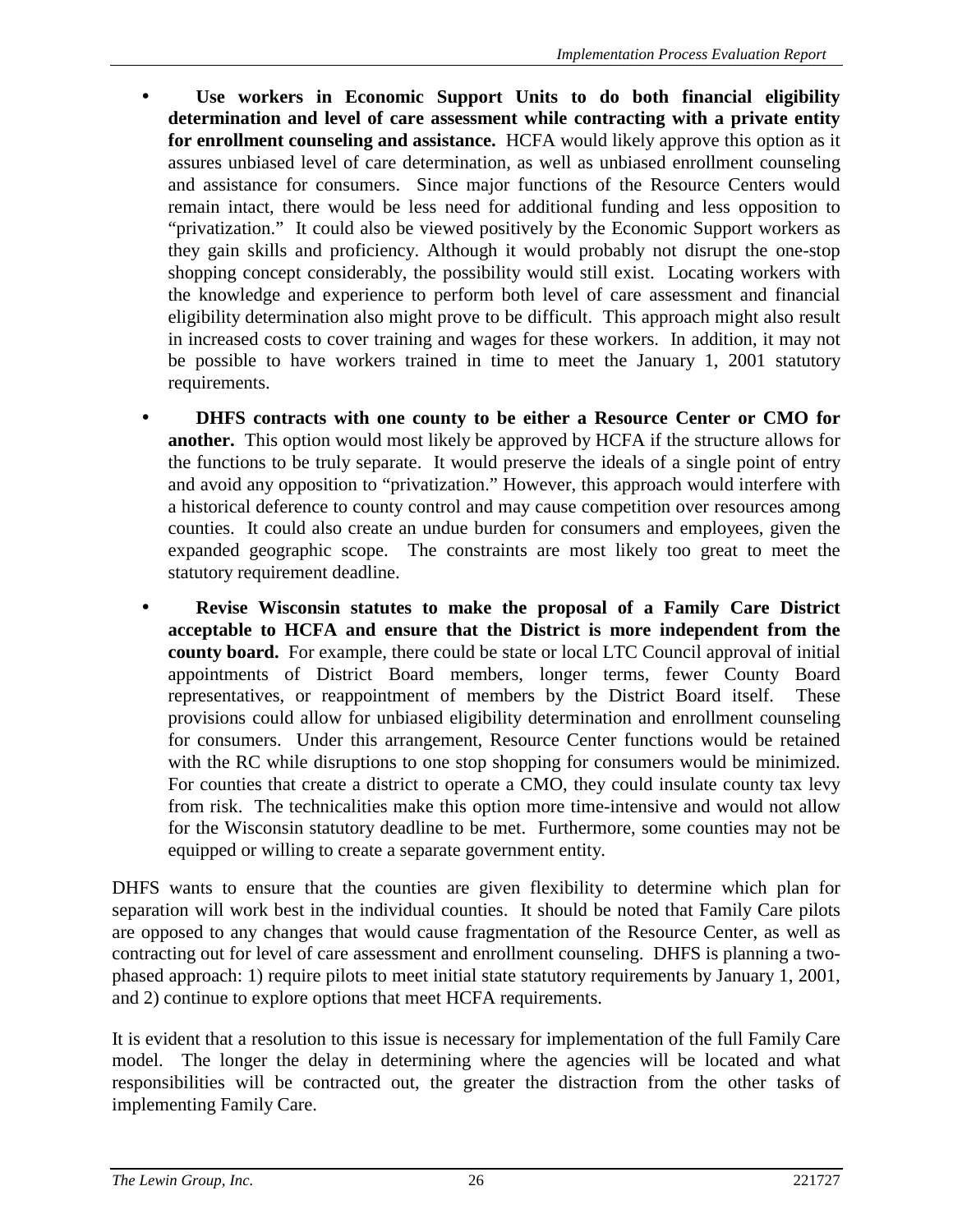- **Use workers in Economic Support Units to do both financial eligibility determination and level of care assessment while contracting with a private entity for enrollment counseling and assistance.** HCFA would likely approve this option as it assures unbiased level of care determination, as well as unbiased enrollment counseling and assistance for consumers. Since major functions of the Resource Centers would remain intact, there would be less need for additional funding and less opposition to "privatization." It could also be viewed positively by the Economic Support workers as they gain skills and proficiency. Although it would probably not disrupt the one-stop shopping concept considerably, the possibility would still exist. Locating workers with the knowledge and experience to perform both level of care assessment and financial eligibility determination also might prove to be difficult. This approach might also result in increased costs to cover training and wages for these workers. In addition, it may not be possible to have workers trained in time to meet the January 1, 2001 statutory requirements.

- **DHFS contracts with one county to be either a Resource Center or CMO for another.** This option would most likely be approved by HCFA if the structure allows for the functions to be truly separate. It would preserve the ideals of a single point of entry and avoid any opposition to "privatization." However, this approach would interfere with a historical deference to county control and may cause competition over resources among counties. It could also create an undue burden for consumers and employees, given the expanded geographic scope. The constraints are most likely too great to meet the statutory requirement deadline.

- **Revise Wisconsin statutes to make the proposal of a Family Care District acceptable to HCFA and ensure that the District is more independent from the county board.** For example, there could be state or local LTC Council approval of initial appointments of District Board members, longer terms, fewer County Board representatives, or reappointment of members by the District Board itself. These provisions could allow for unbiased eligibility determination and enrollment counseling for consumers. Under this arrangement, Resource Center functions would be retained with the RC while disruptions to one stop shopping for consumers would be minimized. For counties that create a district to operate a CMO, they could insulate county tax levy from risk. The technicalities make this option more time-intensive and would not allow for the Wisconsin statutory deadline to be met. Furthermore, some counties may not be equipped or willing to create a separate government entity.

DHFS wants to ensure that the counties are given flexibility to determine which plan for separation will work best in the individual counties. It should be noted that Family Care pilots are opposed to any changes that would cause fragmentation of the Resource Center, as well as contracting out for level of care assessment and enrollment counseling. DHFS is planning a two-phased approach: 1) require pilots to meet initial state statutory requirements by January 1, 2001, and 2) continue to explore options that meet HCFA requirements.

It is evident that a resolution to this issue is necessary for implementation of the full Family Care model. The longer the delay in determining where the agencies will be located and what responsibilities will be contracted out, the greater the distraction from the other tasks of implementing Family Care.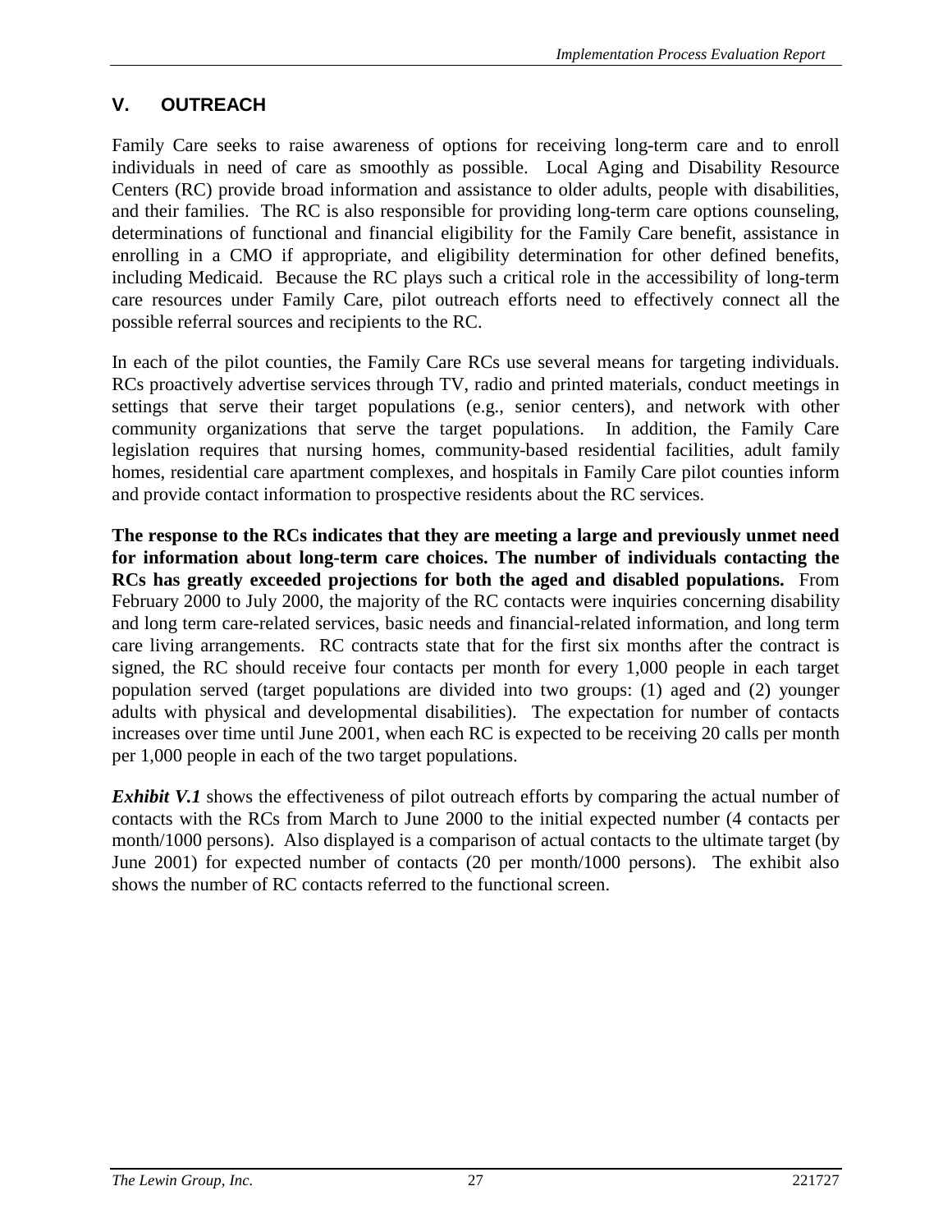## V. OUTREACH

Family Care seeks to raise awareness of options for receiving long-term care and to enroll individuals in need of care as smoothly as possible. Local Aging and Disability Resource Centers (RC) provide broad information and assistance to older adults, people with disabilities, and their families. The RC is also responsible for providing long-term care options counseling, determinations of functional and financial eligibility for the Family Care benefit, assistance in enrolling in a CMO if appropriate, and eligibility determination for other defined benefits, including Medicaid. Because the RC plays such a critical role in the accessibility of long-term care resources under Family Care, pilot outreach efforts need to effectively connect all the possible referral sources and recipients to the RC.

In each of the pilot counties, the Family Care RCs use several means for targeting individuals. RCs proactively advertise services through TV, radio and printed materials, conduct meetings in settings that serve their target populations (e.g., senior centers), and network with other community organizations that serve the target populations. In addition, the Family Care legislation requires that nursing homes, community-based residential facilities, adult family homes, residential care apartment complexes, and hospitals in Family Care pilot counties inform and provide contact information to prospective residents about the RC services.

**The response to the RCs indicates that they are meeting a large and previously unmet need for information about long-term care choices. The number of individuals contacting the RCs has greatly exceeded projections for both the aged and disabled populations.** From February 2000 to July 2000, the majority of the RC contacts were inquiries concerning disability and long term care-related services, basic needs and financial-related information, and long term care living arrangements. RC contracts state that for the first six months after the contract is signed, the RC should receive four contacts per month for every 1,000 people in each target population served (target populations are divided into two groups: (1) aged and (2) younger adults with physical and developmental disabilities). The expectation for number of contacts increases over time until June 2001, when each RC is expected to be receiving 20 calls per month per 1,000 people in each of the two target populations.

***Exhibit V.1*** shows the effectiveness of pilot outreach efforts by comparing the actual number of contacts with the RCs from March to June 2000 to the initial expected number (4 contacts per month/1000 persons). Also displayed is a comparison of actual contacts to the ultimate target (by June 2001) for expected number of contacts (20 per month/1000 persons). The exhibit also shows the number of RC contacts referred to the functional screen.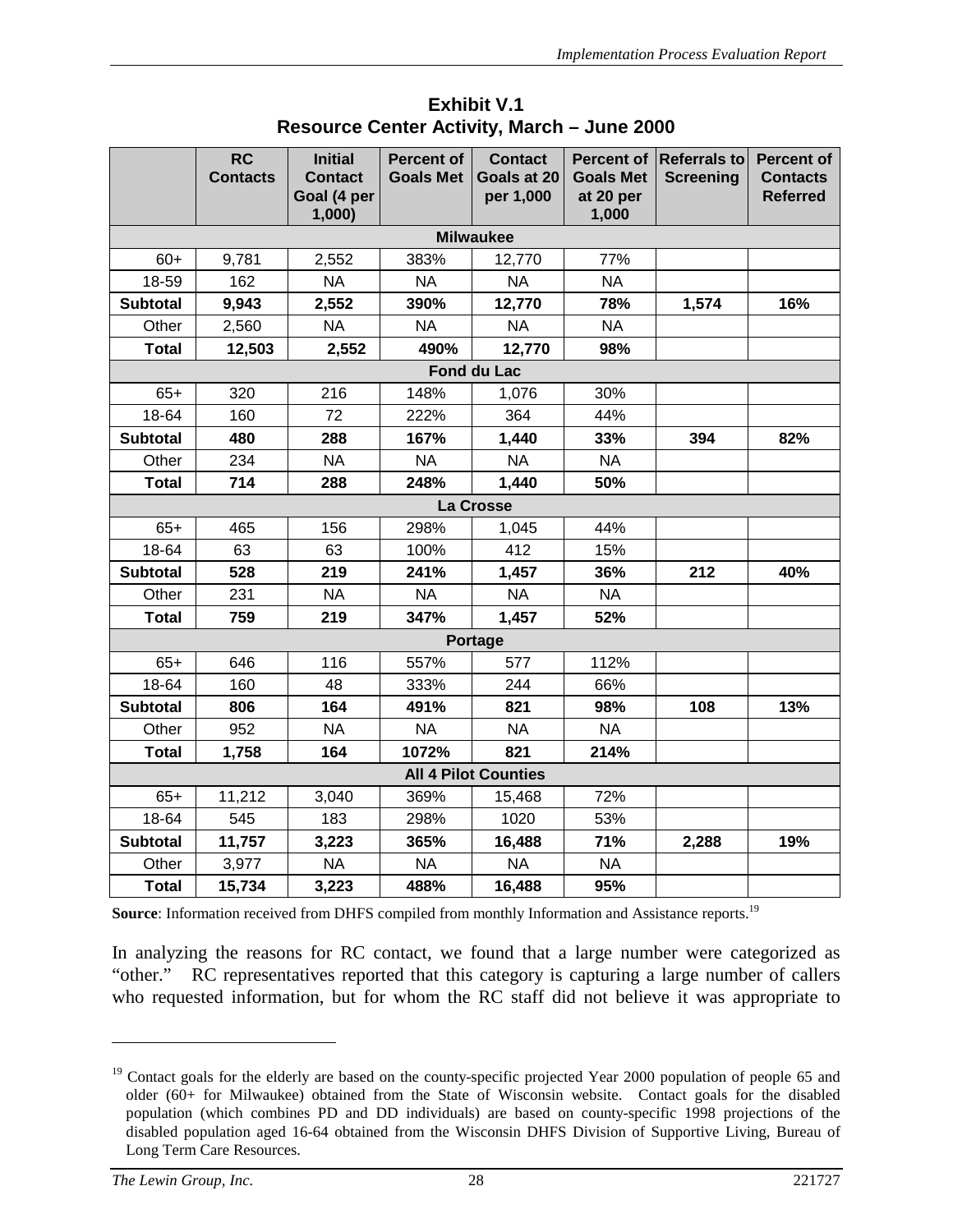**Exhibit V.1**
**Resource Center Activity, March – June 2000**

| | RC Contacts | Initial Contact Goal (4 per 1,000) | Percent of Goals Met | Contact Goals at 20 per 1,000 | Percent of Goals Met at 20 per 1,000 | Referrals to Screening | Percent of Contacts Referred |
|---|---|---|---|---|---|---|---|
| **Milwaukee** | | | | | | | |
| 60+ | 9,781 | 2,552 | 383% | 12,770 | 77% | | |
| 18-59 | 162 | NA | NA | NA | NA | | |
| **Subtotal** | **9,943** | **2,552** | **390%** | **12,770** | **78%** | **1,574** | **16%** |
| Other | 2,560 | NA | NA | NA | NA | | |
| **Total** | **12,503** | **2,552** | **490%** | **12,770** | **98%** | | |
| **Fond du Lac** | | | | | | | |
| 65+ | 320 | 216 | 148% | 1,076 | 30% | | |
| 18-64 | 160 | 72 | 222% | 364 | 44% | | |
| **Subtotal** | **480** | **288** | **167%** | **1,440** | **33%** | **394** | **82%** |
| Other | 234 | NA | NA | NA | NA | | |
| **Total** | **714** | **288** | **248%** | **1,440** | **50%** | | |
| **La Crosse** | | | | | | | |
| 65+ | 465 | 156 | 298% | 1,045 | 44% | | |
| 18-64 | 63 | 63 | 100% | 412 | 15% | | |
| **Subtotal** | **528** | **219** | **241%** | **1,457** | **36%** | **212** | **40%** |
| Other | 231 | NA | NA | NA | NA | | |
| **Total** | **759** | **219** | **347%** | **1,457** | **52%** | | |
| **Portage** | | | | | | | |
| 65+ | 646 | 116 | 557% | 577 | 112% | | |
| 18-64 | 160 | 48 | 333% | 244 | 66% | | |
| **Subtotal** | **806** | **164** | **491%** | **821** | **98%** | **108** | **13%** |
| Other | 952 | NA | NA | NA | NA | | |
| **Total** | **1,758** | **164** | **1072%** | **821** | **214%** | | |
| **All 4 Pilot Counties** | | | | | | | |
| 65+ | 11,212 | 3,040 | 369% | 15,468 | 72% | | |
| 18-64 | 545 | 183 | 298% | 1020 | 53% | | |
| **Subtotal** | **11,757** | **3,223** | **365%** | **16,488** | **71%** | **2,288** | **19%** |
| Other | 3,977 | NA | NA | NA | NA | | |
| **Total** | **15,734** | **3,223** | **488%** | **16,488** | **95%** | | |

**Source**: Information received from DHFS compiled from monthly Information and Assistance reports.[19]

In analyzing the reasons for RC contact, we found that a large number were categorized as "other." RC representatives reported that this category is capturing a large number of callers who requested information, but for whom the RC staff did not believe it was appropriate to

[19] Contact goals for the elderly are based on the county-specific projected Year 2000 population of people 65 and older (60+ for Milwaukee) obtained from the State of Wisconsin website. Contact goals for the disabled population (which combines PD and DD individuals) are based on county-specific 1998 projections of the disabled population aged 16-64 obtained from the Wisconsin DHFS Division of Supportive Living, Bureau of Long Term Care Resources.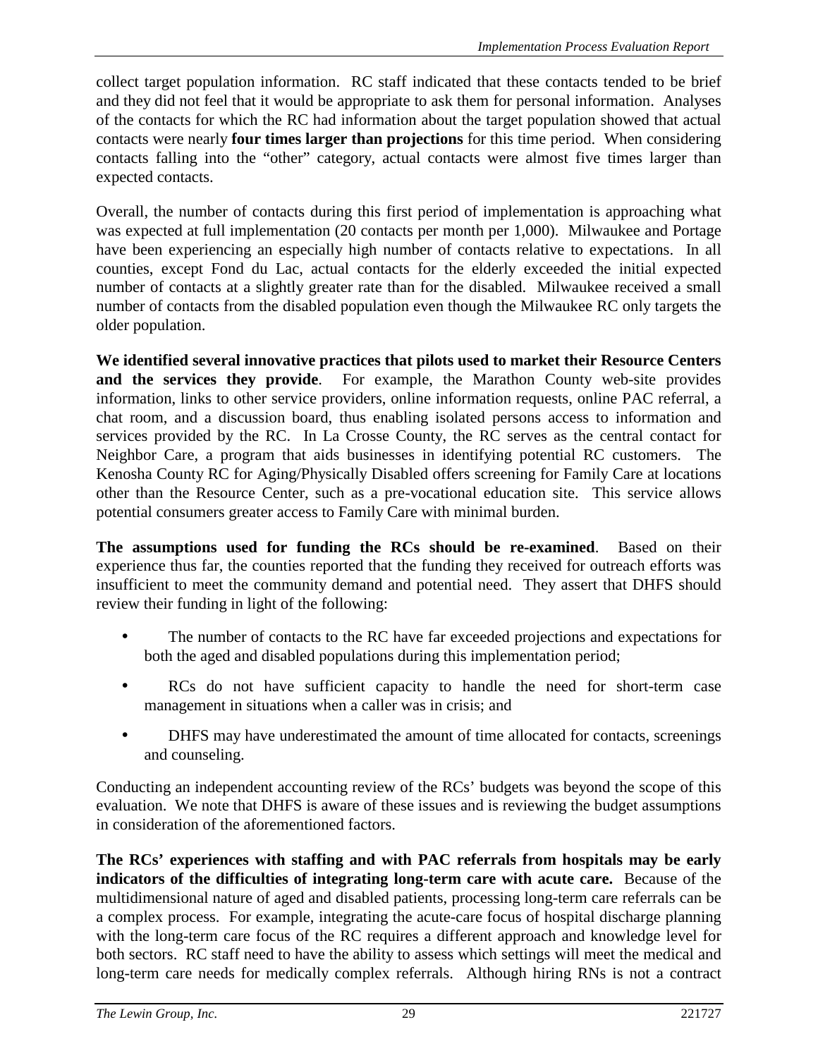collect target population information. RC staff indicated that these contacts tended to be brief and they did not feel that it would be appropriate to ask them for personal information. Analyses of the contacts for which the RC had information about the target population showed that actual contacts were nearly **four times larger than projections** for this time period. When considering contacts falling into the "other" category, actual contacts were almost five times larger than expected contacts.

Overall, the number of contacts during this first period of implementation is approaching what was expected at full implementation (20 contacts per month per 1,000). Milwaukee and Portage have been experiencing an especially high number of contacts relative to expectations. In all counties, except Fond du Lac, actual contacts for the elderly exceeded the initial expected number of contacts at a slightly greater rate than for the disabled. Milwaukee received a small number of contacts from the disabled population even though the Milwaukee RC only targets the older population.

**We identified several innovative practices that pilots used to market their Resource Centers and the services they provide**. For example, the Marathon County web-site provides information, links to other service providers, online information requests, online PAC referral, a chat room, and a discussion board, thus enabling isolated persons access to information and services provided by the RC. In La Crosse County, the RC serves as the central contact for Neighbor Care, a program that aids businesses in identifying potential RC customers. The Kenosha County RC for Aging/Physically Disabled offers screening for Family Care at locations other than the Resource Center, such as a pre-vocational education site. This service allows potential consumers greater access to Family Care with minimal burden.

**The assumptions used for funding the RCs should be re-examined**. Based on their experience thus far, the counties reported that the funding they received for outreach efforts was insufficient to meet the community demand and potential need. They assert that DHFS should review their funding in light of the following:

- The number of contacts to the RC have far exceeded projections and expectations for both the aged and disabled populations during this implementation period;
- RCs do not have sufficient capacity to handle the need for short-term case management in situations when a caller was in crisis; and
- DHFS may have underestimated the amount of time allocated for contacts, screenings and counseling.

Conducting an independent accounting review of the RCs' budgets was beyond the scope of this evaluation. We note that DHFS is aware of these issues and is reviewing the budget assumptions in consideration of the aforementioned factors.

**The RCs' experiences with staffing and with PAC referrals from hospitals may be early indicators of the difficulties of integrating long-term care with acute care.** Because of the multidimensional nature of aged and disabled patients, processing long-term care referrals can be a complex process. For example, integrating the acute-care focus of hospital discharge planning with the long-term care focus of the RC requires a different approach and knowledge level for both sectors. RC staff need to have the ability to assess which settings will meet the medical and long-term care needs for medically complex referrals. Although hiring RNs is not a contract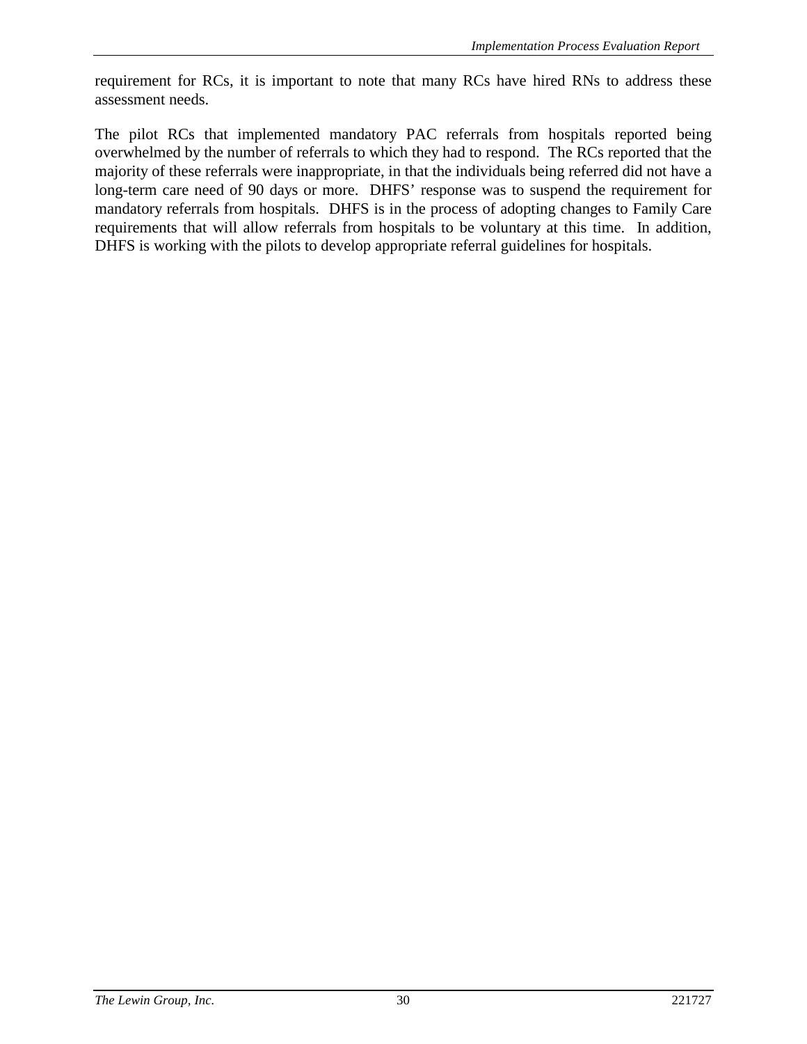requirement for RCs, it is important to note that many RCs have hired RNs to address these assessment needs.

The pilot RCs that implemented mandatory PAC referrals from hospitals reported being overwhelmed by the number of referrals to which they had to respond. The RCs reported that the majority of these referrals were inappropriate, in that the individuals being referred did not have a long-term care need of 90 days or more. DHFS' response was to suspend the requirement for mandatory referrals from hospitals. DHFS is in the process of adopting changes to Family Care requirements that will allow referrals from hospitals to be voluntary at this time. In addition, DHFS is working with the pilots to develop appropriate referral guidelines for hospitals.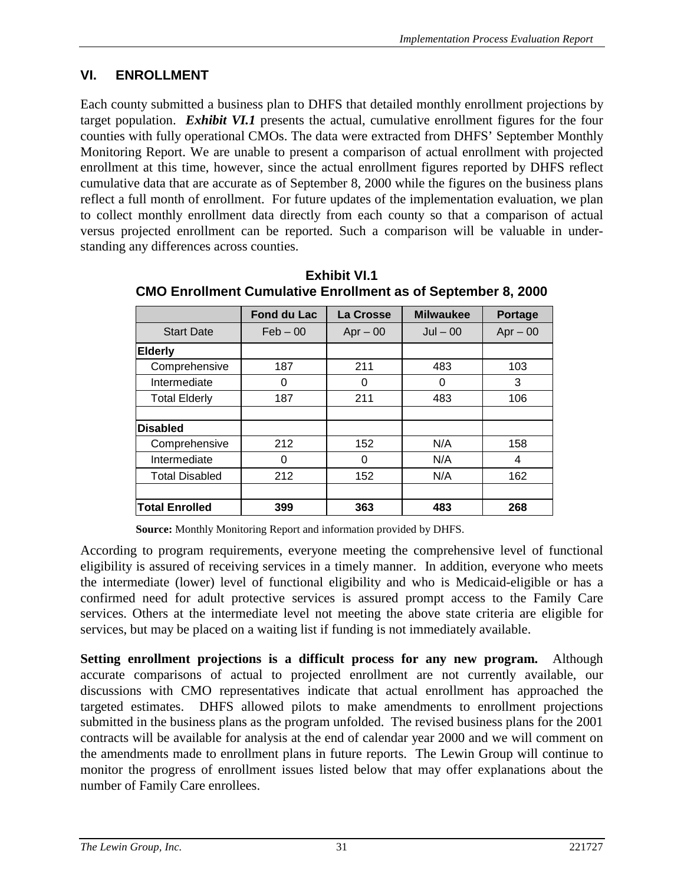## VI. ENROLLMENT

Each county submitted a business plan to DHFS that detailed monthly enrollment projections by target population. ***Exhibit VI.1*** presents the actual, cumulative enrollment figures for the four counties with fully operational CMOs. The data were extracted from DHFS' September Monthly Monitoring Report. We are unable to present a comparison of actual enrollment with projected enrollment at this time, however, since the actual enrollment figures reported by DHFS reflect cumulative data that are accurate as of September 8, 2000 while the figures on the business plans reflect a full month of enrollment. For future updates of the implementation evaluation, we plan to collect monthly enrollment data directly from each county so that a comparison of actual versus projected enrollment can be reported. Such a comparison will be valuable in understanding any differences across counties.

**Exhibit VI.1**
**CMO Enrollment Cumulative Enrollment as of September 8, 2000**

| | Fond du Lac | La Crosse | Milwaukee | Portage |
|---|---|---|---|---|
| Start Date | Feb – 00 | Apr – 00 | Jul – 00 | Apr – 00 |
| **Elderly** | | | | |
| Comprehensive | 187 | 211 | 483 | 103 |
| Intermediate | 0 | 0 | 0 | 3 |
| Total Elderly | 187 | 211 | 483 | 106 |
| | | | | |
| **Disabled** | | | | |
| Comprehensive | 212 | 152 | N/A | 158 |
| Intermediate | 0 | 0 | N/A | 4 |
| Total Disabled | 212 | 152 | N/A | 162 |
| | | | | |
| **Total Enrolled** | **399** | **363** | **483** | **268** |

**Source:** Monthly Monitoring Report and information provided by DHFS.

According to program requirements, everyone meeting the comprehensive level of functional eligibility is assured of receiving services in a timely manner. In addition, everyone who meets the intermediate (lower) level of functional eligibility and who is Medicaid-eligible or has a confirmed need for adult protective services is assured prompt access to the Family Care services. Others at the intermediate level not meeting the above state criteria are eligible for services, but may be placed on a waiting list if funding is not immediately available.

**Setting enrollment projections is a difficult process for any new program.** Although accurate comparisons of actual to projected enrollment are not currently available, our discussions with CMO representatives indicate that actual enrollment has approached the targeted estimates. DHFS allowed pilots to make amendments to enrollment projections submitted in the business plans as the program unfolded. The revised business plans for the 2001 contracts will be available for analysis at the end of calendar year 2000 and we will comment on the amendments made to enrollment plans in future reports. The Lewin Group will continue to monitor the progress of enrollment issues listed below that may offer explanations about the number of Family Care enrollees.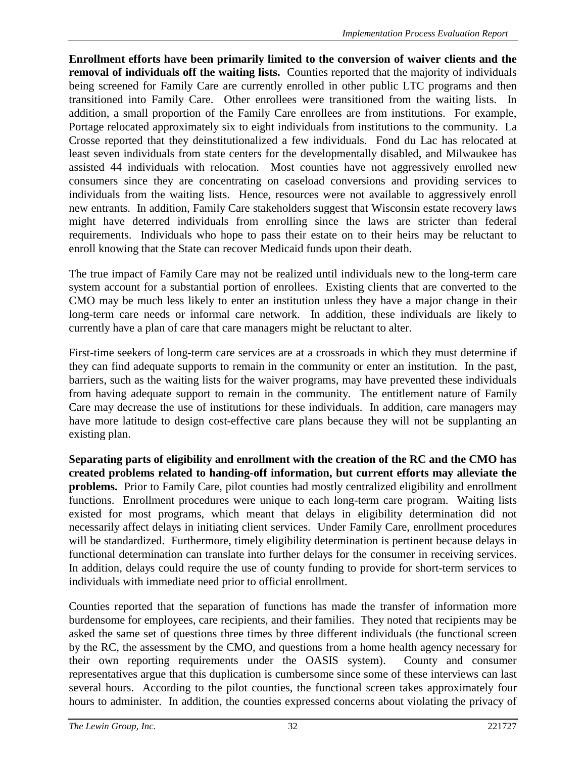**Enrollment efforts have been primarily limited to the conversion of waiver clients and the removal of individuals off the waiting lists.** Counties reported that the majority of individuals being screened for Family Care are currently enrolled in other public LTC programs and then transitioned into Family Care. Other enrollees were transitioned from the waiting lists. In addition, a small proportion of the Family Care enrollees are from institutions. For example, Portage relocated approximately six to eight individuals from institutions to the community. La Crosse reported that they deinstitutionalized a few individuals. Fond du Lac has relocated at least seven individuals from state centers for the developmentally disabled, and Milwaukee has assisted 44 individuals with relocation. Most counties have not aggressively enrolled new consumers since they are concentrating on caseload conversions and providing services to individuals from the waiting lists. Hence, resources were not available to aggressively enroll new entrants. In addition, Family Care stakeholders suggest that Wisconsin estate recovery laws might have deterred individuals from enrolling since the laws are stricter than federal requirements. Individuals who hope to pass their estate on to their heirs may be reluctant to enroll knowing that the State can recover Medicaid funds upon their death.

The true impact of Family Care may not be realized until individuals new to the long-term care system account for a substantial portion of enrollees. Existing clients that are converted to the CMO may be much less likely to enter an institution unless they have a major change in their long-term care needs or informal care network. In addition, these individuals are likely to currently have a plan of care that care managers might be reluctant to alter.

First-time seekers of long-term care services are at a crossroads in which they must determine if they can find adequate supports to remain in the community or enter an institution. In the past, barriers, such as the waiting lists for the waiver programs, may have prevented these individuals from having adequate support to remain in the community. The entitlement nature of Family Care may decrease the use of institutions for these individuals. In addition, care managers may have more latitude to design cost-effective care plans because they will not be supplanting an existing plan.

**Separating parts of eligibility and enrollment with the creation of the RC and the CMO has created problems related to handing-off information, but current efforts may alleviate the problems.** Prior to Family Care, pilot counties had mostly centralized eligibility and enrollment functions. Enrollment procedures were unique to each long-term care program. Waiting lists existed for most programs, which meant that delays in eligibility determination did not necessarily affect delays in initiating client services. Under Family Care, enrollment procedures will be standardized. Furthermore, timely eligibility determination is pertinent because delays in functional determination can translate into further delays for the consumer in receiving services. In addition, delays could require the use of county funding to provide for short-term services to individuals with immediate need prior to official enrollment.

Counties reported that the separation of functions has made the transfer of information more burdensome for employees, care recipients, and their families. They noted that recipients may be asked the same set of questions three times by three different individuals (the functional screen by the RC, the assessment by the CMO, and questions from a home health agency necessary for their own reporting requirements under the OASIS system). County and consumer representatives argue that this duplication is cumbersome since some of these interviews can last several hours. According to the pilot counties, the functional screen takes approximately four hours to administer. In addition, the counties expressed concerns about violating the privacy of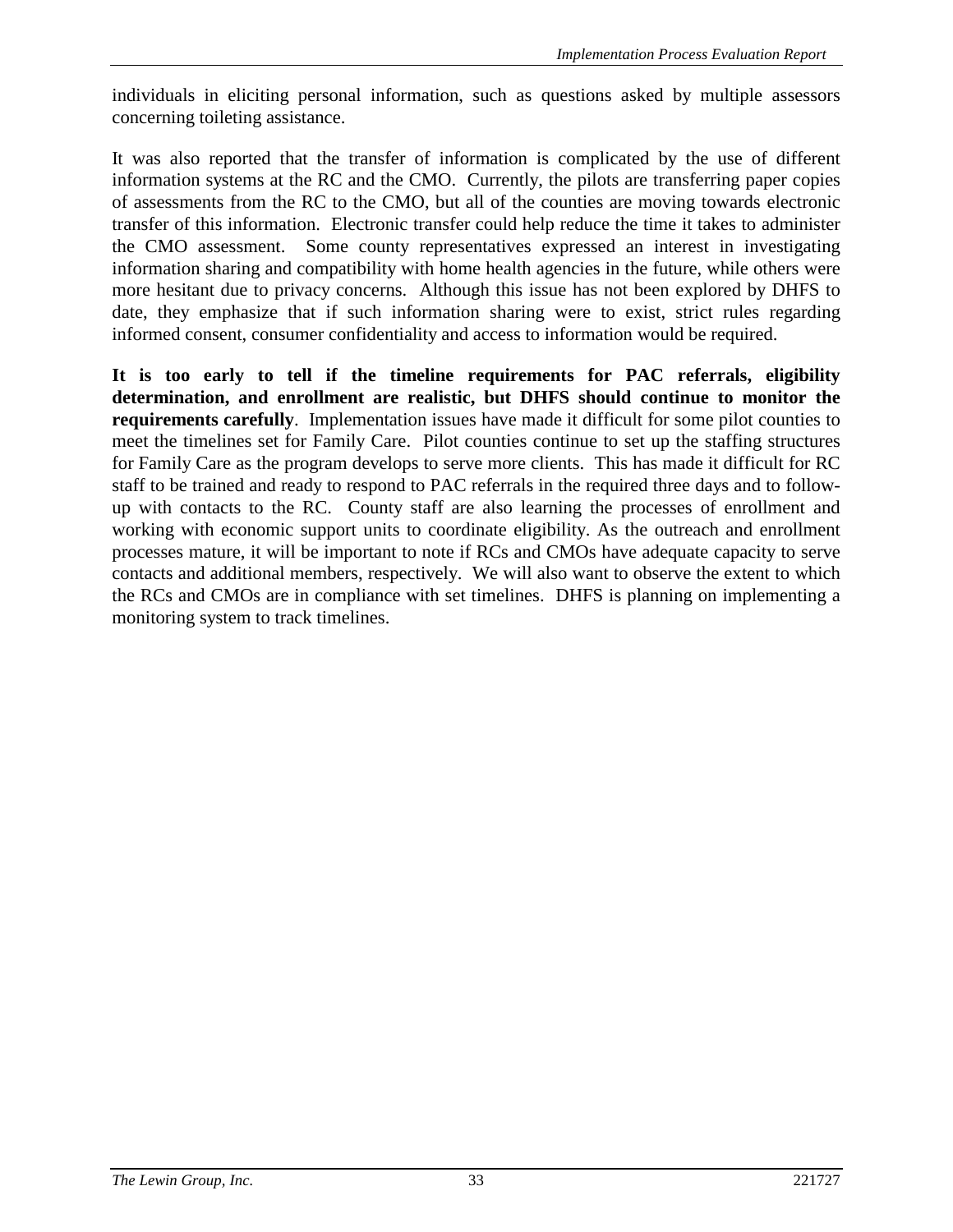individuals in eliciting personal information, such as questions asked by multiple assessors concerning toileting assistance.

It was also reported that the transfer of information is complicated by the use of different information systems at the RC and the CMO. Currently, the pilots are transferring paper copies of assessments from the RC to the CMO, but all of the counties are moving towards electronic transfer of this information. Electronic transfer could help reduce the time it takes to administer the CMO assessment. Some county representatives expressed an interest in investigating information sharing and compatibility with home health agencies in the future, while others were more hesitant due to privacy concerns. Although this issue has not been explored by DHFS to date, they emphasize that if such information sharing were to exist, strict rules regarding informed consent, consumer confidentiality and access to information would be required.

**It is too early to tell if the timeline requirements for PAC referrals, eligibility determination, and enrollment are realistic, but DHFS should continue to monitor the requirements carefully**. Implementation issues have made it difficult for some pilot counties to meet the timelines set for Family Care. Pilot counties continue to set up the staffing structures for Family Care as the program develops to serve more clients. This has made it difficult for RC staff to be trained and ready to respond to PAC referrals in the required three days and to follow-up with contacts to the RC. County staff are also learning the processes of enrollment and working with economic support units to coordinate eligibility. As the outreach and enrollment processes mature, it will be important to note if RCs and CMOs have adequate capacity to serve contacts and additional members, respectively. We will also want to observe the extent to which the RCs and CMOs are in compliance with set timelines. DHFS is planning on implementing a monitoring system to track timelines.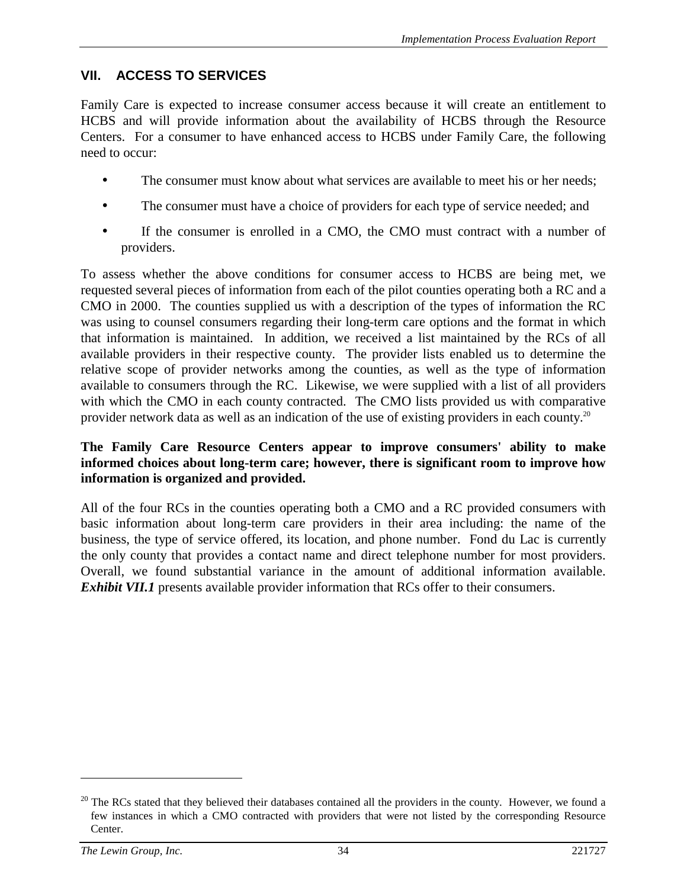## VII. ACCESS TO SERVICES

Family Care is expected to increase consumer access because it will create an entitlement to HCBS and will provide information about the availability of HCBS through the Resource Centers. For a consumer to have enhanced access to HCBS under Family Care, the following need to occur:

- The consumer must know about what services are available to meet his or her needs;
- The consumer must have a choice of providers for each type of service needed; and
- If the consumer is enrolled in a CMO, the CMO must contract with a number of providers.

To assess whether the above conditions for consumer access to HCBS are being met, we requested several pieces of information from each of the pilot counties operating both a RC and a CMO in 2000. The counties supplied us with a description of the types of information the RC was using to counsel consumers regarding their long-term care options and the format in which that information is maintained. In addition, we received a list maintained by the RCs of all available providers in their respective county. The provider lists enabled us to determine the relative scope of provider networks among the counties, as well as the type of information available to consumers through the RC. Likewise, we were supplied with a list of all providers with which the CMO in each county contracted. The CMO lists provided us with comparative provider network data as well as an indication of the use of existing providers in each county.[20]

**The Family Care Resource Centers appear to improve consumers' ability to make informed choices about long-term care; however, there is significant room to improve how information is organized and provided.**

All of the four RCs in the counties operating both a CMO and a RC provided consumers with basic information about long-term care providers in their area including: the name of the business, the type of service offered, its location, and phone number. Fond du Lac is currently the only county that provides a contact name and direct telephone number for most providers. Overall, we found substantial variance in the amount of additional information available. ***Exhibit VII.1*** presents available provider information that RCs offer to their consumers.

---

[20] The RCs stated that they believed their databases contained all the providers in the county. However, we found a few instances in which a CMO contracted with providers that were not listed by the corresponding Resource Center.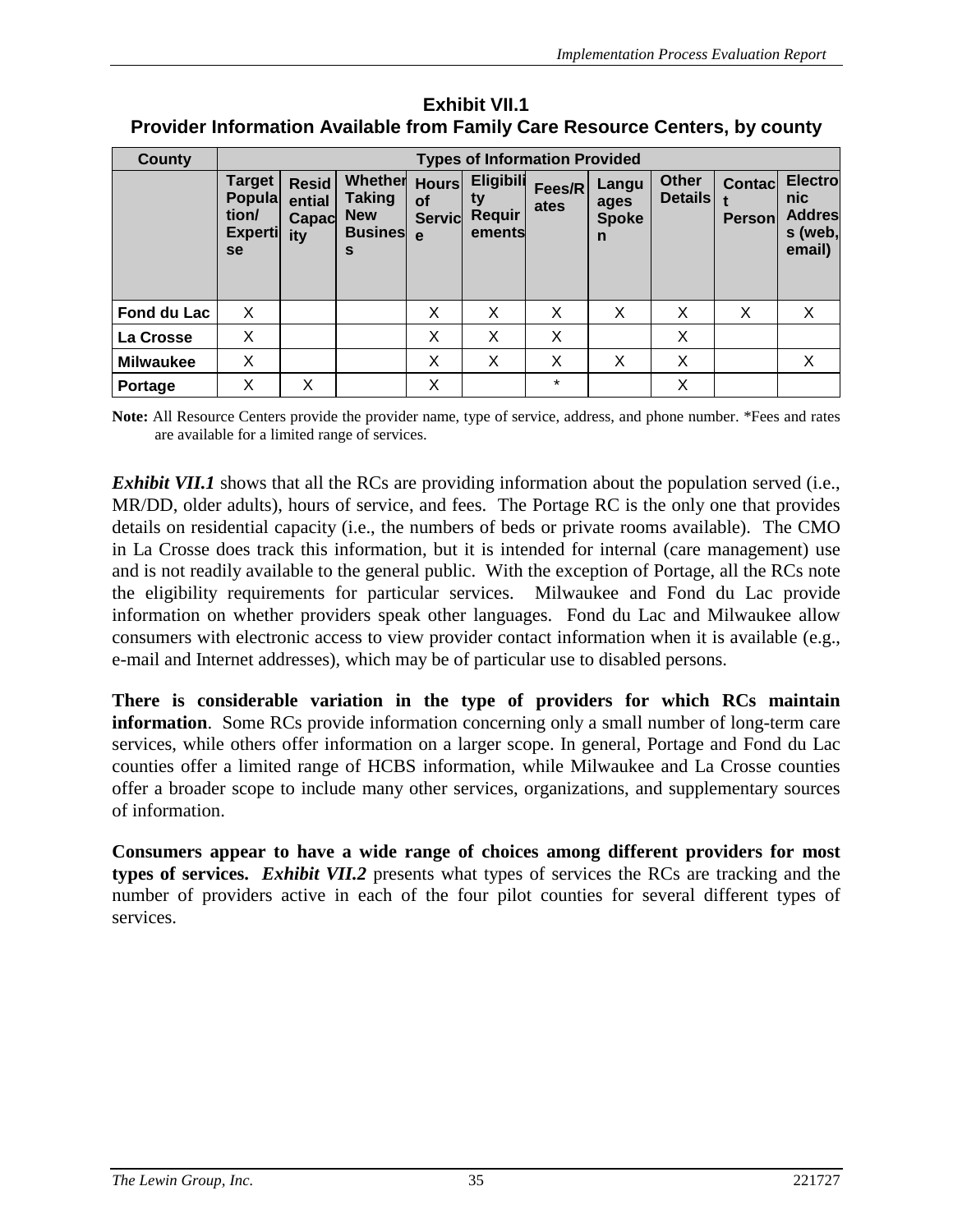**Exhibit VII.1**
**Provider Information Available from Family Care Resource Centers, by county**

| County | Types of Information Provided | | | | | | | | | |
|---|---|---|---|---|---|---|---|---|---|---|
| | Target Population/ Expertise | Residential Capacity | Whether Taking New Business | Hours of Service | Eligibility Requirements | Fees/Rates | Languages Spoken | Other Details | Contact Person | Electronic Address (web, email) |
| Fond du Lac | X | | | X | X | X | X | X | X | X |
| La Crosse | X | | | X | X | X | | X | | |
| Milwaukee | X | | | X | X | X | X | X | | X |
| Portage | X | X | | X | | * | | X | | |

**Note:** All Resource Centers provide the provider name, type of service, address, and phone number. *Fees and rates are available for a limited range of services.

***Exhibit VII.1*** shows that all the RCs are providing information about the population served (i.e., MR/DD, older adults), hours of service, and fees. The Portage RC is the only one that provides details on residential capacity (i.e., the numbers of beds or private rooms available). The CMO in La Crosse does track this information, but it is intended for internal (care management) use and is not readily available to the general public. With the exception of Portage, all the RCs note the eligibility requirements for particular services. Milwaukee and Fond du Lac provide information on whether providers speak other languages. Fond du Lac and Milwaukee allow consumers with electronic access to view provider contact information when it is available (e.g., e-mail and Internet addresses), which may be of particular use to disabled persons.

**There is considerable variation in the type of providers for which RCs maintain information**. Some RCs provide information concerning only a small number of long-term care services, while others offer information on a larger scope. In general, Portage and Fond du Lac counties offer a limited range of HCBS information, while Milwaukee and La Crosse counties offer a broader scope to include many other services, organizations, and supplementary sources of information.

**Consumers appear to have a wide range of choices among different providers for most types of services.** ***Exhibit VII.2*** presents what types of services the RCs are tracking and the number of providers active in each of the four pilot counties for several different types of services.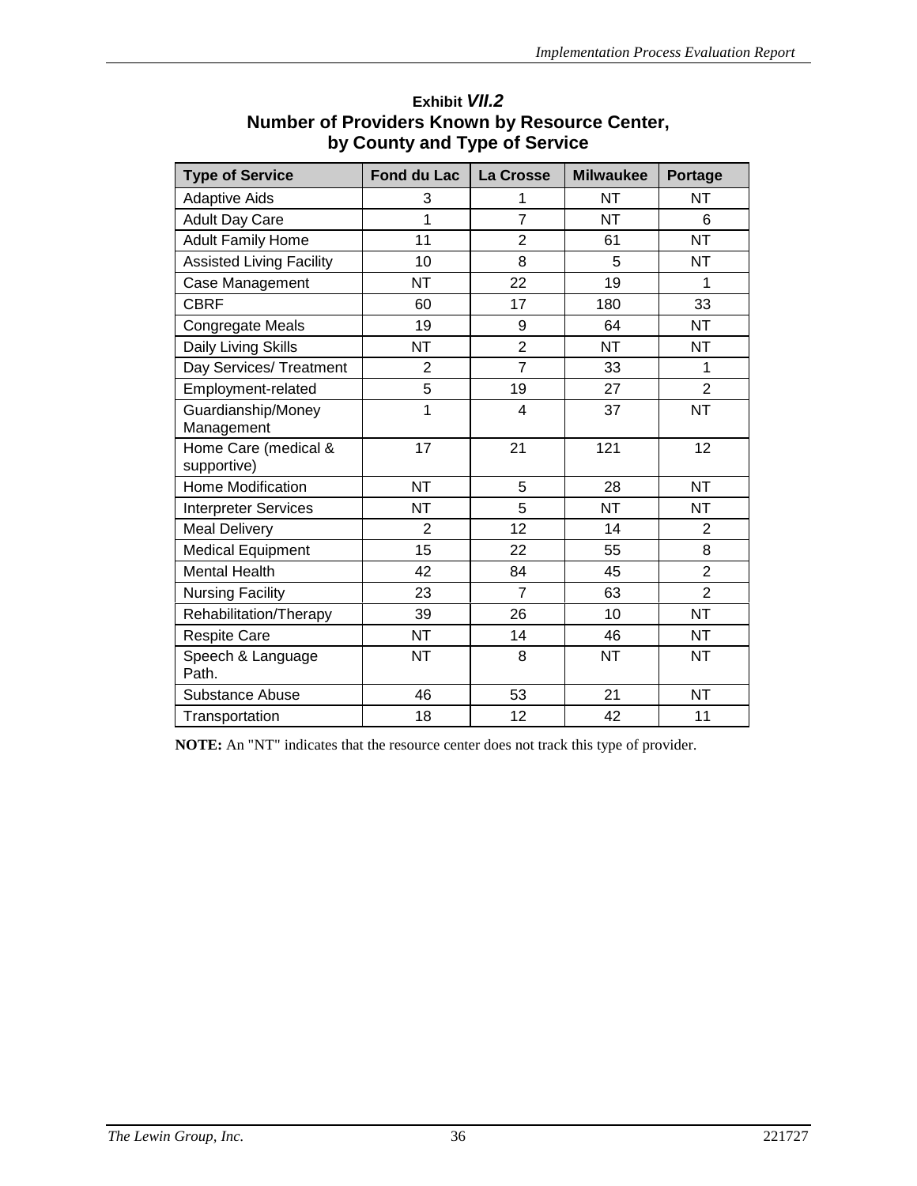**Exhibit *VII.2***

**Number of Providers Known by Resource Center, by County and Type of Service**

| Type of Service | Fond du Lac | La Crosse | Milwaukee | Portage |
|---|---|---|---|---|
| Adaptive Aids | 3 | 1 | NT | NT |
| Adult Day Care | 1 | 7 | NT | 6 |
| Adult Family Home | 11 | 2 | 61 | NT |
| Assisted Living Facility | 10 | 8 | 5 | NT |
| Case Management | NT | 22 | 19 | 1 |
| CBRF | 60 | 17 | 180 | 33 |
| Congregate Meals | 19 | 9 | 64 | NT |
| Daily Living Skills | NT | 2 | NT | NT |
| Day Services/ Treatment | 2 | 7 | 33 | 1 |
| Employment-related | 5 | 19 | 27 | 2 |
| Guardianship/Money Management | 1 | 4 | 37 | NT |
| Home Care (medical & supportive) | 17 | 21 | 121 | 12 |
| Home Modification | NT | 5 | 28 | NT |
| Interpreter Services | NT | 5 | NT | NT |
| Meal Delivery | 2 | 12 | 14 | 2 |
| Medical Equipment | 15 | 22 | 55 | 8 |
| Mental Health | 42 | 84 | 45 | 2 |
| Nursing Facility | 23 | 7 | 63 | 2 |
| Rehabilitation/Therapy | 39 | 26 | 10 | NT |
| Respite Care | NT | 14 | 46 | NT |
| Speech & Language Path. | NT | 8 | NT | NT |
| Substance Abuse | 46 | 53 | 21 | NT |
| Transportation | 18 | 12 | 42 | 11 |

**NOTE:** An "NT" indicates that the resource center does not track this type of provider.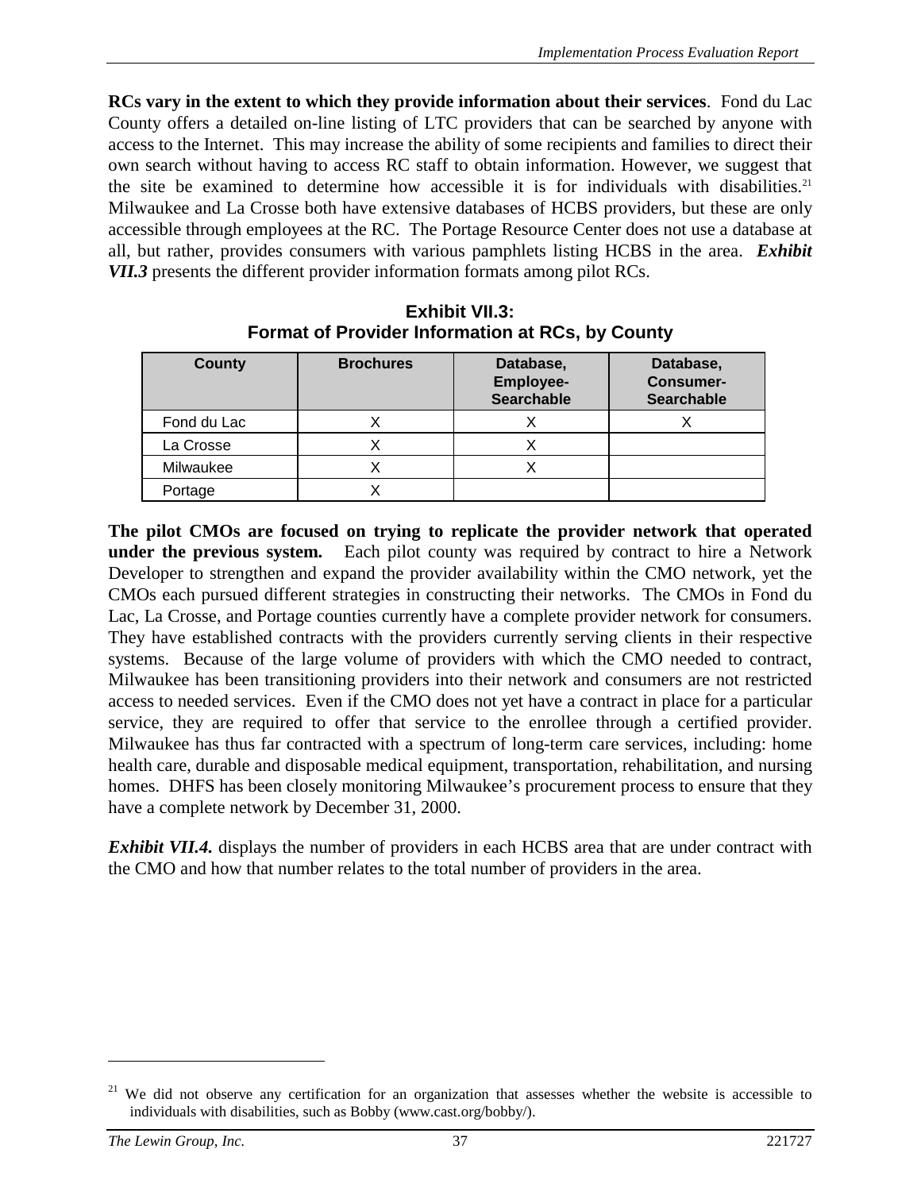**RCs vary in the extent to which they provide information about their services**. Fond du Lac County offers a detailed on-line listing of LTC providers that can be searched by anyone with access to the Internet. This may increase the ability of some recipients and families to direct their own search without having to access RC staff to obtain information. However, we suggest that the site be examined to determine how accessible it is for individuals with disabilities.[21] Milwaukee and La Crosse both have extensive databases of HCBS providers, but these are only accessible through employees at the RC. The Portage Resource Center does not use a database at all, but rather, provides consumers with various pamphlets listing HCBS in the area. ***Exhibit VII.3*** presents the different provider information formats among pilot RCs.

**Exhibit VII.3: Format of Provider Information at RCs, by County**

| County | Brochures | Database, Employee-Searchable | Database, Consumer-Searchable |
|---|---|---|---|
| Fond du Lac | X | X | X |
| La Crosse | X | X | |
| Milwaukee | X | X | |
| Portage | X | | |

**The pilot CMOs are focused on trying to replicate the provider network that operated under the previous system.** Each pilot county was required by contract to hire a Network Developer to strengthen and expand the provider availability within the CMO network, yet the CMOs each pursued different strategies in constructing their networks. The CMOs in Fond du Lac, La Crosse, and Portage counties currently have a complete provider network for consumers. They have established contracts with the providers currently serving clients in their respective systems. Because of the large volume of providers with which the CMO needed to contract, Milwaukee has been transitioning providers into their network and consumers are not restricted access to needed services. Even if the CMO does not yet have a contract in place for a particular service, they are required to offer that service to the enrollee through a certified provider. Milwaukee has thus far contracted with a spectrum of long-term care services, including: home health care, durable and disposable medical equipment, transportation, rehabilitation, and nursing homes. DHFS has been closely monitoring Milwaukee's procurement process to ensure that they have a complete network by December 31, 2000.

***Exhibit VII.4.*** displays the number of providers in each HCBS area that are under contract with the CMO and how that number relates to the total number of providers in the area.

[21] We did not observe any certification for an organization that assesses whether the website is accessible to individuals with disabilities, such as Bobby (www.cast.org/bobby/).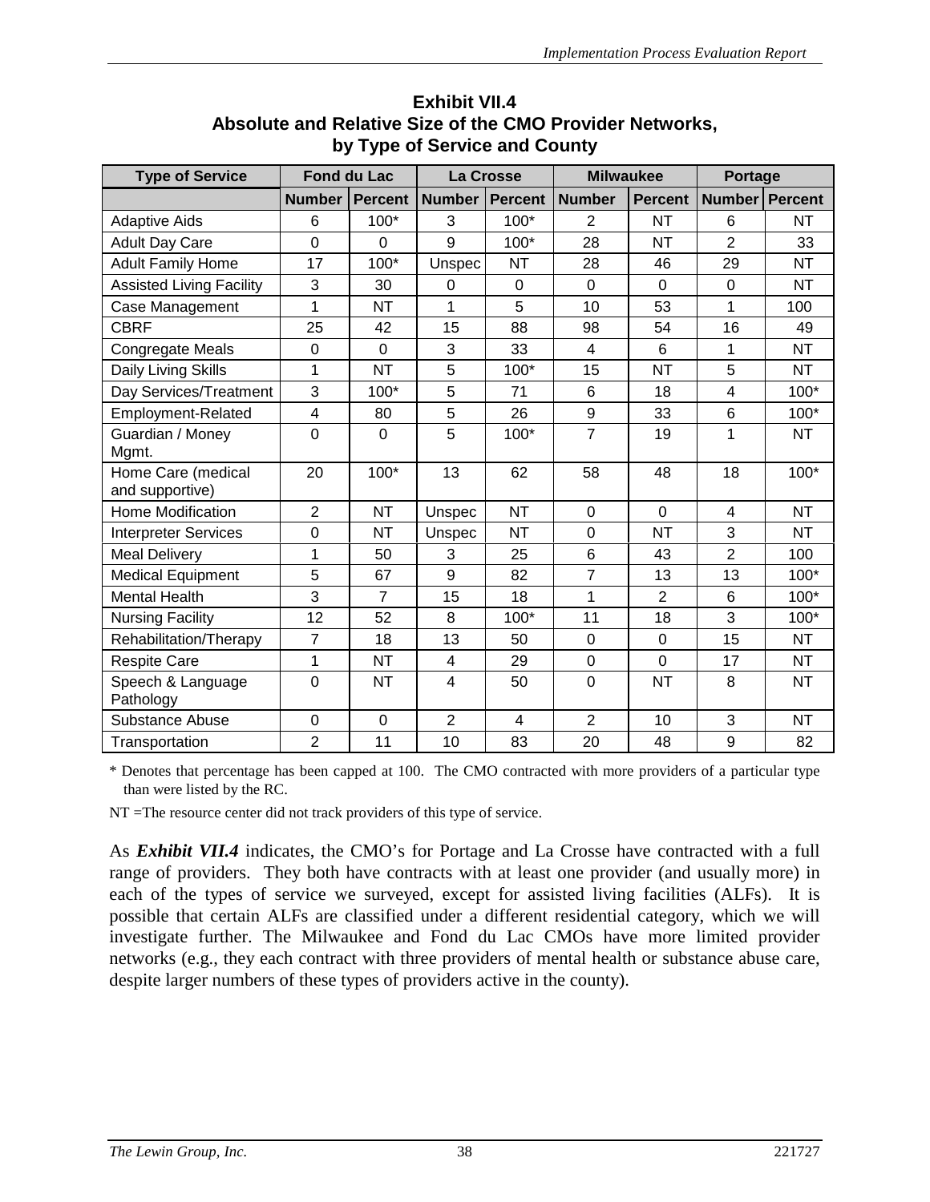**Exhibit VII.4**
**Absolute and Relative Size of the CMO Provider Networks, by Type of Service and County**

| Type of Service | Fond du Lac | | La Crosse | | Milwaukee | | Portage | |
|---|---|---|---|---|---|---|---|---|
| | Number | Percent | Number | Percent | Number | Percent | Number | Percent |
| Adaptive Aids | 6 | 100* | 3 | 100* | 2 | NT | 6 | NT |
| Adult Day Care | 0 | 0 | 9 | 100* | 28 | NT | 2 | 33 |
| Adult Family Home | 17 | 100* | Unspec | NT | 28 | 46 | 29 | NT |
| Assisted Living Facility | 3 | 30 | 0 | 0 | 0 | 0 | 0 | NT |
| Case Management | 1 | NT | 1 | 5 | 10 | 53 | 1 | 100 |
| CBRF | 25 | 42 | 15 | 88 | 98 | 54 | 16 | 49 |
| Congregate Meals | 0 | 0 | 3 | 33 | 4 | 6 | 1 | NT |
| Daily Living Skills | 1 | NT | 5 | 100* | 15 | NT | 5 | NT |
| Day Services/Treatment | 3 | 100* | 5 | 71 | 6 | 18 | 4 | 100* |
| Employment-Related | 4 | 80 | 5 | 26 | 9 | 33 | 6 | 100* |
| Guardian / Money Mgmt. | 0 | 0 | 5 | 100* | 7 | 19 | 1 | NT |
| Home Care (medical and supportive) | 20 | 100* | 13 | 62 | 58 | 48 | 18 | 100* |
| Home Modification | 2 | NT | Unspec | NT | 0 | 0 | 4 | NT |
| Interpreter Services | 0 | NT | Unspec | NT | 0 | NT | 3 | NT |
| Meal Delivery | 1 | 50 | 3 | 25 | 6 | 43 | 2 | 100 |
| Medical Equipment | 5 | 67 | 9 | 82 | 7 | 13 | 13 | 100* |
| Mental Health | 3 | 7 | 15 | 18 | 1 | 2 | 6 | 100* |
| Nursing Facility | 12 | 52 | 8 | 100* | 11 | 18 | 3 | 100* |
| Rehabilitation/Therapy | 7 | 18 | 13 | 50 | 0 | 0 | 15 | NT |
| Respite Care | 1 | NT | 4 | 29 | 0 | 0 | 17 | NT |
| Speech & Language Pathology | 0 | NT | 4 | 50 | 0 | NT | 8 | NT |
| Substance Abuse | 0 | 0 | 2 | 4 | 2 | 10 | 3 | NT |
| Transportation | 2 | 11 | 10 | 83 | 20 | 48 | 9 | 82 |

\* Denotes that percentage has been capped at 100. The CMO contracted with more providers of a particular type than were listed by the RC.

NT =The resource center did not track providers of this type of service.

As ***Exhibit VII.4*** indicates, the CMO's for Portage and La Crosse have contracted with a full range of providers. They both have contracts with at least one provider (and usually more) in each of the types of service we surveyed, except for assisted living facilities (ALFs). It is possible that certain ALFs are classified under a different residential category, which we will investigate further. The Milwaukee and Fond du Lac CMOs have more limited provider networks (e.g., they each contract with three providers of mental health or substance abuse care, despite larger numbers of these types of providers active in the county).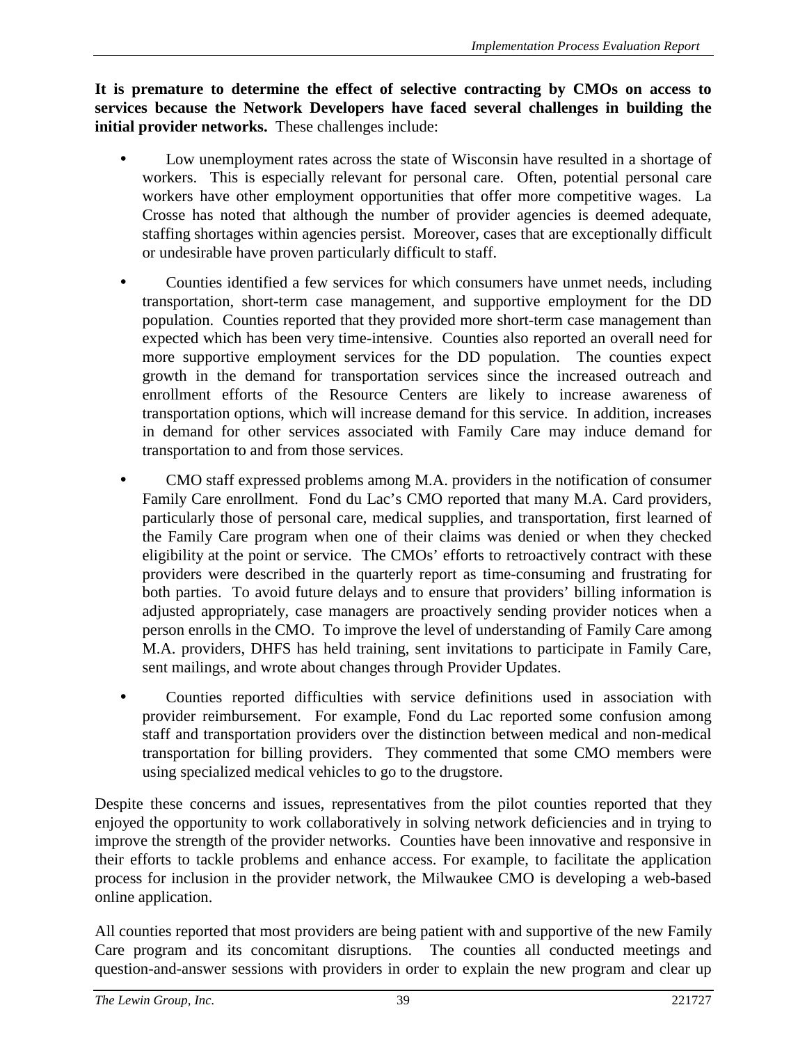**It is premature to determine the effect of selective contracting by CMOs on access to services because the Network Developers have faced several challenges in building the initial provider networks.** These challenges include:

- Low unemployment rates across the state of Wisconsin have resulted in a shortage of workers. This is especially relevant for personal care. Often, potential personal care workers have other employment opportunities that offer more competitive wages. La Crosse has noted that although the number of provider agencies is deemed adequate, staffing shortages within agencies persist. Moreover, cases that are exceptionally difficult or undesirable have proven particularly difficult to staff.

- Counties identified a few services for which consumers have unmet needs, including transportation, short-term case management, and supportive employment for the DD population. Counties reported that they provided more short-term case management than expected which has been very time-intensive. Counties also reported an overall need for more supportive employment services for the DD population. The counties expect growth in the demand for transportation services since the increased outreach and enrollment efforts of the Resource Centers are likely to increase awareness of transportation options, which will increase demand for this service. In addition, increases in demand for other services associated with Family Care may induce demand for transportation to and from those services.

- CMO staff expressed problems among M.A. providers in the notification of consumer Family Care enrollment. Fond du Lac's CMO reported that many M.A. Card providers, particularly those of personal care, medical supplies, and transportation, first learned of the Family Care program when one of their claims was denied or when they checked eligibility at the point or service. The CMOs' efforts to retroactively contract with these providers were described in the quarterly report as time-consuming and frustrating for both parties. To avoid future delays and to ensure that providers' billing information is adjusted appropriately, case managers are proactively sending provider notices when a person enrolls in the CMO. To improve the level of understanding of Family Care among M.A. providers, DHFS has held training, sent invitations to participate in Family Care, sent mailings, and wrote about changes through Provider Updates.

- Counties reported difficulties with service definitions used in association with provider reimbursement. For example, Fond du Lac reported some confusion among staff and transportation providers over the distinction between medical and non-medical transportation for billing providers. They commented that some CMO members were using specialized medical vehicles to go to the drugstore.

Despite these concerns and issues, representatives from the pilot counties reported that they enjoyed the opportunity to work collaboratively in solving network deficiencies and in trying to improve the strength of the provider networks. Counties have been innovative and responsive in their efforts to tackle problems and enhance access. For example, to facilitate the application process for inclusion in the provider network, the Milwaukee CMO is developing a web-based online application.

All counties reported that most providers are being patient with and supportive of the new Family Care program and its concomitant disruptions. The counties all conducted meetings and question-and-answer sessions with providers in order to explain the new program and clear up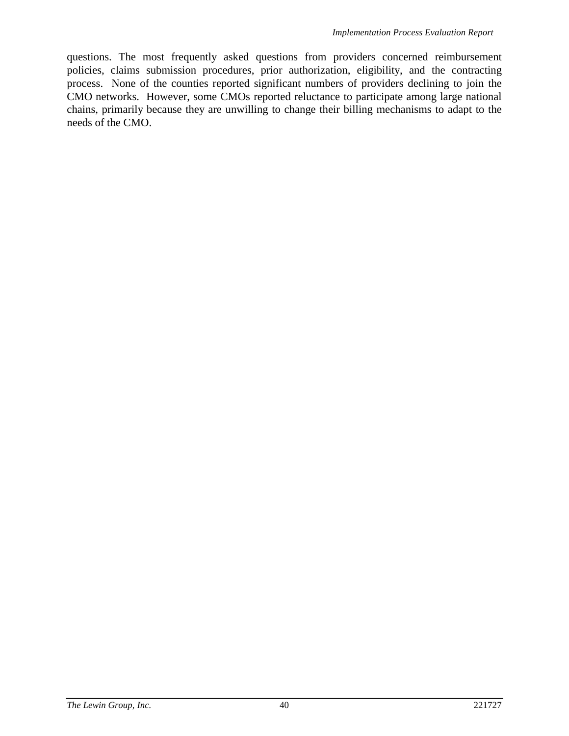questions. The most frequently asked questions from providers concerned reimbursement policies, claims submission procedures, prior authorization, eligibility, and the contracting process. None of the counties reported significant numbers of providers declining to join the CMO networks. However, some CMOs reported reluctance to participate among large national chains, primarily because they are unwilling to change their billing mechanisms to adapt to the needs of the CMO.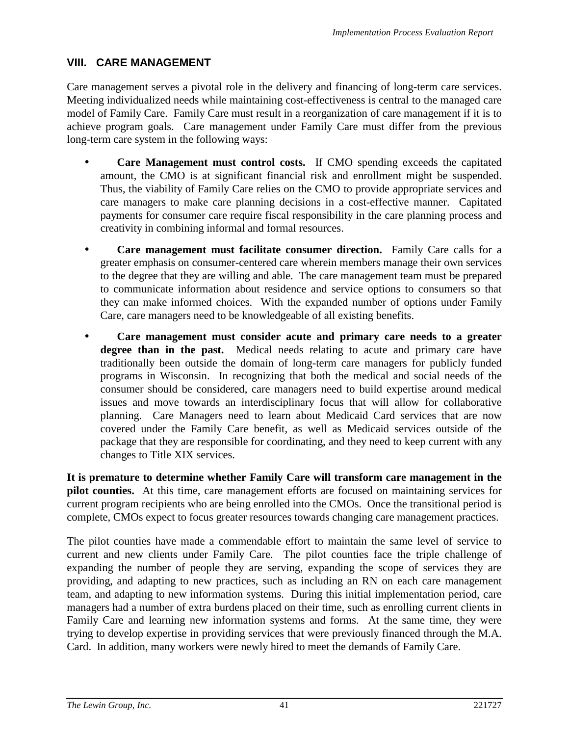## VIII. CARE MANAGEMENT

Care management serves a pivotal role in the delivery and financing of long-term care services. Meeting individualized needs while maintaining cost-effectiveness is central to the managed care model of Family Care. Family Care must result in a reorganization of care management if it is to achieve program goals. Care management under Family Care must differ from the previous long-term care system in the following ways:

- **Care Management must control costs.** If CMO spending exceeds the capitated amount, the CMO is at significant financial risk and enrollment might be suspended. Thus, the viability of Family Care relies on the CMO to provide appropriate services and care managers to make care planning decisions in a cost-effective manner. Capitated payments for consumer care require fiscal responsibility in the care planning process and creativity in combining informal and formal resources.

- **Care management must facilitate consumer direction.** Family Care calls for a greater emphasis on consumer-centered care wherein members manage their own services to the degree that they are willing and able. The care management team must be prepared to communicate information about residence and service options to consumers so that they can make informed choices. With the expanded number of options under Family Care, care managers need to be knowledgeable of all existing benefits.

- **Care management must consider acute and primary care needs to a greater degree than in the past.** Medical needs relating to acute and primary care have traditionally been outside the domain of long-term care managers for publicly funded programs in Wisconsin. In recognizing that both the medical and social needs of the consumer should be considered, care managers need to build expertise around medical issues and move towards an interdisciplinary focus that will allow for collaborative planning. Care Managers need to learn about Medicaid Card services that are now covered under the Family Care benefit, as well as Medicaid services outside of the package that they are responsible for coordinating, and they need to keep current with any changes to Title XIX services.

**It is premature to determine whether Family Care will transform care management in the pilot counties.** At this time, care management efforts are focused on maintaining services for current program recipients who are being enrolled into the CMOs. Once the transitional period is complete, CMOs expect to focus greater resources towards changing care management practices.

The pilot counties have made a commendable effort to maintain the same level of service to current and new clients under Family Care. The pilot counties face the triple challenge of expanding the number of people they are serving, expanding the scope of services they are providing, and adapting to new practices, such as including an RN on each care management team, and adapting to new information systems. During this initial implementation period, care managers had a number of extra burdens placed on their time, such as enrolling current clients in Family Care and learning new information systems and forms. At the same time, they were trying to develop expertise in providing services that were previously financed through the M.A. Card. In addition, many workers were newly hired to meet the demands of Family Care.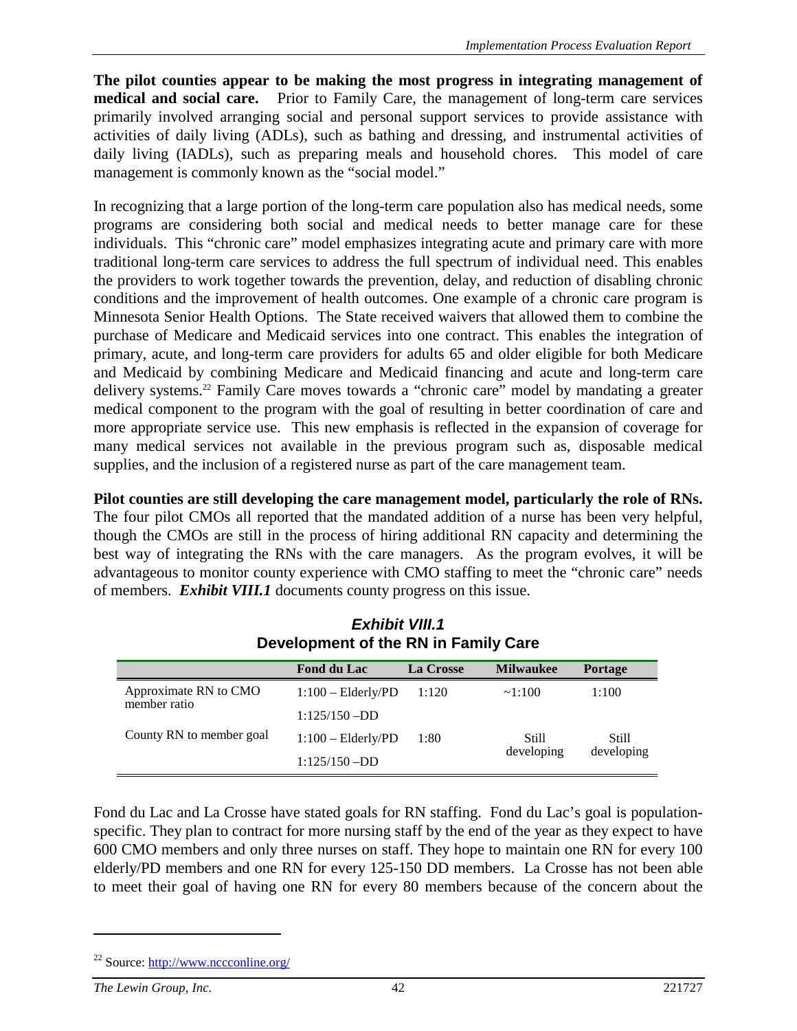**The pilot counties appear to be making the most progress in integrating management of medical and social care.** Prior to Family Care, the management of long-term care services primarily involved arranging social and personal support services to provide assistance with activities of daily living (ADLs), such as bathing and dressing, and instrumental activities of daily living (IADLs), such as preparing meals and household chores. This model of care management is commonly known as the "social model."

In recognizing that a large portion of the long-term care population also has medical needs, some programs are considering both social and medical needs to better manage care for these individuals. This "chronic care" model emphasizes integrating acute and primary care with more traditional long-term care services to address the full spectrum of individual need. This enables the providers to work together towards the prevention, delay, and reduction of disabling chronic conditions and the improvement of health outcomes. One example of a chronic care program is Minnesota Senior Health Options. The State received waivers that allowed them to combine the purchase of Medicare and Medicaid services into one contract. This enables the integration of primary, acute, and long-term care providers for adults 65 and older eligible for both Medicare and Medicaid by combining Medicare and Medicaid financing and acute and long-term care delivery systems.[22] Family Care moves towards a "chronic care" model by mandating a greater medical component to the program with the goal of resulting in better coordination of care and more appropriate service use. This new emphasis is reflected in the expansion of coverage for many medical services not available in the previous program such as, disposable medical supplies, and the inclusion of a registered nurse as part of the care management team.

**Pilot counties are still developing the care management model, particularly the role of RNs.** The four pilot CMOs all reported that the mandated addition of a nurse has been very helpful, though the CMOs are still in the process of hiring additional RN capacity and determining the best way of integrating the RNs with the care managers. As the program evolves, it will be advantageous to monitor county experience with CMO staffing to meet the "chronic care" needs of members. ***Exhibit VIII.1*** documents county progress on this issue.

***Exhibit VIII.1***
**Development of the RN in Family Care**

| | Fond du Lac | La Crosse | Milwaukee | Portage |
|---|---|---|---|---|
| Approximate RN to CMO member ratio | 1:100 – Elderly/PD<br>1:125/150 –DD | 1:120 | ~1:100 | 1:100 |
| County RN to member goal | 1:100 – Elderly/PD<br>1:125/150 –DD | 1:80 | Still developing | Still developing |

Fond du Lac and La Crosse have stated goals for RN staffing. Fond du Lac's goal is population-specific. They plan to contract for more nursing staff by the end of the year as they expect to have 600 CMO members and only three nurses on staff. They hope to maintain one RN for every 100 elderly/PD members and one RN for every 125-150 DD members. La Crosse has not been able to meet their goal of having one RN for every 80 members because of the concern about the

[22] Source: http://www.nccconline.org/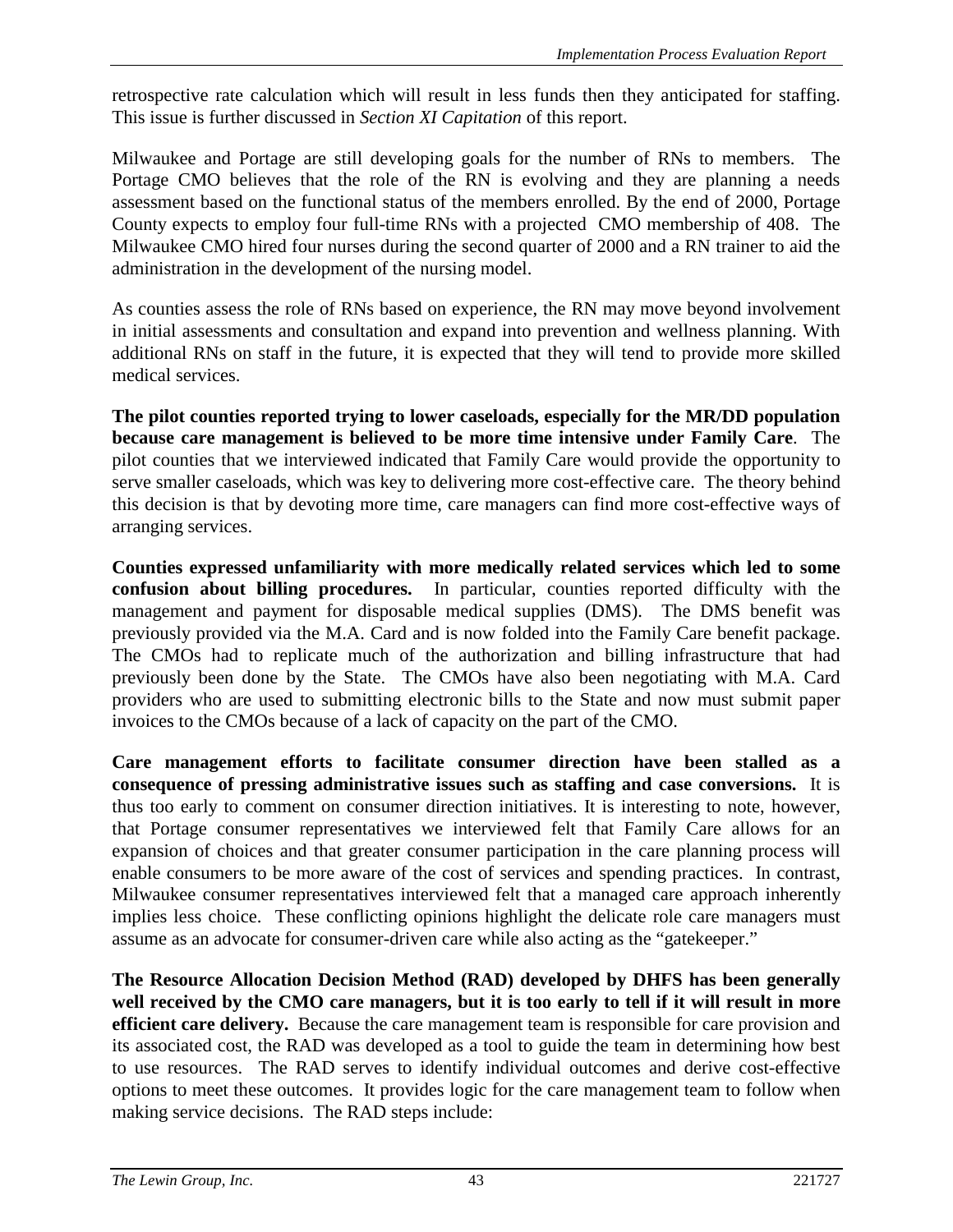retrospective rate calculation which will result in less funds then they anticipated for staffing. This issue is further discussed in *Section XI Capitation* of this report.

Milwaukee and Portage are still developing goals for the number of RNs to members. The Portage CMO believes that the role of the RN is evolving and they are planning a needs assessment based on the functional status of the members enrolled. By the end of 2000, Portage County expects to employ four full-time RNs with a projected CMO membership of 408. The Milwaukee CMO hired four nurses during the second quarter of 2000 and a RN trainer to aid the administration in the development of the nursing model.

As counties assess the role of RNs based on experience, the RN may move beyond involvement in initial assessments and consultation and expand into prevention and wellness planning. With additional RNs on staff in the future, it is expected that they will tend to provide more skilled medical services.

**The pilot counties reported trying to lower caseloads, especially for the MR/DD population because care management is believed to be more time intensive under Family Care**. The pilot counties that we interviewed indicated that Family Care would provide the opportunity to serve smaller caseloads, which was key to delivering more cost-effective care. The theory behind this decision is that by devoting more time, care managers can find more cost-effective ways of arranging services.

**Counties expressed unfamiliarity with more medically related services which led to some confusion about billing procedures.** In particular, counties reported difficulty with the management and payment for disposable medical supplies (DMS). The DMS benefit was previously provided via the M.A. Card and is now folded into the Family Care benefit package. The CMOs had to replicate much of the authorization and billing infrastructure that had previously been done by the State. The CMOs have also been negotiating with M.A. Card providers who are used to submitting electronic bills to the State and now must submit paper invoices to the CMOs because of a lack of capacity on the part of the CMO.

**Care management efforts to facilitate consumer direction have been stalled as a consequence of pressing administrative issues such as staffing and case conversions.** It is thus too early to comment on consumer direction initiatives. It is interesting to note, however, that Portage consumer representatives we interviewed felt that Family Care allows for an expansion of choices and that greater consumer participation in the care planning process will enable consumers to be more aware of the cost of services and spending practices. In contrast, Milwaukee consumer representatives interviewed felt that a managed care approach inherently implies less choice. These conflicting opinions highlight the delicate role care managers must assume as an advocate for consumer-driven care while also acting as the "gatekeeper."

**The Resource Allocation Decision Method (RAD) developed by DHFS has been generally well received by the CMO care managers, but it is too early to tell if it will result in more efficient care delivery.** Because the care management team is responsible for care provision and its associated cost, the RAD was developed as a tool to guide the team in determining how best to use resources. The RAD serves to identify individual outcomes and derive cost-effective options to meet these outcomes. It provides logic for the care management team to follow when making service decisions. The RAD steps include: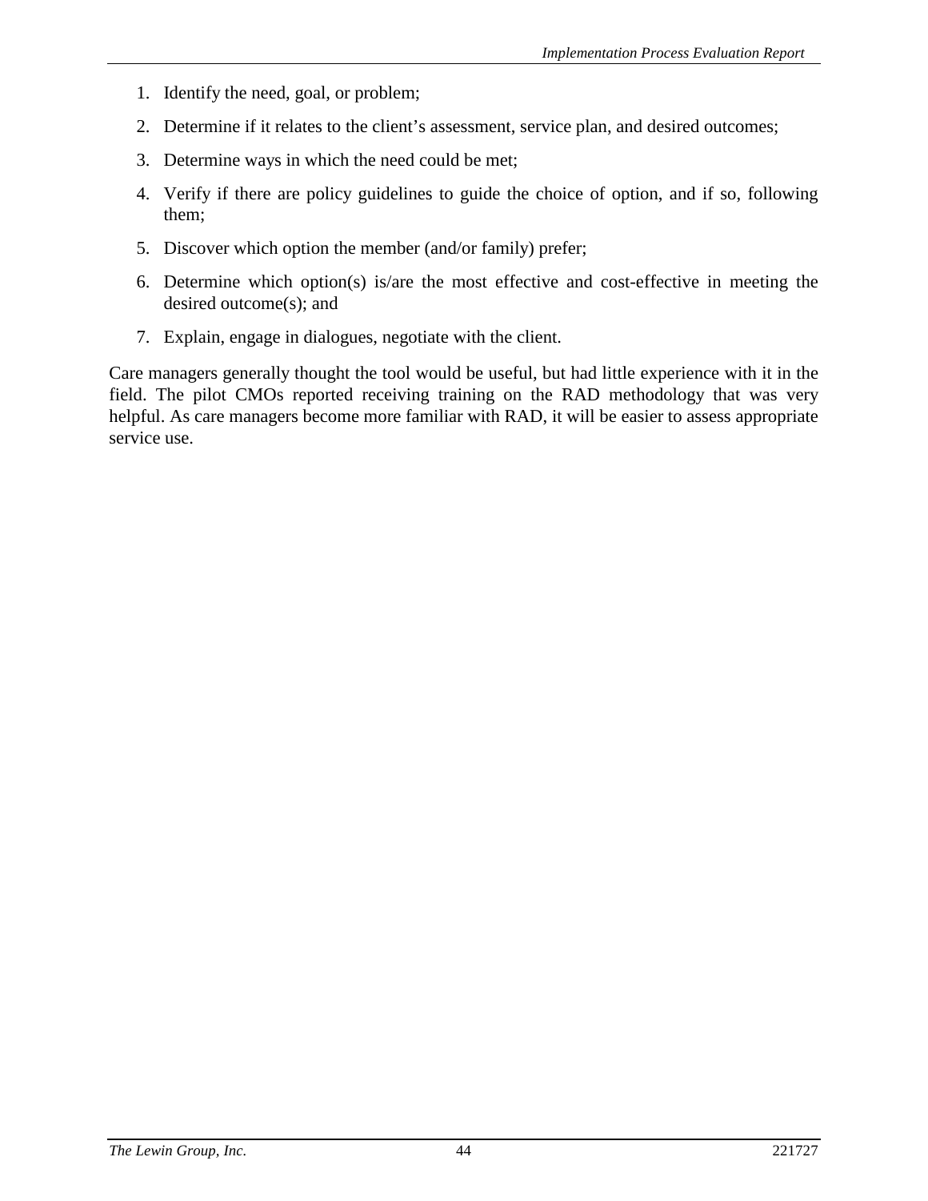1. Identify the need, goal, or problem;
2. Determine if it relates to the client's assessment, service plan, and desired outcomes;
3. Determine ways in which the need could be met;
4. Verify if there are policy guidelines to guide the choice of option, and if so, following them;
5. Discover which option the member (and/or family) prefer;
6. Determine which option(s) is/are the most effective and cost-effective in meeting the desired outcome(s); and
7. Explain, engage in dialogues, negotiate with the client.

Care managers generally thought the tool would be useful, but had little experience with it in the field. The pilot CMOs reported receiving training on the RAD methodology that was very helpful. As care managers become more familiar with RAD, it will be easier to assess appropriate service use.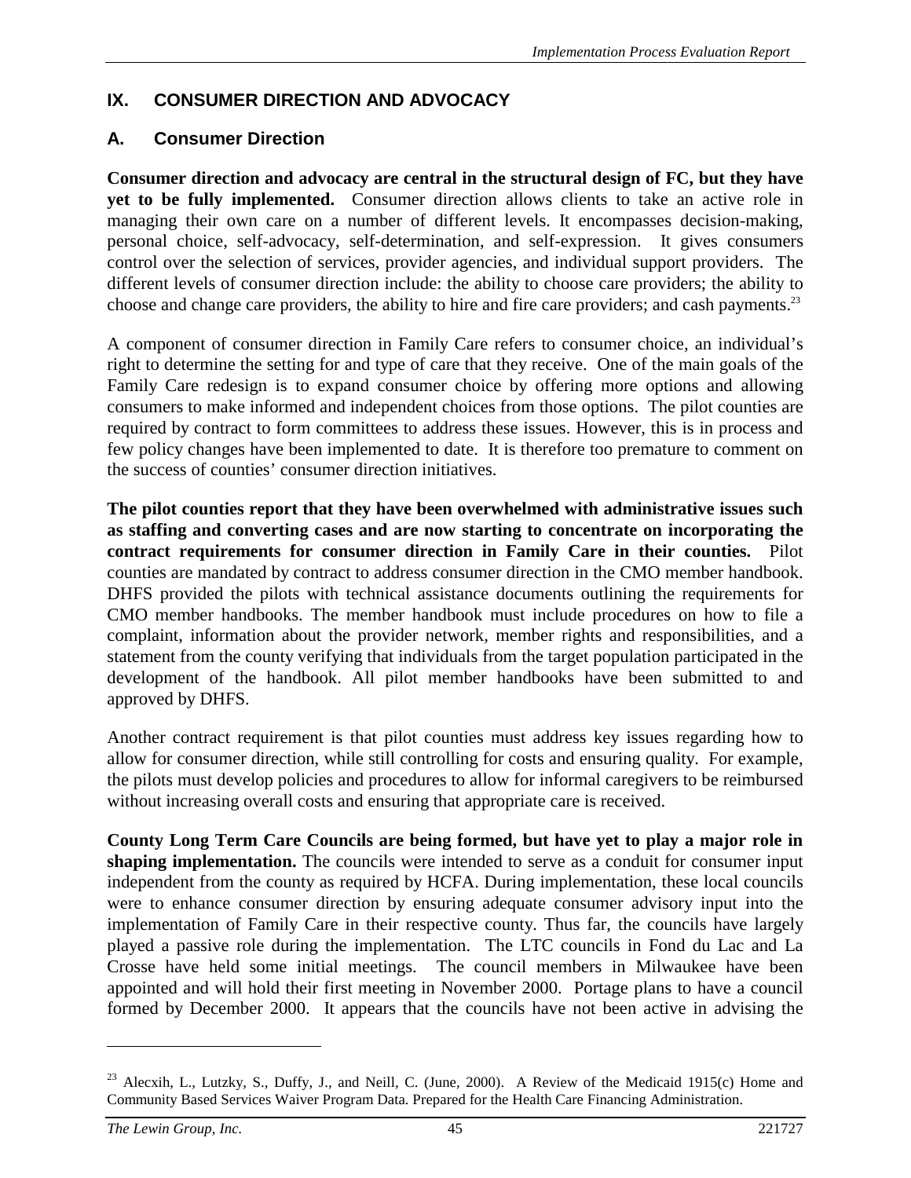# IX. CONSUMER DIRECTION AND ADVOCACY

## A. Consumer Direction

**Consumer direction and advocacy are central in the structural design of FC, but they have yet to be fully implemented.** Consumer direction allows clients to take an active role in managing their own care on a number of different levels. It encompasses decision-making, personal choice, self-advocacy, self-determination, and self-expression. It gives consumers control over the selection of services, provider agencies, and individual support providers. The different levels of consumer direction include: the ability to choose care providers; the ability to choose and change care providers, the ability to hire and fire care providers; and cash payments.[23]

A component of consumer direction in Family Care refers to consumer choice, an individual's right to determine the setting for and type of care that they receive. One of the main goals of the Family Care redesign is to expand consumer choice by offering more options and allowing consumers to make informed and independent choices from those options. The pilot counties are required by contract to form committees to address these issues. However, this is in process and few policy changes have been implemented to date. It is therefore too premature to comment on the success of counties' consumer direction initiatives.

**The pilot counties report that they have been overwhelmed with administrative issues such as staffing and converting cases and are now starting to concentrate on incorporating the contract requirements for consumer direction in Family Care in their counties.** Pilot counties are mandated by contract to address consumer direction in the CMO member handbook. DHFS provided the pilots with technical assistance documents outlining the requirements for CMO member handbooks. The member handbook must include procedures on how to file a complaint, information about the provider network, member rights and responsibilities, and a statement from the county verifying that individuals from the target population participated in the development of the handbook. All pilot member handbooks have been submitted to and approved by DHFS.

Another contract requirement is that pilot counties must address key issues regarding how to allow for consumer direction, while still controlling for costs and ensuring quality. For example, the pilots must develop policies and procedures to allow for informal caregivers to be reimbursed without increasing overall costs and ensuring that appropriate care is received.

**County Long Term Care Councils are being formed, but have yet to play a major role in shaping implementation.** The councils were intended to serve as a conduit for consumer input independent from the county as required by HCFA. During implementation, these local councils were to enhance consumer direction by ensuring adequate consumer advisory input into the implementation of Family Care in their respective county. Thus far, the councils have largely played a passive role during the implementation. The LTC councils in Fond du Lac and La Crosse have held some initial meetings. The council members in Milwaukee have been appointed and will hold their first meeting in November 2000. Portage plans to have a council formed by December 2000. It appears that the councils have not been active in advising the

---

[23] Alecxih, L., Lutzky, S., Duffy, J., and Neill, C. (June, 2000). A Review of the Medicaid 1915(c) Home and Community Based Services Waiver Program Data. Prepared for the Health Care Financing Administration.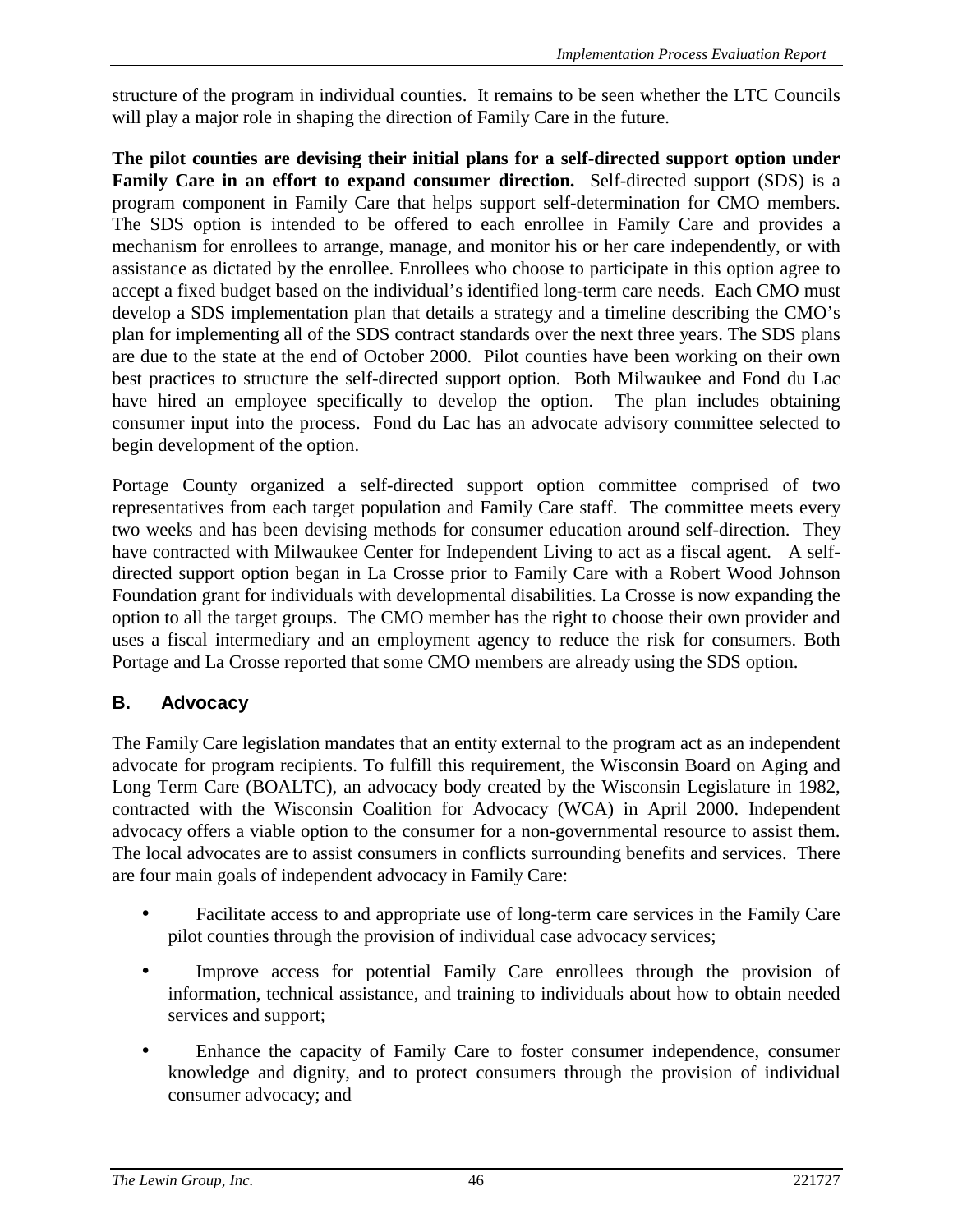structure of the program in individual counties. It remains to be seen whether the LTC Councils will play a major role in shaping the direction of Family Care in the future.

**The pilot counties are devising their initial plans for a self-directed support option under Family Care in an effort to expand consumer direction.** Self-directed support (SDS) is a program component in Family Care that helps support self-determination for CMO members. The SDS option is intended to be offered to each enrollee in Family Care and provides a mechanism for enrollees to arrange, manage, and monitor his or her care independently, or with assistance as dictated by the enrollee. Enrollees who choose to participate in this option agree to accept a fixed budget based on the individual's identified long-term care needs. Each CMO must develop a SDS implementation plan that details a strategy and a timeline describing the CMO's plan for implementing all of the SDS contract standards over the next three years. The SDS plans are due to the state at the end of October 2000. Pilot counties have been working on their own best practices to structure the self-directed support option. Both Milwaukee and Fond du Lac have hired an employee specifically to develop the option. The plan includes obtaining consumer input into the process. Fond du Lac has an advocate advisory committee selected to begin development of the option.

Portage County organized a self-directed support option committee comprised of two representatives from each target population and Family Care staff. The committee meets every two weeks and has been devising methods for consumer education around self-direction. They have contracted with Milwaukee Center for Independent Living to act as a fiscal agent. A self-directed support option began in La Crosse prior to Family Care with a Robert Wood Johnson Foundation grant for individuals with developmental disabilities. La Crosse is now expanding the option to all the target groups. The CMO member has the right to choose their own provider and uses a fiscal intermediary and an employment agency to reduce the risk for consumers. Both Portage and La Crosse reported that some CMO members are already using the SDS option.

## B. Advocacy

The Family Care legislation mandates that an entity external to the program act as an independent advocate for program recipients. To fulfill this requirement, the Wisconsin Board on Aging and Long Term Care (BOALTC), an advocacy body created by the Wisconsin Legislature in 1982, contracted with the Wisconsin Coalition for Advocacy (WCA) in April 2000. Independent advocacy offers a viable option to the consumer for a non-governmental resource to assist them. The local advocates are to assist consumers in conflicts surrounding benefits and services. There are four main goals of independent advocacy in Family Care:

- Facilitate access to and appropriate use of long-term care services in the Family Care pilot counties through the provision of individual case advocacy services;
- Improve access for potential Family Care enrollees through the provision of information, technical assistance, and training to individuals about how to obtain needed services and support;
- Enhance the capacity of Family Care to foster consumer independence, consumer knowledge and dignity, and to protect consumers through the provision of individual consumer advocacy; and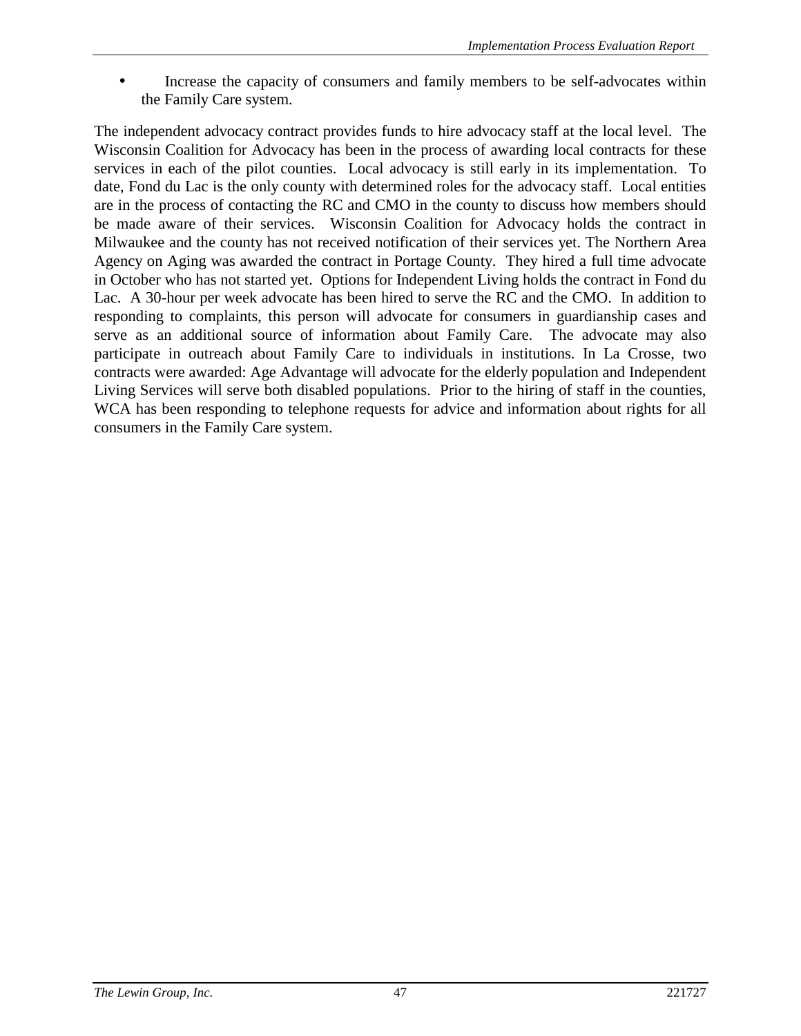- Increase the capacity of consumers and family members to be self-advocates within the Family Care system.

The independent advocacy contract provides funds to hire advocacy staff at the local level. The Wisconsin Coalition for Advocacy has been in the process of awarding local contracts for these services in each of the pilot counties. Local advocacy is still early in its implementation. To date, Fond du Lac is the only county with determined roles for the advocacy staff. Local entities are in the process of contacting the RC and CMO in the county to discuss how members should be made aware of their services. Wisconsin Coalition for Advocacy holds the contract in Milwaukee and the county has not received notification of their services yet. The Northern Area Agency on Aging was awarded the contract in Portage County. They hired a full time advocate in October who has not started yet. Options for Independent Living holds the contract in Fond du Lac. A 30-hour per week advocate has been hired to serve the RC and the CMO. In addition to responding to complaints, this person will advocate for consumers in guardianship cases and serve as an additional source of information about Family Care. The advocate may also participate in outreach about Family Care to individuals in institutions. In La Crosse, two contracts were awarded: Age Advantage will advocate for the elderly population and Independent Living Services will serve both disabled populations. Prior to the hiring of staff in the counties, WCA has been responding to telephone requests for advice and information about rights for all consumers in the Family Care system.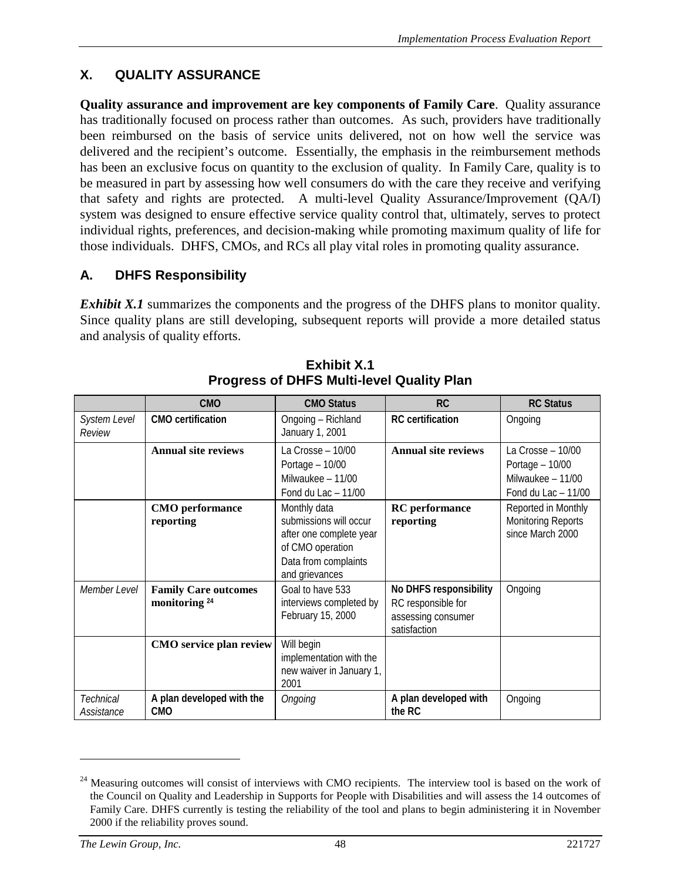## X. QUALITY ASSURANCE

**Quality assurance and improvement are key components of Family Care**. Quality assurance has traditionally focused on process rather than outcomes. As such, providers have traditionally been reimbursed on the basis of service units delivered, not on how well the service was delivered and the recipient's outcome. Essentially, the emphasis in the reimbursement methods has been an exclusive focus on quantity to the exclusion of quality. In Family Care, quality is to be measured in part by assessing how well consumers do with the care they receive and verifying that safety and rights are protected. A multi-level Quality Assurance/Improvement (QA/I) system was designed to ensure effective service quality control that, ultimately, serves to protect individual rights, preferences, and decision-making while promoting maximum quality of life for those individuals. DHFS, CMOs, and RCs all play vital roles in promoting quality assurance.

### A. DHFS Responsibility

***Exhibit X.1*** summarizes the components and the progress of the DHFS plans to monitor quality. Since quality plans are still developing, subsequent reports will provide a more detailed status and analysis of quality efforts.

**Exhibit X.1**
**Progress of DHFS Multi-level Quality Plan**

| | CMO | CMO Status | RC | RC Status |
|---|---|---|---|---|
| *System Level Review* | **CMO certification** | Ongoing – Richland January 1, 2001 | **RC certification** | Ongoing |
| | **Annual site reviews** | La Crosse – 10/00<br>Portage – 10/00<br>Milwaukee – 11/00<br>Fond du Lac – 11/00 | **Annual site reviews** | La Crosse – 10/00<br>Portage – 10/00<br>Milwaukee – 11/00<br>Fond du Lac – 11/00 |
| | **CMO performance reporting** | Monthly data submissions will occur after one complete year of CMO operation<br>Data from complaints and grievances | **RC performance reporting** | Reported in Monthly Monitoring Reports since March 2000 |
| *Member Level* | **Family Care outcomes monitoring** [24] | Goal to have 533 interviews completed by February 15, 2000 | **No DHFS responsibility** RC responsible for assessing consumer satisfaction | Ongoing |
| | **CMO service plan review** | Will begin implementation with the new waiver in January 1, 2001 | | |
| *Technical Assistance* | **A plan developed with the CMO** | *Ongoing* | **A plan developed with the RC** | Ongoing |

[24] Measuring outcomes will consist of interviews with CMO recipients. The interview tool is based on the work of the Council on Quality and Leadership in Supports for People with Disabilities and will assess the 14 outcomes of Family Care. DHFS currently is testing the reliability of the tool and plans to begin administering it in November 2000 if the reliability proves sound.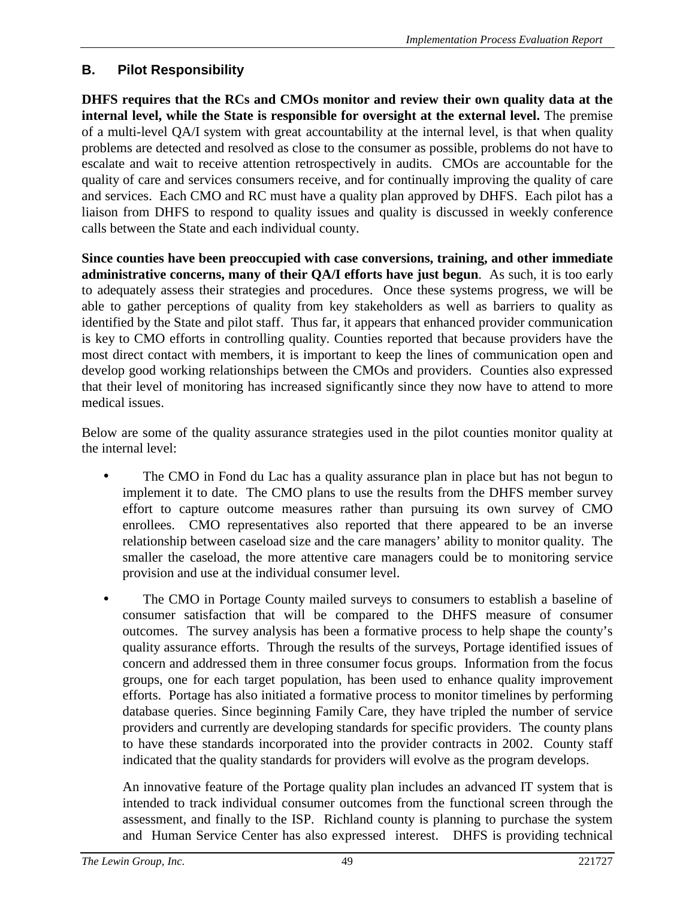## B. Pilot Responsibility

**DHFS requires that the RCs and CMOs monitor and review their own quality data at the internal level, while the State is responsible for oversight at the external level.** The premise of a multi-level QA/I system with great accountability at the internal level, is that when quality problems are detected and resolved as close to the consumer as possible, problems do not have to escalate and wait to receive attention retrospectively in audits. CMOs are accountable for the quality of care and services consumers receive, and for continually improving the quality of care and services. Each CMO and RC must have a quality plan approved by DHFS. Each pilot has a liaison from DHFS to respond to quality issues and quality is discussed in weekly conference calls between the State and each individual county.

**Since counties have been preoccupied with case conversions, training, and other immediate administrative concerns, many of their QA/I efforts have just begun**. As such, it is too early to adequately assess their strategies and procedures. Once these systems progress, we will be able to gather perceptions of quality from key stakeholders as well as barriers to quality as identified by the State and pilot staff. Thus far, it appears that enhanced provider communication is key to CMO efforts in controlling quality. Counties reported that because providers have the most direct contact with members, it is important to keep the lines of communication open and develop good working relationships between the CMOs and providers. Counties also expressed that their level of monitoring has increased significantly since they now have to attend to more medical issues.

Below are some of the quality assurance strategies used in the pilot counties monitor quality at the internal level:

- The CMO in Fond du Lac has a quality assurance plan in place but has not begun to implement it to date. The CMO plans to use the results from the DHFS member survey effort to capture outcome measures rather than pursuing its own survey of CMO enrollees. CMO representatives also reported that there appeared to be an inverse relationship between caseload size and the care managers' ability to monitor quality. The smaller the caseload, the more attentive care managers could be to monitoring service provision and use at the individual consumer level.

- The CMO in Portage County mailed surveys to consumers to establish a baseline of consumer satisfaction that will be compared to the DHFS measure of consumer outcomes. The survey analysis has been a formative process to help shape the county's quality assurance efforts. Through the results of the surveys, Portage identified issues of concern and addressed them in three consumer focus groups. Information from the focus groups, one for each target population, has been used to enhance quality improvement efforts. Portage has also initiated a formative process to monitor timelines by performing database queries. Since beginning Family Care, they have tripled the number of service providers and currently are developing standards for specific providers. The county plans to have these standards incorporated into the provider contracts in 2002. County staff indicated that the quality standards for providers will evolve as the program develops.

  An innovative feature of the Portage quality plan includes an advanced IT system that is intended to track individual consumer outcomes from the functional screen through the assessment, and finally to the ISP. Richland county is planning to purchase the system and Human Service Center has also expressed interest. DHFS is providing technical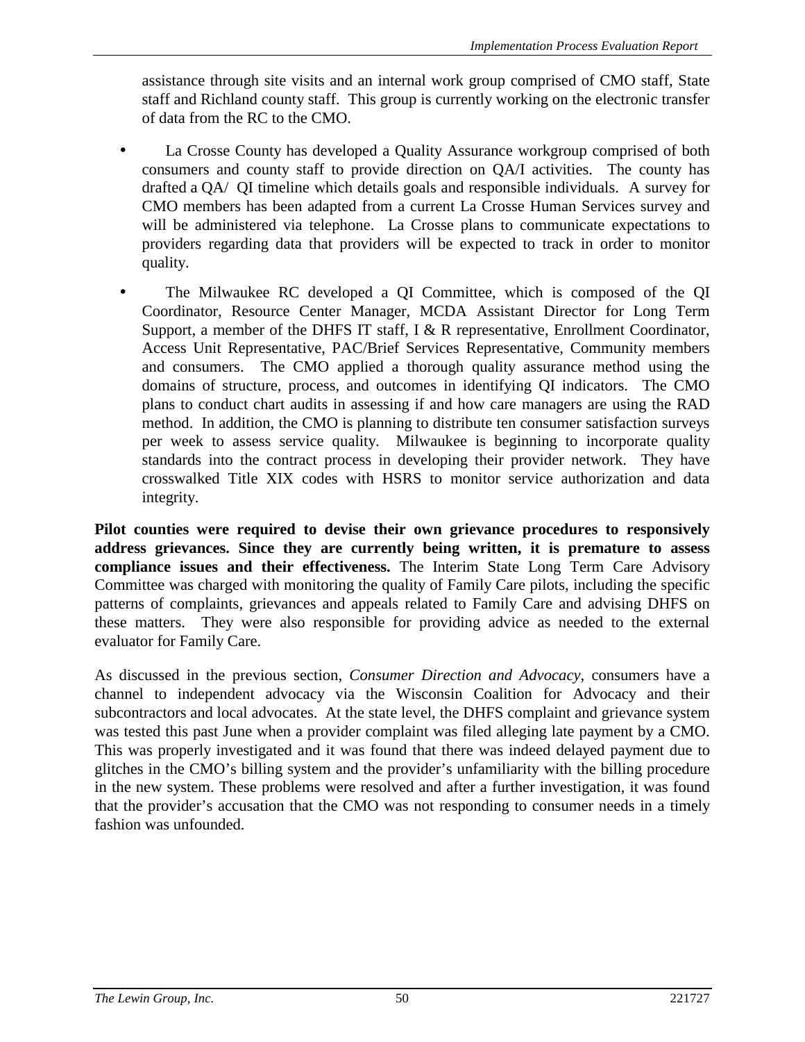assistance through site visits and an internal work group comprised of CMO staff, State staff and Richland county staff. This group is currently working on the electronic transfer of data from the RC to the CMO.

- La Crosse County has developed a Quality Assurance workgroup comprised of both consumers and county staff to provide direction on QA/I activities. The county has drafted a QA/ QI timeline which details goals and responsible individuals. A survey for CMO members has been adapted from a current La Crosse Human Services survey and will be administered via telephone. La Crosse plans to communicate expectations to providers regarding data that providers will be expected to track in order to monitor quality.

- The Milwaukee RC developed a QI Committee, which is composed of the QI Coordinator, Resource Center Manager, MCDA Assistant Director for Long Term Support, a member of the DHFS IT staff, I & R representative, Enrollment Coordinator, Access Unit Representative, PAC/Brief Services Representative, Community members and consumers. The CMO applied a thorough quality assurance method using the domains of structure, process, and outcomes in identifying QI indicators. The CMO plans to conduct chart audits in assessing if and how care managers are using the RAD method. In addition, the CMO is planning to distribute ten consumer satisfaction surveys per week to assess service quality. Milwaukee is beginning to incorporate quality standards into the contract process in developing their provider network. They have crosswalked Title XIX codes with HSRS to monitor service authorization and data integrity.

**Pilot counties were required to devise their own grievance procedures to responsively address grievances. Since they are currently being written, it is premature to assess compliance issues and their effectiveness.** The Interim State Long Term Care Advisory Committee was charged with monitoring the quality of Family Care pilots, including the specific patterns of complaints, grievances and appeals related to Family Care and advising DHFS on these matters. They were also responsible for providing advice as needed to the external evaluator for Family Care.

As discussed in the previous section, *Consumer Direction and Advocacy*, consumers have a channel to independent advocacy via the Wisconsin Coalition for Advocacy and their subcontractors and local advocates. At the state level, the DHFS complaint and grievance system was tested this past June when a provider complaint was filed alleging late payment by a CMO. This was properly investigated and it was found that there was indeed delayed payment due to glitches in the CMO's billing system and the provider's unfamiliarity with the billing procedure in the new system. These problems were resolved and after a further investigation, it was found that the provider's accusation that the CMO was not responding to consumer needs in a timely fashion was unfounded.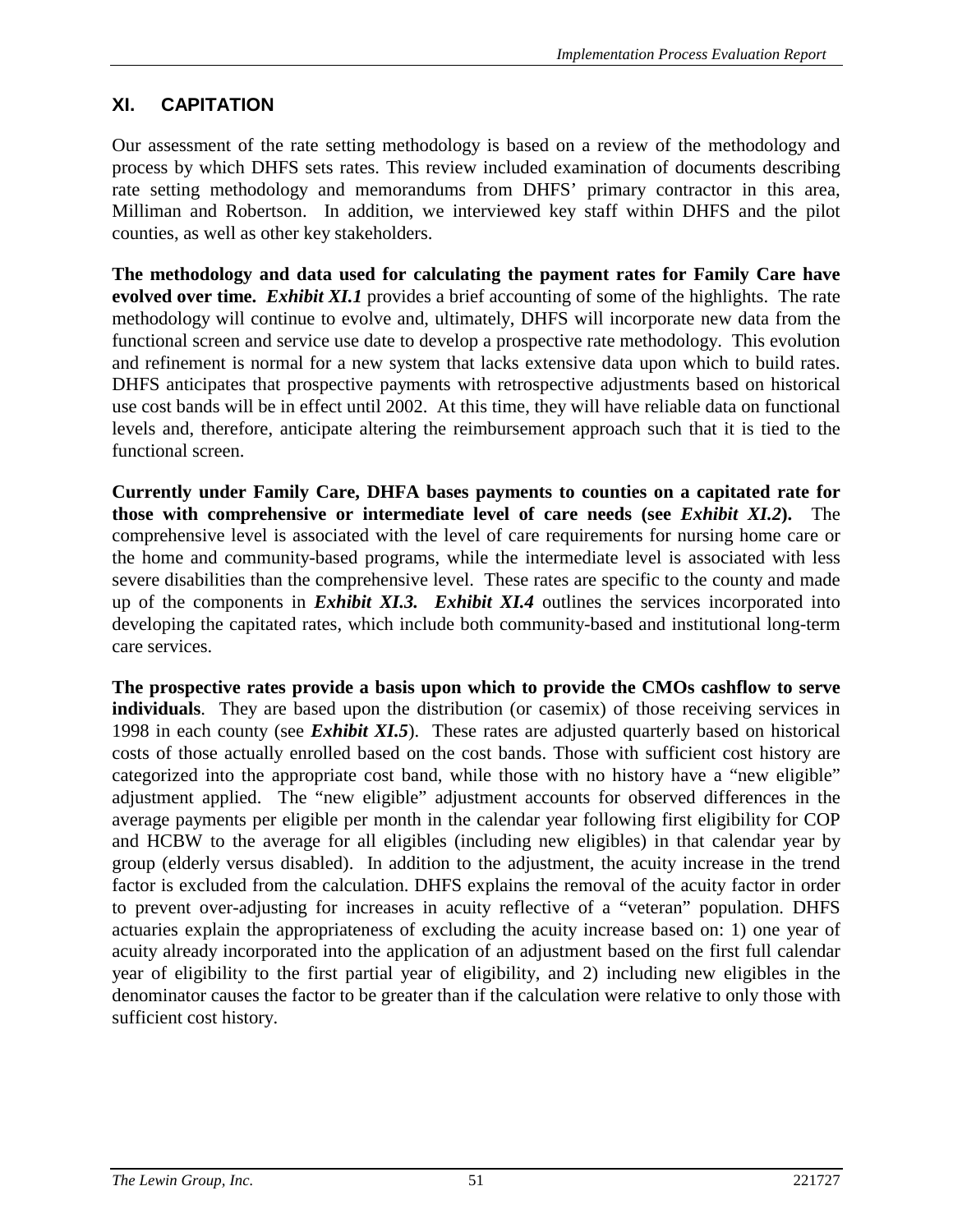## XI. CAPITATION

Our assessment of the rate setting methodology is based on a review of the methodology and process by which DHFS sets rates. This review included examination of documents describing rate setting methodology and memorandums from DHFS' primary contractor in this area, Milliman and Robertson. In addition, we interviewed key staff within DHFS and the pilot counties, as well as other key stakeholders.

**The methodology and data used for calculating the payment rates for Family Care have evolved over time.** ***Exhibit XI.1*** provides a brief accounting of some of the highlights. The rate methodology will continue to evolve and, ultimately, DHFS will incorporate new data from the functional screen and service use date to develop a prospective rate methodology. This evolution and refinement is normal for a new system that lacks extensive data upon which to build rates. DHFS anticipates that prospective payments with retrospective adjustments based on historical use cost bands will be in effect until 2002. At this time, they will have reliable data on functional levels and, therefore, anticipate altering the reimbursement approach such that it is tied to the functional screen.

**Currently under Family Care, DHFA bases payments to counties on a capitated rate for those with comprehensive or intermediate level of care needs (see *Exhibit XI.2*).** The comprehensive level is associated with the level of care requirements for nursing home care or the home and community-based programs, while the intermediate level is associated with less severe disabilities than the comprehensive level. These rates are specific to the county and made up of the components in ***Exhibit XI.3.*** ***Exhibit XI.4*** outlines the services incorporated into developing the capitated rates, which include both community-based and institutional long-term care services.

**The prospective rates provide a basis upon which to provide the CMOs cashflow to serve individuals**. They are based upon the distribution (or casemix) of those receiving services in 1998 in each county (see ***Exhibit XI.5***). These rates are adjusted quarterly based on historical costs of those actually enrolled based on the cost bands. Those with sufficient cost history are categorized into the appropriate cost band, while those with no history have a "new eligible" adjustment applied. The "new eligible" adjustment accounts for observed differences in the average payments per eligible per month in the calendar year following first eligibility for COP and HCBW to the average for all eligibles (including new eligibles) in that calendar year by group (elderly versus disabled). In addition to the adjustment, the acuity increase in the trend factor is excluded from the calculation. DHFS explains the removal of the acuity factor in order to prevent over-adjusting for increases in acuity reflective of a "veteran" population. DHFS actuaries explain the appropriateness of excluding the acuity increase based on: 1) one year of acuity already incorporated into the application of an adjustment based on the first full calendar year of eligibility to the first partial year of eligibility, and 2) including new eligibles in the denominator causes the factor to be greater than if the calculation were relative to only those with sufficient cost history.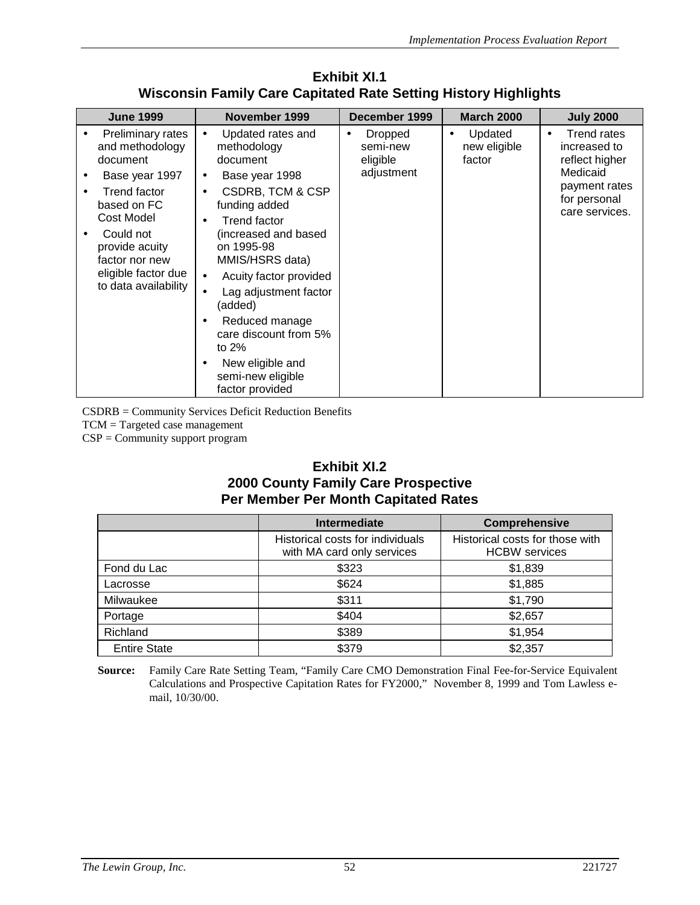**Exhibit XI.1**
**Wisconsin Family Care Capitated Rate Setting History Highlights**

| June 1999 | November 1999 | December 1999 | March 2000 | July 2000 |
|---|---|---|---|---|
| • Preliminary rates and methodology document<br>• Base year 1997<br>• Trend factor based on FC Cost Model<br>• Could not provide acuity factor nor new eligible factor due to data availability | • Updated rates and methodology document<br>• Base year 1998<br>• CSDRB, TCM & CSP funding added<br>• Trend factor (increased and based on 1995-98 MMIS/HSRS data)<br>• Acuity factor provided<br>• Lag adjustment factor (added)<br>• Reduced manage care discount from 5% to 2%<br>• New eligible and semi-new eligible factor provided | • Dropped semi-new eligible adjustment | • Updated new eligible factor | • Trend rates increased to reflect higher Medicaid payment rates for personal care services. |

CSDRB = Community Services Deficit Reduction Benefits
TCM = Targeted case management
CSP = Community support program

**Exhibit XI.2**
**2000 County Family Care Prospective**
**Per Member Per Month Capitated Rates**

| | Intermediate | Comprehensive |
|---|---|---|
| | Historical costs for individuals with MA card only services | Historical costs for those with HCBW services |
| Fond du Lac | $323 | $1,839 |
| Lacrosse | $624 | $1,885 |
| Milwaukee | $311 | $1,790 |
| Portage | $404 | $2,657 |
| Richland | $389 | $1,954 |
| Entire State | $379 | $2,357 |

**Source:** Family Care Rate Setting Team, "Family Care CMO Demonstration Final Fee-for-Service Equivalent Calculations and Prospective Capitation Rates for FY2000," November 8, 1999 and Tom Lawless e-mail, 10/30/00.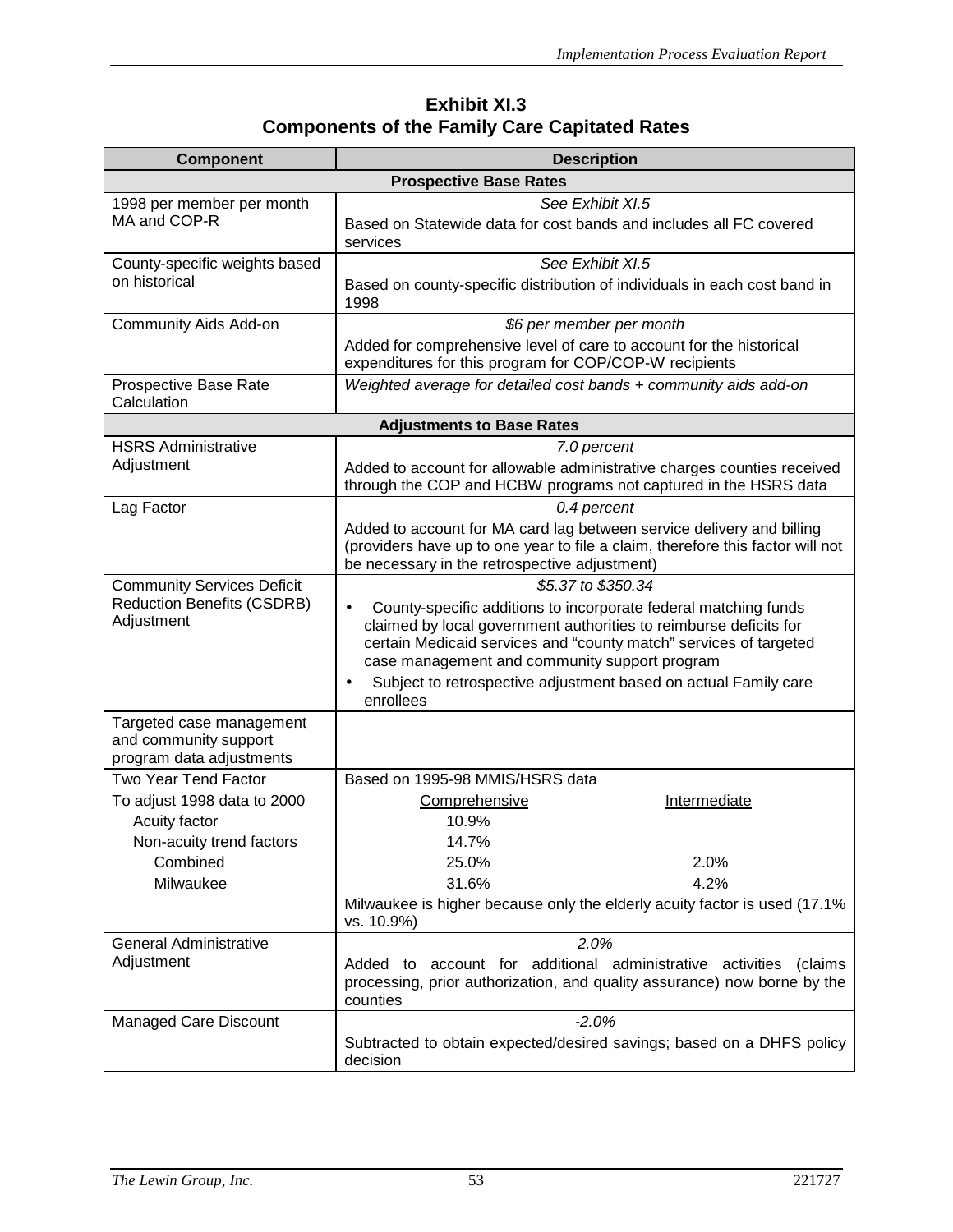**Exhibit XI.3**
**Components of the Family Care Capitated Rates**

| Component | Description | |
|---|---|---|
| **Prospective Base Rates** | | |
| 1998 per member per month MA and COP-R | *See Exhibit XI.5*<br>Based on Statewide data for cost bands and includes all FC covered services | |
| County-specific weights based on historical | *See Exhibit XI.5*<br>Based on county-specific distribution of individuals in each cost band in 1998 | |
| Community Aids Add-on | *$6 per member per month*<br>Added for comprehensive level of care to account for the historical expenditures for this program for COP/COP-W recipients | |
| Prospective Base Rate Calculation | *Weighted average for detailed cost bands + community aids add-on* | |
| **Adjustments to Base Rates** | | |
| HSRS Administrative Adjustment | *7.0 percent*<br>Added to account for allowable administrative charges counties received through the COP and HCBW programs not captured in the HSRS data | |
| Lag Factor | *0.4 percent*<br>Added to account for MA card lag between service delivery and billing (providers have up to one year to file a claim, therefore this factor will not be necessary in the retrospective adjustment) | |
| Community Services Deficit Reduction Benefits (CSDRB) Adjustment | *$5.37 to $350.34*<br>• County-specific additions to incorporate federal matching funds claimed by local government authorities to reimburse deficits for certain Medicaid services and "county match" services of targeted case management and community support program<br>• Subject to retrospective adjustment based on actual Family care enrollees | |
| Targeted case management and community support program data adjustments | | |
| Two Year Trend Factor | Based on 1995-98 MMIS/HSRS data | |
| To adjust 1998 data to 2000 | Comprehensive | Intermediate |
| Acuity factor | 10.9% | |
| Non-acuity trend factors | 14.7% | |
| Combined | 25.0% | 2.0% |
| Milwaukee | 31.6% | 4.2% |
| | Milwaukee is higher because only the elderly acuity factor is used (17.1% vs. 10.9%) | |
| General Administrative Adjustment | *2.0%*<br>Added to account for additional administrative activities (claims processing, prior authorization, and quality assurance) now borne by the counties | |
| Managed Care Discount | *-2.0%*<br>Subtracted to obtain expected/desired savings; based on a DHFS policy decision | |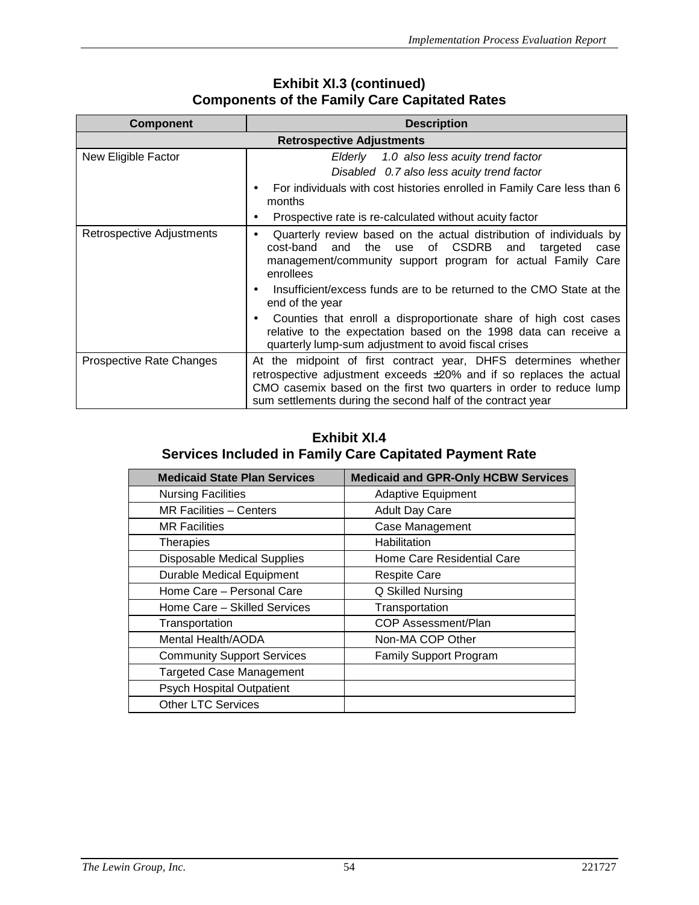**Exhibit XI.3 (continued)**
**Components of the Family Care Capitated Rates**

| Component | Description |
|---|---|
| **Retrospective Adjustments** | |
| New Eligible Factor | *Elderly 1.0 also less acuity trend factor*<br>*Disabled 0.7 also less acuity trend factor*<br>• For individuals with cost histories enrolled in Family Care less than 6 months<br>• Prospective rate is re-calculated without acuity factor |
| Retrospective Adjustments | • Quarterly review based on the actual distribution of individuals by cost-band and the use of CSDRB and targeted case management/community support program for actual Family Care enrollees<br>• Insufficient/excess funds are to be returned to the CMO State at the end of the year<br>• Counties that enroll a disproportionate share of high cost cases relative to the expectation based on the 1998 data can receive a quarterly lump-sum adjustment to avoid fiscal crises |
| Prospective Rate Changes | At the midpoint of first contract year, DHFS determines whether retrospective adjustment exceeds ±20% and if so replaces the actual CMO casemix based on the first two quarters in order to reduce lump sum settlements during the second half of the contract year |

**Exhibit XI.4**
**Services Included in Family Care Capitated Payment Rate**

| Medicaid State Plan Services | Medicaid and GPR-Only HCBW Services |
|---|---|
| Nursing Facilities | Adaptive Equipment |
| MR Facilities – Centers | Adult Day Care |
| MR Facilities | Case Management |
| Therapies | Habilitation |
| Disposable Medical Supplies | Home Care Residential Care |
| Durable Medical Equipment | Respite Care |
| Home Care – Personal Care | Q Skilled Nursing |
| Home Care – Skilled Services | Transportation |
| Transportation | COP Assessment/Plan |
| Mental Health/AODA | Non-MA COP Other |
| Community Support Services | Family Support Program |
| Targeted Case Management | |
| Psych Hospital Outpatient | |
| Other LTC Services | |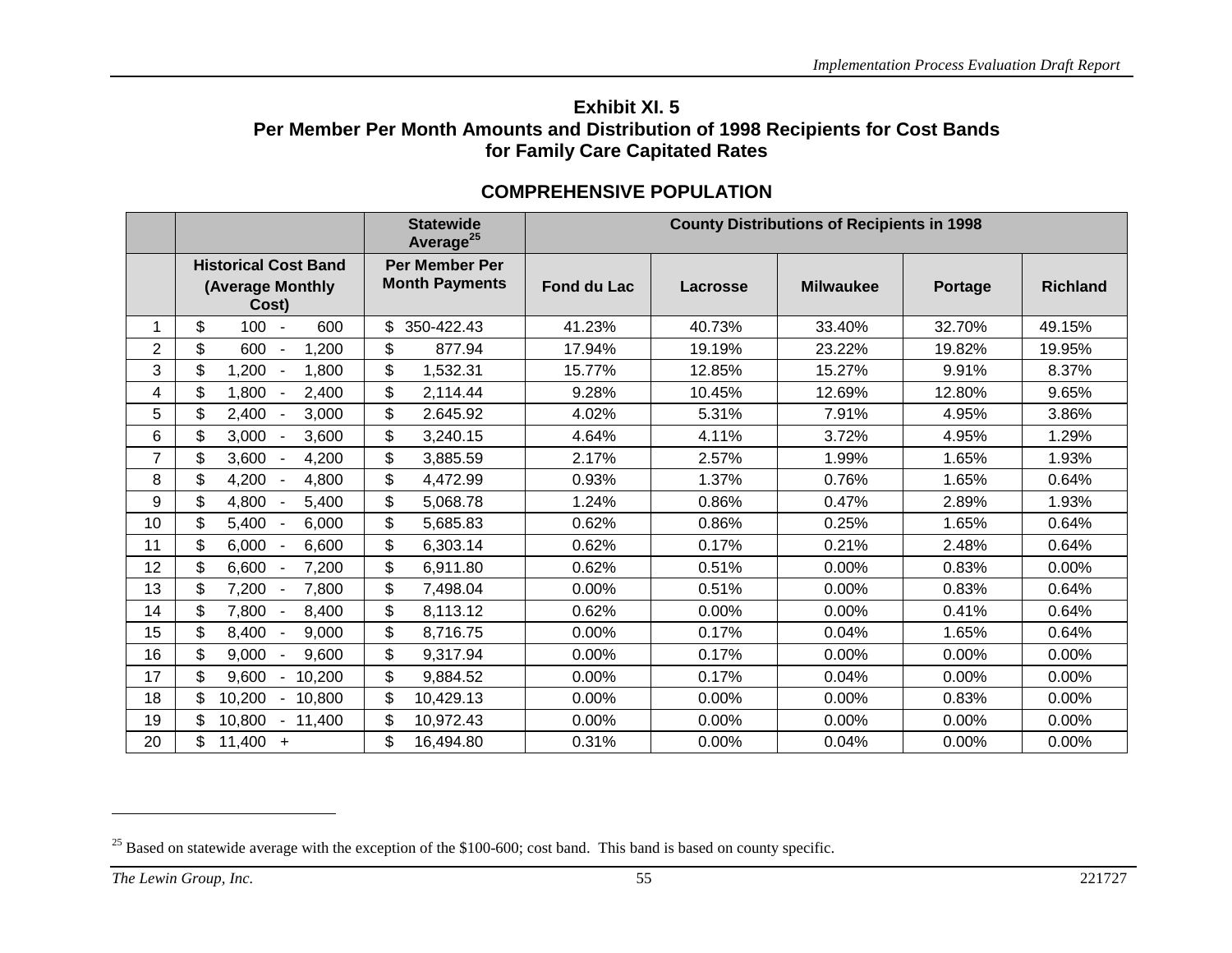**Exhibit XI. 5**
**Per Member Per Month Amounts and Distribution of 1998 Recipients for Cost Bands for Family Care Capitated Rates**

**COMPREHENSIVE POPULATION**

| | | Statewide Average[25] | County Distributions of Recipients in 1998 | | | | |
|---|---|---|---|---|---|---|---|
| | Historical Cost Band (Average Monthly Cost) | Per Member Per Month Payments | Fond du Lac | Lacrosse | Milwaukee | Portage | Richland |
| 1 | $ 100 - 600 | $ 350-422.43 | 41.23% | 40.73% | 33.40% | 32.70% | 49.15% |
| 2 | $ 600 - 1,200 | $ 877.94 | 17.94% | 19.19% | 23.22% | 19.82% | 19.95% |
| 3 | $ 1,200 - 1,800 | $ 1,532.31 | 15.77% | 12.85% | 15.27% | 9.91% | 8.37% |
| 4 | $ 1,800 - 2,400 | $ 2,114.44 | 9.28% | 10.45% | 12.69% | 12.80% | 9.65% |
| 5 | $ 2,400 - 3,000 | $ 2.645.92 | 4.02% | 5.31% | 7.91% | 4.95% | 3.86% |
| 6 | $ 3,000 - 3,600 | $ 3,240.15 | 4.64% | 4.11% | 3.72% | 4.95% | 1.29% |
| 7 | $ 3,600 - 4,200 | $ 3,885.59 | 2.17% | 2.57% | 1.99% | 1.65% | 1.93% |
| 8 | $ 4,200 - 4,800 | $ 4,472.99 | 0.93% | 1.37% | 0.76% | 1.65% | 0.64% |
| 9 | $ 4,800 - 5,400 | $ 5,068.78 | 1.24% | 0.86% | 0.47% | 2.89% | 1.93% |
| 10 | $ 5,400 - 6,000 | $ 5,685.83 | 0.62% | 0.86% | 0.25% | 1.65% | 0.64% |
| 11 | $ 6,000 - 6,600 | $ 6,303.14 | 0.62% | 0.17% | 0.21% | 2.48% | 0.64% |
| 12 | $ 6,600 - 7,200 | $ 6,911.80 | 0.62% | 0.51% | 0.00% | 0.83% | 0.00% |
| 13 | $ 7,200 - 7,800 | $ 7,498.04 | 0.00% | 0.51% | 0.00% | 0.83% | 0.64% |
| 14 | $ 7,800 - 8,400 | $ 8,113.12 | 0.62% | 0.00% | 0.00% | 0.41% | 0.64% |
| 15 | $ 8,400 - 9,000 | $ 8,716.75 | 0.00% | 0.17% | 0.04% | 1.65% | 0.64% |
| 16 | $ 9,000 - 9,600 | $ 9,317.94 | 0.00% | 0.17% | 0.00% | 0.00% | 0.00% |
| 17 | $ 9,600 - 10,200 | $ 9,884.52 | 0.00% | 0.17% | 0.04% | 0.00% | 0.00% |
| 18 | $ 10,200 - 10,800 | $ 10,429.13 | 0.00% | 0.00% | 0.00% | 0.83% | 0.00% |
| 19 | $ 10,800 - 11,400 | $ 10,972.43 | 0.00% | 0.00% | 0.00% | 0.00% | 0.00% |
| 20 | $ 11,400 + | $ 16,494.80 | 0.31% | 0.00% | 0.04% | 0.00% | 0.00% |

[25] Based on statewide average with the exception of the $100-600; cost band. This band is based on county specific.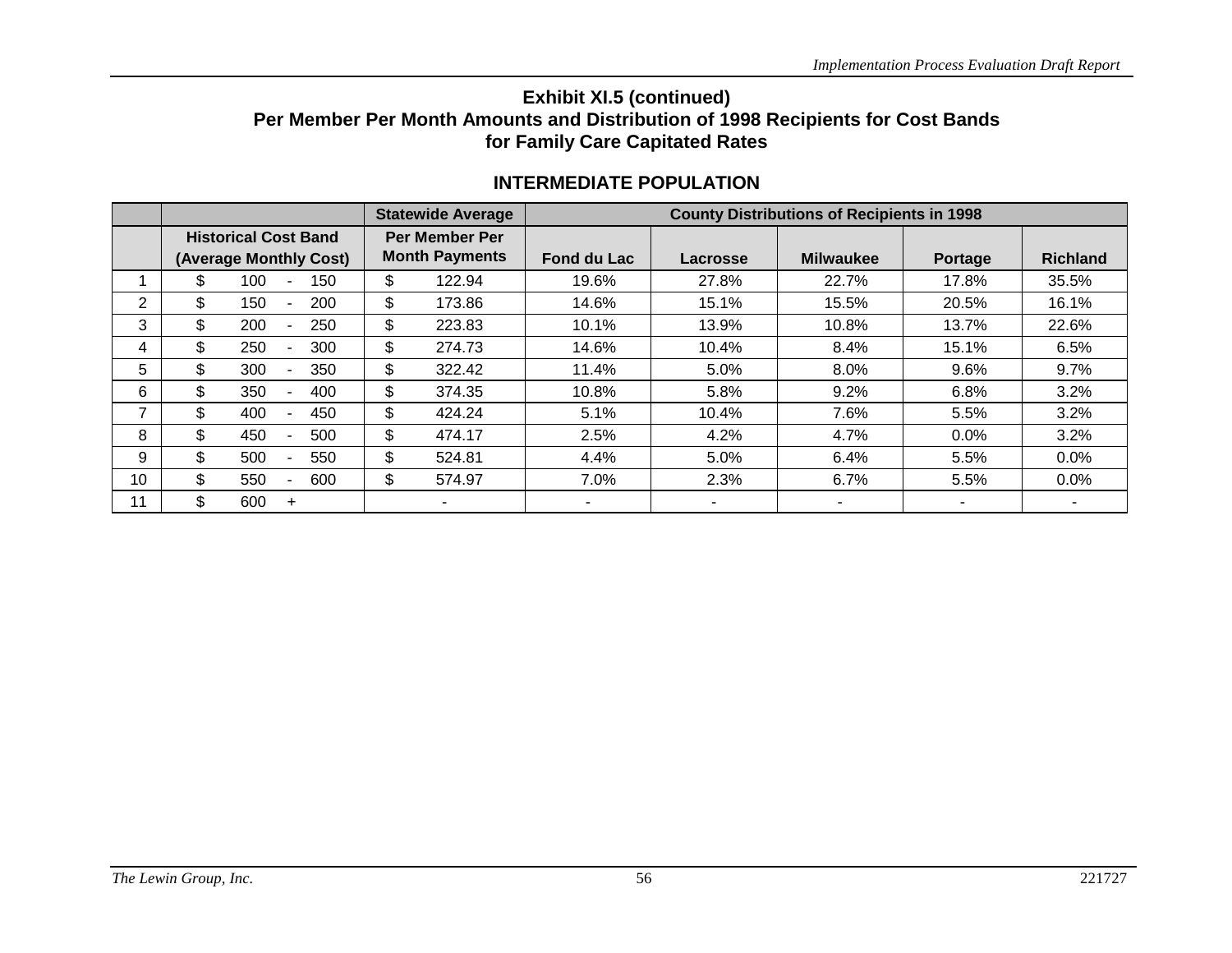# Exhibit XI.5 (continued)
## Per Member Per Month Amounts and Distribution of 1998 Recipients for Cost Bands for Family Care Capitated Rates

### INTERMEDIATE POPULATION

| | | Statewide Average | County Distributions of Recipients in 1998 | | | | |
|---|---|---|---|---|---|---|---|
| | Historical Cost Band (Average Monthly Cost) | Per Member Per Month Payments | Fond du Lac | Lacrosse | Milwaukee | Portage | Richland |
| 1 | $ 100 - 150 | $ 122.94 | 19.6% | 27.8% | 22.7% | 17.8% | 35.5% |
| 2 | $ 150 - 200 | $ 173.86 | 14.6% | 15.1% | 15.5% | 20.5% | 16.1% |
| 3 | $ 200 - 250 | $ 223.83 | 10.1% | 13.9% | 10.8% | 13.7% | 22.6% |
| 4 | $ 250 - 300 | $ 274.73 | 14.6% | 10.4% | 8.4% | 15.1% | 6.5% |
| 5 | $ 300 - 350 | $ 322.42 | 11.4% | 5.0% | 8.0% | 9.6% | 9.7% |
| 6 | $ 350 - 400 | $ 374.35 | 10.8% | 5.8% | 9.2% | 6.8% | 3.2% |
| 7 | $ 400 - 450 | $ 424.24 | 5.1% | 10.4% | 7.6% | 5.5% | 3.2% |
| 8 | $ 450 - 500 | $ 474.17 | 2.5% | 4.2% | 4.7% | 0.0% | 3.2% |
| 9 | $ 500 - 550 | $ 524.81 | 4.4% | 5.0% | 6.4% | 5.5% | 0.0% |
| 10 | $ 550 - 600 | $ 574.97 | 7.0% | 2.3% | 6.7% | 5.5% | 0.0% |
| 11 | $ 600 + | - | - | - | - | - | - |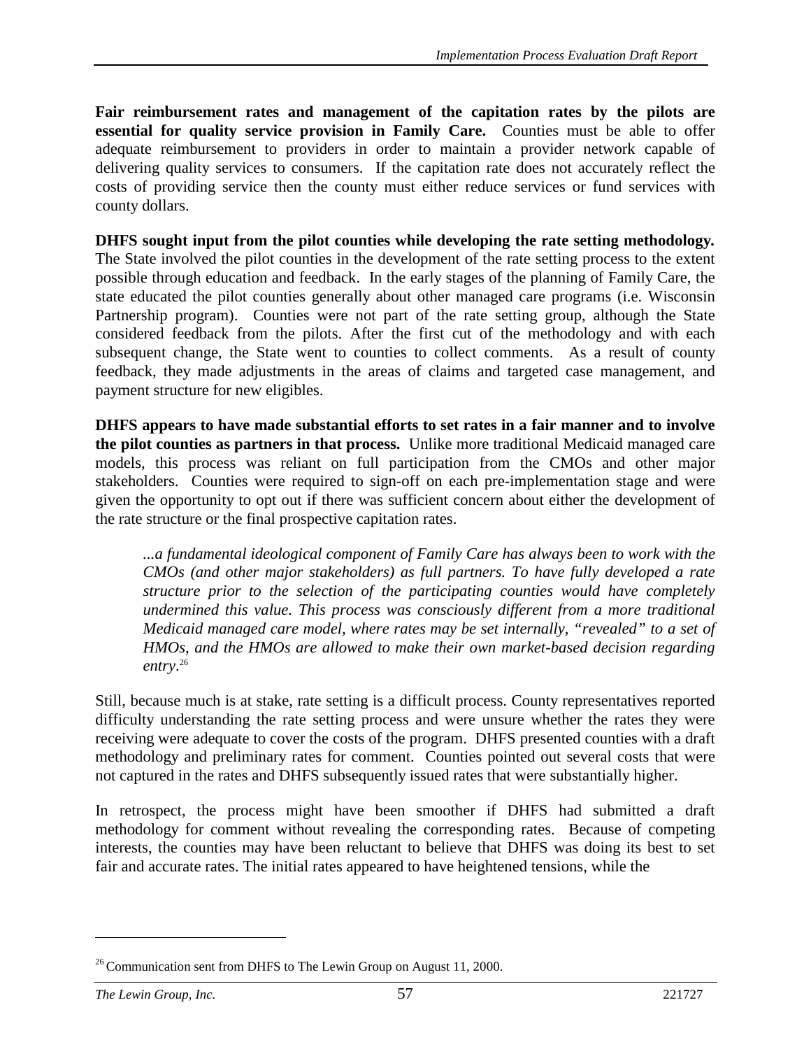**Fair reimbursement rates and management of the capitation rates by the pilots are essential for quality service provision in Family Care.** Counties must be able to offer adequate reimbursement to providers in order to maintain a provider network capable of delivering quality services to consumers. If the capitation rate does not accurately reflect the costs of providing service then the county must either reduce services or fund services with county dollars.

**DHFS sought input from the pilot counties while developing the rate setting methodology.** The State involved the pilot counties in the development of the rate setting process to the extent possible through education and feedback. In the early stages of the planning of Family Care, the state educated the pilot counties generally about other managed care programs (i.e. Wisconsin Partnership program). Counties were not part of the rate setting group, although the State considered feedback from the pilots. After the first cut of the methodology and with each subsequent change, the State went to counties to collect comments. As a result of county feedback, they made adjustments in the areas of claims and targeted case management, and payment structure for new eligibles.

**DHFS appears to have made substantial efforts to set rates in a fair manner and to involve the pilot counties as partners in that process.** Unlike more traditional Medicaid managed care models, this process was reliant on full participation from the CMOs and other major stakeholders. Counties were required to sign-off on each pre-implementation stage and were given the opportunity to opt out if there was sufficient concern about either the development of the rate structure or the final prospective capitation rates.

> *...a fundamental ideological component of Family Care has always been to work with the CMOs (and other major stakeholders) as full partners. To have fully developed a rate structure prior to the selection of the participating counties would have completely undermined this value. This process was consciously different from a more traditional Medicaid managed care model, where rates may be set internally, "revealed" to a set of HMOs, and the HMOs are allowed to make their own market-based decision regarding entry.*[26]

Still, because much is at stake, rate setting is a difficult process. County representatives reported difficulty understanding the rate setting process and were unsure whether the rates they were receiving were adequate to cover the costs of the program. DHFS presented counties with a draft methodology and preliminary rates for comment. Counties pointed out several costs that were not captured in the rates and DHFS subsequently issued rates that were substantially higher.

In retrospect, the process might have been smoother if DHFS had submitted a draft methodology for comment without revealing the corresponding rates. Because of competing interests, the counties may have been reluctant to believe that DHFS was doing its best to set fair and accurate rates. The initial rates appeared to have heightened tensions, while the

---

[26] Communication sent from DHFS to The Lewin Group on August 11, 2000.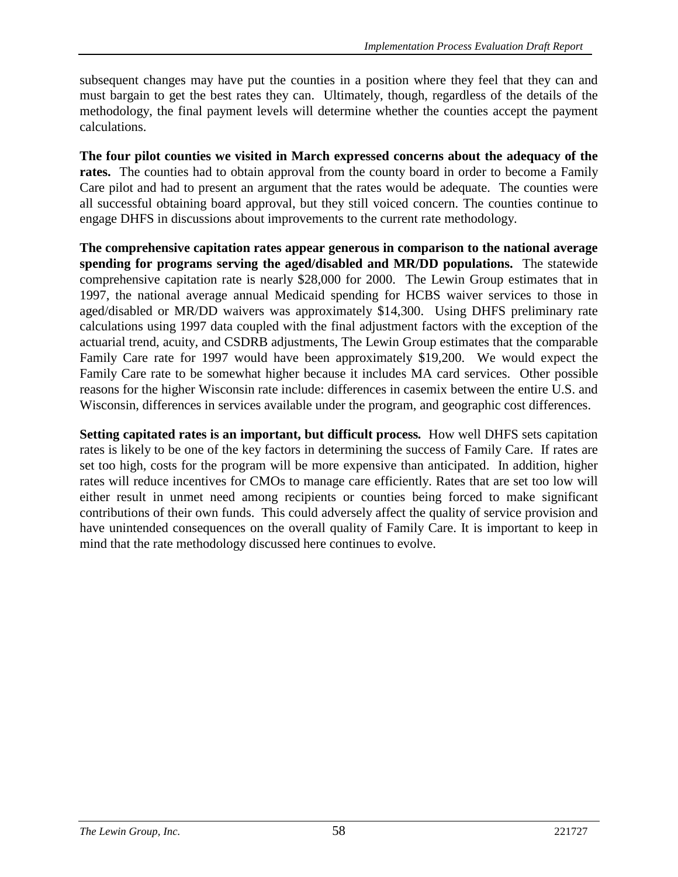subsequent changes may have put the counties in a position where they feel that they can and must bargain to get the best rates they can. Ultimately, though, regardless of the details of the methodology, the final payment levels will determine whether the counties accept the payment calculations.

**The four pilot counties we visited in March expressed concerns about the adequacy of the rates.** The counties had to obtain approval from the county board in order to become a Family Care pilot and had to present an argument that the rates would be adequate. The counties were all successful obtaining board approval, but they still voiced concern. The counties continue to engage DHFS in discussions about improvements to the current rate methodology.

**The comprehensive capitation rates appear generous in comparison to the national average spending for programs serving the aged/disabled and MR/DD populations.** The statewide comprehensive capitation rate is nearly $28,000 for 2000. The Lewin Group estimates that in 1997, the national average annual Medicaid spending for HCBS waiver services to those in aged/disabled or MR/DD waivers was approximately $14,300. Using DHFS preliminary rate calculations using 1997 data coupled with the final adjustment factors with the exception of the actuarial trend, acuity, and CSDRB adjustments, The Lewin Group estimates that the comparable Family Care rate for 1997 would have been approximately $19,200. We would expect the Family Care rate to be somewhat higher because it includes MA card services. Other possible reasons for the higher Wisconsin rate include: differences in casemix between the entire U.S. and Wisconsin, differences in services available under the program, and geographic cost differences.

***Setting capitated rates is an important, but difficult process.*** How well DHFS sets capitation rates is likely to be one of the key factors in determining the success of Family Care. If rates are set too high, costs for the program will be more expensive than anticipated. In addition, higher rates will reduce incentives for CMOs to manage care efficiently. Rates that are set too low will either result in unmet need among recipients or counties being forced to make significant contributions of their own funds. This could adversely affect the quality of service provision and have unintended consequences on the overall quality of Family Care. It is important to keep in mind that the rate methodology discussed here continues to evolve.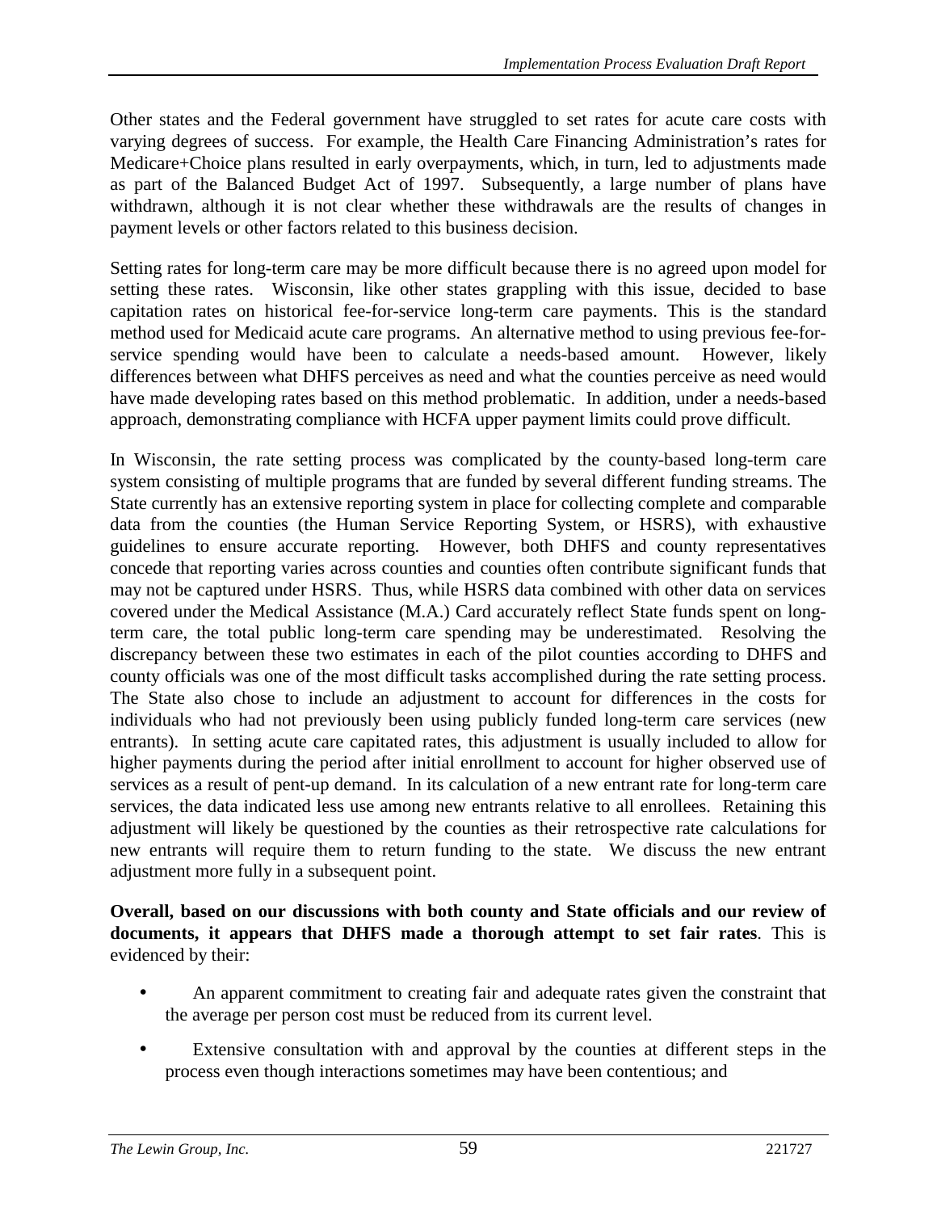Other states and the Federal government have struggled to set rates for acute care costs with varying degrees of success. For example, the Health Care Financing Administration's rates for Medicare+Choice plans resulted in early overpayments, which, in turn, led to adjustments made as part of the Balanced Budget Act of 1997. Subsequently, a large number of plans have withdrawn, although it is not clear whether these withdrawals are the results of changes in payment levels or other factors related to this business decision.

Setting rates for long-term care may be more difficult because there is no agreed upon model for setting these rates. Wisconsin, like other states grappling with this issue, decided to base capitation rates on historical fee-for-service long-term care payments. This is the standard method used for Medicaid acute care programs. An alternative method to using previous fee-for-service spending would have been to calculate a needs-based amount. However, likely differences between what DHFS perceives as need and what the counties perceive as need would have made developing rates based on this method problematic. In addition, under a needs-based approach, demonstrating compliance with HCFA upper payment limits could prove difficult.

In Wisconsin, the rate setting process was complicated by the county-based long-term care system consisting of multiple programs that are funded by several different funding streams. The State currently has an extensive reporting system in place for collecting complete and comparable data from the counties (the Human Service Reporting System, or HSRS), with exhaustive guidelines to ensure accurate reporting. However, both DHFS and county representatives concede that reporting varies across counties and counties often contribute significant funds that may not be captured under HSRS. Thus, while HSRS data combined with other data on services covered under the Medical Assistance (M.A.) Card accurately reflect State funds spent on long-term care, the total public long-term care spending may be underestimated. Resolving the discrepancy between these two estimates in each of the pilot counties according to DHFS and county officials was one of the most difficult tasks accomplished during the rate setting process. The State also chose to include an adjustment to account for differences in the costs for individuals who had not previously been using publicly funded long-term care services (new entrants). In setting acute care capitated rates, this adjustment is usually included to allow for higher payments during the period after initial enrollment to account for higher observed use of services as a result of pent-up demand. In its calculation of a new entrant rate for long-term care services, the data indicated less use among new entrants relative to all enrollees. Retaining this adjustment will likely be questioned by the counties as their retrospective rate calculations for new entrants will require them to return funding to the state. We discuss the new entrant adjustment more fully in a subsequent point.

**Overall, based on our discussions with both county and State officials and our review of documents, it appears that DHFS made a thorough attempt to set fair rates**. This is evidenced by their:

- An apparent commitment to creating fair and adequate rates given the constraint that the average per person cost must be reduced from its current level.
- Extensive consultation with and approval by the counties at different steps in the process even though interactions sometimes may have been contentious; and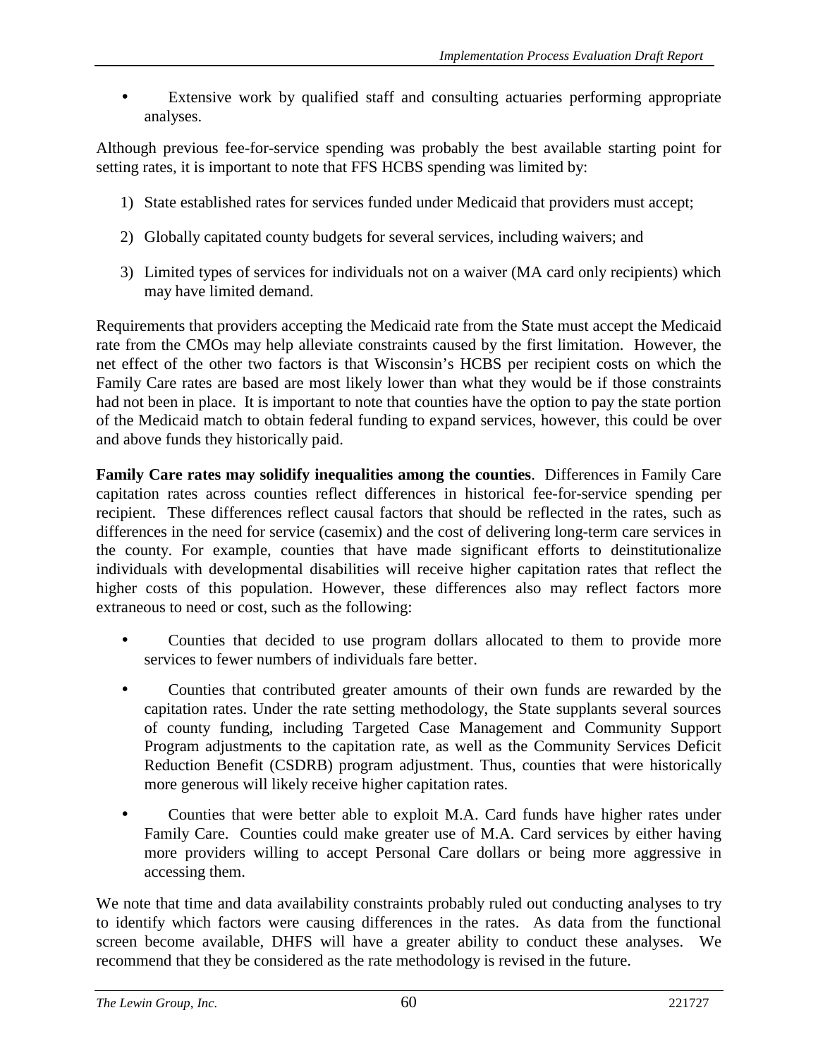- Extensive work by qualified staff and consulting actuaries performing appropriate analyses.

Although previous fee-for-service spending was probably the best available starting point for setting rates, it is important to note that FFS HCBS spending was limited by:

1) State established rates for services funded under Medicaid that providers must accept;

2) Globally capitated county budgets for several services, including waivers; and

3) Limited types of services for individuals not on a waiver (MA card only recipients) which may have limited demand.

Requirements that providers accepting the Medicaid rate from the State must accept the Medicaid rate from the CMOs may help alleviate constraints caused by the first limitation. However, the net effect of the other two factors is that Wisconsin's HCBS per recipient costs on which the Family Care rates are based are most likely lower than what they would be if those constraints had not been in place. It is important to note that counties have the option to pay the state portion of the Medicaid match to obtain federal funding to expand services, however, this could be over and above funds they historically paid.

**Family Care rates may solidify inequalities among the counties**. Differences in Family Care capitation rates across counties reflect differences in historical fee-for-service spending per recipient. These differences reflect causal factors that should be reflected in the rates, such as differences in the need for service (casemix) and the cost of delivering long-term care services in the county. For example, counties that have made significant efforts to deinstitutionalize individuals with developmental disabilities will receive higher capitation rates that reflect the higher costs of this population. However, these differences also may reflect factors more extraneous to need or cost, such as the following:

- Counties that decided to use program dollars allocated to them to provide more services to fewer numbers of individuals fare better.

- Counties that contributed greater amounts of their own funds are rewarded by the capitation rates. Under the rate setting methodology, the State supplants several sources of county funding, including Targeted Case Management and Community Support Program adjustments to the capitation rate, as well as the Community Services Deficit Reduction Benefit (CSDRB) program adjustment. Thus, counties that were historically more generous will likely receive higher capitation rates.

- Counties that were better able to exploit M.A. Card funds have higher rates under Family Care. Counties could make greater use of M.A. Card services by either having more providers willing to accept Personal Care dollars or being more aggressive in accessing them.

We note that time and data availability constraints probably ruled out conducting analyses to try to identify which factors were causing differences in the rates. As data from the functional screen become available, DHFS will have a greater ability to conduct these analyses. We recommend that they be considered as the rate methodology is revised in the future.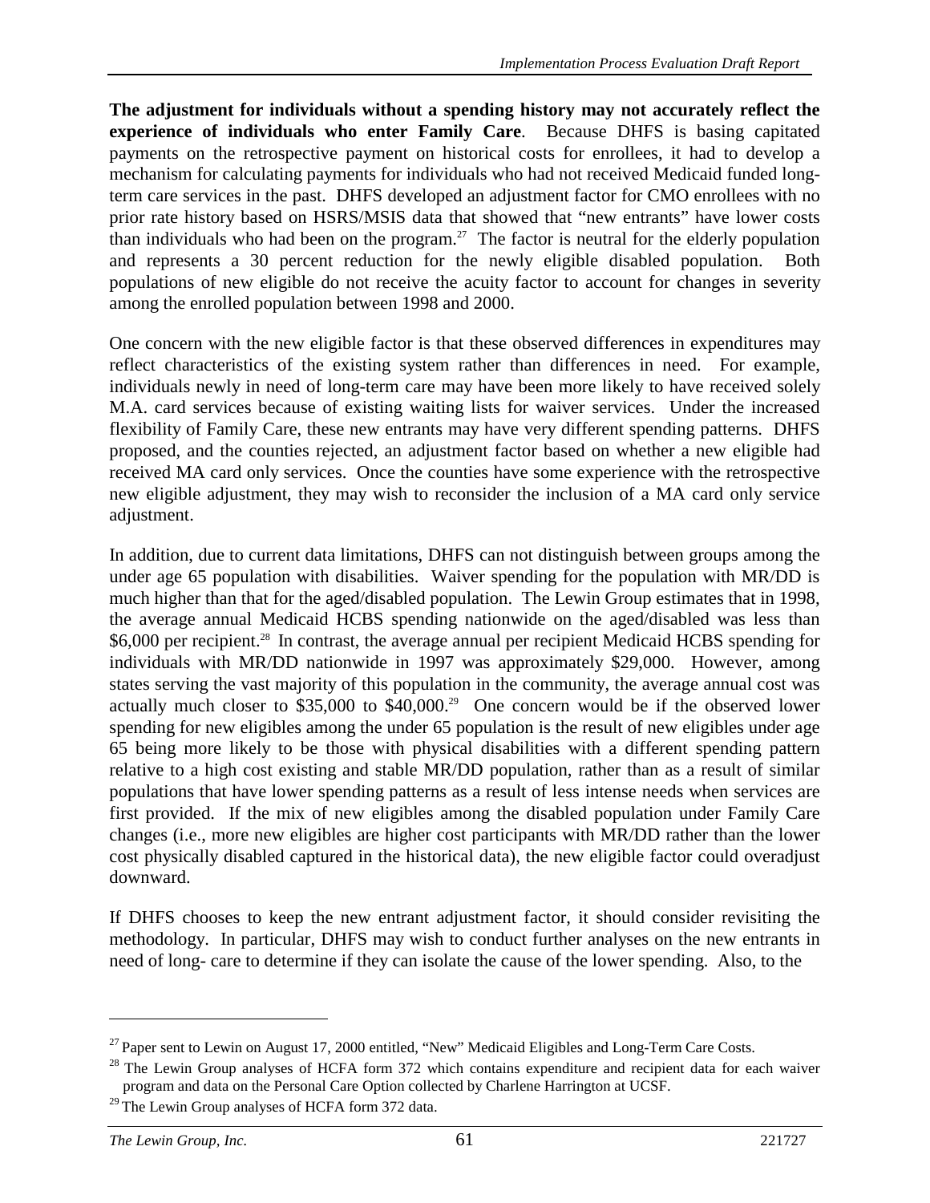**The adjustment for individuals without a spending history may not accurately reflect the experience of individuals who enter Family Care**. Because DHFS is basing capitated payments on the retrospective payment on historical costs for enrollees, it had to develop a mechanism for calculating payments for individuals who had not received Medicaid funded long-term care services in the past. DHFS developed an adjustment factor for CMO enrollees with no prior rate history based on HSRS/MSIS data that showed that "new entrants" have lower costs than individuals who had been on the program.[27] The factor is neutral for the elderly population and represents a 30 percent reduction for the newly eligible disabled population. Both populations of new eligible do not receive the acuity factor to account for changes in severity among the enrolled population between 1998 and 2000.

One concern with the new eligible factor is that these observed differences in expenditures may reflect characteristics of the existing system rather than differences in need. For example, individuals newly in need of long-term care may have been more likely to have received solely M.A. card services because of existing waiting lists for waiver services. Under the increased flexibility of Family Care, these new entrants may have very different spending patterns. DHFS proposed, and the counties rejected, an adjustment factor based on whether a new eligible had received MA card only services. Once the counties have some experience with the retrospective new eligible adjustment, they may wish to reconsider the inclusion of a MA card only service adjustment.

In addition, due to current data limitations, DHFS can not distinguish between groups among the under age 65 population with disabilities. Waiver spending for the population with MR/DD is much higher than that for the aged/disabled population. The Lewin Group estimates that in 1998, the average annual Medicaid HCBS spending nationwide on the aged/disabled was less than $6,000 per recipient.[28] In contrast, the average annual per recipient Medicaid HCBS spending for individuals with MR/DD nationwide in 1997 was approximately $29,000. However, among states serving the vast majority of this population in the community, the average annual cost was actually much closer to $35,000 to $40,000.[29] One concern would be if the observed lower spending for new eligibles among the under 65 population is the result of new eligibles under age 65 being more likely to be those with physical disabilities with a different spending pattern relative to a high cost existing and stable MR/DD population, rather than as a result of similar populations that have lower spending patterns as a result of less intense needs when services are first provided. If the mix of new eligibles among the disabled population under Family Care changes (i.e., more new eligibles are higher cost participants with MR/DD rather than the lower cost physically disabled captured in the historical data), the new eligible factor could overadjust downward.

If DHFS chooses to keep the new entrant adjustment factor, it should consider revisiting the methodology. In particular, DHFS may wish to conduct further analyses on the new entrants in need of long- care to determine if they can isolate the cause of the lower spending. Also, to the

---

[27] Paper sent to Lewin on August 17, 2000 entitled, "New" Medicaid Eligibles and Long-Term Care Costs.

[28] The Lewin Group analyses of HCFA form 372 which contains expenditure and recipient data for each waiver program and data on the Personal Care Option collected by Charlene Harrington at UCSF.

[29] The Lewin Group analyses of HCFA form 372 data.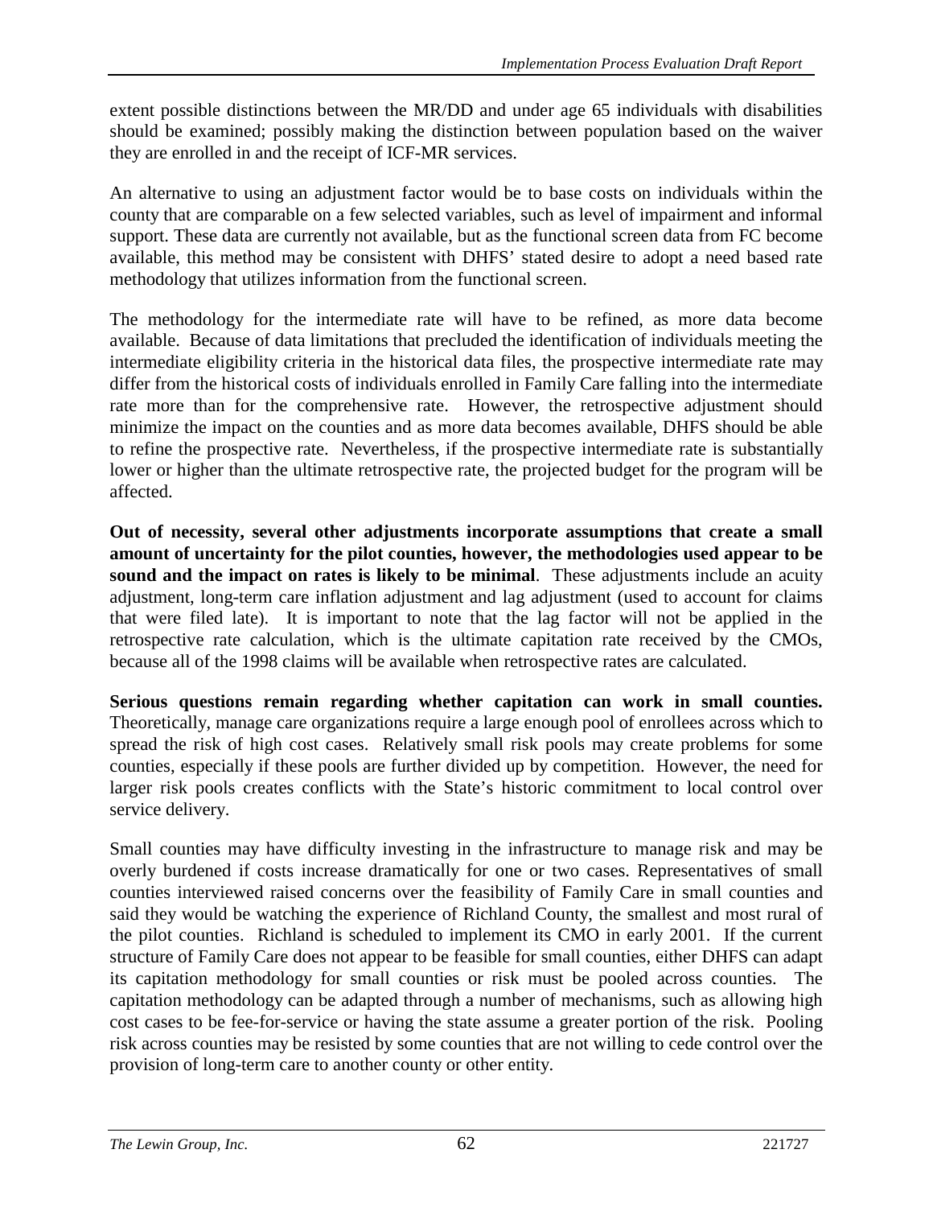extent possible distinctions between the MR/DD and under age 65 individuals with disabilities should be examined; possibly making the distinction between population based on the waiver they are enrolled in and the receipt of ICF-MR services.

An alternative to using an adjustment factor would be to base costs on individuals within the county that are comparable on a few selected variables, such as level of impairment and informal support. These data are currently not available, but as the functional screen data from FC become available, this method may be consistent with DHFS' stated desire to adopt a need based rate methodology that utilizes information from the functional screen.

The methodology for the intermediate rate will have to be refined, as more data become available. Because of data limitations that precluded the identification of individuals meeting the intermediate eligibility criteria in the historical data files, the prospective intermediate rate may differ from the historical costs of individuals enrolled in Family Care falling into the intermediate rate more than for the comprehensive rate. However, the retrospective adjustment should minimize the impact on the counties and as more data becomes available, DHFS should be able to refine the prospective rate. Nevertheless, if the prospective intermediate rate is substantially lower or higher than the ultimate retrospective rate, the projected budget for the program will be affected.

**Out of necessity, several other adjustments incorporate assumptions that create a small amount of uncertainty for the pilot counties, however, the methodologies used appear to be sound and the impact on rates is likely to be minimal**. These adjustments include an acuity adjustment, long-term care inflation adjustment and lag adjustment (used to account for claims that were filed late). It is important to note that the lag factor will not be applied in the retrospective rate calculation, which is the ultimate capitation rate received by the CMOs, because all of the 1998 claims will be available when retrospective rates are calculated.

**Serious questions remain regarding whether capitation can work in small counties.** Theoretically, manage care organizations require a large enough pool of enrollees across which to spread the risk of high cost cases. Relatively small risk pools may create problems for some counties, especially if these pools are further divided up by competition. However, the need for larger risk pools creates conflicts with the State's historic commitment to local control over service delivery.

Small counties may have difficulty investing in the infrastructure to manage risk and may be overly burdened if costs increase dramatically for one or two cases. Representatives of small counties interviewed raised concerns over the feasibility of Family Care in small counties and said they would be watching the experience of Richland County, the smallest and most rural of the pilot counties. Richland is scheduled to implement its CMO in early 2001. If the current structure of Family Care does not appear to be feasible for small counties, either DHFS can adapt its capitation methodology for small counties or risk must be pooled across counties. The capitation methodology can be adapted through a number of mechanisms, such as allowing high cost cases to be fee-for-service or having the state assume a greater portion of the risk. Pooling risk across counties may be resisted by some counties that are not willing to cede control over the provision of long-term care to another county or other entity.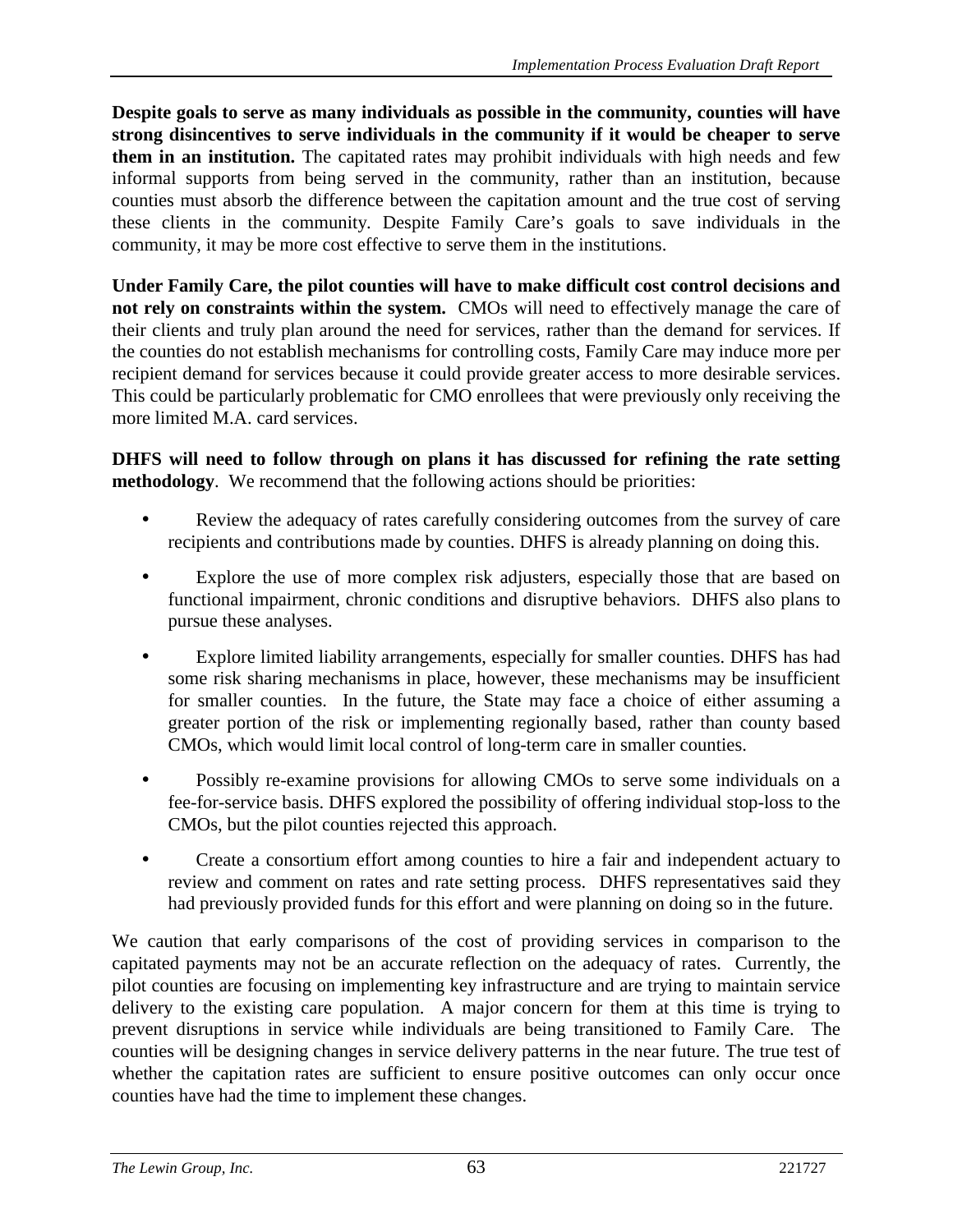**Despite goals to serve as many individuals as possible in the community, counties will have strong disincentives to serve individuals in the community if it would be cheaper to serve them in an institution.** The capitated rates may prohibit individuals with high needs and few informal supports from being served in the community, rather than an institution, because counties must absorb the difference between the capitation amount and the true cost of serving these clients in the community. Despite Family Care's goals to save individuals in the community, it may be more cost effective to serve them in the institutions.

**Under Family Care, the pilot counties will have to make difficult cost control decisions and not rely on constraints within the system.** CMOs will need to effectively manage the care of their clients and truly plan around the need for services, rather than the demand for services. If the counties do not establish mechanisms for controlling costs, Family Care may induce more per recipient demand for services because it could provide greater access to more desirable services. This could be particularly problematic for CMO enrollees that were previously only receiving the more limited M.A. card services.

**DHFS will need to follow through on plans it has discussed for refining the rate setting methodology**. We recommend that the following actions should be priorities:

- Review the adequacy of rates carefully considering outcomes from the survey of care recipients and contributions made by counties. DHFS is already planning on doing this.
- Explore the use of more complex risk adjusters, especially those that are based on functional impairment, chronic conditions and disruptive behaviors. DHFS also plans to pursue these analyses.
- Explore limited liability arrangements, especially for smaller counties. DHFS has had some risk sharing mechanisms in place, however, these mechanisms may be insufficient for smaller counties. In the future, the State may face a choice of either assuming a greater portion of the risk or implementing regionally based, rather than county based CMOs, which would limit local control of long-term care in smaller counties.
- Possibly re-examine provisions for allowing CMOs to serve some individuals on a fee-for-service basis. DHFS explored the possibility of offering individual stop-loss to the CMOs, but the pilot counties rejected this approach.
- Create a consortium effort among counties to hire a fair and independent actuary to review and comment on rates and rate setting process. DHFS representatives said they had previously provided funds for this effort and were planning on doing so in the future.

We caution that early comparisons of the cost of providing services in comparison to the capitated payments may not be an accurate reflection on the adequacy of rates. Currently, the pilot counties are focusing on implementing key infrastructure and are trying to maintain service delivery to the existing care population. A major concern for them at this time is trying to prevent disruptions in service while individuals are being transitioned to Family Care. The counties will be designing changes in service delivery patterns in the near future. The true test of whether the capitation rates are sufficient to ensure positive outcomes can only occur once counties have had the time to implement these changes.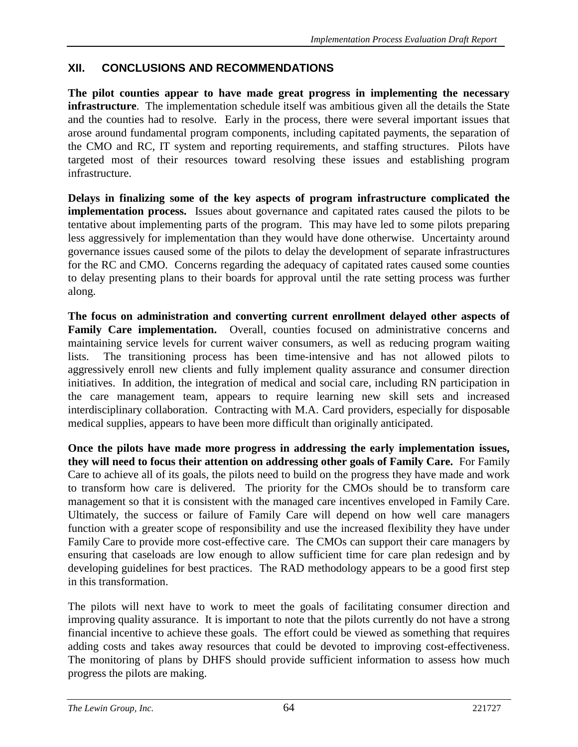## XII. CONCLUSIONS AND RECOMMENDATIONS

**The pilot counties appear to have made great progress in implementing the necessary infrastructure**. The implementation schedule itself was ambitious given all the details the State and the counties had to resolve. Early in the process, there were several important issues that arose around fundamental program components, including capitated payments, the separation of the CMO and RC, IT system and reporting requirements, and staffing structures. Pilots have targeted most of their resources toward resolving these issues and establishing program infrastructure.

**Delays in finalizing some of the key aspects of program infrastructure complicated the implementation process.** Issues about governance and capitated rates caused the pilots to be tentative about implementing parts of the program. This may have led to some pilots preparing less aggressively for implementation than they would have done otherwise. Uncertainty around governance issues caused some of the pilots to delay the development of separate infrastructures for the RC and CMO. Concerns regarding the adequacy of capitated rates caused some counties to delay presenting plans to their boards for approval until the rate setting process was further along.

**The focus on administration and converting current enrollment delayed other aspects of Family Care implementation.** Overall, counties focused on administrative concerns and maintaining service levels for current waiver consumers, as well as reducing program waiting lists. The transitioning process has been time-intensive and has not allowed pilots to aggressively enroll new clients and fully implement quality assurance and consumer direction initiatives. In addition, the integration of medical and social care, including RN participation in the care management team, appears to require learning new skill sets and increased interdisciplinary collaboration. Contracting with M.A. Card providers, especially for disposable medical supplies, appears to have been more difficult than originally anticipated.

**Once the pilots have made more progress in addressing the early implementation issues, they will need to focus their attention on addressing other goals of Family Care.** For Family Care to achieve all of its goals, the pilots need to build on the progress they have made and work to transform how care is delivered. The priority for the CMOs should be to transform care management so that it is consistent with the managed care incentives enveloped in Family Care. Ultimately, the success or failure of Family Care will depend on how well care managers function with a greater scope of responsibility and use the increased flexibility they have under Family Care to provide more cost-effective care. The CMOs can support their care managers by ensuring that caseloads are low enough to allow sufficient time for care plan redesign and by developing guidelines for best practices. The RAD methodology appears to be a good first step in this transformation.

The pilots will next have to work to meet the goals of facilitating consumer direction and improving quality assurance. It is important to note that the pilots currently do not have a strong financial incentive to achieve these goals. The effort could be viewed as something that requires adding costs and takes away resources that could be devoted to improving cost-effectiveness. The monitoring of plans by DHFS should provide sufficient information to assess how much progress the pilots are making.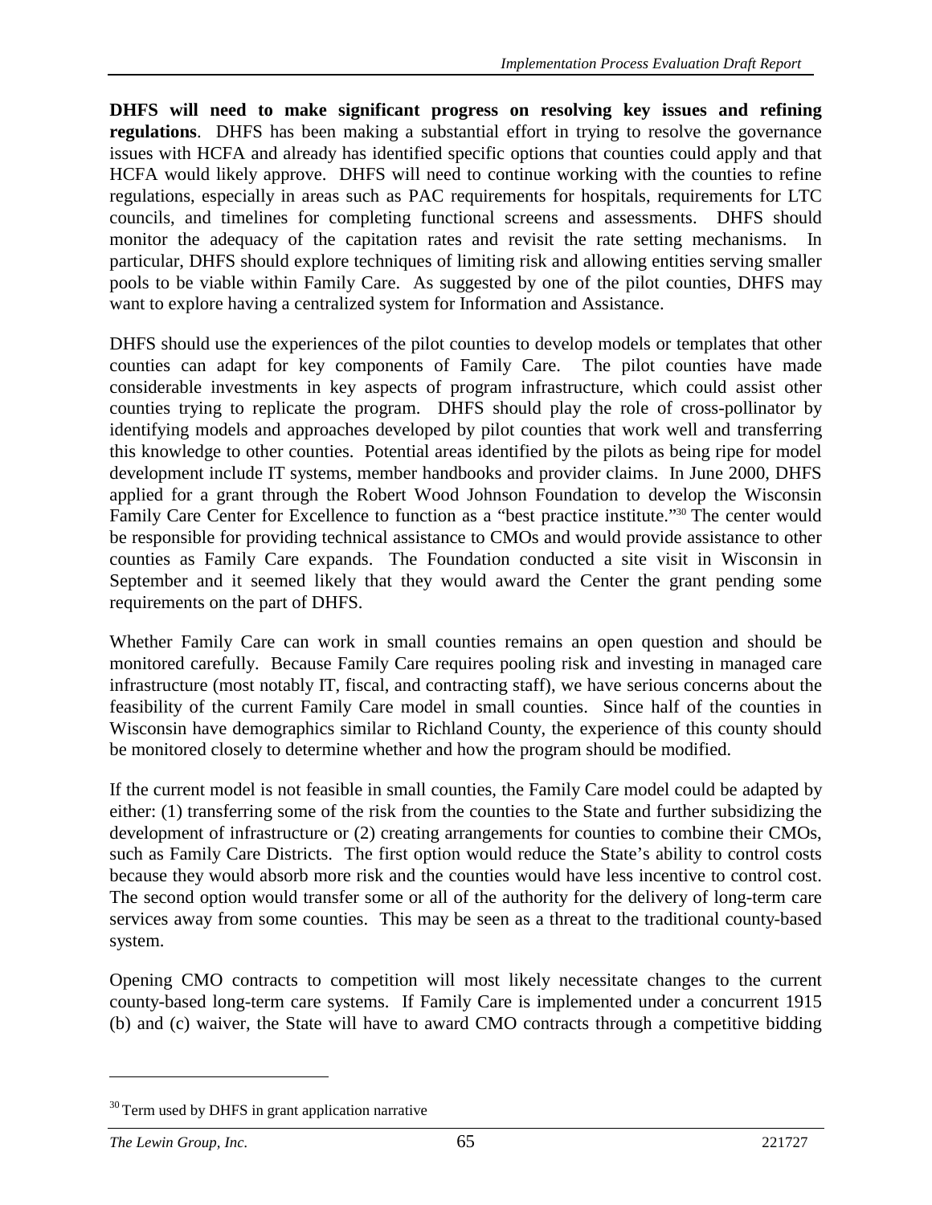**DHFS will need to make significant progress on resolving key issues and refining regulations**. DHFS has been making a substantial effort in trying to resolve the governance issues with HCFA and already has identified specific options that counties could apply and that HCFA would likely approve. DHFS will need to continue working with the counties to refine regulations, especially in areas such as PAC requirements for hospitals, requirements for LTC councils, and timelines for completing functional screens and assessments. DHFS should monitor the adequacy of the capitation rates and revisit the rate setting mechanisms. In particular, DHFS should explore techniques of limiting risk and allowing entities serving smaller pools to be viable within Family Care. As suggested by one of the pilot counties, DHFS may want to explore having a centralized system for Information and Assistance.

DHFS should use the experiences of the pilot counties to develop models or templates that other counties can adapt for key components of Family Care. The pilot counties have made considerable investments in key aspects of program infrastructure, which could assist other counties trying to replicate the program. DHFS should play the role of cross-pollinator by identifying models and approaches developed by pilot counties that work well and transferring this knowledge to other counties. Potential areas identified by the pilots as being ripe for model development include IT systems, member handbooks and provider claims. In June 2000, DHFS applied for a grant through the Robert Wood Johnson Foundation to develop the Wisconsin Family Care Center for Excellence to function as a "best practice institute."[30] The center would be responsible for providing technical assistance to CMOs and would provide assistance to other counties as Family Care expands. The Foundation conducted a site visit in Wisconsin in September and it seemed likely that they would award the Center the grant pending some requirements on the part of DHFS.

Whether Family Care can work in small counties remains an open question and should be monitored carefully. Because Family Care requires pooling risk and investing in managed care infrastructure (most notably IT, fiscal, and contracting staff), we have serious concerns about the feasibility of the current Family Care model in small counties. Since half of the counties in Wisconsin have demographics similar to Richland County, the experience of this county should be monitored closely to determine whether and how the program should be modified.

If the current model is not feasible in small counties, the Family Care model could be adapted by either: (1) transferring some of the risk from the counties to the State and further subsidizing the development of infrastructure or (2) creating arrangements for counties to combine their CMOs, such as Family Care Districts. The first option would reduce the State's ability to control costs because they would absorb more risk and the counties would have less incentive to control cost. The second option would transfer some or all of the authority for the delivery of long-term care services away from some counties. This may be seen as a threat to the traditional county-based system.

Opening CMO contracts to competition will most likely necessitate changes to the current county-based long-term care systems. If Family Care is implemented under a concurrent 1915 (b) and (c) waiver, the State will have to award CMO contracts through a competitive bidding

---

[30] Term used by DHFS in grant application narrative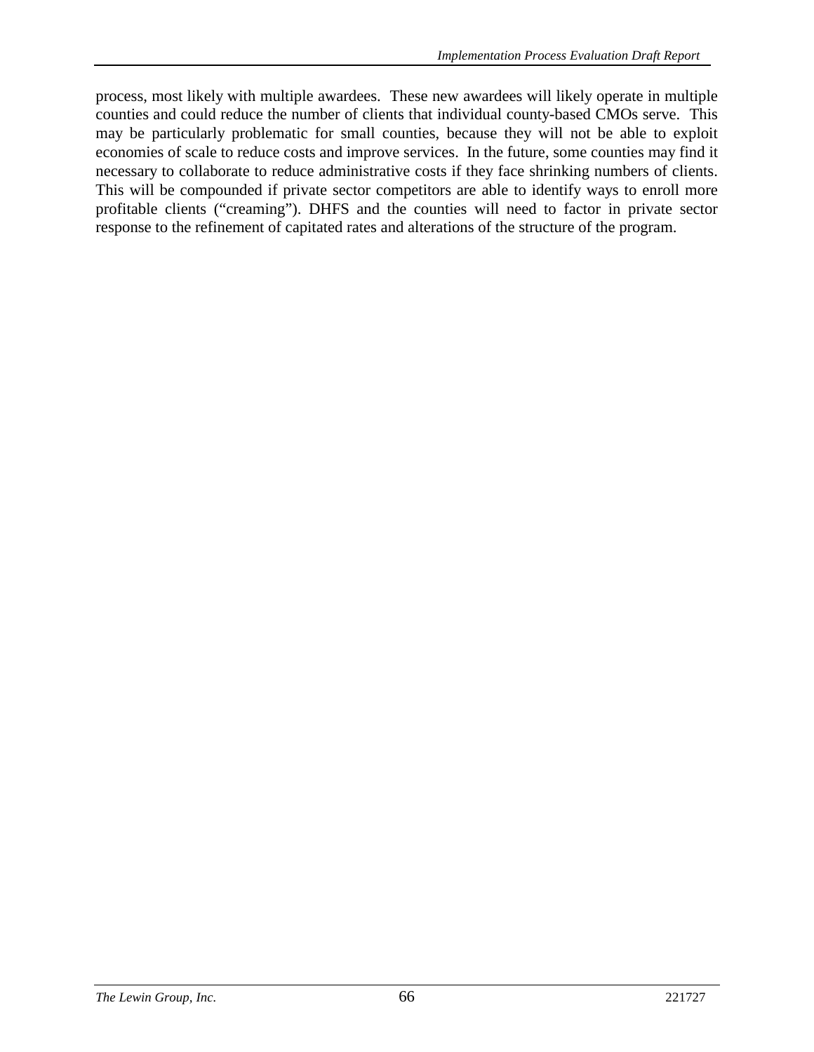process, most likely with multiple awardees. These new awardees will likely operate in multiple counties and could reduce the number of clients that individual county-based CMOs serve. This may be particularly problematic for small counties, because they will not be able to exploit economies of scale to reduce costs and improve services. In the future, some counties may find it necessary to collaborate to reduce administrative costs if they face shrinking numbers of clients. This will be compounded if private sector competitors are able to identify ways to enroll more profitable clients ("creaming"). DHFS and the counties will need to factor in private sector response to the refinement of capitated rates and alterations of the structure of the program.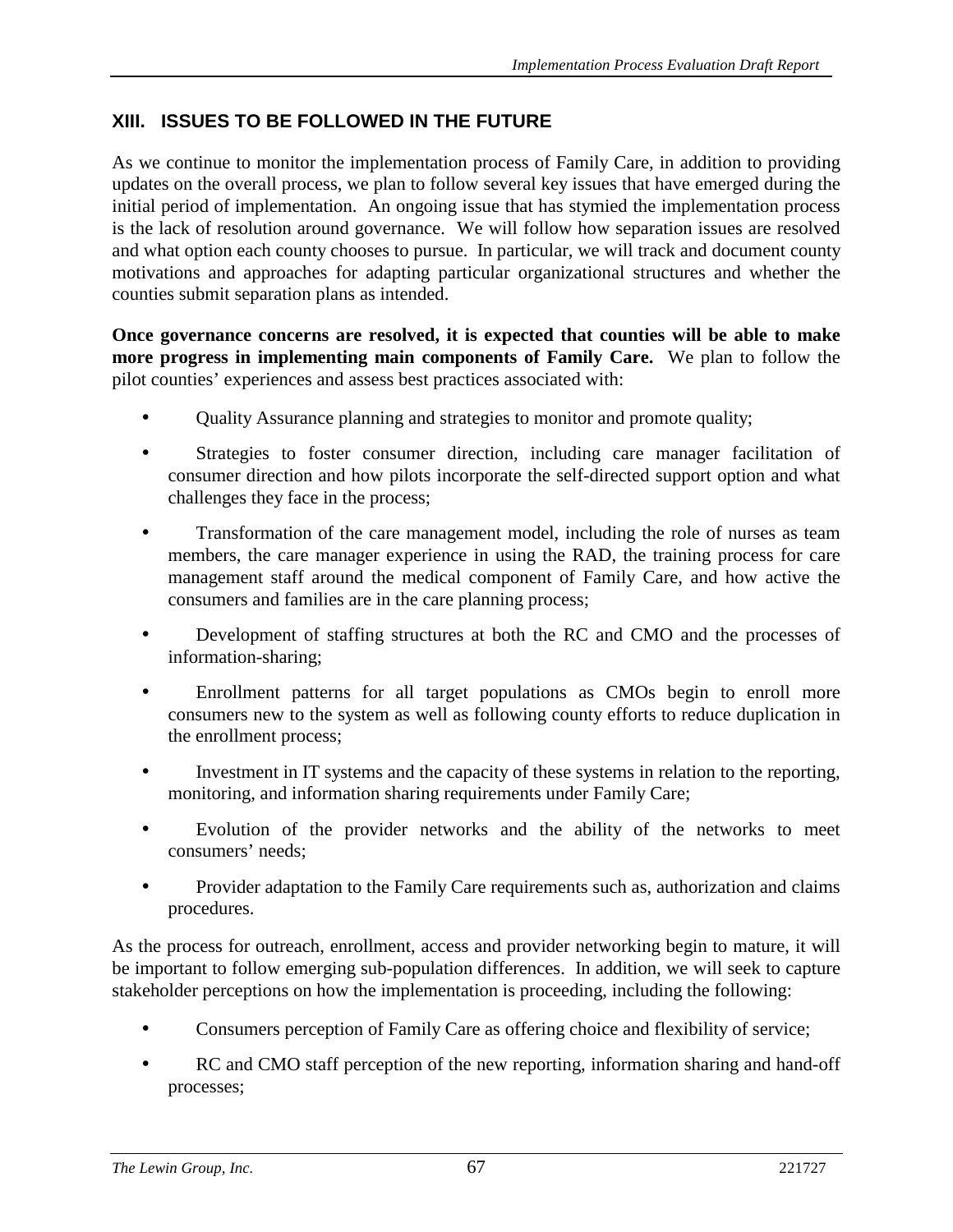## XIII. ISSUES TO BE FOLLOWED IN THE FUTURE

As we continue to monitor the implementation process of Family Care, in addition to providing updates on the overall process, we plan to follow several key issues that have emerged during the initial period of implementation. An ongoing issue that has stymied the implementation process is the lack of resolution around governance. We will follow how separation issues are resolved and what option each county chooses to pursue. In particular, we will track and document county motivations and approaches for adapting particular organizational structures and whether the counties submit separation plans as intended.

**Once governance concerns are resolved, it is expected that counties will be able to make more progress in implementing main components of Family Care.** We plan to follow the pilot counties' experiences and assess best practices associated with:

- Quality Assurance planning and strategies to monitor and promote quality;
- Strategies to foster consumer direction, including care manager facilitation of consumer direction and how pilots incorporate the self-directed support option and what challenges they face in the process;
- Transformation of the care management model, including the role of nurses as team members, the care manager experience in using the RAD, the training process for care management staff around the medical component of Family Care, and how active the consumers and families are in the care planning process;
- Development of staffing structures at both the RC and CMO and the processes of information-sharing;
- Enrollment patterns for all target populations as CMOs begin to enroll more consumers new to the system as well as following county efforts to reduce duplication in the enrollment process;
- Investment in IT systems and the capacity of these systems in relation to the reporting, monitoring, and information sharing requirements under Family Care;
- Evolution of the provider networks and the ability of the networks to meet consumers' needs;
- Provider adaptation to the Family Care requirements such as, authorization and claims procedures.

As the process for outreach, enrollment, access and provider networking begin to mature, it will be important to follow emerging sub-population differences. In addition, we will seek to capture stakeholder perceptions on how the implementation is proceeding, including the following:

- Consumers perception of Family Care as offering choice and flexibility of service;
- RC and CMO staff perception of the new reporting, information sharing and hand-off processes;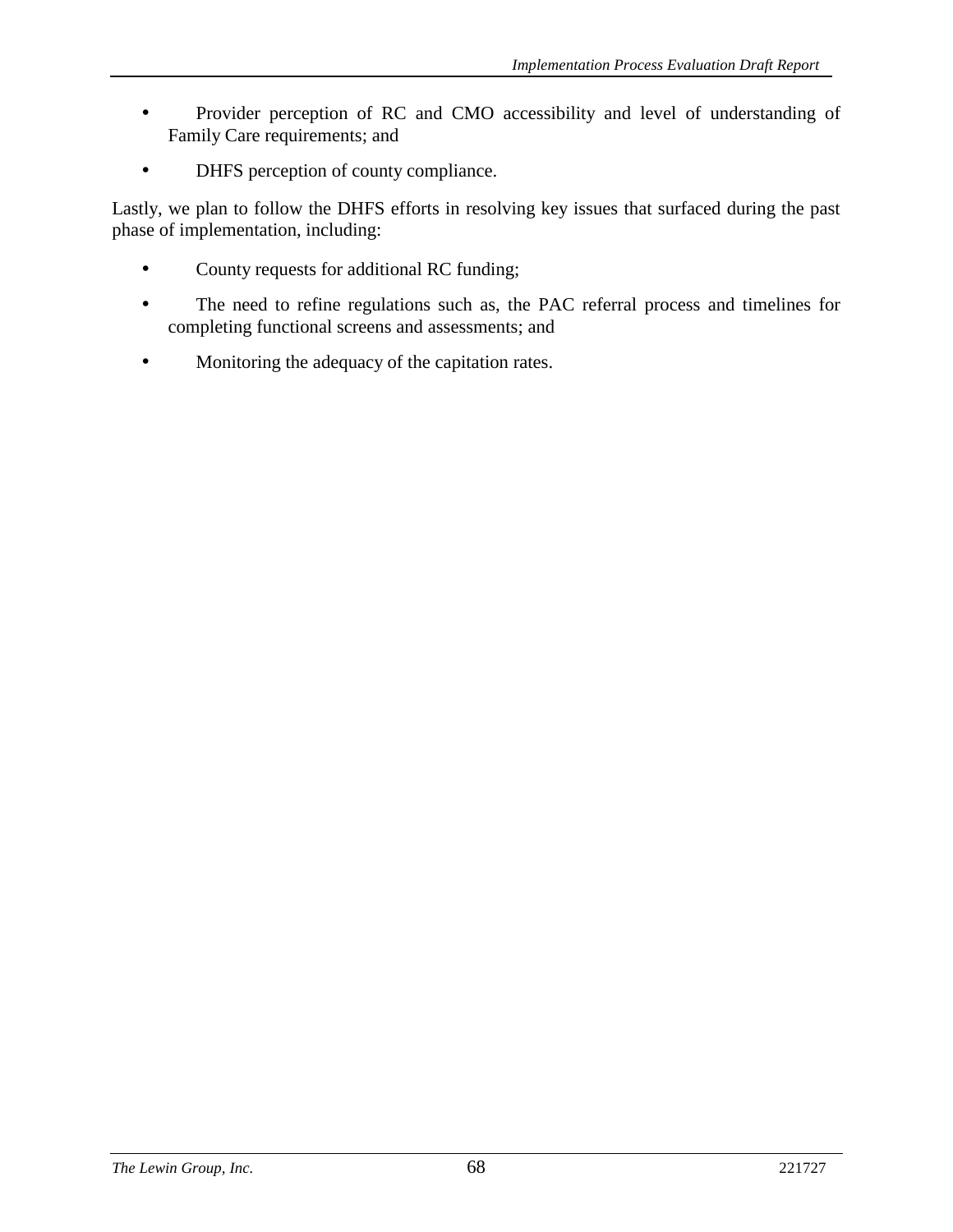- Provider perception of RC and CMO accessibility and level of understanding of Family Care requirements; and
- DHFS perception of county compliance.

Lastly, we plan to follow the DHFS efforts in resolving key issues that surfaced during the past phase of implementation, including:

- County requests for additional RC funding;
- The need to refine regulations such as, the PAC referral process and timelines for completing functional screens and assessments; and
- Monitoring the adequacy of the capitation rates.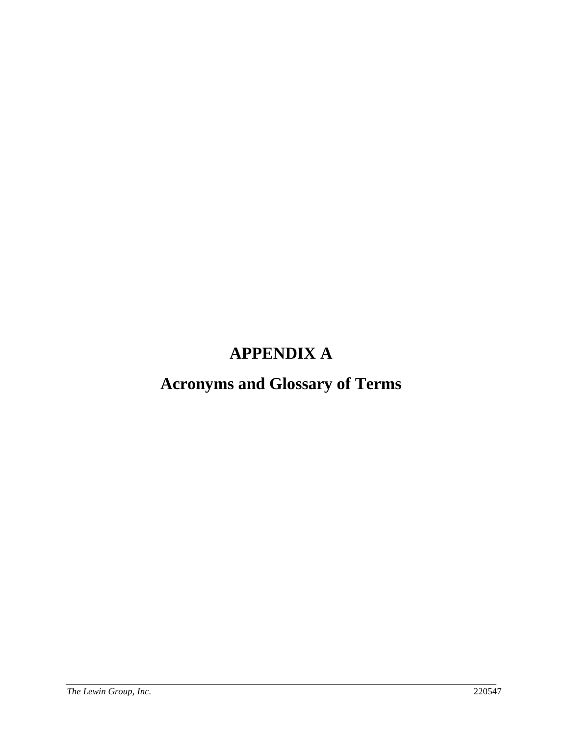# APPENDIX A

# Acronyms and Glossary of Terms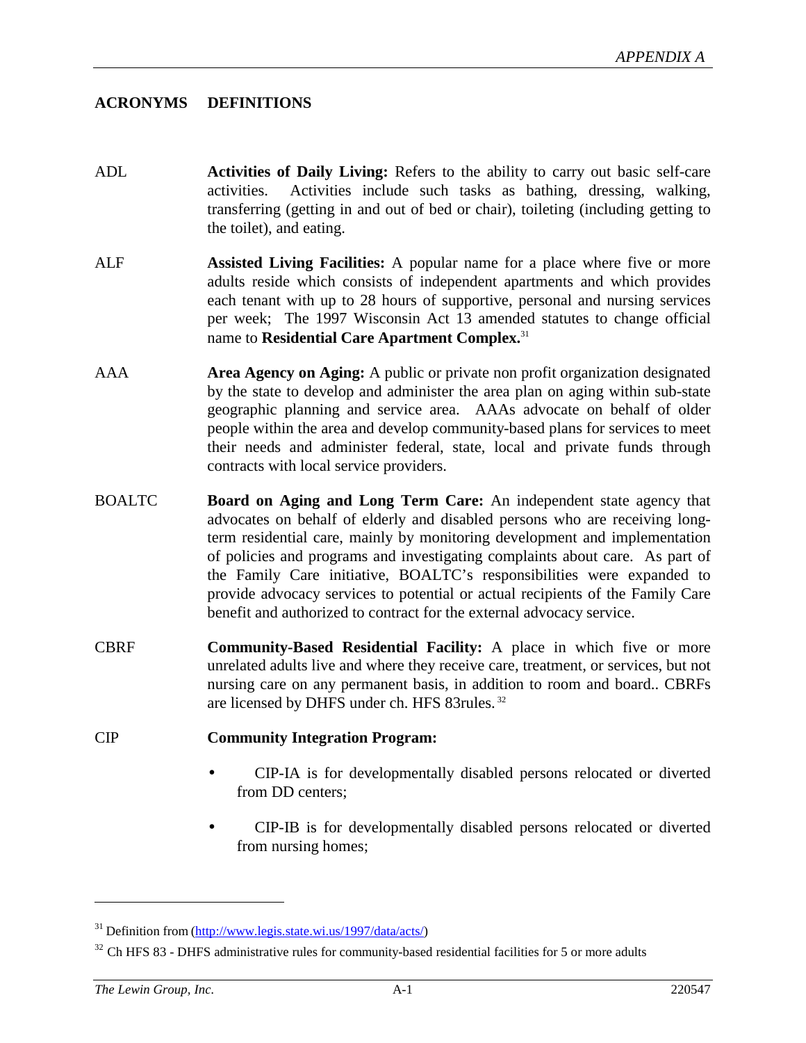## ACRONYMS DEFINITIONS

ADL **Activities of Daily Living:** Refers to the ability to carry out basic self-care activities. Activities include such tasks as bathing, dressing, walking, transferring (getting in and out of bed or chair), toileting (including getting to the toilet), and eating.

ALF **Assisted Living Facilities:** A popular name for a place where five or more adults reside which consists of independent apartments and which provides each tenant with up to 28 hours of supportive, personal and nursing services per week; The 1997 Wisconsin Act 13 amended statutes to change official name to **Residential Care Apartment Complex.**[31]

AAA **Area Agency on Aging:** A public or private non profit organization designated by the state to develop and administer the area plan on aging within sub-state geographic planning and service area. AAAs advocate on behalf of older people within the area and develop community-based plans for services to meet their needs and administer federal, state, local and private funds through contracts with local service providers.

BOALTC **Board on Aging and Long Term Care:** An independent state agency that advocates on behalf of elderly and disabled persons who are receiving long-term residential care, mainly by monitoring development and implementation of policies and programs and investigating complaints about care. As part of the Family Care initiative, BOALTC's responsibilities were expanded to provide advocacy services to potential or actual recipients of the Family Care benefit and authorized to contract for the external advocacy service.

CBRF **Community-Based Residential Facility:** A place in which five or more unrelated adults live and where they receive care, treatment, or services, but not nursing care on any permanent basis, in addition to room and board.. CBRFs are licensed by DHFS under ch. HFS 83rules.[32]

CIP **Community Integration Program:**

- CIP-IA is for developmentally disabled persons relocated or diverted from DD centers;
- CIP-IB is for developmentally disabled persons relocated or diverted from nursing homes;

---

[31] Definition from (http://www.legis.state.wi.us/1997/data/acts/)

[32] Ch HFS 83 - DHFS administrative rules for community-based residential facilities for 5 or more adults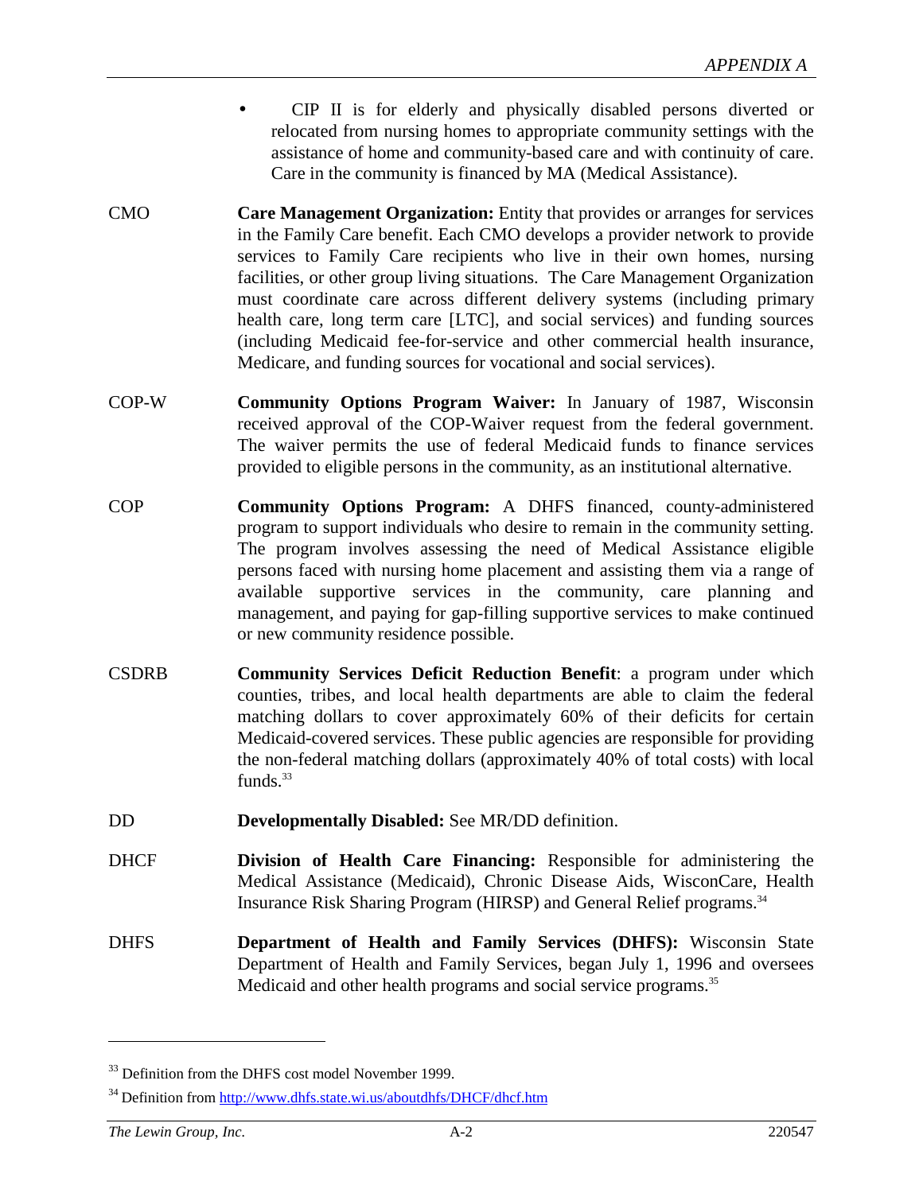- CIP II is for elderly and physically disabled persons diverted or relocated from nursing homes to appropriate community settings with the assistance of home and community-based care and with continuity of care. Care in the community is financed by MA (Medical Assistance).

CMO **Care Management Organization:** Entity that provides or arranges for services in the Family Care benefit. Each CMO develops a provider network to provide services to Family Care recipients who live in their own homes, nursing facilities, or other group living situations. The Care Management Organization must coordinate care across different delivery systems (including primary health care, long term care [LTC], and social services) and funding sources (including Medicaid fee-for-service and other commercial health insurance, Medicare, and funding sources for vocational and social services).

COP-W **Community Options Program Waiver:** In January of 1987, Wisconsin received approval of the COP-Waiver request from the federal government. The waiver permits the use of federal Medicaid funds to finance services provided to eligible persons in the community, as an institutional alternative.

COP **Community Options Program:** A DHFS financed, county-administered program to support individuals who desire to remain in the community setting. The program involves assessing the need of Medical Assistance eligible persons faced with nursing home placement and assisting them via a range of available supportive services in the community, care planning and management, and paying for gap-filling supportive services to make continued or new community residence possible.

CSDRB **Community Services Deficit Reduction Benefit**: a program under which counties, tribes, and local health departments are able to claim the federal matching dollars to cover approximately 60% of their deficits for certain Medicaid-covered services. These public agencies are responsible for providing the non-federal matching dollars (approximately 40% of total costs) with local funds.[33]

DD **Developmentally Disabled:** See MR/DD definition.

DHCF **Division of Health Care Financing:** Responsible for administering the Medical Assistance (Medicaid), Chronic Disease Aids, WisconCare, Health Insurance Risk Sharing Program (HIRSP) and General Relief programs.[34]

DHFS **Department of Health and Family Services (DHFS):** Wisconsin State Department of Health and Family Services, began July 1, 1996 and oversees Medicaid and other health programs and social service programs.[35]

---

[33] Definition from the DHFS cost model November 1999.

[34] Definition from http://www.dhfs.state.wi.us/aboutdhfs/DHCF/dhcf.htm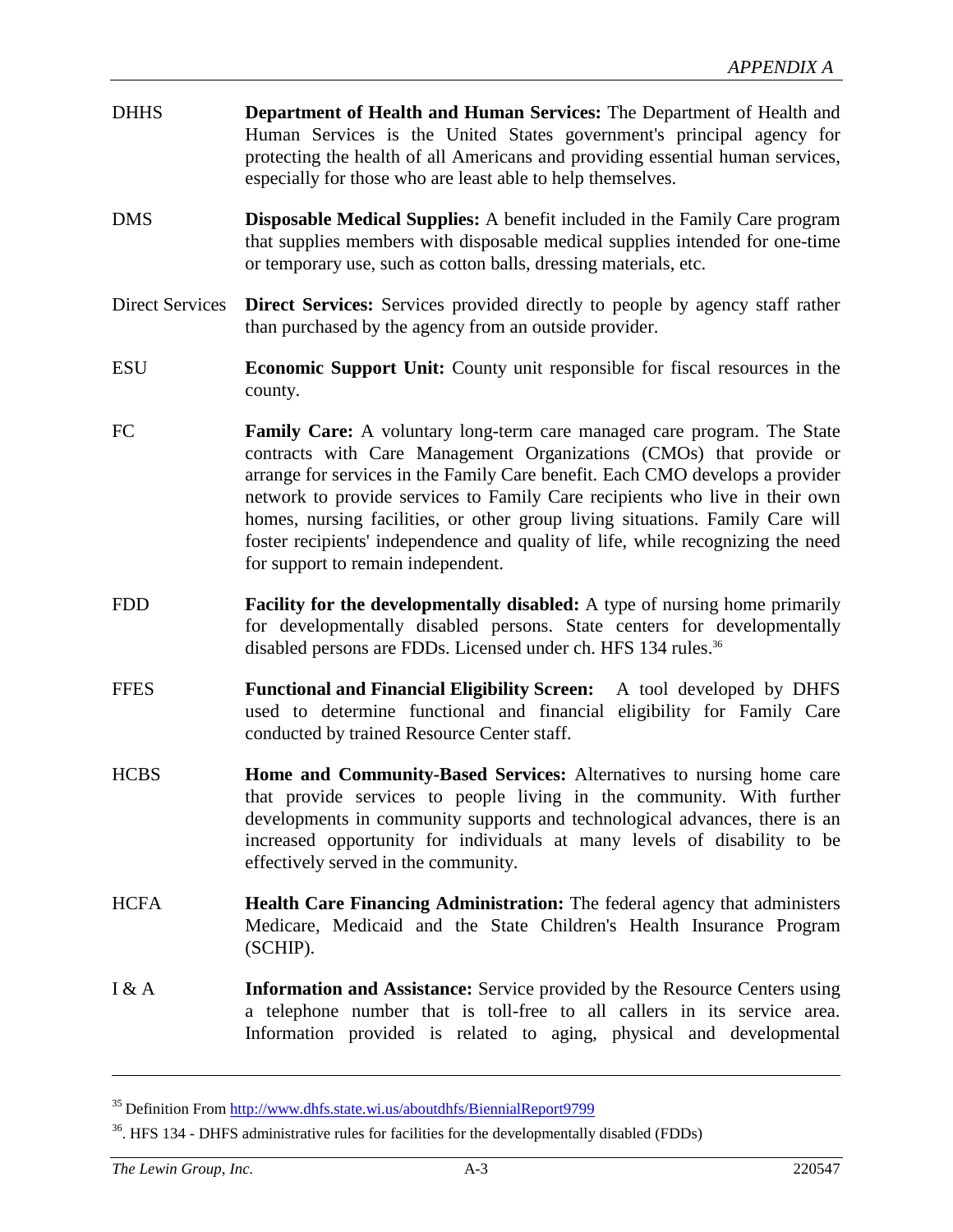DHHS **Department of Health and Human Services:** The Department of Health and Human Services is the United States government's principal agency for protecting the health of all Americans and providing essential human services, especially for those who are least able to help themselves.

DMS **Disposable Medical Supplies:** A benefit included in the Family Care program that supplies members with disposable medical supplies intended for one-time or temporary use, such as cotton balls, dressing materials, etc.

Direct Services **Direct Services:** Services provided directly to people by agency staff rather than purchased by the agency from an outside provider.

ESU **Economic Support Unit:** County unit responsible for fiscal resources in the county.

FC **Family Care:** A voluntary long-term care managed care program. The State contracts with Care Management Organizations (CMOs) that provide or arrange for services in the Family Care benefit. Each CMO develops a provider network to provide services to Family Care recipients who live in their own homes, nursing facilities, or other group living situations. Family Care will foster recipients' independence and quality of life, while recognizing the need for support to remain independent.

FDD **Facility for the developmentally disabled:** A type of nursing home primarily for developmentally disabled persons. State centers for developmentally disabled persons are FDDs. Licensed under ch. HFS 134 rules.[36]

FFES **Functional and Financial Eligibility Screen:** A tool developed by DHFS used to determine functional and financial eligibility for Family Care conducted by trained Resource Center staff.

HCBS **Home and Community-Based Services:** Alternatives to nursing home care that provide services to people living in the community. With further developments in community supports and technological advances, there is an increased opportunity for individuals at many levels of disability to be effectively served in the community.

HCFA **Health Care Financing Administration:** The federal agency that administers Medicare, Medicaid and the State Children's Health Insurance Program (SCHIP).

I & A **Information and Assistance:** Service provided by the Resource Centers using a telephone number that is toll-free to all callers in its service area. Information provided is related to aging, physical and developmental

---

[35] Definition From http://www.dhfs.state.wi.us/aboutdhfs/BiennialReport9799

[36]. HFS 134 - DHFS administrative rules for facilities for the developmentally disabled (FDDs)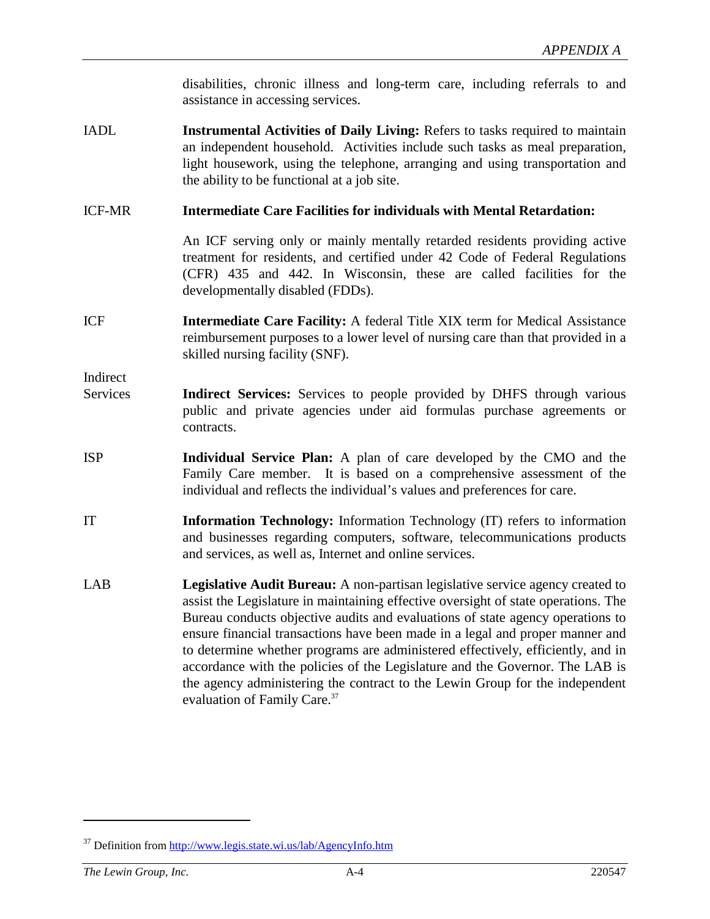disabilities, chronic illness and long-term care, including referrals to and assistance in accessing services.

| | |
|---|---|
| IADL | **Instrumental Activities of Daily Living:** Refers to tasks required to maintain an independent household. Activities include such tasks as meal preparation, light housework, using the telephone, arranging and using transportation and the ability to be functional at a job site. |
| ICF-MR | **Intermediate Care Facilities for individuals with Mental Retardation:** An ICF serving only or mainly mentally retarded residents providing active treatment for residents, and certified under 42 Code of Federal Regulations (CFR) 435 and 442. In Wisconsin, these are called facilities for the developmentally disabled (FDDs). |
| ICF | **Intermediate Care Facility:** A federal Title XIX term for Medical Assistance reimbursement purposes to a lower level of nursing care than that provided in a skilled nursing facility (SNF). |
| Indirect Services | **Indirect Services:** Services to people provided by DHFS through various public and private agencies under aid formulas purchase agreements or contracts. |
| ISP | **Individual Service Plan:** A plan of care developed by the CMO and the Family Care member. It is based on a comprehensive assessment of the individual and reflects the individual's values and preferences for care. |
| IT | **Information Technology:** Information Technology (IT) refers to information and businesses regarding computers, software, telecommunications products and services, as well as, Internet and online services. |
| LAB | **Legislative Audit Bureau:** A non-partisan legislative service agency created to assist the Legislature in maintaining effective oversight of state operations. The Bureau conducts objective audits and evaluations of state agency operations to ensure financial transactions have been made in a legal and proper manner and to determine whether programs are administered effectively, efficiently, and in accordance with the policies of the Legislature and the Governor. The LAB is the agency administering the contract to the Lewin Group for the independent evaluation of Family Care.[37] |

[37] Definition from http://www.legis.state.wi.us/lab/AgencyInfo.htm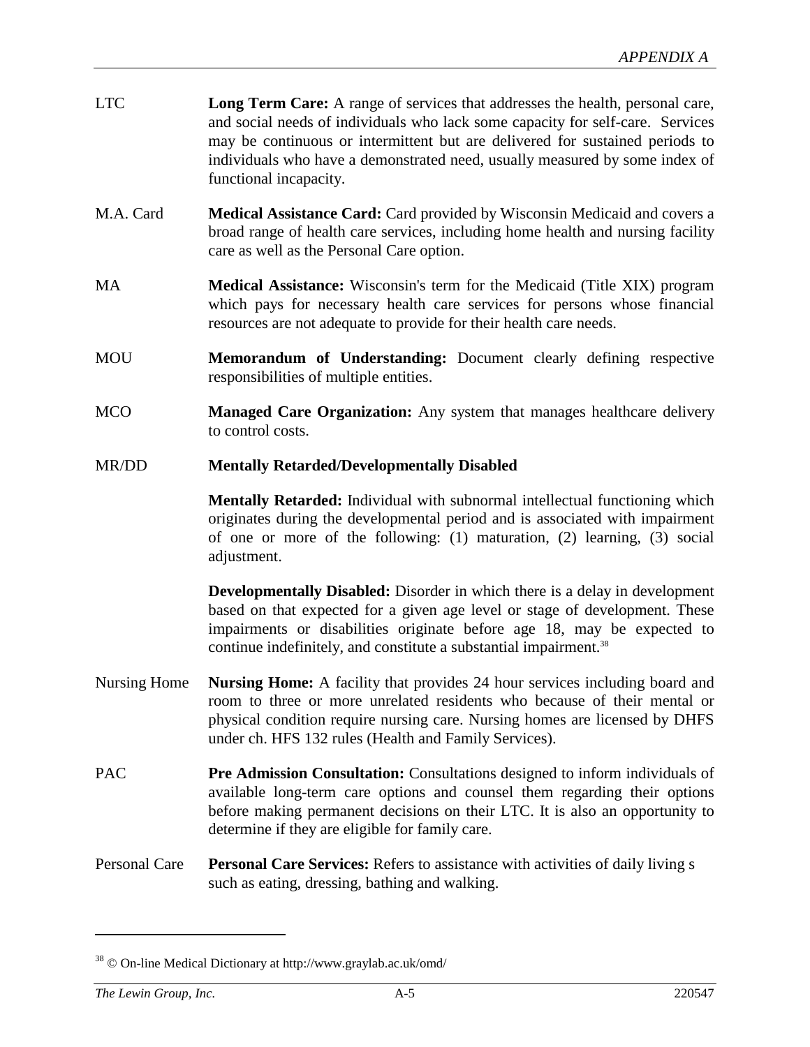| | |
|---|---|
| LTC | **Long Term Care:** A range of services that addresses the health, personal care, and social needs of individuals who lack some capacity for self-care. Services may be continuous or intermittent but are delivered for sustained periods to individuals who have a demonstrated need, usually measured by some index of functional incapacity. |
| M.A. Card | **Medical Assistance Card:** Card provided by Wisconsin Medicaid and covers a broad range of health care services, including home health and nursing facility care as well as the Personal Care option. |
| MA | **Medical Assistance:** Wisconsin's term for the Medicaid (Title XIX) program which pays for necessary health care services for persons whose financial resources are not adequate to provide for their health care needs. |
| MOU | **Memorandum of Understanding:** Document clearly defining respective responsibilities of multiple entities. |
| MCO | **Managed Care Organization:** Any system that manages healthcare delivery to control costs. |
| MR/DD | **Mentally Retarded/Developmentally Disabled** |
| | **Mentally Retarded:** Individual with subnormal intellectual functioning which originates during the developmental period and is associated with impairment of one or more of the following: (1) maturation, (2) learning, (3) social adjustment. |
| | **Developmentally Disabled:** Disorder in which there is a delay in development based on that expected for a given age level or stage of development. These impairments or disabilities originate before age 18, may be expected to continue indefinitely, and constitute a substantial impairment.[38] |
| Nursing Home | **Nursing Home:** A facility that provides 24 hour services including board and room to three or more unrelated residents who because of their mental or physical condition require nursing care. Nursing homes are licensed by DHFS under ch. HFS 132 rules (Health and Family Services). |
| PAC | **Pre Admission Consultation:** Consultations designed to inform individuals of available long-term care options and counsel them regarding their options before making permanent decisions on their LTC. It is also an opportunity to determine if they are eligible for family care. |
| Personal Care | **Personal Care Services:** Refers to assistance with activities of daily living s such as eating, dressing, bathing and walking. |

[38] © On-line Medical Dictionary at http://www.graylab.ac.uk/omd/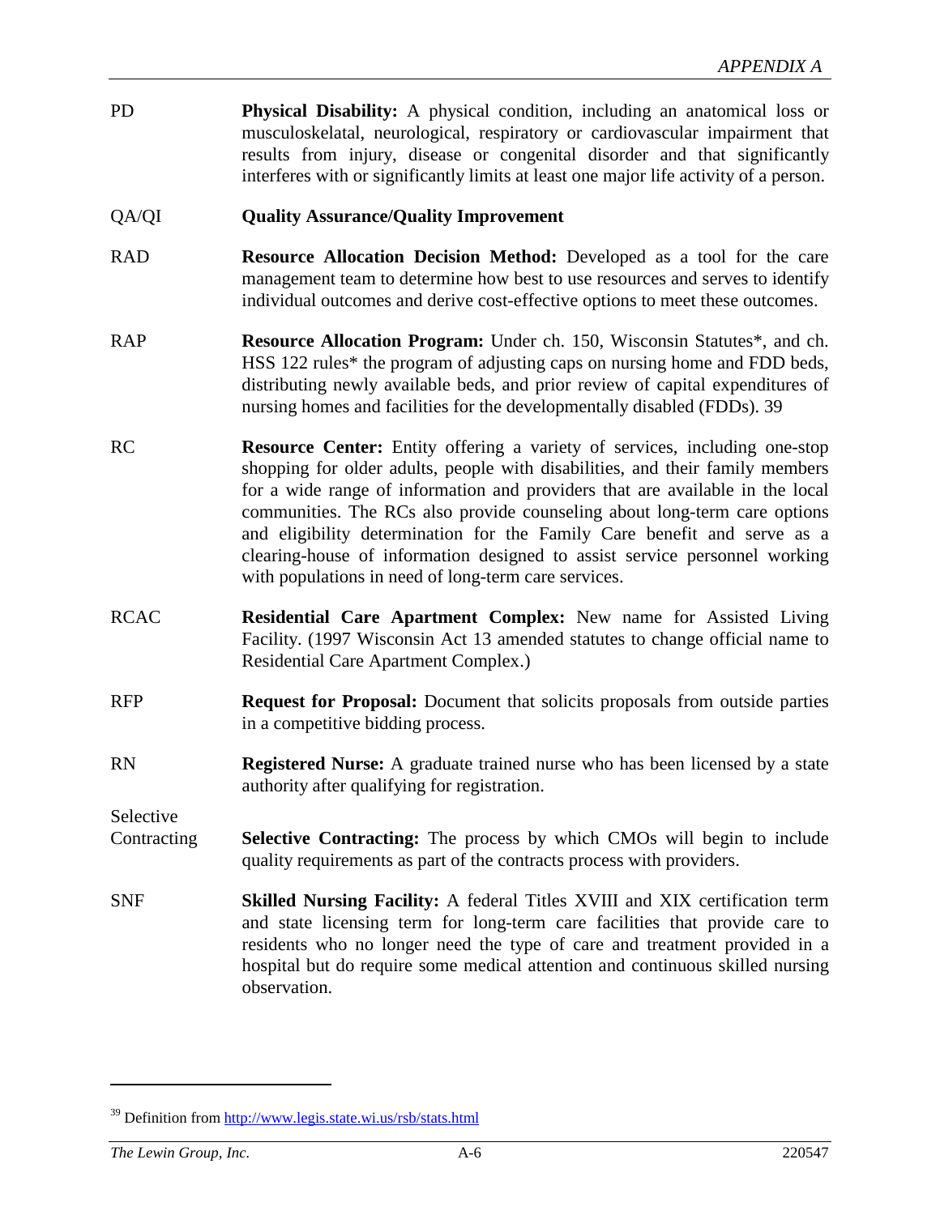PD **Physical Disability:** A physical condition, including an anatomical loss or musculoskelatal, neurological, respiratory or cardiovascular impairment that results from injury, disease or congenital disorder and that significantly interferes with or significantly limits at least one major life activity of a person.

QA/QI **Quality Assurance/Quality Improvement**

RAD **Resource Allocation Decision Method:** Developed as a tool for the care management team to determine how best to use resources and serves to identify individual outcomes and derive cost-effective options to meet these outcomes.

RAP **Resource Allocation Program:** Under ch. 150, Wisconsin Statutes*, and ch. HSS 122 rules* the program of adjusting caps on nursing home and FDD beds, distributing newly available beds, and prior review of capital expenditures of nursing homes and facilities for the developmentally disabled (FDDs). [39]

RC **Resource Center:** Entity offering a variety of services, including one-stop shopping for older adults, people with disabilities, and their family members for a wide range of information and providers that are available in the local communities. The RCs also provide counseling about long-term care options and eligibility determination for the Family Care benefit and serve as a clearing-house of information designed to assist service personnel working with populations in need of long-term care services.

RCAC **Residential Care Apartment Complex:** New name for Assisted Living Facility. (1997 Wisconsin Act 13 amended statutes to change official name to Residential Care Apartment Complex.)

RFP **Request for Proposal:** Document that solicits proposals from outside parties in a competitive bidding process.

RN **Registered Nurse:** A graduate trained nurse who has been licensed by a state authority after qualifying for registration.

Selective Contracting **Selective Contracting:** The process by which CMOs will begin to include quality requirements as part of the contracts process with providers.

SNF **Skilled Nursing Facility:** A federal Titles XVIII and XIX certification term and state licensing term for long-term care facilities that provide care to residents who no longer need the type of care and treatment provided in a hospital but do require some medical attention and continuous skilled nursing observation.

---

[39] Definition from http://www.legis.state.wi.us/rsb/stats.html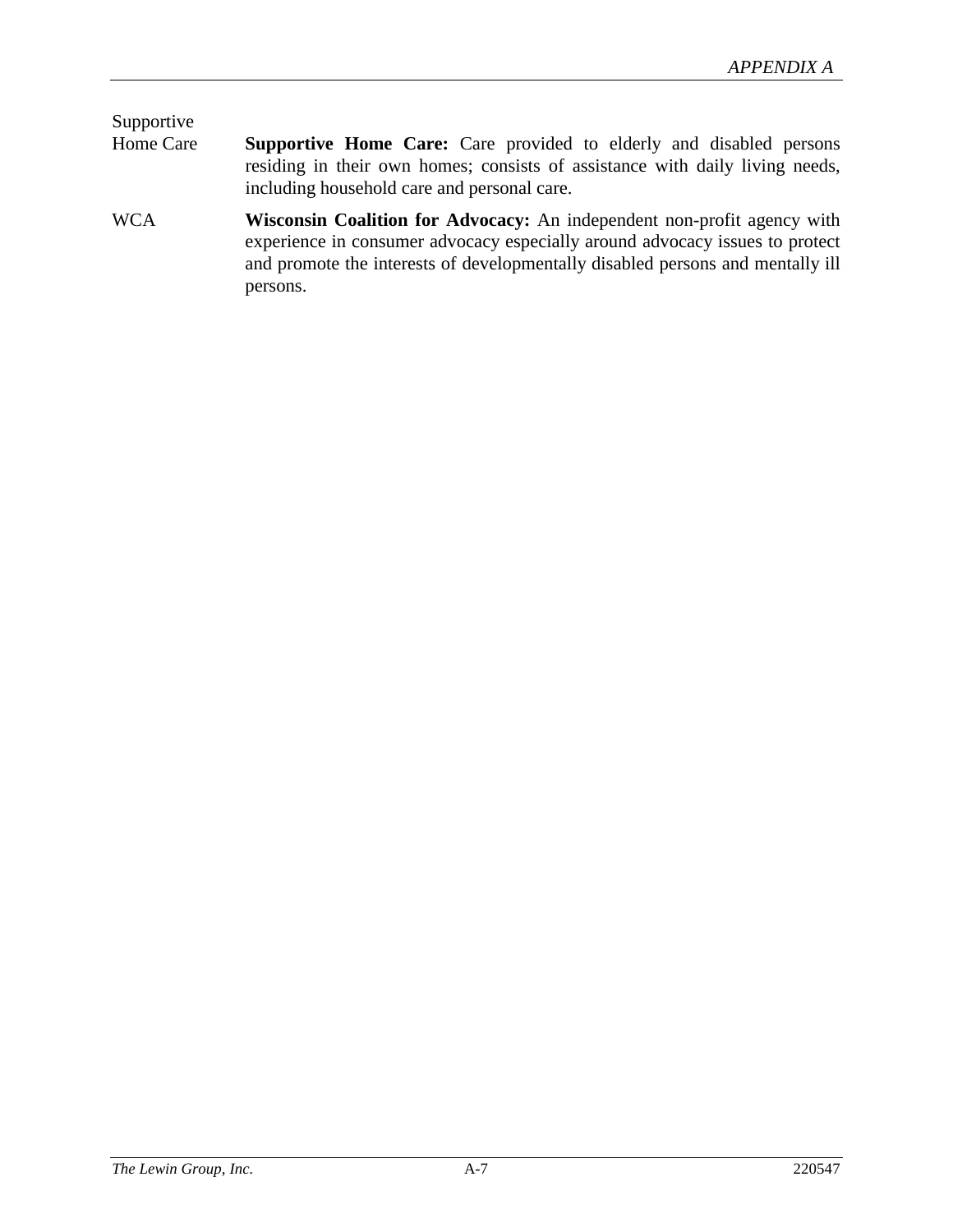| | |
|---|---|
| Supportive Home Care | **Supportive Home Care:** Care provided to elderly and disabled persons residing in their own homes; consists of assistance with daily living needs, including household care and personal care. |
| WCA | **Wisconsin Coalition for Advocacy:** An independent non-profit agency with experience in consumer advocacy especially around advocacy issues to protect and promote the interests of developmentally disabled persons and mentally ill persons. |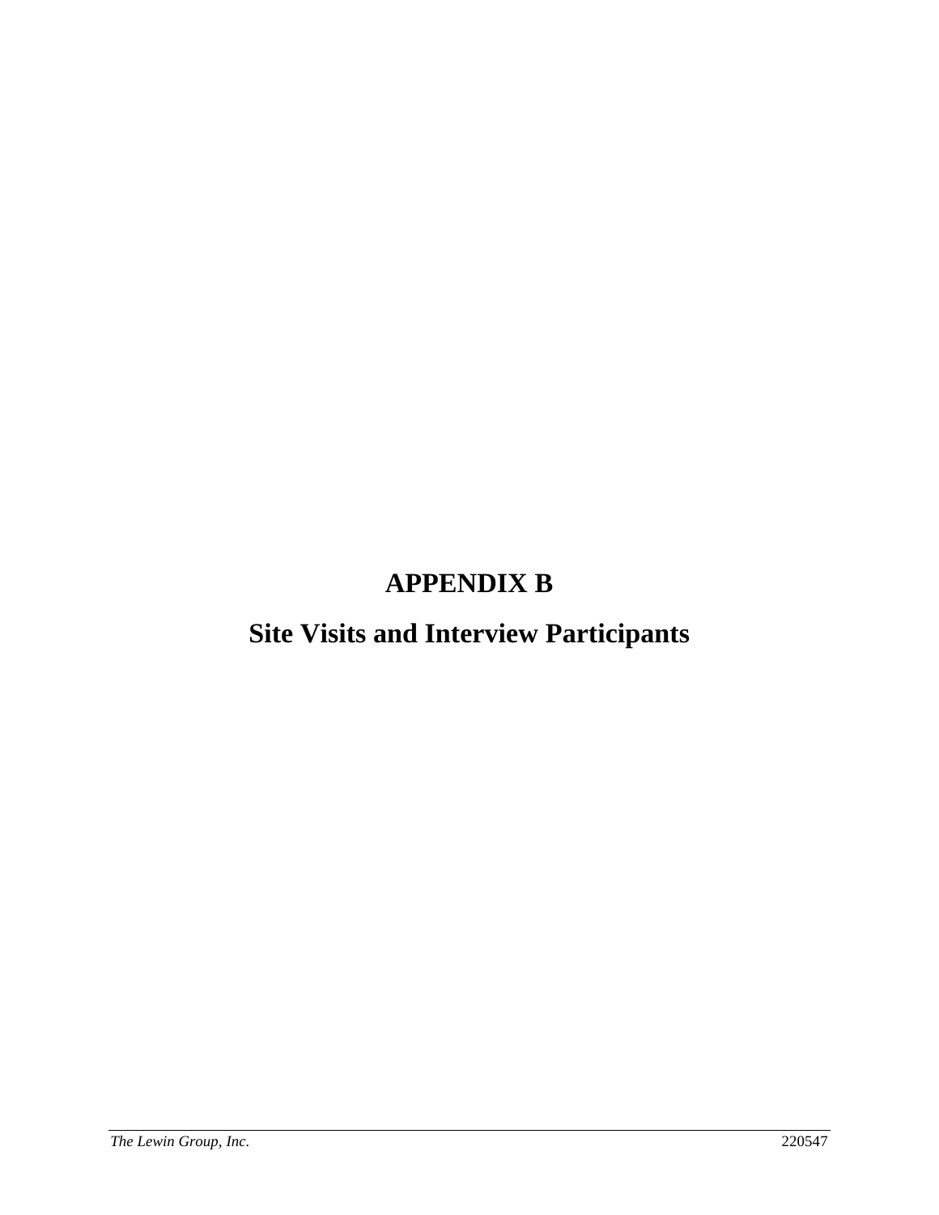# APPENDIX B

# Site Visits and Interview Participants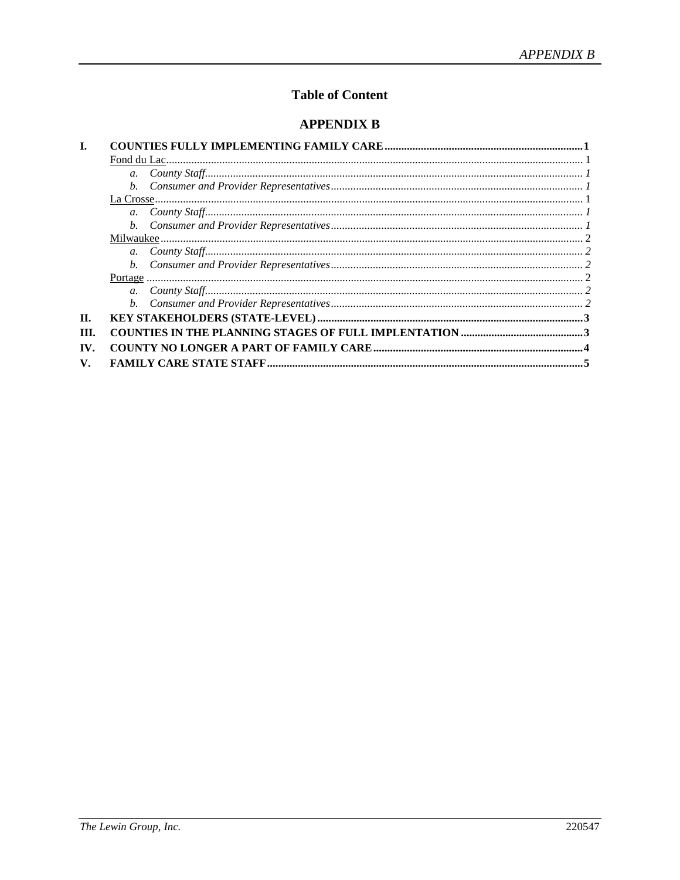# Table of Content

## APPENDIX B

**I. COUNTIES FULLY IMPLEMENTING FAMILY CARE** .......... **1**

- Fond du Lac .......... 1
  - *a. County Staff* .......... *1*
  - *b. Consumer and Provider Representatives* .......... *1*
- La Crosse .......... 1
  - *a. County Staff* .......... *1*
  - *b. Consumer and Provider Representatives* .......... *1*
- Milwaukee .......... 2
  - *a. County Staff* .......... *2*
  - *b. Consumer and Provider Representatives* .......... *2*
- Portage .......... 2
  - *a. County Staff* .......... *2*
  - *b. Consumer and Provider Representatives* .......... *2*

**II. KEY STAKEHOLDERS (STATE-LEVEL)** .......... **3**

**III. COUNTIES IN THE PLANNING STAGES OF FULL IMPLENTATION** .......... **3**

**IV. COUNTY NO LONGER A PART OF FAMILY CARE** .......... **4**

**V. FAMILY CARE STATE STAFF** .......... **5**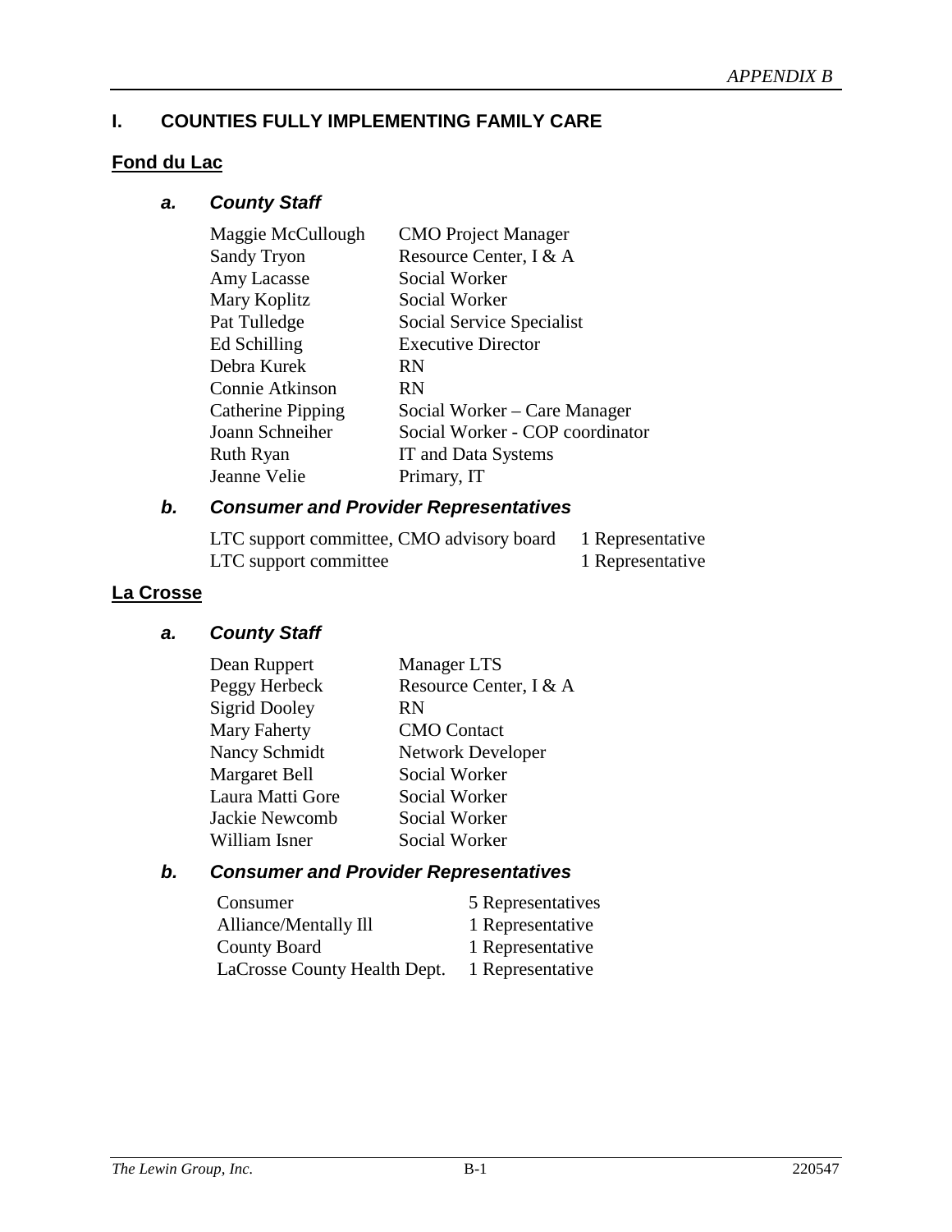## I. COUNTIES FULLY IMPLEMENTING FAMILY CARE

### Fond du Lac

#### *a. County Staff*

| | |
|---|---|
| Maggie McCullough | CMO Project Manager |
| Sandy Tryon | Resource Center, I & A |
| Amy Lacasse | Social Worker |
| Mary Koplitz | Social Worker |
| Pat Tulledge | Social Service Specialist |
| Ed Schilling | Executive Director |
| Debra Kurek | RN |
| Connie Atkinson | RN |
| Catherine Pipping | Social Worker – Care Manager |
| Joann Schneiher | Social Worker - COP coordinator |
| Ruth Ryan | IT and Data Systems |
| Jeanne Velie | Primary, IT |

#### *b. Consumer and Provider Representatives*

| | |
|---|---|
| LTC support committee, CMO advisory board | 1 Representative |
| LTC support committee | 1 Representative |

### La Crosse

#### *a. County Staff*

| | |
|---|---|
| Dean Ruppert | Manager LTS |
| Peggy Herbeck | Resource Center, I & A |
| Sigrid Dooley | RN |
| Mary Faherty | CMO Contact |
| Nancy Schmidt | Network Developer |
| Margaret Bell | Social Worker |
| Laura Matti Gore | Social Worker |
| Jackie Newcomb | Social Worker |
| William Isner | Social Worker |

#### *b. Consumer and Provider Representatives*

| | |
|---|---|
| Consumer | 5 Representatives |
| Alliance/Mentally Ill | 1 Representative |
| County Board | 1 Representative |
| LaCrosse County Health Dept. | 1 Representative |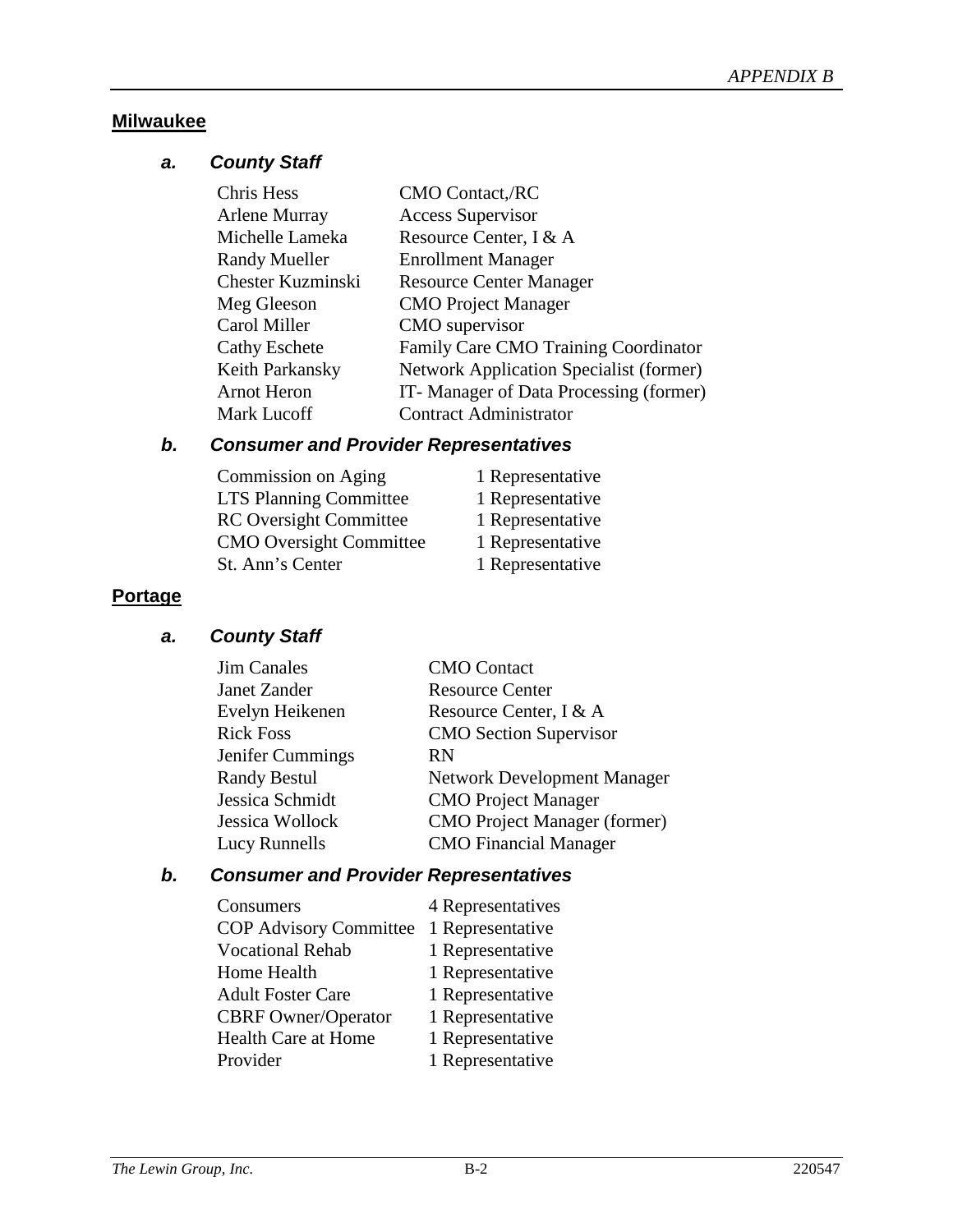## Milwaukee

### a. County Staff

| | |
|---|---|
| Chris Hess | CMO Contact,/RC |
| Arlene Murray | Access Supervisor |
| Michelle Lameka | Resource Center, I & A |
| Randy Mueller | Enrollment Manager |
| Chester Kuzminski | Resource Center Manager |
| Meg Gleeson | CMO Project Manager |
| Carol Miller | CMO supervisor |
| Cathy Eschete | Family Care CMO Training Coordinator |
| Keith Parkansky | Network Application Specialist (former) |
| Arnot Heron | IT- Manager of Data Processing (former) |
| Mark Lucoff | Contract Administrator |

### b. Consumer and Provider Representatives

| | |
|---|---|
| Commission on Aging | 1 Representative |
| LTS Planning Committee | 1 Representative |
| RC Oversight Committee | 1 Representative |
| CMO Oversight Committee | 1 Representative |
| St. Ann's Center | 1 Representative |

## Portage

### a. County Staff

| | |
|---|---|
| Jim Canales | CMO Contact |
| Janet Zander | Resource Center |
| Evelyn Heikenen | Resource Center, I & A |
| Rick Foss | CMO Section Supervisor |
| Jenifer Cummings | RN |
| Randy Bestul | Network Development Manager |
| Jessica Schmidt | CMO Project Manager |
| Jessica Wollock | CMO Project Manager (former) |
| Lucy Runnells | CMO Financial Manager |

### b. Consumer and Provider Representatives

| | |
|---|---|
| Consumers | 4 Representatives |
| COP Advisory Committee | 1 Representative |
| Vocational Rehab | 1 Representative |
| Home Health | 1 Representative |
| Adult Foster Care | 1 Representative |
| CBRF Owner/Operator | 1 Representative |
| Health Care at Home | 1 Representative |
| Provider | 1 Representative |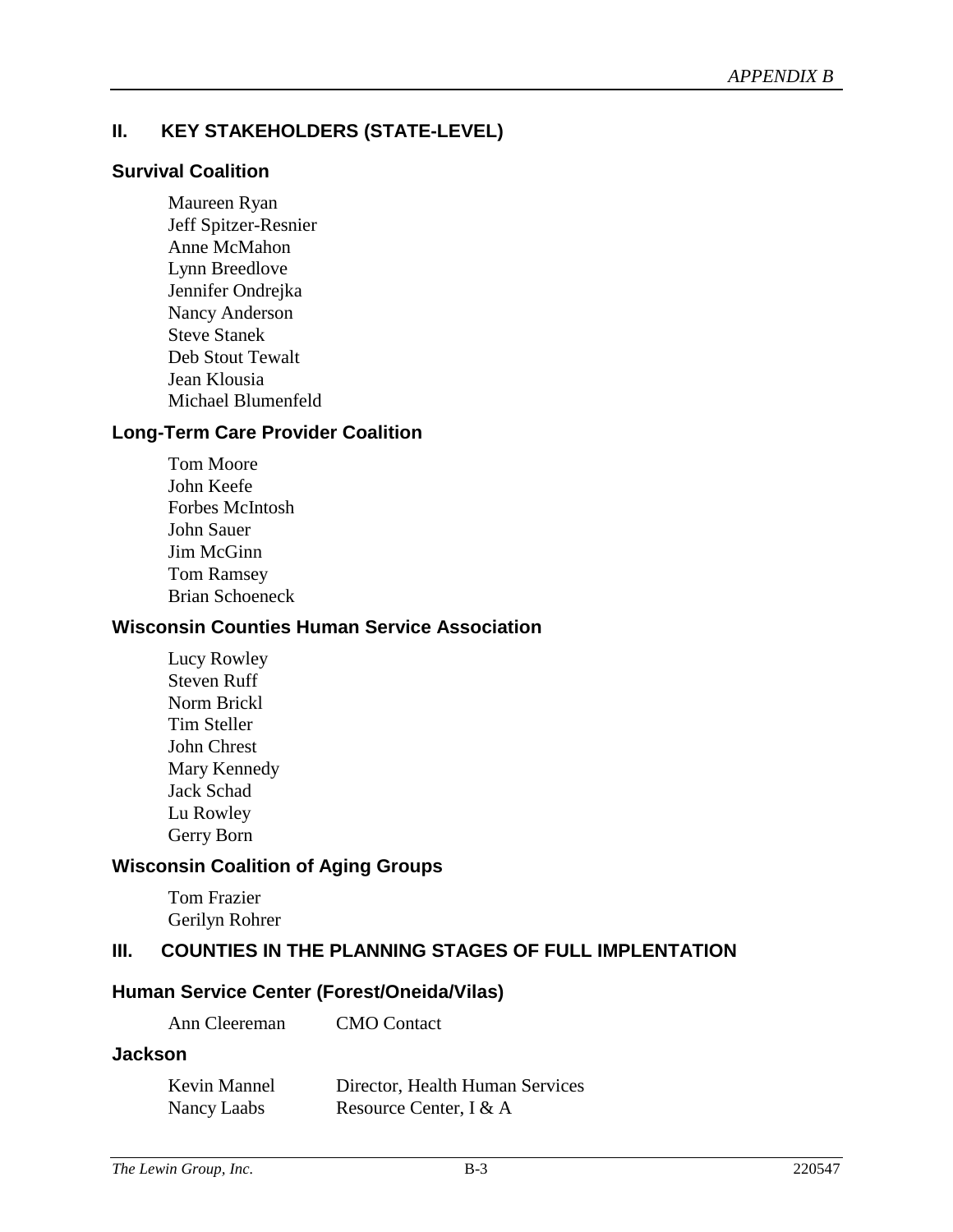## II. KEY STAKEHOLDERS (STATE-LEVEL)

### Survival Coalition

Maureen Ryan
Jeff Spitzer-Resnier
Anne McMahon
Lynn Breedlove
Jennifer Ondrejka
Nancy Anderson
Steve Stanek
Deb Stout Tewalt
Jean Klousia
Michael Blumenfeld

### Long-Term Care Provider Coalition

Tom Moore
John Keefe
Forbes McIntosh
John Sauer
Jim McGinn
Tom Ramsey
Brian Schoeneck

### Wisconsin Counties Human Service Association

Lucy Rowley
Steven Ruff
Norm Brickl
Tim Steller
John Chrest
Mary Kennedy
Jack Schad
Lu Rowley
Gerry Born

### Wisconsin Coalition of Aging Groups

Tom Frazier
Gerilyn Rohrer

## III. COUNTIES IN THE PLANNING STAGES OF FULL IMPLENTATION

### Human Service Center (Forest/Oneida/Vilas)

| | |
|---|---|
| Ann Cleereman | CMO Contact |

### Jackson

| | |
|---|---|
| Kevin Mannel | Director, Health Human Services |
| Nancy Laabs | Resource Center, I & A |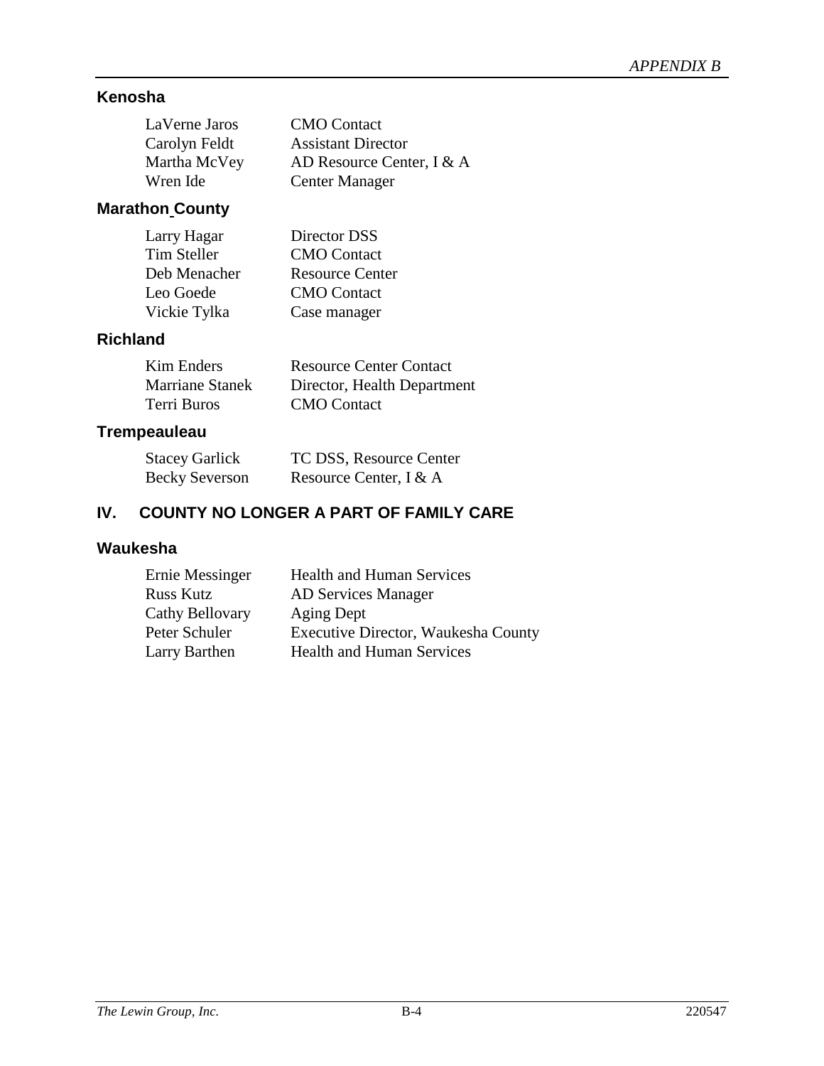### Kenosha

| | |
|---|---|
| LaVerne Jaros | CMO Contact |
| Carolyn Feldt | Assistant Director |
| Martha McVey | AD Resource Center, I & A |
| Wren Ide | Center Manager |

### Marathon County

| | |
|---|---|
| Larry Hagar | Director DSS |
| Tim Steller | CMO Contact |
| Deb Menacher | Resource Center |
| Leo Goede | CMO Contact |
| Vickie Tylka | Case manager |

### Richland

| | |
|---|---|
| Kim Enders | Resource Center Contact |
| Marriane Stanek | Director, Health Department |
| Terri Buros | CMO Contact |

### Trempeauleau

| | |
|---|---|
| Stacey Garlick | TC DSS, Resource Center |
| Becky Severson | Resource Center, I & A |

## IV. COUNTY NO LONGER A PART OF FAMILY CARE

### Waukesha

| | |
|---|---|
| Ernie Messinger | Health and Human Services |
| Russ Kutz | AD Services Manager |
| Cathy Bellovary | Aging Dept |
| Peter Schuler | Executive Director, Waukesha County |
| Larry Barthen | Health and Human Services |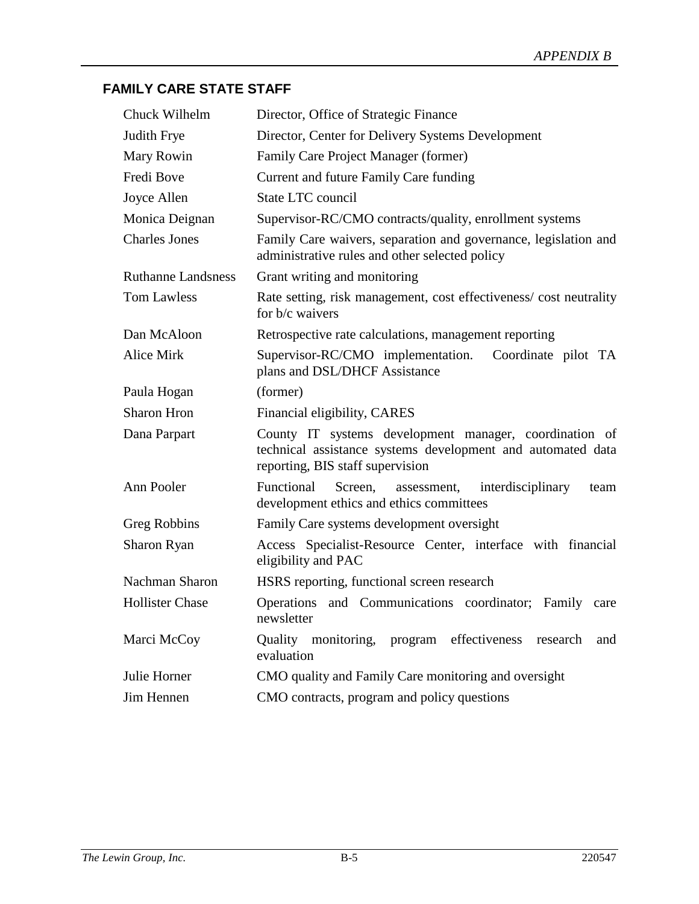## FAMILY CARE STATE STAFF

| | |
|---|---|
| Chuck Wilhelm | Director, Office of Strategic Finance |
| Judith Frye | Director, Center for Delivery Systems Development |
| Mary Rowin | Family Care Project Manager (former) |
| Fredi Bove | Current and future Family Care funding |
| Joyce Allen | State LTC council |
| Monica Deignan | Supervisor-RC/CMO contracts/quality, enrollment systems |
| Charles Jones | Family Care waivers, separation and governance, legislation and administrative rules and other selected policy |
| Ruthanne Landsness | Grant writing and monitoring |
| Tom Lawless | Rate setting, risk management, cost effectiveness/ cost neutrality for b/c waivers |
| Dan McAloon | Retrospective rate calculations, management reporting |
| Alice Mirk | Supervisor-RC/CMO implementation. Coordinate pilot TA plans and DSL/DHCF Assistance |
| Paula Hogan | (former) |
| Sharon Hron | Financial eligibility, CARES |
| Dana Parpart | County IT systems development manager, coordination of technical assistance systems development and automated data reporting, BIS staff supervision |
| Ann Pooler | Functional Screen, assessment, interdisciplinary team development ethics and ethics committees |
| Greg Robbins | Family Care systems development oversight |
| Sharon Ryan | Access Specialist-Resource Center, interface with financial eligibility and PAC |
| Nachman Sharon | HSRS reporting, functional screen research |
| Hollister Chase | Operations and Communications coordinator; Family care newsletter |
| Marci McCoy | Quality monitoring, program effectiveness research and evaluation |
| Julie Horner | CMO quality and Family Care monitoring and oversight |
| Jim Hennen | CMO contracts, program and policy questions |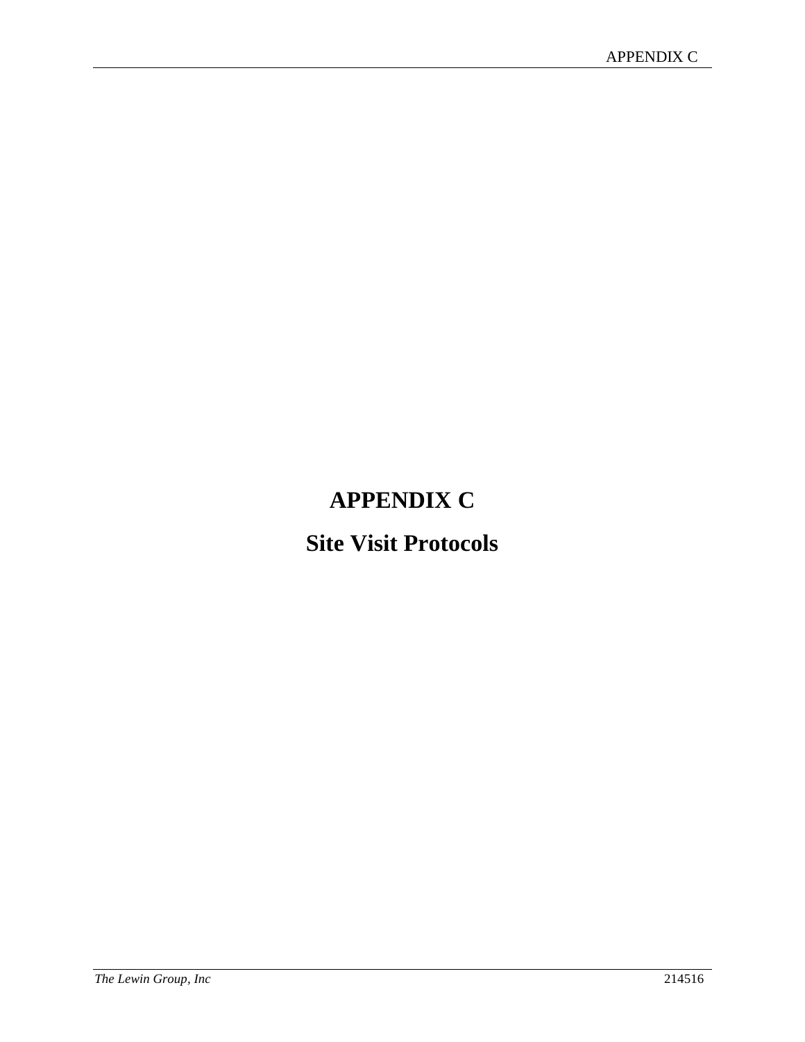# APPENDIX C

## Site Visit Protocols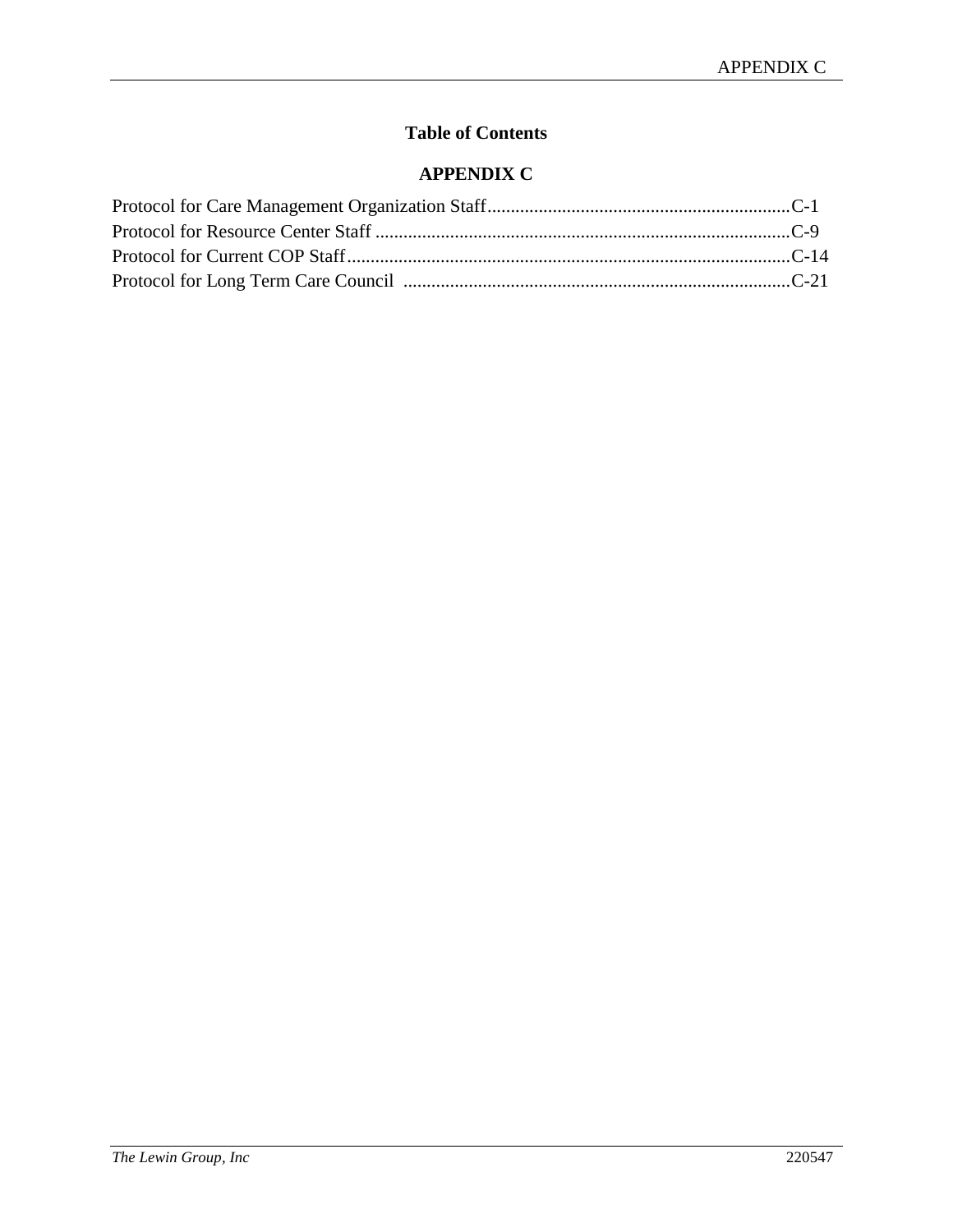# Table of Contents

## APPENDIX C

Protocol for Care Management Organization Staff.................................................................C-1
Protocol for Resource Center Staff .........................................................................................C-9
Protocol for Current COP Staff...............................................................................................C-14
Protocol for Long Term Care Council ...................................................................................C-21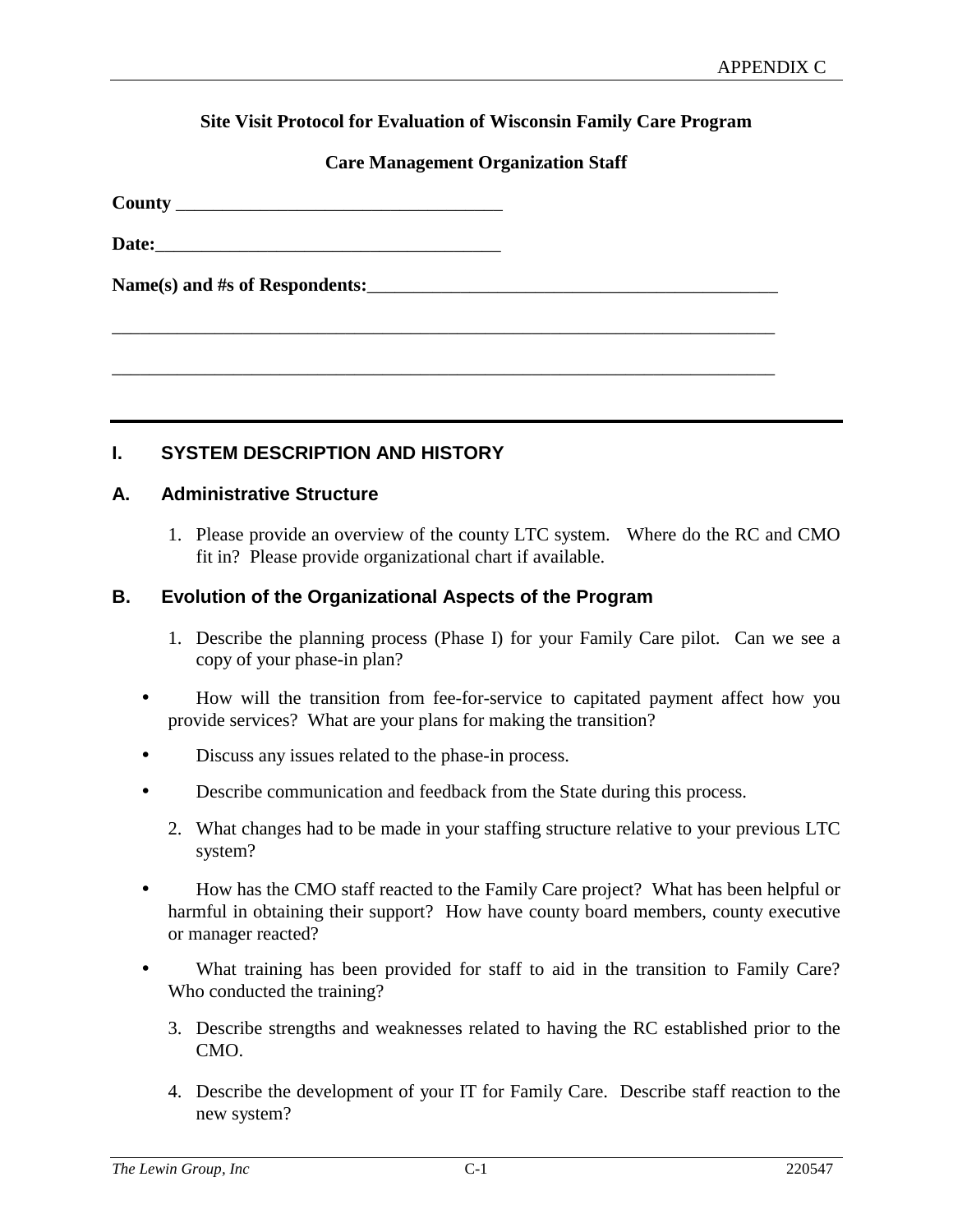**Site Visit Protocol for Evaluation of Wisconsin Family Care Program**

**Care Management Organization Staff**

**County** ___________________________________

**Date:**_____________________________________

**Name(s) and #s of Respondents:**____________________________________________

__________________________________________________________________________

__________________________________________________________________________

---

## I. SYSTEM DESCRIPTION AND HISTORY

### A. Administrative Structure

1. Please provide an overview of the county LTC system. Where do the RC and CMO fit in? Please provide organizational chart if available.

### B. Evolution of the Organizational Aspects of the Program

1. Describe the planning process (Phase I) for your Family Care pilot. Can we see a copy of your phase-in plan?

- How will the transition from fee-for-service to capitated payment affect how you provide services? What are your plans for making the transition?
- Discuss any issues related to the phase-in process.
- Describe communication and feedback from the State during this process.

2. What changes had to be made in your staffing structure relative to your previous LTC system?

- How has the CMO staff reacted to the Family Care project? What has been helpful or harmful in obtaining their support? How have county board members, county executive or manager reacted?
- What training has been provided for staff to aid in the transition to Family Care? Who conducted the training?

3. Describe strengths and weaknesses related to having the RC established prior to the CMO.

4. Describe the development of your IT for Family Care. Describe staff reaction to the new system?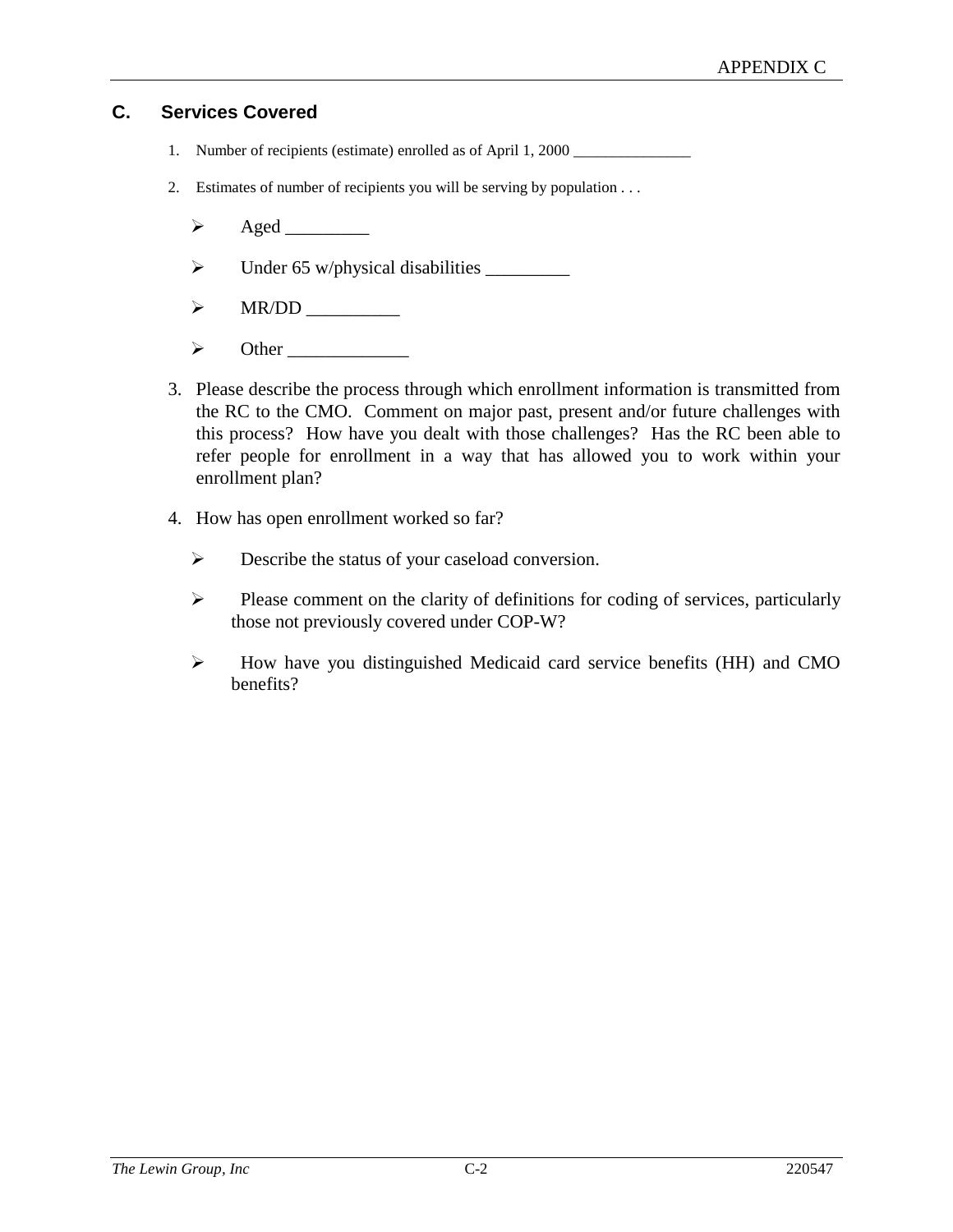## C. Services Covered

1. Number of recipients (estimate) enrolled as of April 1, 2000 _______________

2. Estimates of number of recipients you will be serving by population . . .

   - Aged _________
   - Under 65 w/physical disabilities _________
   - MR/DD __________
   - Other _____________

3. Please describe the process through which enrollment information is transmitted from the RC to the CMO. Comment on major past, present and/or future challenges with this process? How have you dealt with those challenges? Has the RC been able to refer people for enrollment in a way that has allowed you to work within your enrollment plan?

4. How has open enrollment worked so far?

   - Describe the status of your caseload conversion.
   - Please comment on the clarity of definitions for coding of services, particularly those not previously covered under COP-W?
   - How have you distinguished Medicaid card service benefits (HH) and CMO benefits?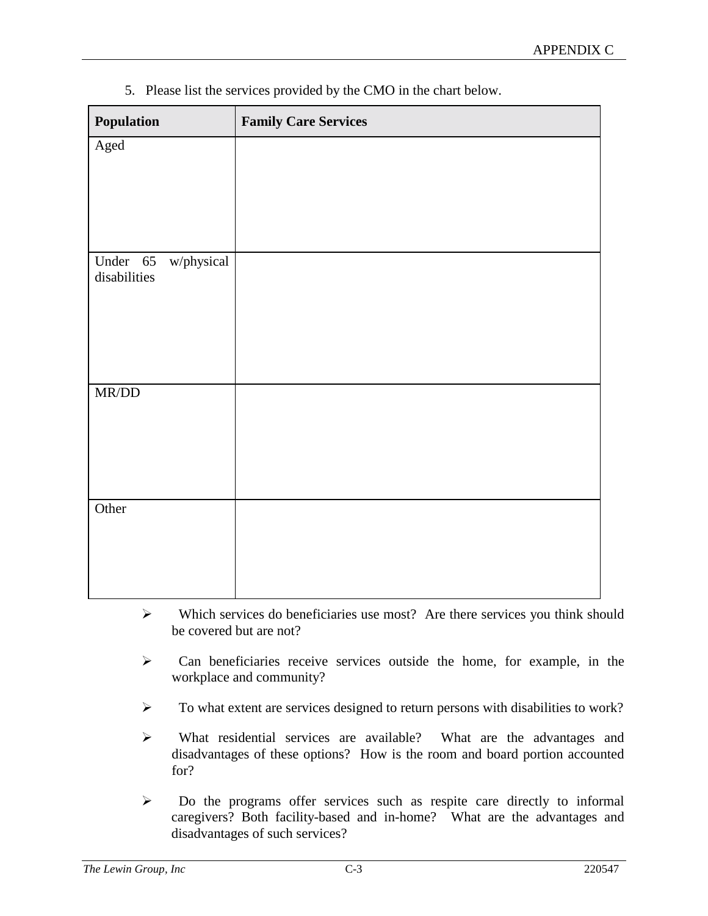5. Please list the services provided by the CMO in the chart below.

| Population | Family Care Services |
|---|---|
| Aged | |
| Under 65 w/physical disabilities | |
| MR/DD | |
| Other | |

- Which services do beneficiaries use most? Are there services you think should be covered but are not?
- Can beneficiaries receive services outside the home, for example, in the workplace and community?
- To what extent are services designed to return persons with disabilities to work?
- What residential services are available? What are the advantages and disadvantages of these options? How is the room and board portion accounted for?
- Do the programs offer services such as respite care directly to informal caregivers? Both facility-based and in-home? What are the advantages and disadvantages of such services?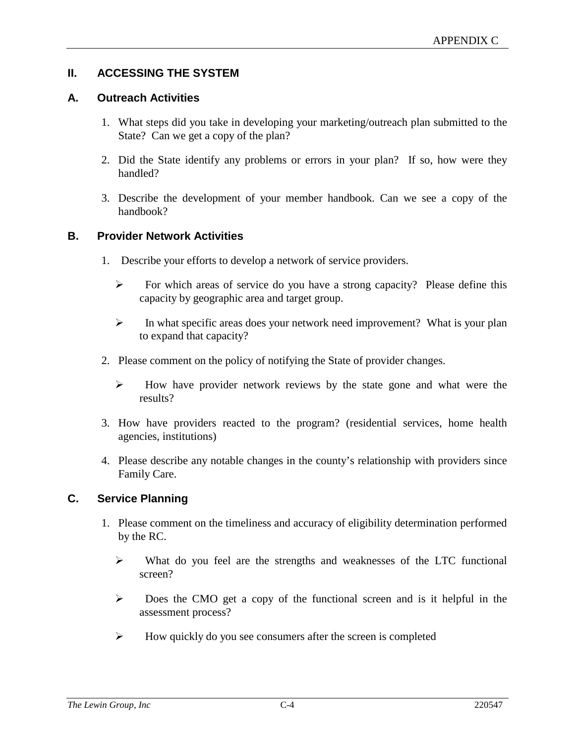## II. ACCESSING THE SYSTEM

### A. Outreach Activities

1. What steps did you take in developing your marketing/outreach plan submitted to the State? Can we get a copy of the plan?

2. Did the State identify any problems or errors in your plan? If so, how were they handled?

3. Describe the development of your member handbook. Can we see a copy of the handbook?

### B. Provider Network Activities

1. Describe your efforts to develop a network of service providers.

   - For which areas of service do you have a strong capacity? Please define this capacity by geographic area and target group.

   - In what specific areas does your network need improvement? What is your plan to expand that capacity?

2. Please comment on the policy of notifying the State of provider changes.

   - How have provider network reviews by the state gone and what were the results?

3. How have providers reacted to the program? (residential services, home health agencies, institutions)

4. Please describe any notable changes in the county's relationship with providers since Family Care.

### C. Service Planning

1. Please comment on the timeliness and accuracy of eligibility determination performed by the RC.

   - What do you feel are the strengths and weaknesses of the LTC functional screen?

   - Does the CMO get a copy of the functional screen and is it helpful in the assessment process?

   - How quickly do you see consumers after the screen is completed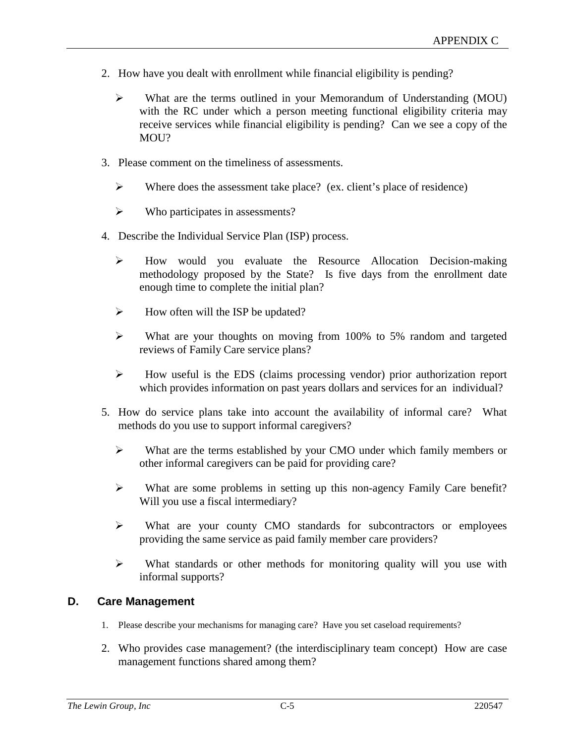2. How have you dealt with enrollment while financial eligibility is pending?

   - What are the terms outlined in your Memorandum of Understanding (MOU) with the RC under which a person meeting functional eligibility criteria may receive services while financial eligibility is pending? Can we see a copy of the MOU?

3. Please comment on the timeliness of assessments.

   - Where does the assessment take place? (ex. client's place of residence)

   - Who participates in assessments?

4. Describe the Individual Service Plan (ISP) process.

   - How would you evaluate the Resource Allocation Decision-making methodology proposed by the State? Is five days from the enrollment date enough time to complete the initial plan?

   - How often will the ISP be updated?

   - What are your thoughts on moving from 100% to 5% random and targeted reviews of Family Care service plans?

   - How useful is the EDS (claims processing vendor) prior authorization report which provides information on past years dollars and services for an individual?

5. How do service plans take into account the availability of informal care? What methods do you use to support informal caregivers?

   - What are the terms established by your CMO under which family members or other informal caregivers can be paid for providing care?

   - What are some problems in setting up this non-agency Family Care benefit? Will you use a fiscal intermediary?

   - What are your county CMO standards for subcontractors or employees providing the same service as paid family member care providers?

   - What standards or other methods for monitoring quality will you use with informal supports?

## D. Care Management

1. Please describe your mechanisms for managing care? Have you set caseload requirements?

2. Who provides case management? (the interdisciplinary team concept) How are case management functions shared among them?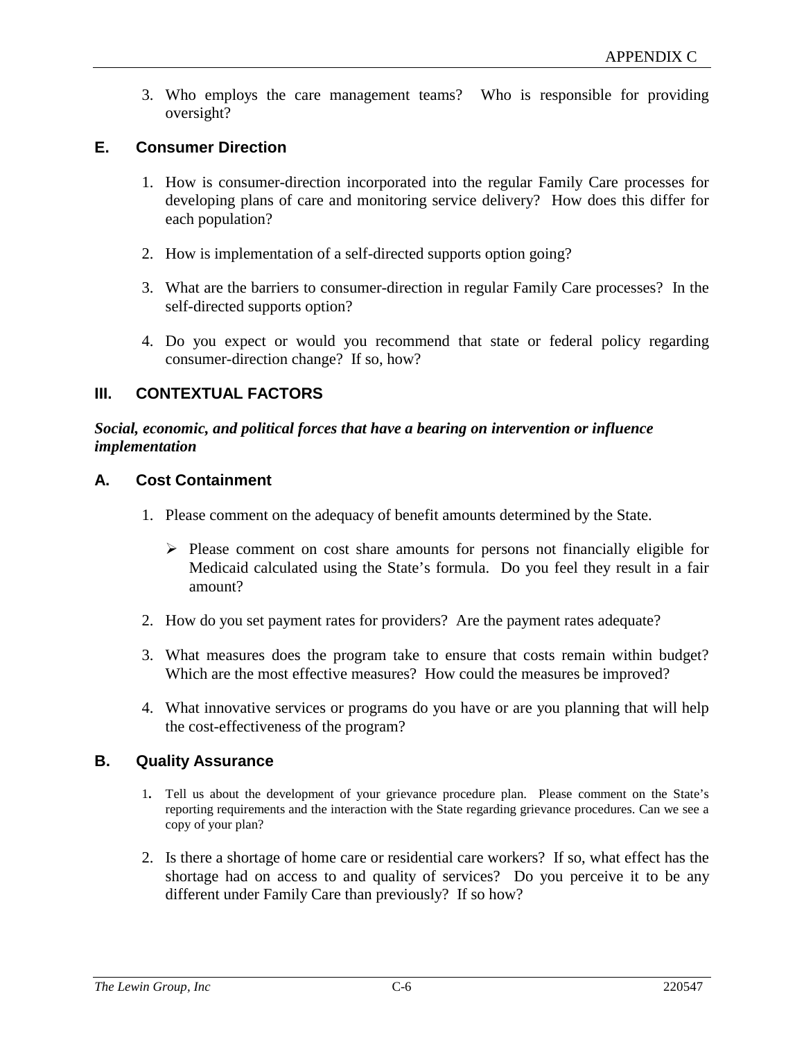3. Who employs the care management teams? Who is responsible for providing oversight?

## E. Consumer Direction

1. How is consumer-direction incorporated into the regular Family Care processes for developing plans of care and monitoring service delivery? How does this differ for each population?

2. How is implementation of a self-directed supports option going?

3. What are the barriers to consumer-direction in regular Family Care processes? In the self-directed supports option?

4. Do you expect or would you recommend that state or federal policy regarding consumer-direction change? If so, how?

# III. CONTEXTUAL FACTORS

***Social, economic, and political forces that have a bearing on intervention or influence implementation***

## A. Cost Containment

1. Please comment on the adequacy of benefit amounts determined by the State.

   - Please comment on cost share amounts for persons not financially eligible for Medicaid calculated using the State's formula. Do you feel they result in a fair amount?

2. How do you set payment rates for providers? Are the payment rates adequate?

3. What measures does the program take to ensure that costs remain within budget? Which are the most effective measures? How could the measures be improved?

4. What innovative services or programs do you have or are you planning that will help the cost-effectiveness of the program?

## B. Quality Assurance

1. Tell us about the development of your grievance procedure plan. Please comment on the State's reporting requirements and the interaction with the State regarding grievance procedures. Can we see a copy of your plan?

2. Is there a shortage of home care or residential care workers? If so, what effect has the shortage had on access to and quality of services? Do you perceive it to be any different under Family Care than previously? If so how?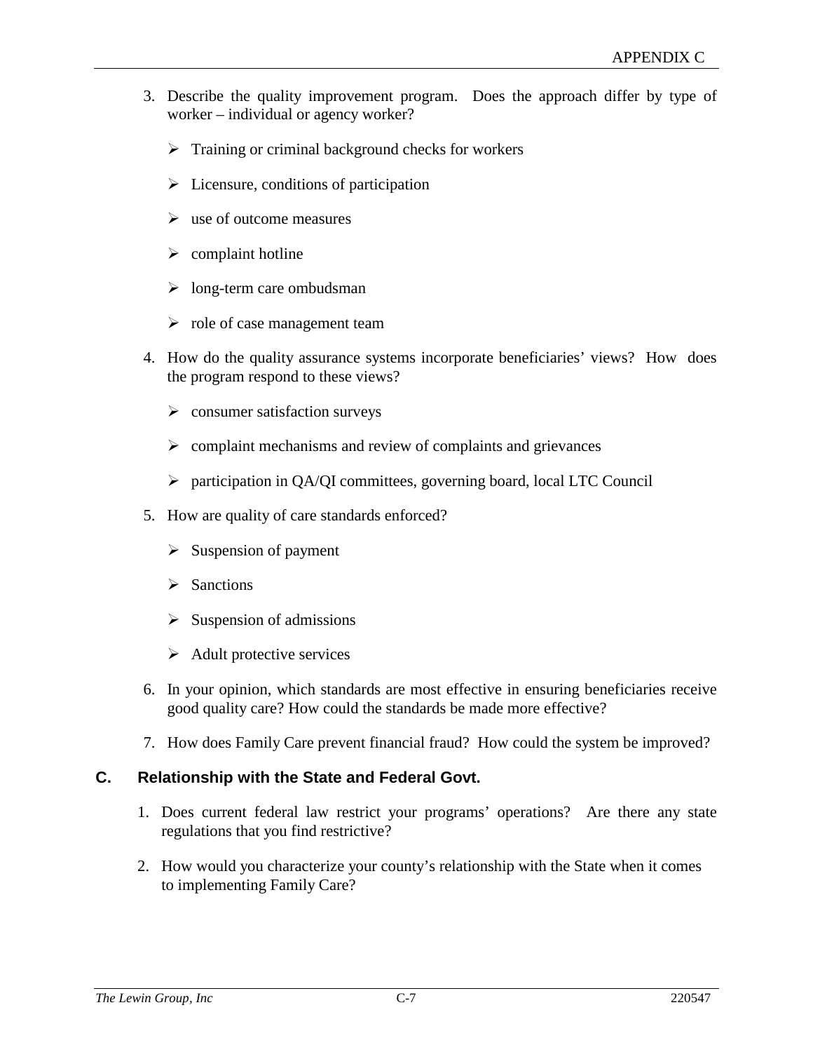3. Describe the quality improvement program. Does the approach differ by type of worker – individual or agency worker?

    - Training or criminal background checks for workers
    - Licensure, conditions of participation
    - use of outcome measures
    - complaint hotline
    - long-term care ombudsman
    - role of case management team

4. How do the quality assurance systems incorporate beneficiaries' views? How does the program respond to these views?

    - consumer satisfaction surveys
    - complaint mechanisms and review of complaints and grievances
    - participation in QA/QI committees, governing board, local LTC Council

5. How are quality of care standards enforced?

    - Suspension of payment
    - Sanctions
    - Suspension of admissions
    - Adult protective services

6. In your opinion, which standards are most effective in ensuring beneficiaries receive good quality care? How could the standards be made more effective?

7. How does Family Care prevent financial fraud? How could the system be improved?

## C. Relationship with the State and Federal Govt.

1. Does current federal law restrict your programs' operations? Are there any state regulations that you find restrictive?

2. How would you characterize your county's relationship with the State when it comes to implementing Family Care?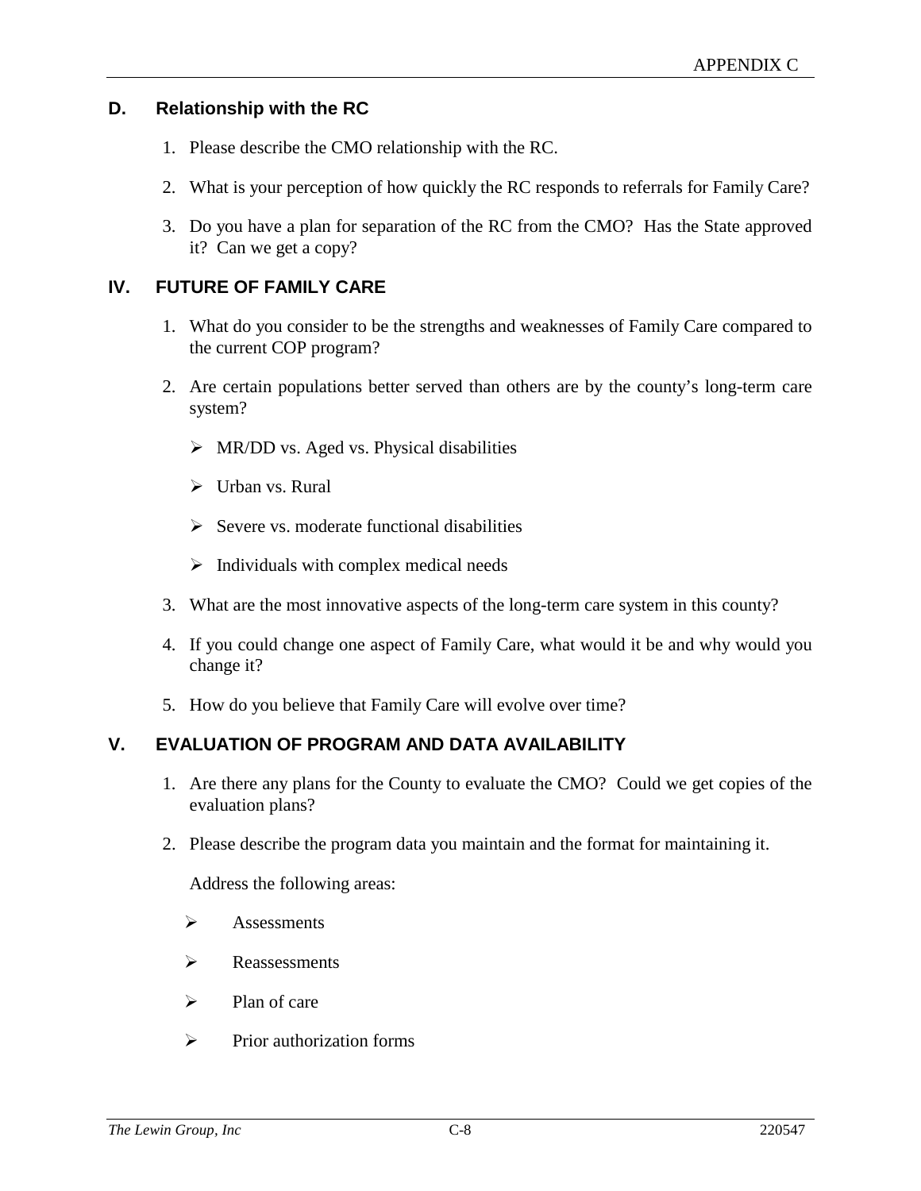### D. Relationship with the RC

1. Please describe the CMO relationship with the RC.
2. What is your perception of how quickly the RC responds to referrals for Family Care?
3. Do you have a plan for separation of the RC from the CMO? Has the State approved it? Can we get a copy?

## IV. FUTURE OF FAMILY CARE

1. What do you consider to be the strengths and weaknesses of Family Care compared to the current COP program?
2. Are certain populations better served than others are by the county's long-term care system?
   - MR/DD vs. Aged vs. Physical disabilities
   - Urban vs. Rural
   - Severe vs. moderate functional disabilities
   - Individuals with complex medical needs
3. What are the most innovative aspects of the long-term care system in this county?
4. If you could change one aspect of Family Care, what would it be and why would you change it?
5. How do you believe that Family Care will evolve over time?

## V. EVALUATION OF PROGRAM AND DATA AVAILABILITY

1. Are there any plans for the County to evaluate the CMO? Could we get copies of the evaluation plans?
2. Please describe the program data you maintain and the format for maintaining it.

   Address the following areas:

   - Assessments
   - Reassessments
   - Plan of care
   - Prior authorization forms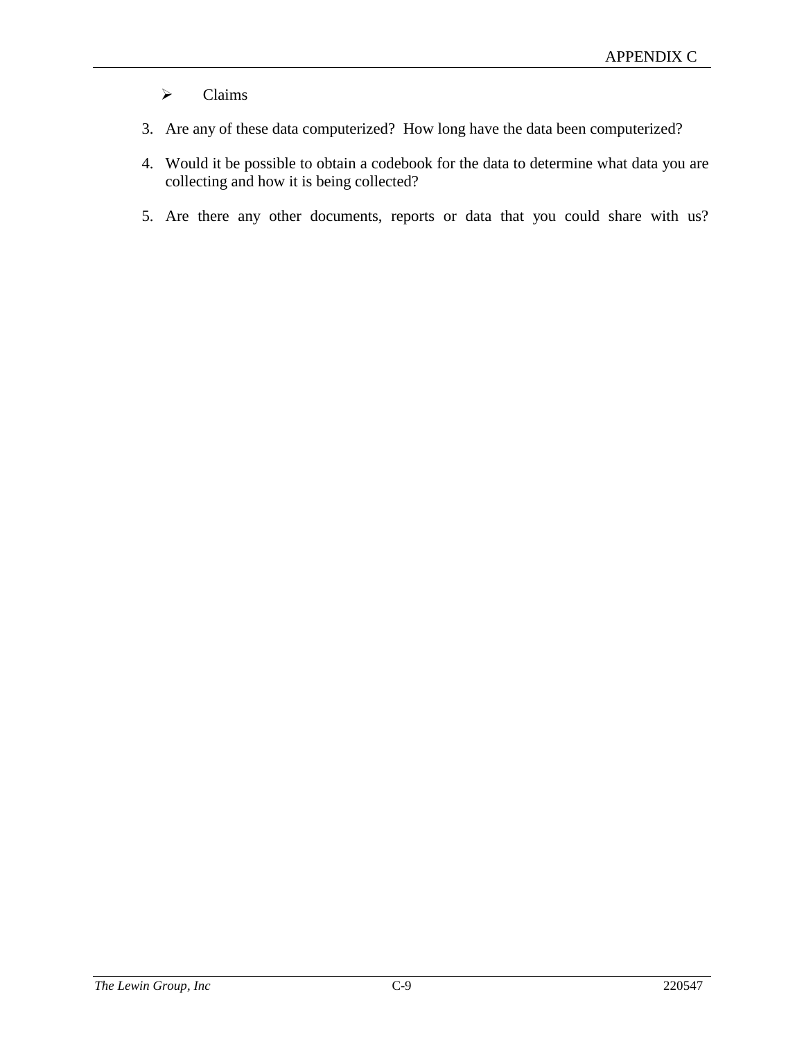- Claims

3. Are any of these data computerized?  How long have the data been computerized?

4. Would it be possible to obtain a codebook for the data to determine what data you are collecting and how it is being collected?

5. Are there any other documents, reports or data that you could share with us?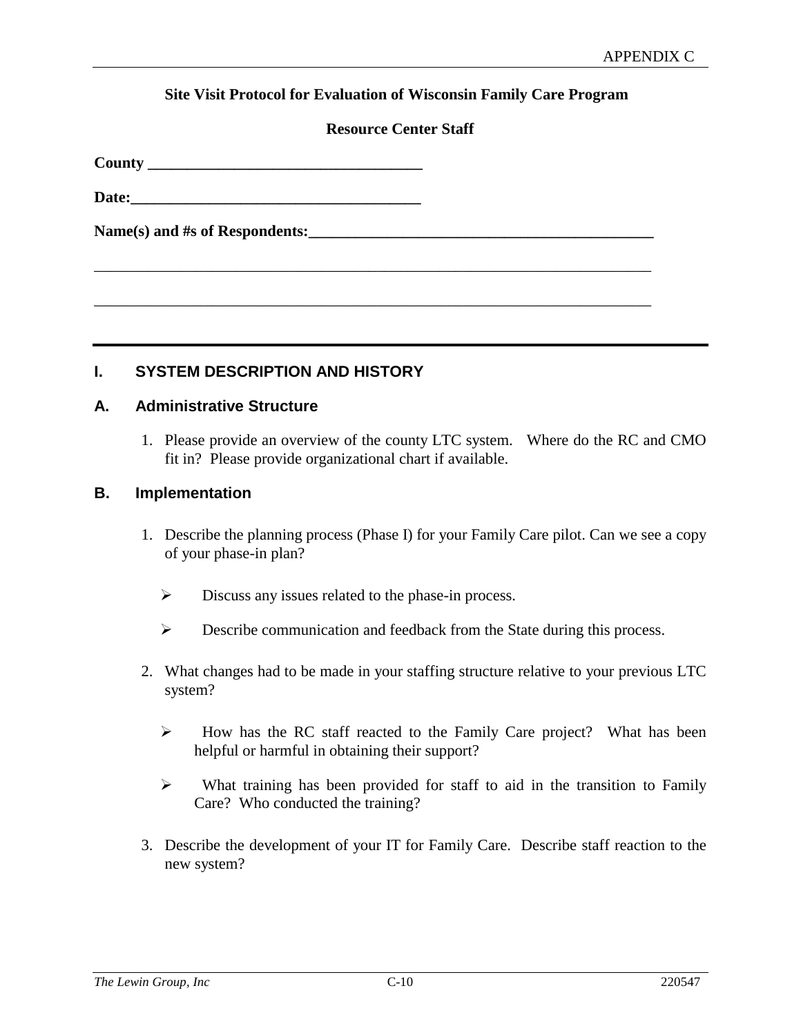**Site Visit Protocol for Evaluation of Wisconsin Family Care Program**

**Resource Center Staff**

**County \_\_\_\_\_\_\_\_\_\_\_\_\_\_\_\_\_\_\_\_\_\_\_\_\_\_\_\_\_\_\_\_\_\_\_**

**Date:\_\_\_\_\_\_\_\_\_\_\_\_\_\_\_\_\_\_\_\_\_\_\_\_\_\_\_\_\_\_\_\_\_\_\_\_\_**

**Name(s) and #s of Respondents:\_\_\_\_\_\_\_\_\_\_\_\_\_\_\_\_\_\_\_\_\_\_\_\_\_\_\_\_\_\_\_\_\_\_\_\_\_\_\_\_\_\_\_\_**

\_\_\_\_\_\_\_\_\_\_\_\_\_\_\_\_\_\_\_\_\_\_\_\_\_\_\_\_\_\_\_\_\_\_\_\_\_\_\_\_\_\_\_\_\_\_\_\_\_\_\_\_\_\_\_\_\_\_\_\_\_\_\_\_\_\_\_\_\_\_\_\_\_

\_\_\_\_\_\_\_\_\_\_\_\_\_\_\_\_\_\_\_\_\_\_\_\_\_\_\_\_\_\_\_\_\_\_\_\_\_\_\_\_\_\_\_\_\_\_\_\_\_\_\_\_\_\_\_\_\_\_\_\_\_\_\_\_\_\_\_\_\_\_\_\_\_

---

## I. SYSTEM DESCRIPTION AND HISTORY

### A. Administrative Structure

1. Please provide an overview of the county LTC system. Where do the RC and CMO fit in? Please provide organizational chart if available.

### B. Implementation

1. Describe the planning process (Phase I) for your Family Care pilot. Can we see a copy of your phase-in plan?
   - Discuss any issues related to the phase-in process.
   - Describe communication and feedback from the State during this process.
2. What changes had to be made in your staffing structure relative to your previous LTC system?
   - How has the RC staff reacted to the Family Care project? What has been helpful or harmful in obtaining their support?
   - What training has been provided for staff to aid in the transition to Family Care? Who conducted the training?
3. Describe the development of your IT for Family Care. Describe staff reaction to the new system?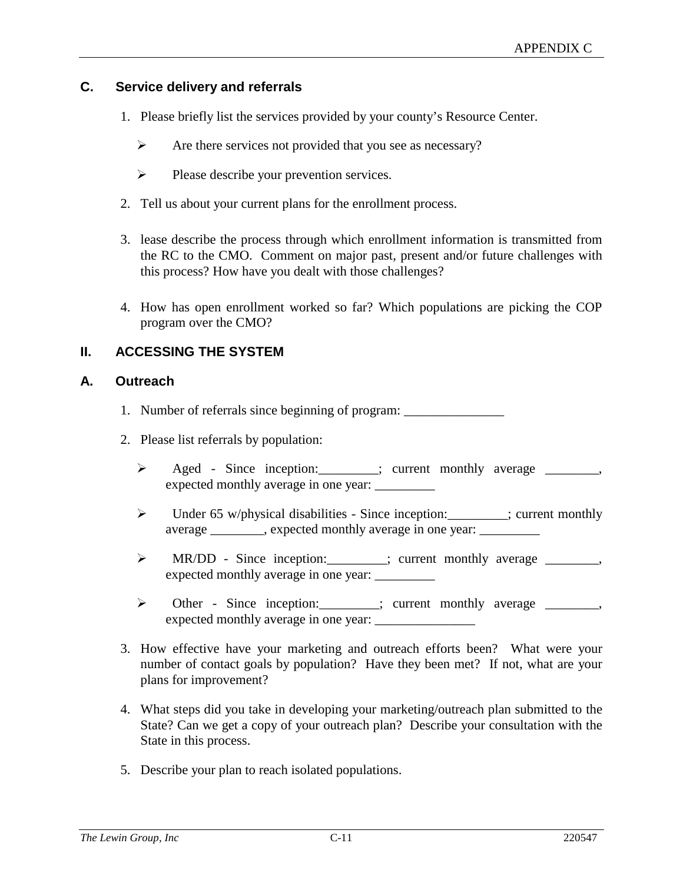## C. Service delivery and referrals

1. Please briefly list the services provided by your county's Resource Center.
   - Are there services not provided that you see as necessary?
   - Please describe your prevention services.
2. Tell us about your current plans for the enrollment process.
3. lease describe the process through which enrollment information is transmitted from the RC to the CMO. Comment on major past, present and/or future challenges with this process? How have you dealt with those challenges?
4. How has open enrollment worked so far? Which populations are picking the COP program over the CMO?

# II. ACCESSING THE SYSTEM

## A. Outreach

1. Number of referrals since beginning of program: _______________
2. Please list referrals by population:
   - Aged - Since inception:_________; current monthly average ________, expected monthly average in one year: _________
   - Under 65 w/physical disabilities - Since inception:_________; current monthly average ________, expected monthly average in one year: _________
   - MR/DD - Since inception:_________; current monthly average ________, expected monthly average in one year: _________
   - Other - Since inception:_________; current monthly average ________, expected monthly average in one year: _______________
3. How effective have your marketing and outreach efforts been? What were your number of contact goals by population? Have they been met? If not, what are your plans for improvement?
4. What steps did you take in developing your marketing/outreach plan submitted to the State? Can we get a copy of your outreach plan? Describe your consultation with the State in this process.
5. Describe your plan to reach isolated populations.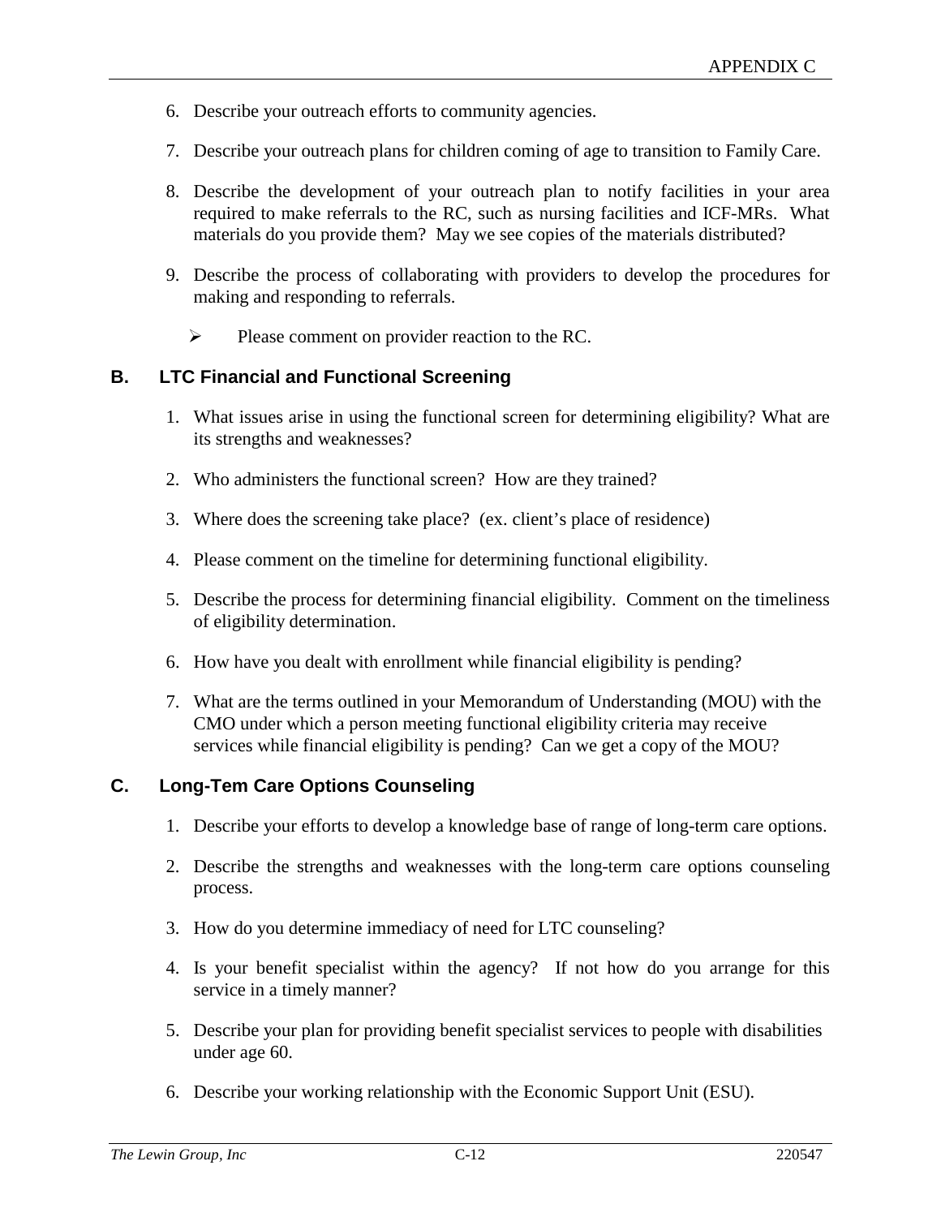6. Describe your outreach efforts to community agencies.

7. Describe your outreach plans for children coming of age to transition to Family Care.

8. Describe the development of your outreach plan to notify facilities in your area required to make referrals to the RC, such as nursing facilities and ICF-MRs. What materials do you provide them? May we see copies of the materials distributed?

9. Describe the process of collaborating with providers to develop the procedures for making and responding to referrals.

   - Please comment on provider reaction to the RC.

### B. LTC Financial and Functional Screening

1. What issues arise in using the functional screen for determining eligibility? What are its strengths and weaknesses?

2. Who administers the functional screen? How are they trained?

3. Where does the screening take place? (ex. client's place of residence)

4. Please comment on the timeline for determining functional eligibility.

5. Describe the process for determining financial eligibility. Comment on the timeliness of eligibility determination.

6. How have you dealt with enrollment while financial eligibility is pending?

7. What are the terms outlined in your Memorandum of Understanding (MOU) with the CMO under which a person meeting functional eligibility criteria may receive services while financial eligibility is pending? Can we get a copy of the MOU?

### C. Long-Tem Care Options Counseling

1. Describe your efforts to develop a knowledge base of range of long-term care options.

2. Describe the strengths and weaknesses with the long-term care options counseling process.

3. How do you determine immediacy of need for LTC counseling?

4. Is your benefit specialist within the agency? If not how do you arrange for this service in a timely manner?

5. Describe your plan for providing benefit specialist services to people with disabilities under age 60.

6. Describe your working relationship with the Economic Support Unit (ESU).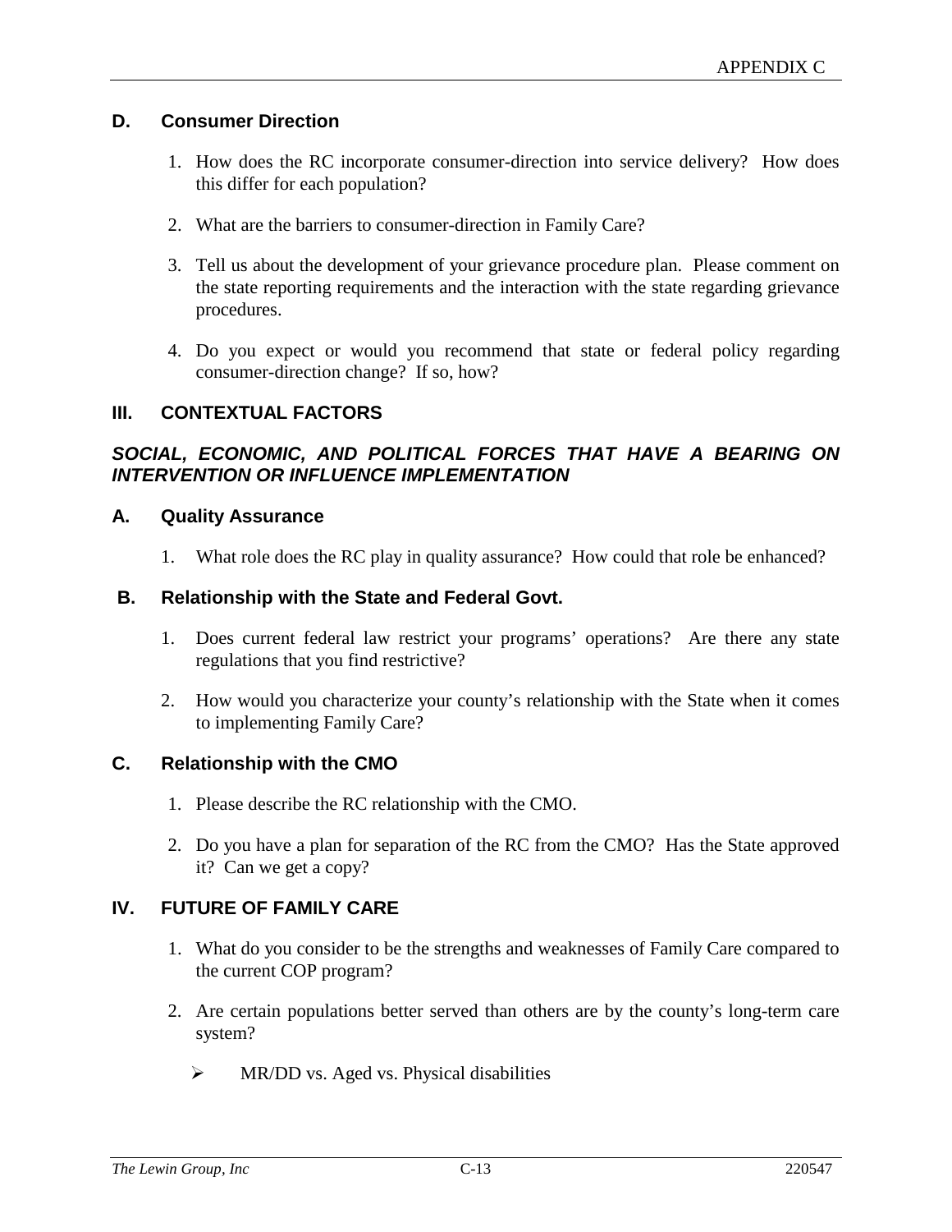### D. Consumer Direction

1. How does the RC incorporate consumer-direction into service delivery? How does this differ for each population?

2. What are the barriers to consumer-direction in Family Care?

3. Tell us about the development of your grievance procedure plan. Please comment on the state reporting requirements and the interaction with the state regarding grievance procedures.

4. Do you expect or would you recommend that state or federal policy regarding consumer-direction change? If so, how?

## III. CONTEXTUAL FACTORS

***SOCIAL, ECONOMIC, AND POLITICAL FORCES THAT HAVE A BEARING ON INTERVENTION OR INFLUENCE IMPLEMENTATION***

### A. Quality Assurance

1. What role does the RC play in quality assurance? How could that role be enhanced?

### B. Relationship with the State and Federal Govt.

1. Does current federal law restrict your programs' operations? Are there any state regulations that you find restrictive?

2. How would you characterize your county's relationship with the State when it comes to implementing Family Care?

### C. Relationship with the CMO

1. Please describe the RC relationship with the CMO.

2. Do you have a plan for separation of the RC from the CMO? Has the State approved it? Can we get a copy?

## IV. FUTURE OF FAMILY CARE

1. What do you consider to be the strengths and weaknesses of Family Care compared to the current COP program?

2. Are certain populations better served than others are by the county's long-term care system?

   - MR/DD vs. Aged vs. Physical disabilities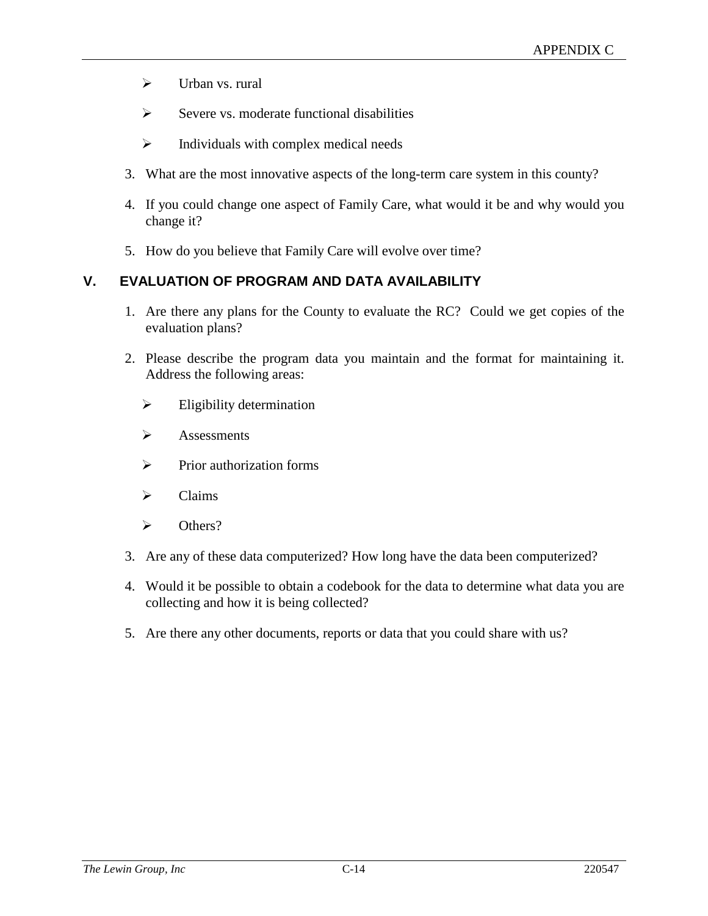- Urban vs. rural
- Severe vs. moderate functional disabilities
- Individuals with complex medical needs

3. What are the most innovative aspects of the long-term care system in this county?

4. If you could change one aspect of Family Care, what would it be and why would you change it?

5. How do you believe that Family Care will evolve over time?

## V. EVALUATION OF PROGRAM AND DATA AVAILABILITY

1. Are there any plans for the County to evaluate the RC? Could we get copies of the evaluation plans?

2. Please describe the program data you maintain and the format for maintaining it. Address the following areas:

   - Eligibility determination
   - Assessments
   - Prior authorization forms
   - Claims
   - Others?

3. Are any of these data computerized? How long have the data been computerized?

4. Would it be possible to obtain a codebook for the data to determine what data you are collecting and how it is being collected?

5. Are there any other documents, reports or data that you could share with us?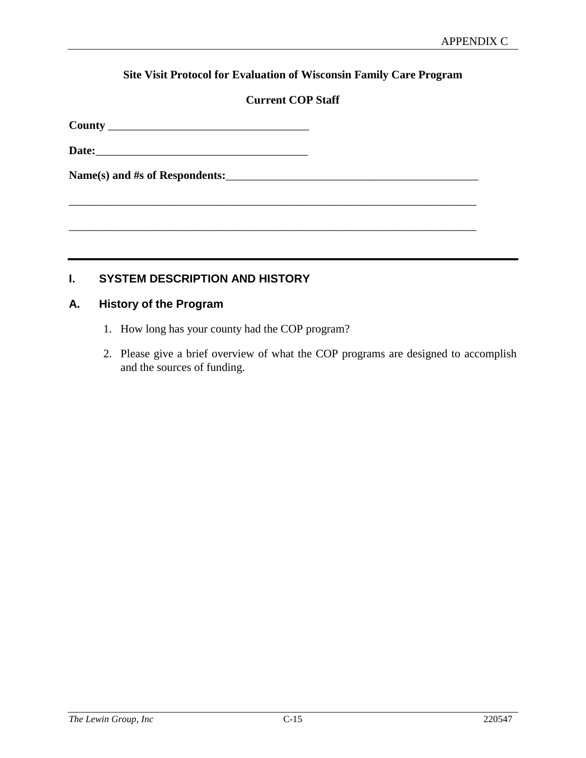**Site Visit Protocol for Evaluation of Wisconsin Family Care Program**

**Current COP Staff**

**County** ___________________________________

**Date:**____________________________________

**Name(s) and #s of Respondents:**_____________________________________________

__________________________________________________________________________

__________________________________________________________________________

---

## I. SYSTEM DESCRIPTION AND HISTORY

### A. History of the Program

1. How long has your county had the COP program?
2. Please give a brief overview of what the COP programs are designed to accomplish and the sources of funding.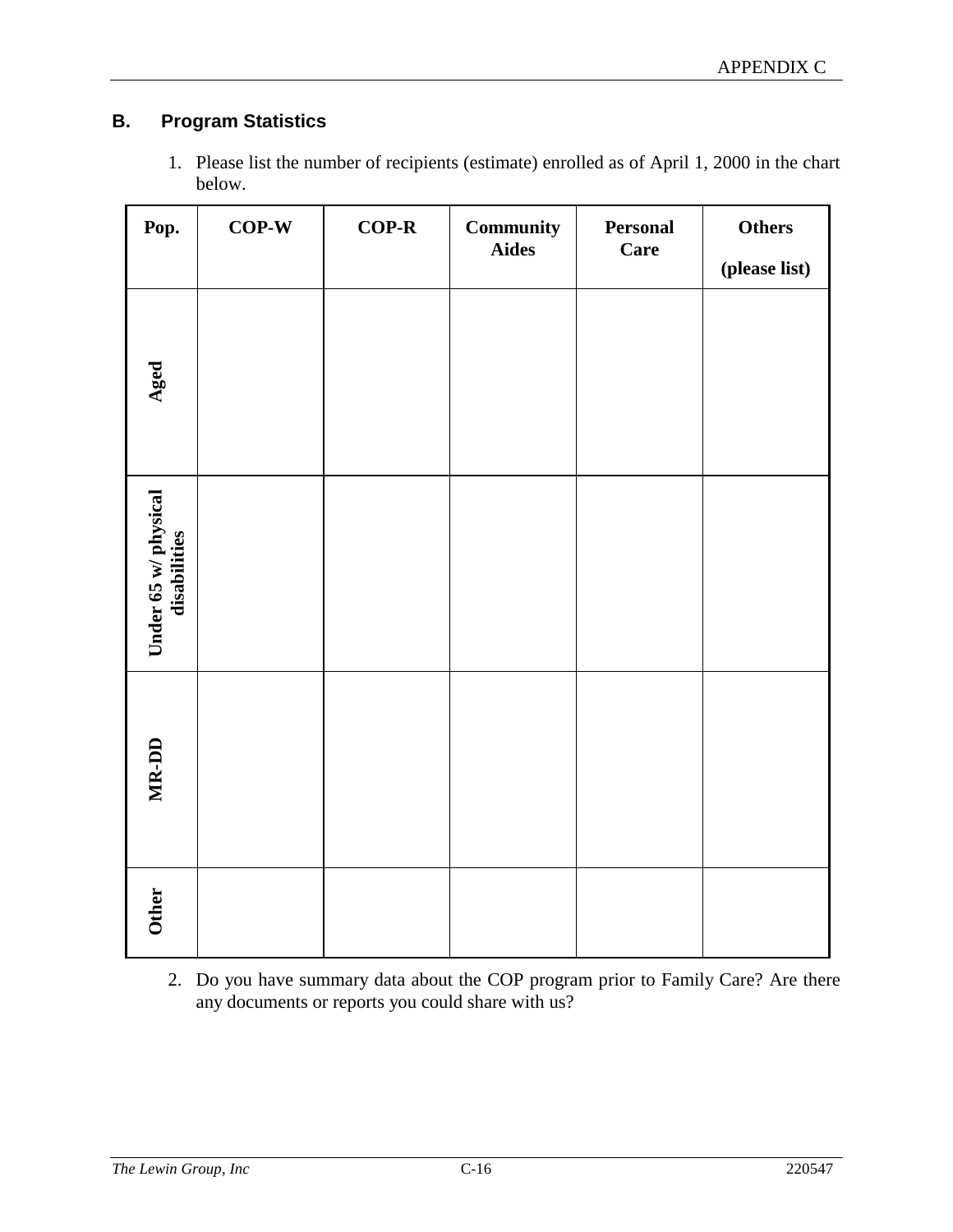## B. Program Statistics

1. Please list the number of recipients (estimate) enrolled as of April 1, 2000 in the chart below.

| Pop. | COP-W | COP-R | Community Aides | Personal Care | Others (please list) |
|---|---|---|---|---|---|
| Aged | | | | | |
| Under 65 w/ physical disabilities | | | | | |
| MR-DD | | | | | |
| Other | | | | | |

2. Do you have summary data about the COP program prior to Family Care? Are there any documents or reports you could share with us?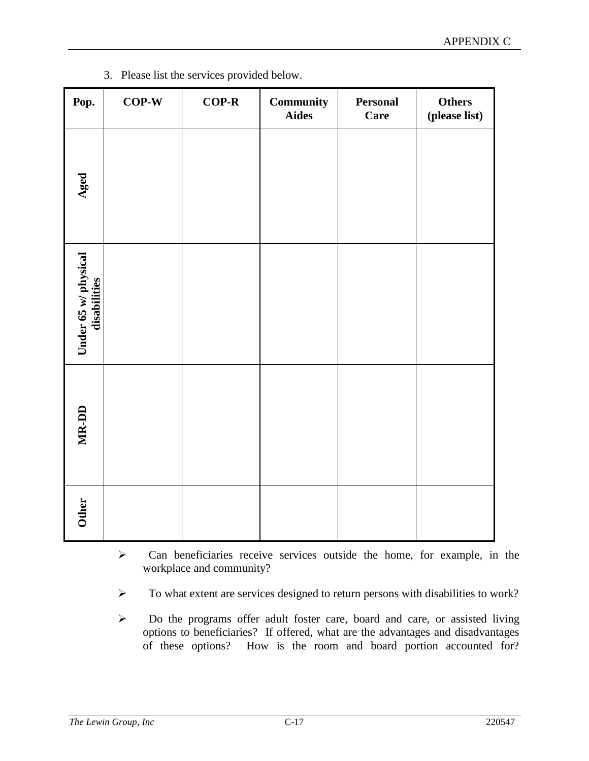3. Please list the services provided below.

| Pop. | COP-W | COP-R | Community Aides | Personal Care | Others (please list) |
|---|---|---|---|---|---|
| Aged | | | | | |
| Under 65 w/ physical disabilities | | | | | |
| MR-DD | | | | | |
| Other | | | | | |

- Can beneficiaries receive services outside the home, for example, in the workplace and community?
- To what extent are services designed to return persons with disabilities to work?
- Do the programs offer adult foster care, board and care, or assisted living options to beneficiaries? If offered, what are the advantages and disadvantages of these options? How is the room and board portion accounted for?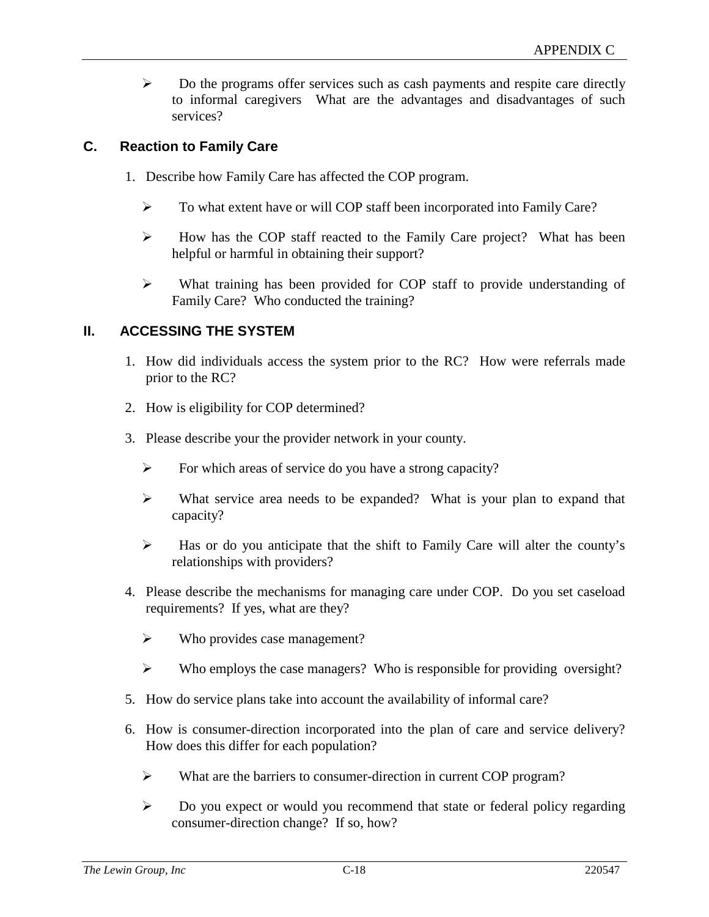- Do the programs offer services such as cash payments and respite care directly to informal caregivers What are the advantages and disadvantages of such services?

### C. Reaction to Family Care

1. Describe how Family Care has affected the COP program.

   - To what extent have or will COP staff been incorporated into Family Care?
   - How has the COP staff reacted to the Family Care project? What has been helpful or harmful in obtaining their support?
   - What training has been provided for COP staff to provide understanding of Family Care? Who conducted the training?

## II. ACCESSING THE SYSTEM

1. How did individuals access the system prior to the RC? How were referrals made prior to the RC?
2. How is eligibility for COP determined?
3. Please describe your the provider network in your county.
   - For which areas of service do you have a strong capacity?
   - What service area needs to be expanded? What is your plan to expand that capacity?
   - Has or do you anticipate that the shift to Family Care will alter the county's relationships with providers?
4. Please describe the mechanisms for managing care under COP. Do you set caseload requirements? If yes, what are they?
   - Who provides case management?
   - Who employs the case managers? Who is responsible for providing oversight?
5. How do service plans take into account the availability of informal care?
6. How is consumer-direction incorporated into the plan of care and service delivery? How does this differ for each population?
   - What are the barriers to consumer-direction in current COP program?
   - Do you expect or would you recommend that state or federal policy regarding consumer-direction change? If so, how?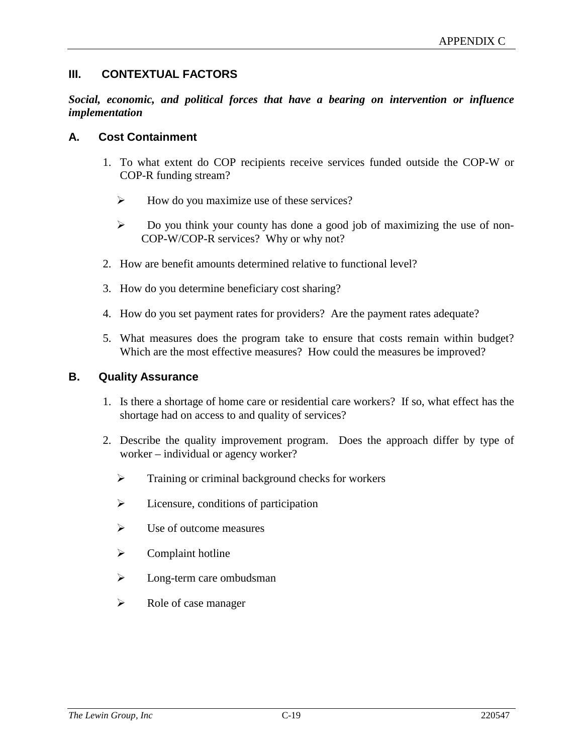## III. CONTEXTUAL FACTORS

***Social, economic, and political forces that have a bearing on intervention or influence implementation***

### A. Cost Containment

1. To what extent do COP recipients receive services funded outside the COP-W or COP-R funding stream?
   - How do you maximize use of these services?
   - Do you think your county has done a good job of maximizing the use of non-COP-W/COP-R services? Why or why not?
2. How are benefit amounts determined relative to functional level?
3. How do you determine beneficiary cost sharing?
4. How do you set payment rates for providers? Are the payment rates adequate?
5. What measures does the program take to ensure that costs remain within budget? Which are the most effective measures? How could the measures be improved?

### B. Quality Assurance

1. Is there a shortage of home care or residential care workers? If so, what effect has the shortage had on access to and quality of services?
2. Describe the quality improvement program. Does the approach differ by type of worker – individual or agency worker?
   - Training or criminal background checks for workers
   - Licensure, conditions of participation
   - Use of outcome measures
   - Complaint hotline
   - Long-term care ombudsman
   - Role of case manager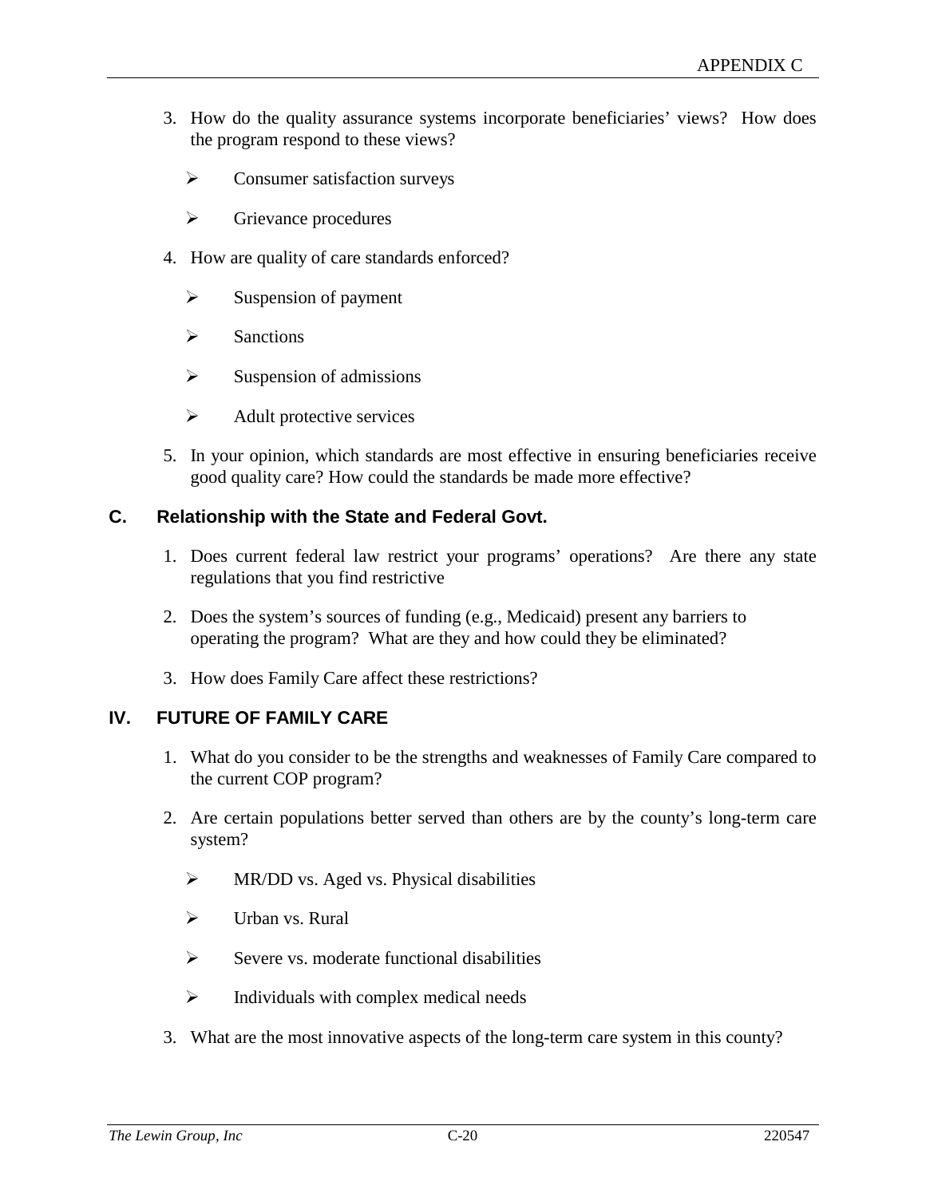3. How do the quality assurance systems incorporate beneficiaries' views? How does the program respond to these views?

   - Consumer satisfaction surveys
   - Grievance procedures

4. How are quality of care standards enforced?

   - Suspension of payment
   - Sanctions
   - Suspension of admissions
   - Adult protective services

5. In your opinion, which standards are most effective in ensuring beneficiaries receive good quality care? How could the standards be made more effective?

### C. Relationship with the State and Federal Govt.

1. Does current federal law restrict your programs' operations? Are there any state regulations that you find restrictive

2. Does the system's sources of funding (e.g., Medicaid) present any barriers to operating the program? What are they and how could they be eliminated?

3. How does Family Care affect these restrictions?

## IV. FUTURE OF FAMILY CARE

1. What do you consider to be the strengths and weaknesses of Family Care compared to the current COP program?

2. Are certain populations better served than others are by the county's long-term care system?

   - MR/DD vs. Aged vs. Physical disabilities
   - Urban vs. Rural
   - Severe vs. moderate functional disabilities
   - Individuals with complex medical needs

3. What are the most innovative aspects of the long-term care system in this county?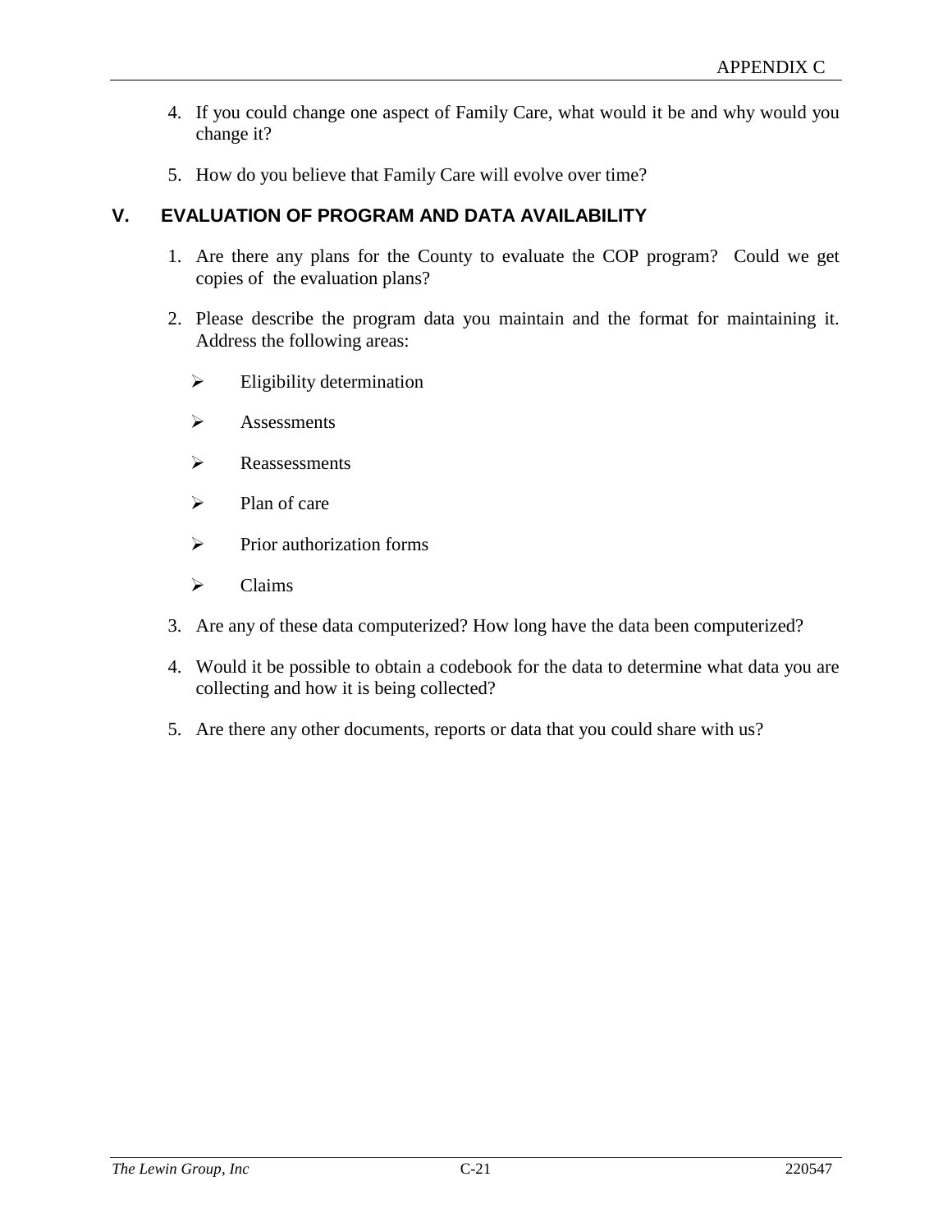4. If you could change one aspect of Family Care, what would it be and why would you change it?

5. How do you believe that Family Care will evolve over time?

## V. EVALUATION OF PROGRAM AND DATA AVAILABILITY

1. Are there any plans for the County to evaluate the COP program? Could we get copies of the evaluation plans?

2. Please describe the program data you maintain and the format for maintaining it. Address the following areas:

   - Eligibility determination
   - Assessments
   - Reassessments
   - Plan of care
   - Prior authorization forms
   - Claims

3. Are any of these data computerized? How long have the data been computerized?

4. Would it be possible to obtain a codebook for the data to determine what data you are collecting and how it is being collected?

5. Are there any other documents, reports or data that you could share with us?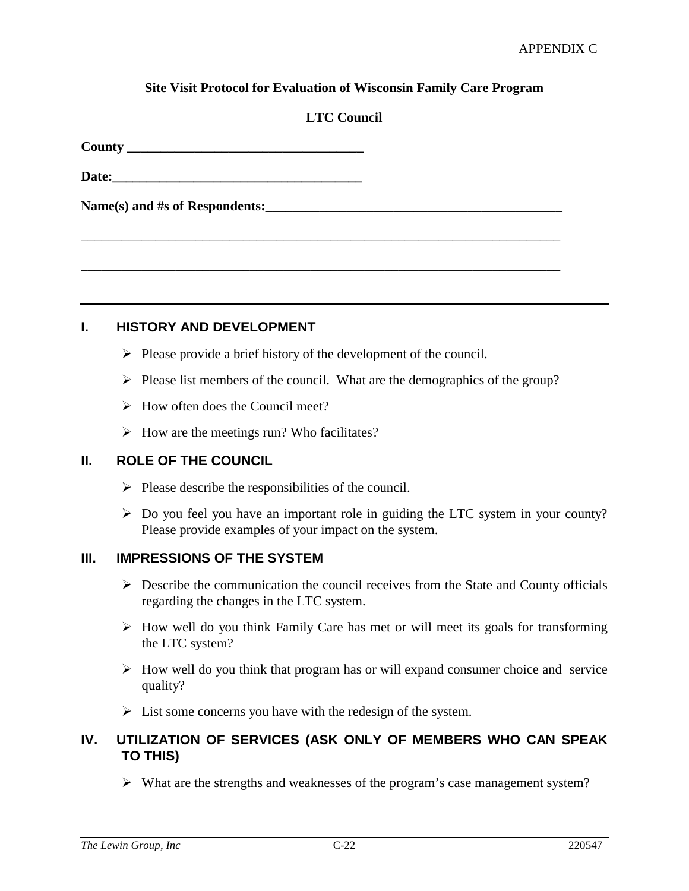**Site Visit Protocol for Evaluation of Wisconsin Family Care Program**

**LTC Council**

**County** ___________________________________

**Date:**____________________________________

**Name(s) and #s of Respondents:**_____________________________________________

___________________________________________________________________________

___________________________________________________________________________

## I. HISTORY AND DEVELOPMENT

- Please provide a brief history of the development of the council.
- Please list members of the council. What are the demographics of the group?
- How often does the Council meet?
- How are the meetings run? Who facilitates?

## II. ROLE OF THE COUNCIL

- Please describe the responsibilities of the council.
- Do you feel you have an important role in guiding the LTC system in your county? Please provide examples of your impact on the system.

## III. IMPRESSIONS OF THE SYSTEM

- Describe the communication the council receives from the State and County officials regarding the changes in the LTC system.
- How well do you think Family Care has met or will meet its goals for transforming the LTC system?
- How well do you think that program has or will expand consumer choice and service quality?
- List some concerns you have with the redesign of the system.

## IV. UTILIZATION OF SERVICES (ASK ONLY OF MEMBERS WHO CAN SPEAK TO THIS)

- What are the strengths and weaknesses of the program's case management system?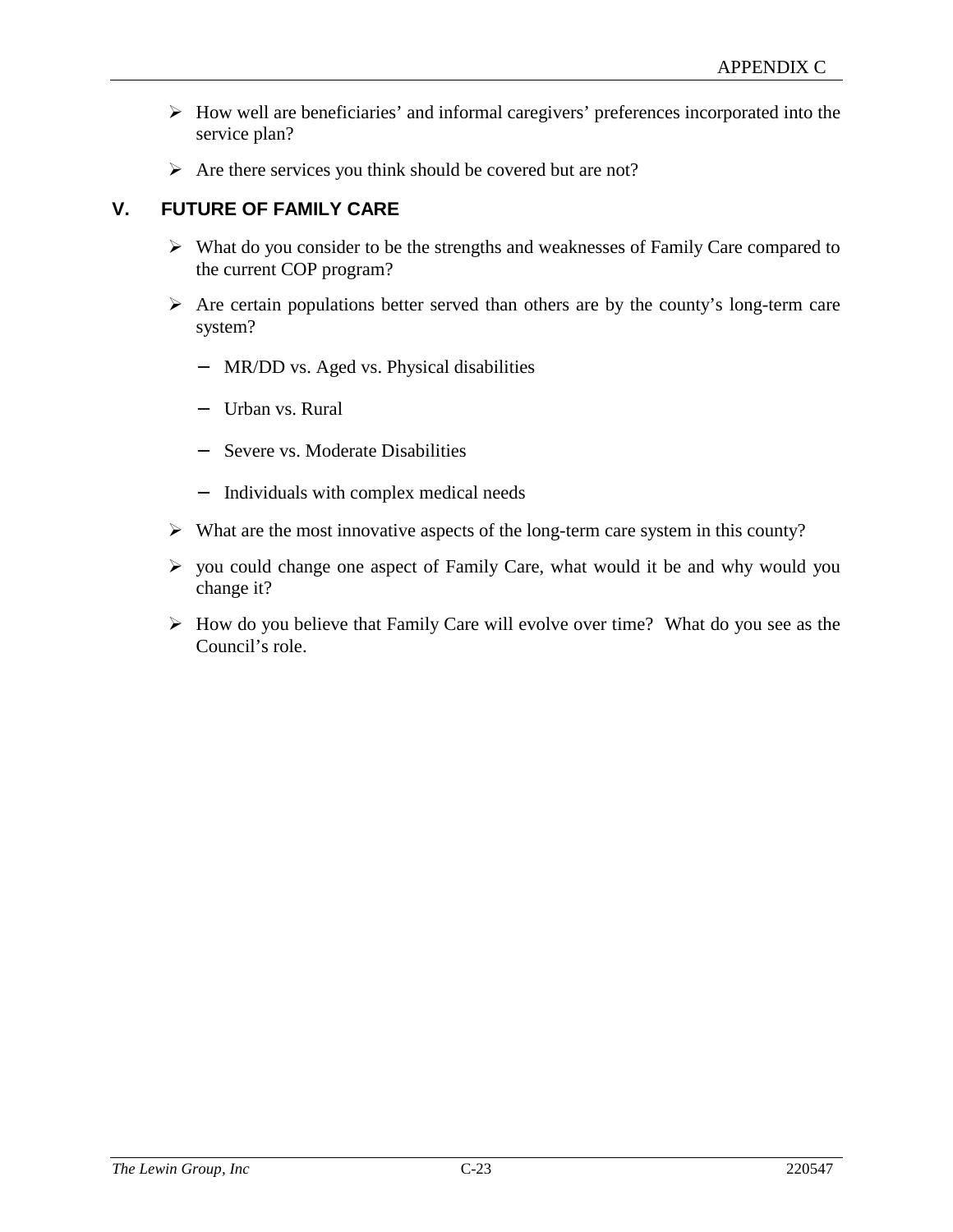- How well are beneficiaries' and informal caregivers' preferences incorporated into the service plan?
- Are there services you think should be covered but are not?

## V. FUTURE OF FAMILY CARE

- What do you consider to be the strengths and weaknesses of Family Care compared to the current COP program?
- Are certain populations better served than others are by the county's long-term care system?
  - MR/DD vs. Aged vs. Physical disabilities
  - Urban vs. Rural
  - Severe vs. Moderate Disabilities
  - Individuals with complex medical needs
- What are the most innovative aspects of the long-term care system in this county?
- you could change one aspect of Family Care, what would it be and why would you change it?
- How do you believe that Family Care will evolve over time? What do you see as the Council's role.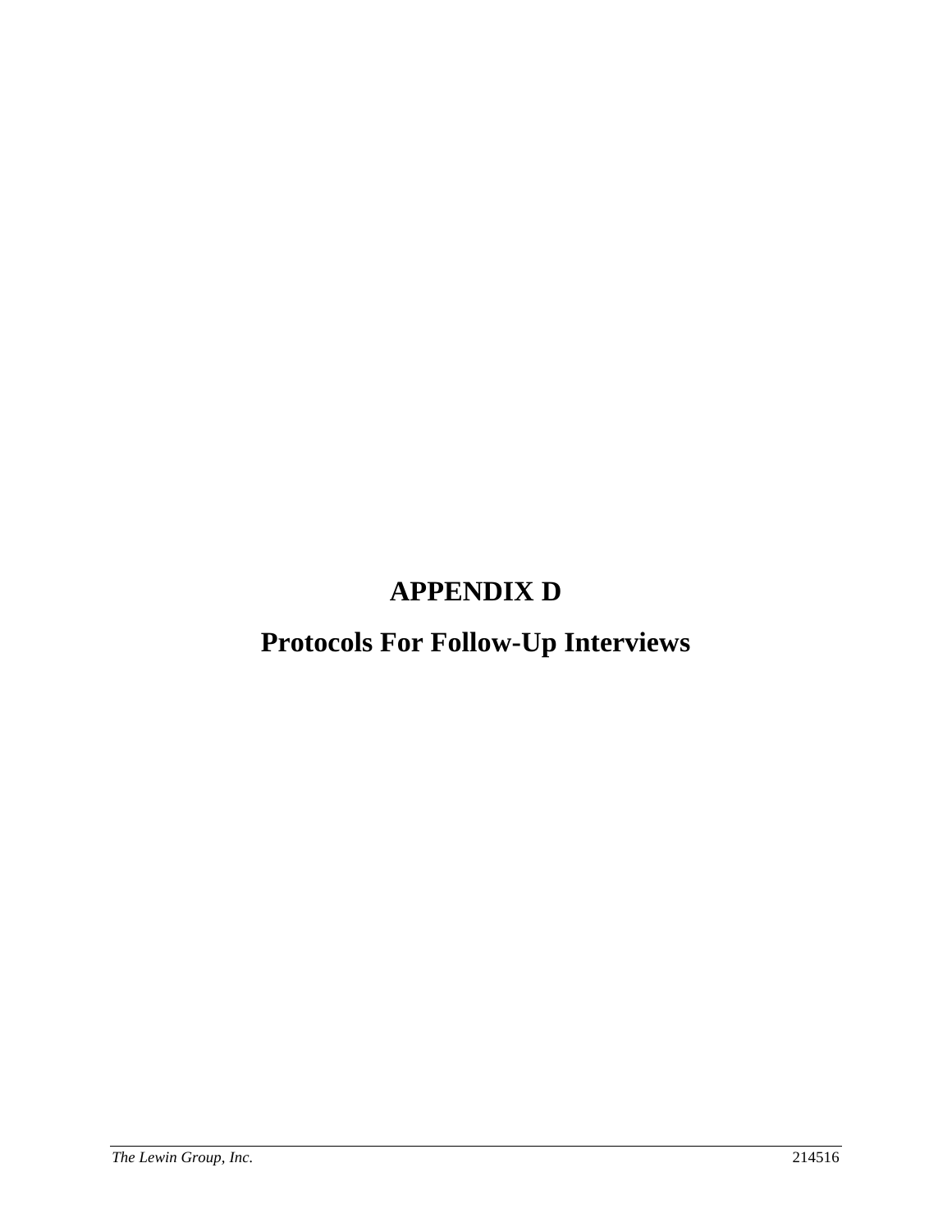# APPENDIX D

# Protocols For Follow-Up Interviews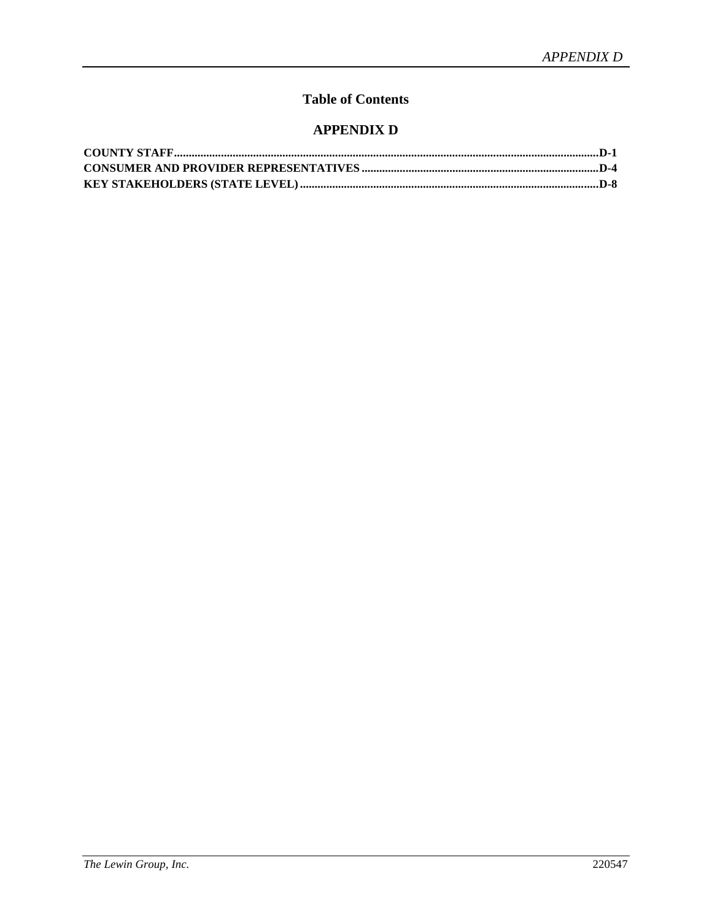# Table of Contents

## APPENDIX D

**COUNTY STAFF** ........................................ **D-1**
**CONSUMER AND PROVIDER REPRESENTATIVES** ........................................ **D-4**
**KEY STAKEHOLDERS (STATE LEVEL)** ........................................ **D-8**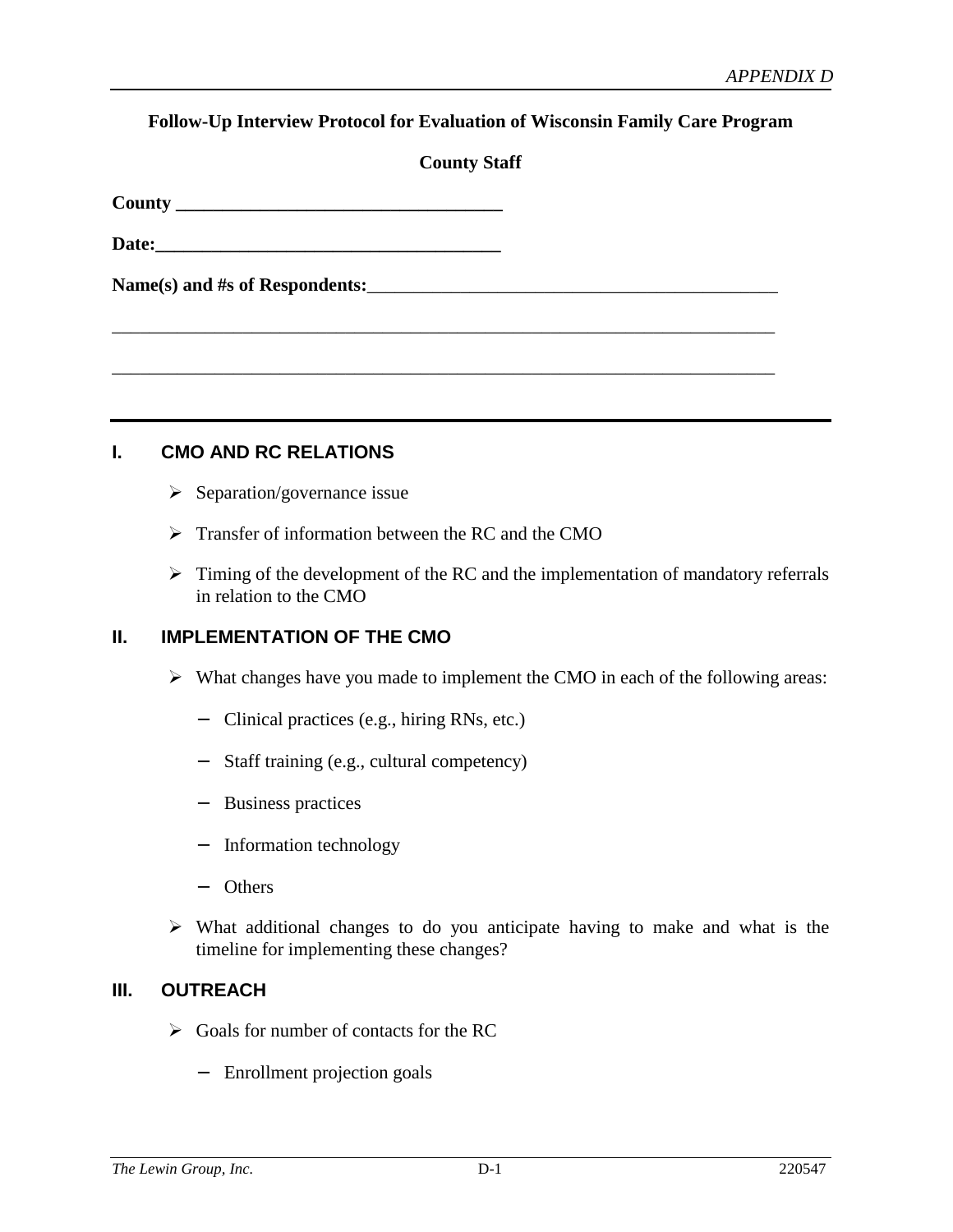APPENDIX D

**Follow-Up Interview Protocol for Evaluation of Wisconsin Family Care Program**

**County Staff**

**County** ___________________________________

**Date:**_____________________________________

**Name(s) and #s of Respondents:**_____________________________________________

___________________________________________________________________________

___________________________________________________________________________

---

## I. CMO AND RC RELATIONS

- Separation/governance issue
- Transfer of information between the RC and the CMO
- Timing of the development of the RC and the implementation of mandatory referrals in relation to the CMO

## II. IMPLEMENTATION OF THE CMO

- What changes have you made to implement the CMO in each of the following areas:
  - Clinical practices (e.g., hiring RNs, etc.)
  - Staff training (e.g., cultural competency)
  - Business practices
  - Information technology
  - Others
- What additional changes to do you anticipate having to make and what is the timeline for implementing these changes?

## III. OUTREACH

- Goals for number of contacts for the RC
  - Enrollment projection goals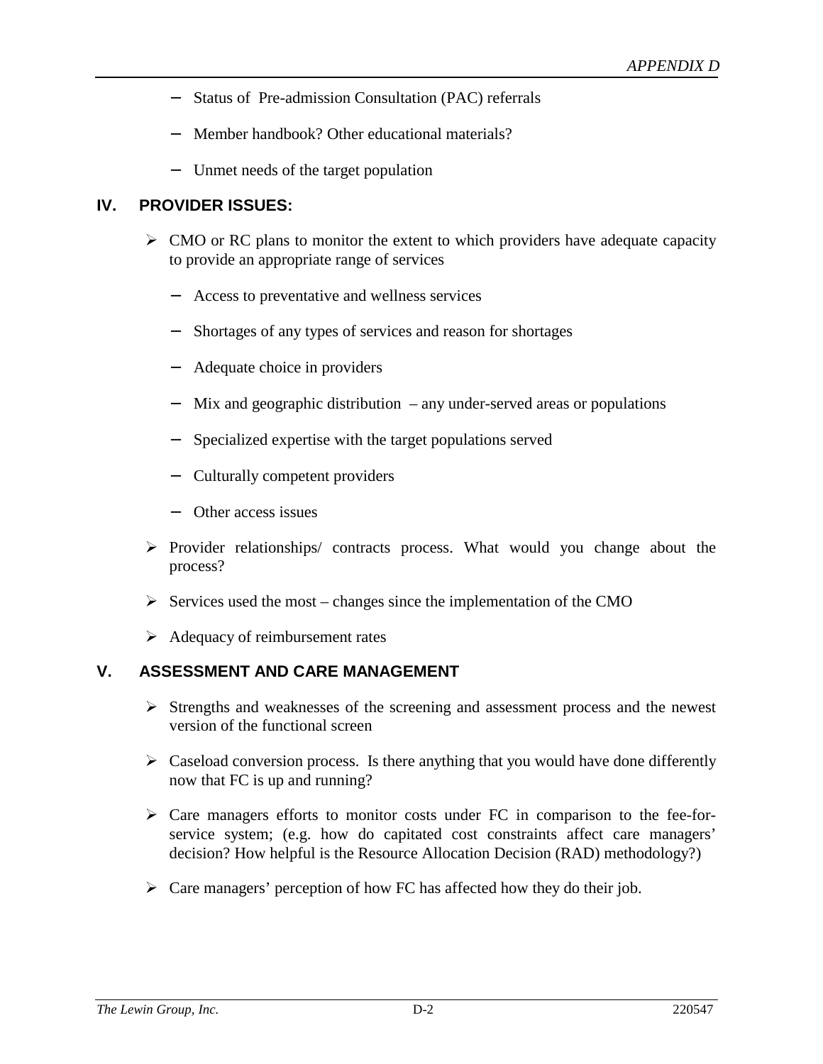- Status of Pre-admission Consultation (PAC) referrals
- Member handbook? Other educational materials?
- Unmet needs of the target population

## IV. PROVIDER ISSUES:

- CMO or RC plans to monitor the extent to which providers have adequate capacity to provide an appropriate range of services
  - Access to preventative and wellness services
  - Shortages of any types of services and reason for shortages
  - Adequate choice in providers
  - Mix and geographic distribution – any under-served areas or populations
  - Specialized expertise with the target populations served
  - Culturally competent providers
  - Other access issues
- Provider relationships/ contracts process. What would you change about the process?
- Services used the most – changes since the implementation of the CMO
- Adequacy of reimbursement rates

## V. ASSESSMENT AND CARE MANAGEMENT

- Strengths and weaknesses of the screening and assessment process and the newest version of the functional screen
- Caseload conversion process. Is there anything that you would have done differently now that FC is up and running?
- Care managers efforts to monitor costs under FC in comparison to the fee-for-service system; (e.g. how do capitated cost constraints affect care managers' decision? How helpful is the Resource Allocation Decision (RAD) methodology?)
- Care managers' perception of how FC has affected how they do their job.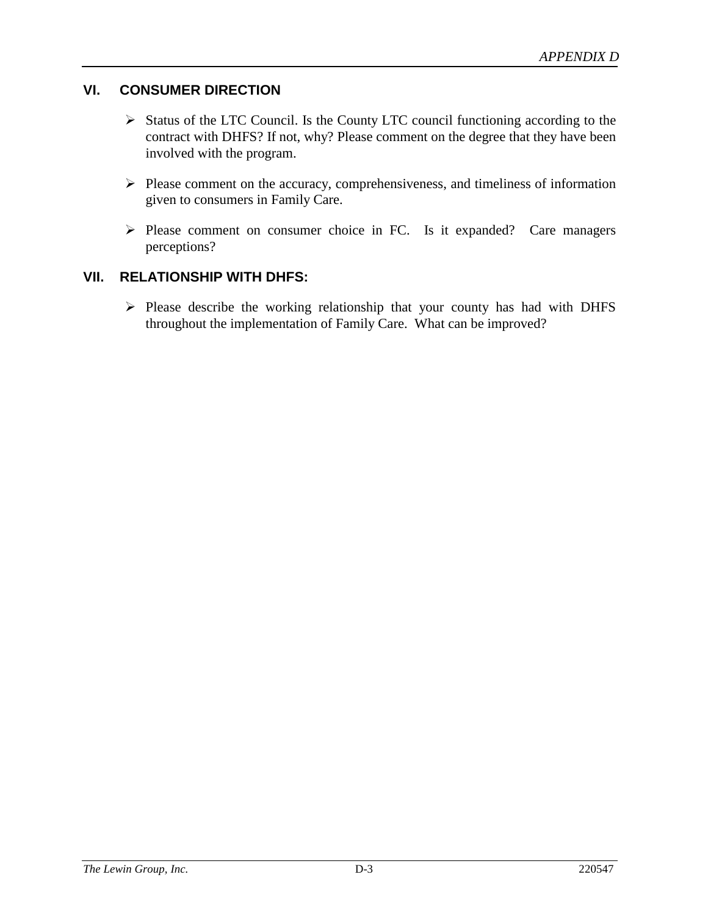## VI. CONSUMER DIRECTION

- Status of the LTC Council. Is the County LTC council functioning according to the contract with DHFS? If not, why? Please comment on the degree that they have been involved with the program.

- Please comment on the accuracy, comprehensiveness, and timeliness of information given to consumers in Family Care.

- Please comment on consumer choice in FC. Is it expanded? Care managers perceptions?

## VII. RELATIONSHIP WITH DHFS:

- Please describe the working relationship that your county has had with DHFS throughout the implementation of Family Care. What can be improved?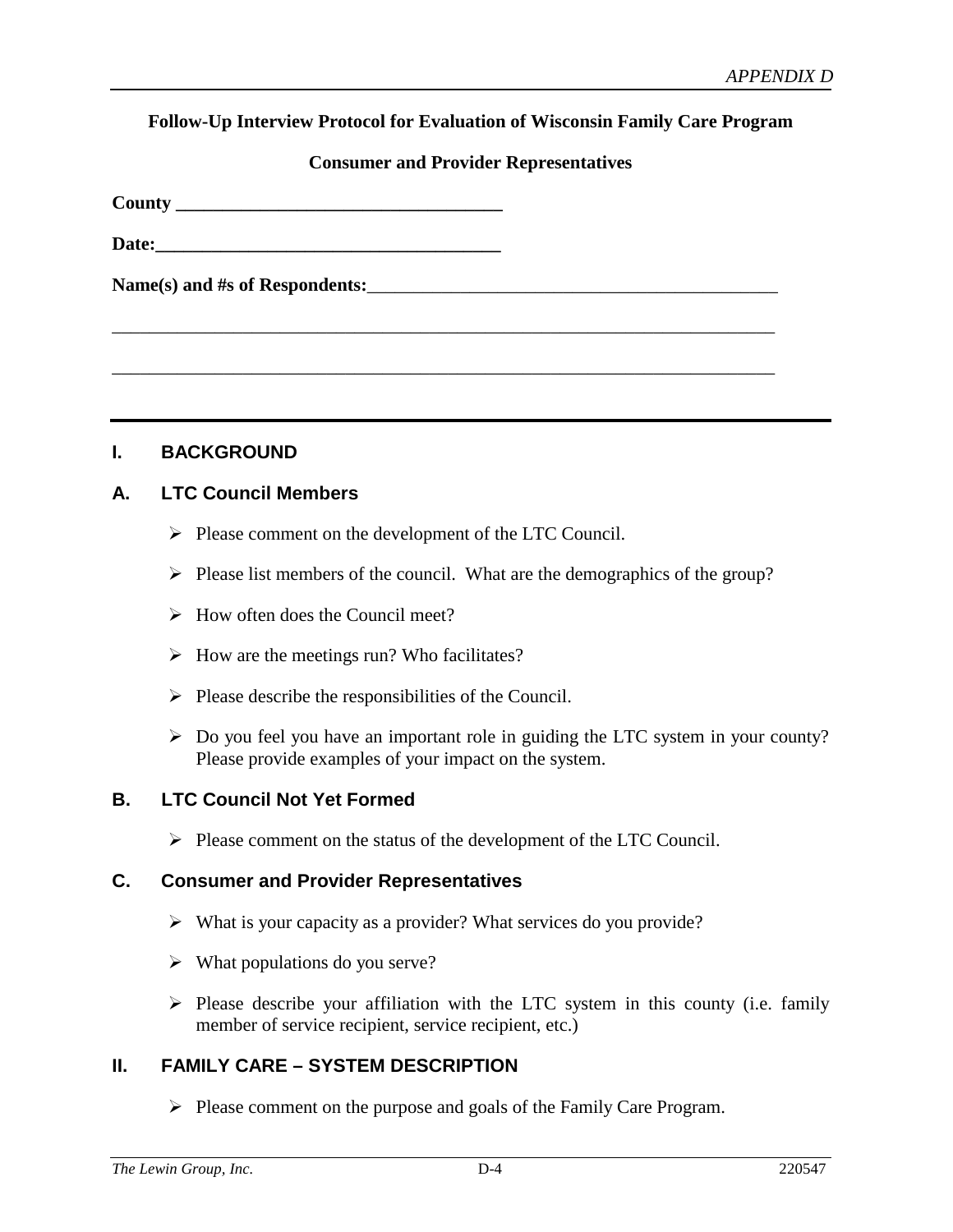**Follow-Up Interview Protocol for Evaluation of Wisconsin Family Care Program**

**Consumer and Provider Representatives**

**County ___________________________________**

**Date:____________________________________**

**Name(s) and #s of Respondents:**_____________________________________________

_________________________________________________________________________

_________________________________________________________________________

---

## I. BACKGROUND

### A. LTC Council Members

- Please comment on the development of the LTC Council.
- Please list members of the council. What are the demographics of the group?
- How often does the Council meet?
- How are the meetings run? Who facilitates?
- Please describe the responsibilities of the Council.
- Do you feel you have an important role in guiding the LTC system in your county? Please provide examples of your impact on the system.

### B. LTC Council Not Yet Formed

- Please comment on the status of the development of the LTC Council.

### C. Consumer and Provider Representatives

- What is your capacity as a provider? What services do you provide?
- What populations do you serve?
- Please describe your affiliation with the LTC system in this county (i.e. family member of service recipient, service recipient, etc.)

## II. FAMILY CARE – SYSTEM DESCRIPTION

- Please comment on the purpose and goals of the Family Care Program.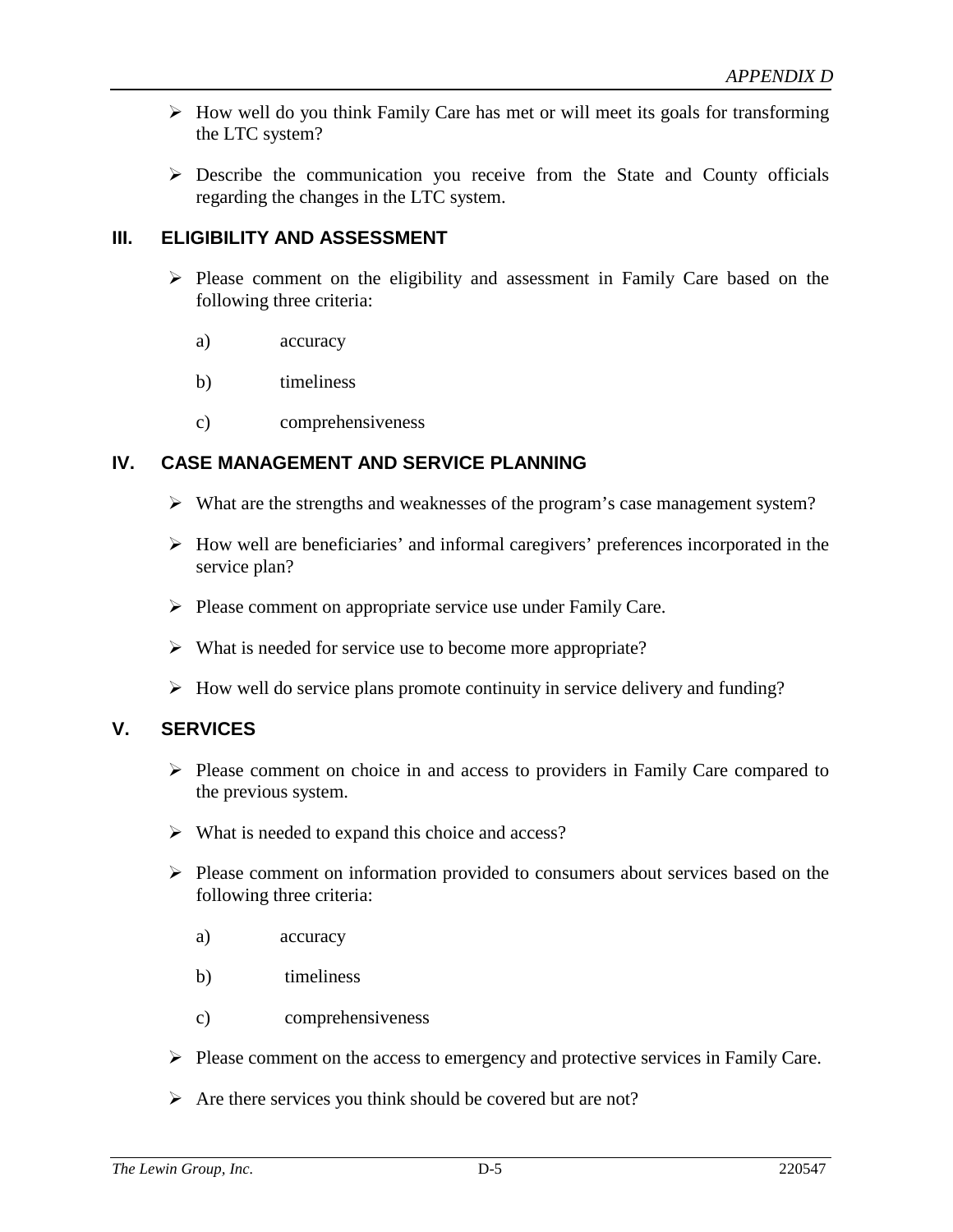- How well do you think Family Care has met or will meet its goals for transforming the LTC system?
- Describe the communication you receive from the State and County officials regarding the changes in the LTC system.

## III. ELIGIBILITY AND ASSESSMENT

- Please comment on the eligibility and assessment in Family Care based on the following three criteria:
  - a) accuracy
  - b) timeliness
  - c) comprehensiveness

## IV. CASE MANAGEMENT AND SERVICE PLANNING

- What are the strengths and weaknesses of the program's case management system?
- How well are beneficiaries' and informal caregivers' preferences incorporated in the service plan?
- Please comment on appropriate service use under Family Care.
- What is needed for service use to become more appropriate?
- How well do service plans promote continuity in service delivery and funding?

## V. SERVICES

- Please comment on choice in and access to providers in Family Care compared to the previous system.
- What is needed to expand this choice and access?
- Please comment on information provided to consumers about services based on the following three criteria:
  - a) accuracy
  - b) timeliness
  - c) comprehensiveness
- Please comment on the access to emergency and protective services in Family Care.
- Are there services you think should be covered but are not?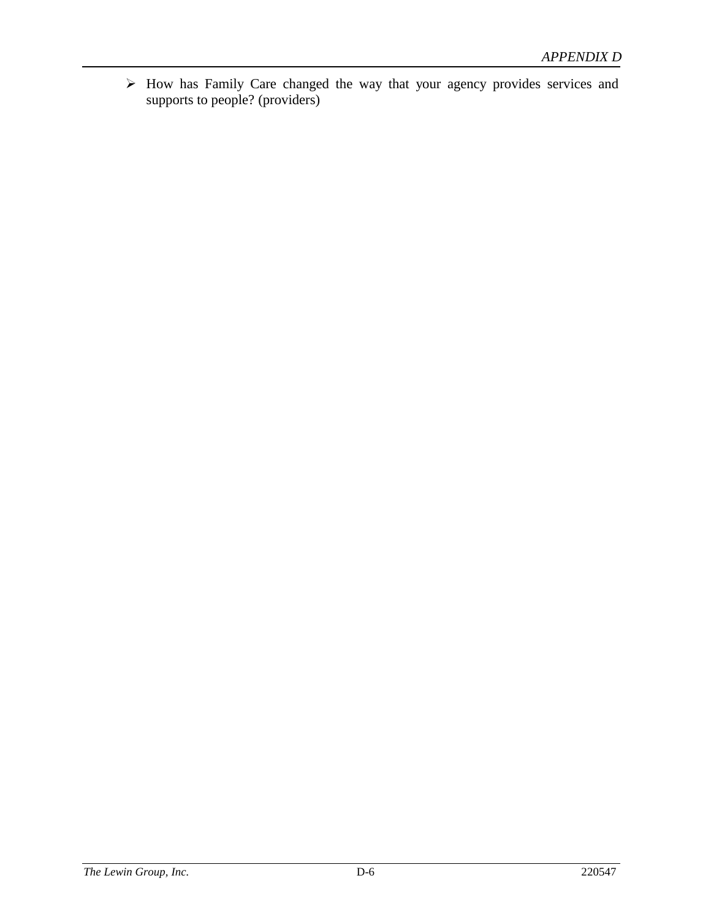- How has Family Care changed the way that your agency provides services and supports to people? (providers)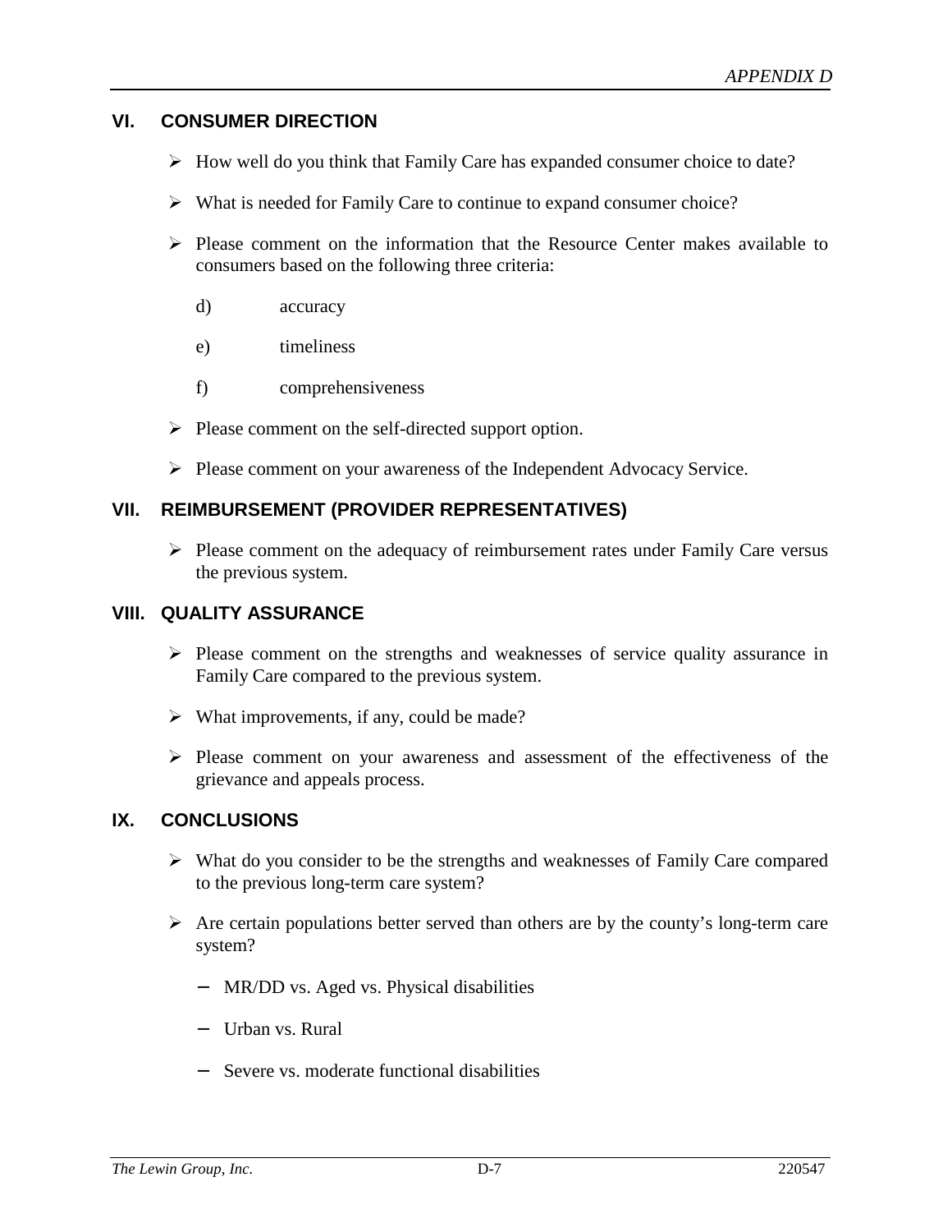## VI. CONSUMER DIRECTION

- How well do you think that Family Care has expanded consumer choice to date?
- What is needed for Family Care to continue to expand consumer choice?
- Please comment on the information that the Resource Center makes available to consumers based on the following three criteria:
  - d) accuracy
  - e) timeliness
  - f) comprehensiveness
- Please comment on the self-directed support option.
- Please comment on your awareness of the Independent Advocacy Service.

## VII. REIMBURSEMENT (PROVIDER REPRESENTATIVES)

- Please comment on the adequacy of reimbursement rates under Family Care versus the previous system.

## VIII. QUALITY ASSURANCE

- Please comment on the strengths and weaknesses of service quality assurance in Family Care compared to the previous system.
- What improvements, if any, could be made?
- Please comment on your awareness and assessment of the effectiveness of the grievance and appeals process.

## IX. CONCLUSIONS

- What do you consider to be the strengths and weaknesses of Family Care compared to the previous long-term care system?
- Are certain populations better served than others are by the county's long-term care system?
  - MR/DD vs. Aged vs. Physical disabilities
  - Urban vs. Rural
  - Severe vs. moderate functional disabilities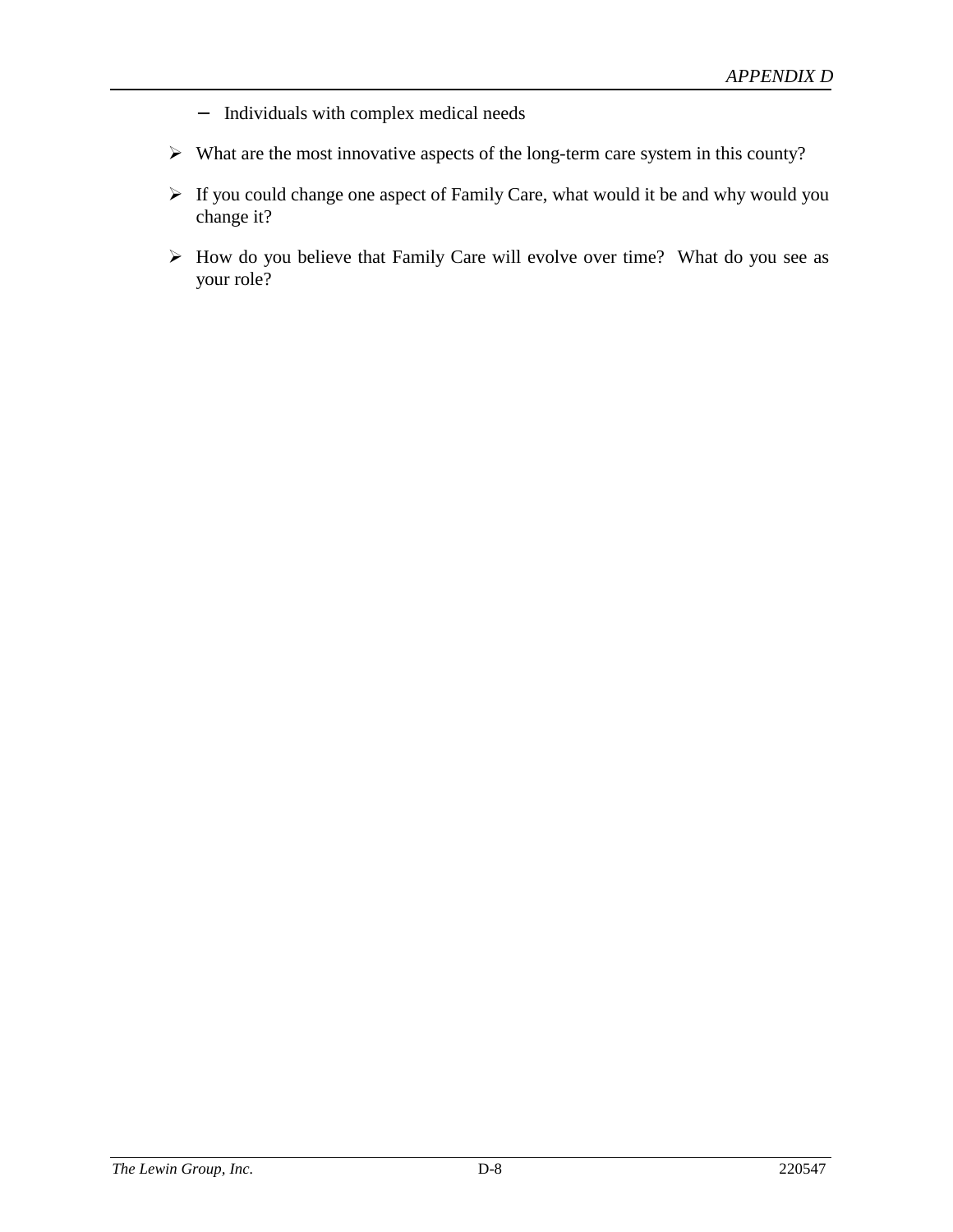- Individuals with complex medical needs

- What are the most innovative aspects of the long-term care system in this county?

- If you could change one aspect of Family Care, what would it be and why would you change it?

- How do you believe that Family Care will evolve over time? What do you see as your role?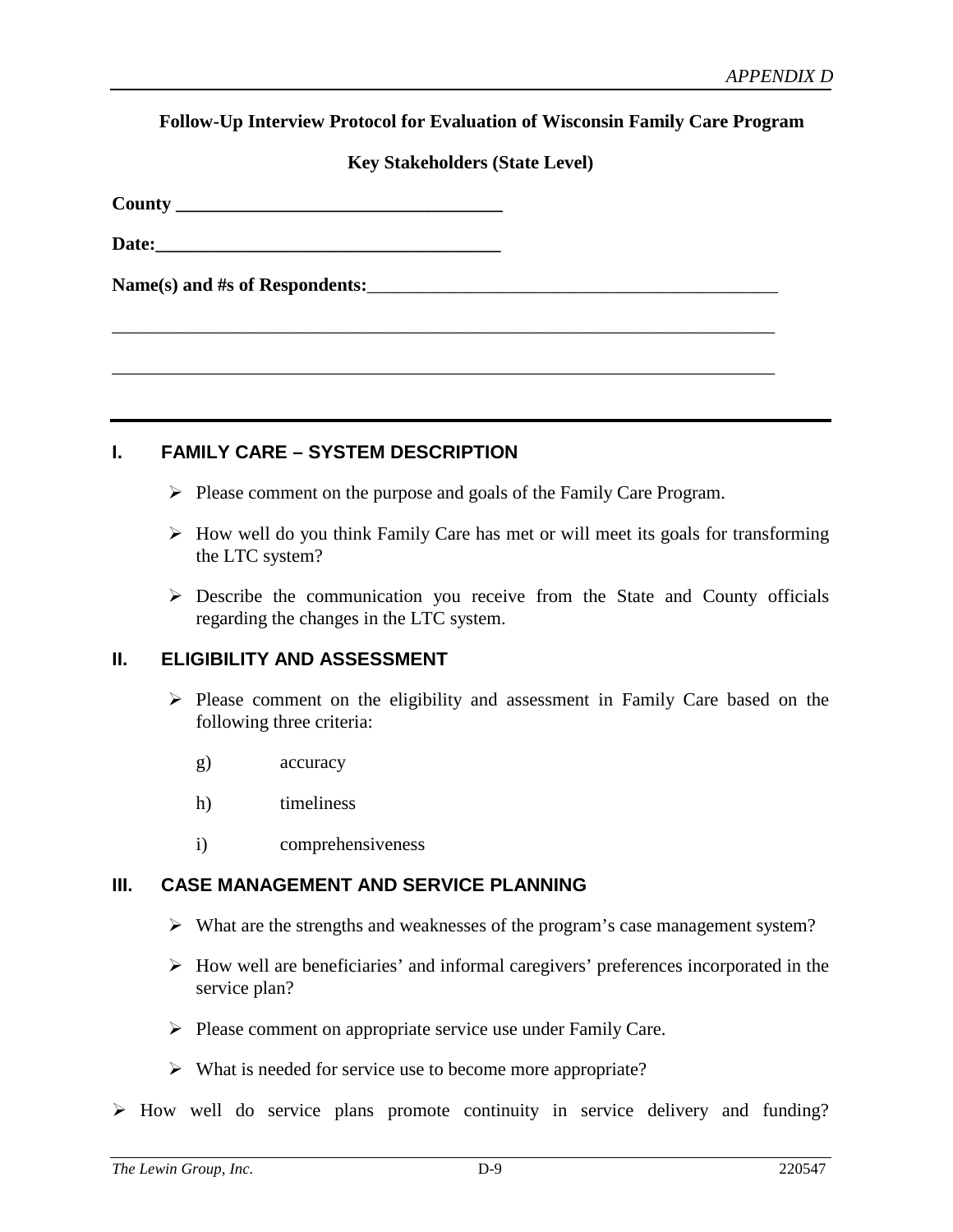**Follow-Up Interview Protocol for Evaluation of Wisconsin Family Care Program**

**Key Stakeholders (State Level)**

**County** ___________________________________

**Date:**_____________________________________

**Name(s) and #s of Respondents:**_____________________________________________

________________________________________________________________________

________________________________________________________________________

## I. FAMILY CARE – SYSTEM DESCRIPTION

- Please comment on the purpose and goals of the Family Care Program.
- How well do you think Family Care has met or will meet its goals for transforming the LTC system?
- Describe the communication you receive from the State and County officials regarding the changes in the LTC system.

## II. ELIGIBILITY AND ASSESSMENT

- Please comment on the eligibility and assessment in Family Care based on the following three criteria:

  g) accuracy

  h) timeliness

  i) comprehensiveness

## III. CASE MANAGEMENT AND SERVICE PLANNING

- What are the strengths and weaknesses of the program's case management system?
- How well are beneficiaries' and informal caregivers' preferences incorporated in the service plan?
- Please comment on appropriate service use under Family Care.
- What is needed for service use to become more appropriate?
- How well do service plans promote continuity in service delivery and funding?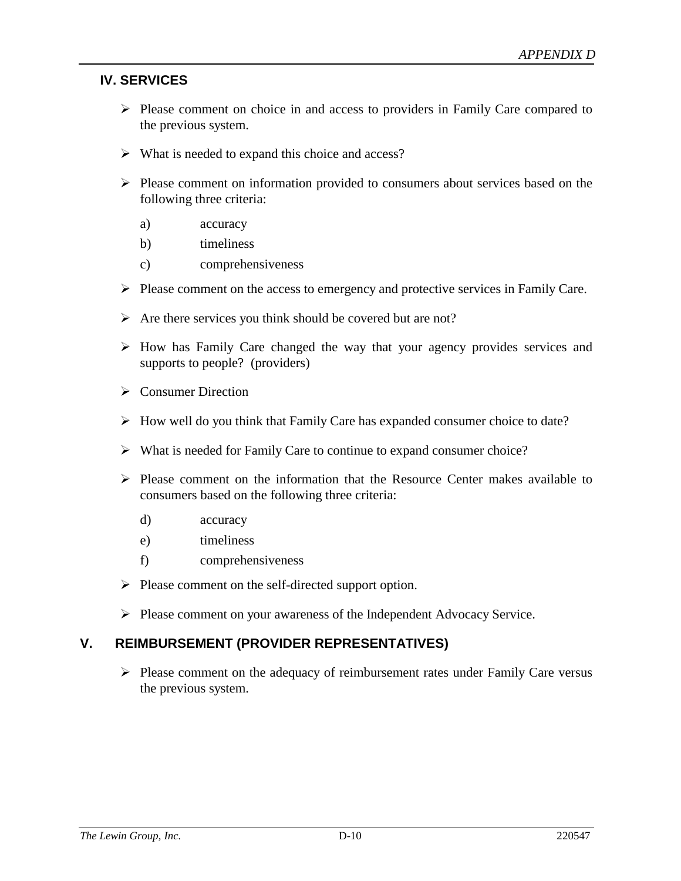## IV. SERVICES

- Please comment on choice in and access to providers in Family Care compared to the previous system.
- What is needed to expand this choice and access?
- Please comment on information provided to consumers about services based on the following three criteria:
  - a) accuracy
  - b) timeliness
  - c) comprehensiveness
- Please comment on the access to emergency and protective services in Family Care.
- Are there services you think should be covered but are not?
- How has Family Care changed the way that your agency provides services and supports to people? (providers)
- Consumer Direction
- How well do you think that Family Care has expanded consumer choice to date?
- What is needed for Family Care to continue to expand consumer choice?
- Please comment on the information that the Resource Center makes available to consumers based on the following three criteria:
  - d) accuracy
  - e) timeliness
  - f) comprehensiveness
- Please comment on the self-directed support option.
- Please comment on your awareness of the Independent Advocacy Service.

## V. REIMBURSEMENT (PROVIDER REPRESENTATIVES)

- Please comment on the adequacy of reimbursement rates under Family Care versus the previous system.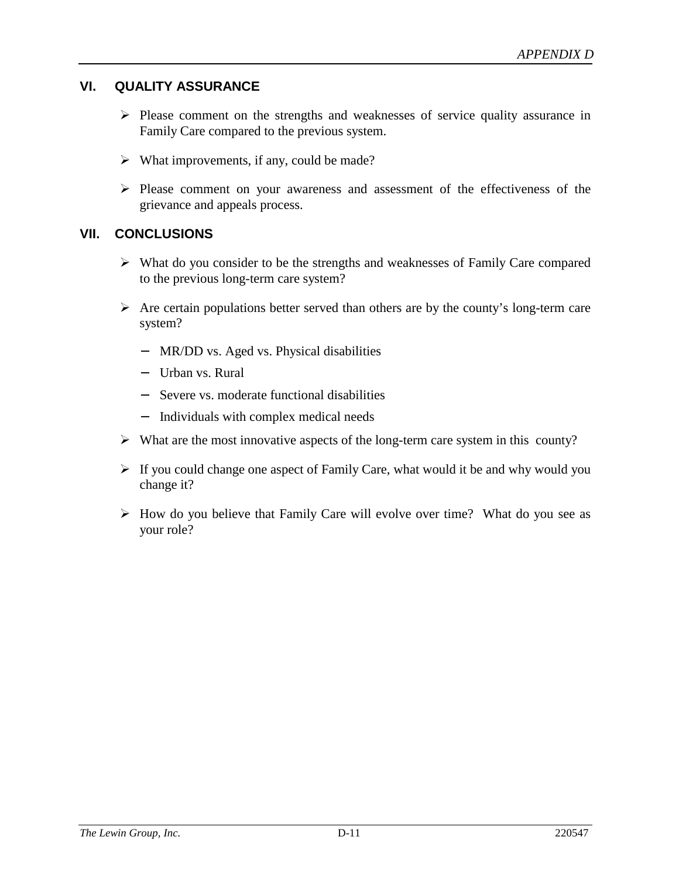## VI. QUALITY ASSURANCE

- Please comment on the strengths and weaknesses of service quality assurance in Family Care compared to the previous system.
- What improvements, if any, could be made?
- Please comment on your awareness and assessment of the effectiveness of the grievance and appeals process.

## VII. CONCLUSIONS

- What do you consider to be the strengths and weaknesses of Family Care compared to the previous long-term care system?
- Are certain populations better served than others are by the county's long-term care system?
  - MR/DD vs. Aged vs. Physical disabilities
  - Urban vs. Rural
  - Severe vs. moderate functional disabilities
  - Individuals with complex medical needs
- What are the most innovative aspects of the long-term care system in this county?
- If you could change one aspect of Family Care, what would it be and why would you change it?
- How do you believe that Family Care will evolve over time? What do you see as your role?